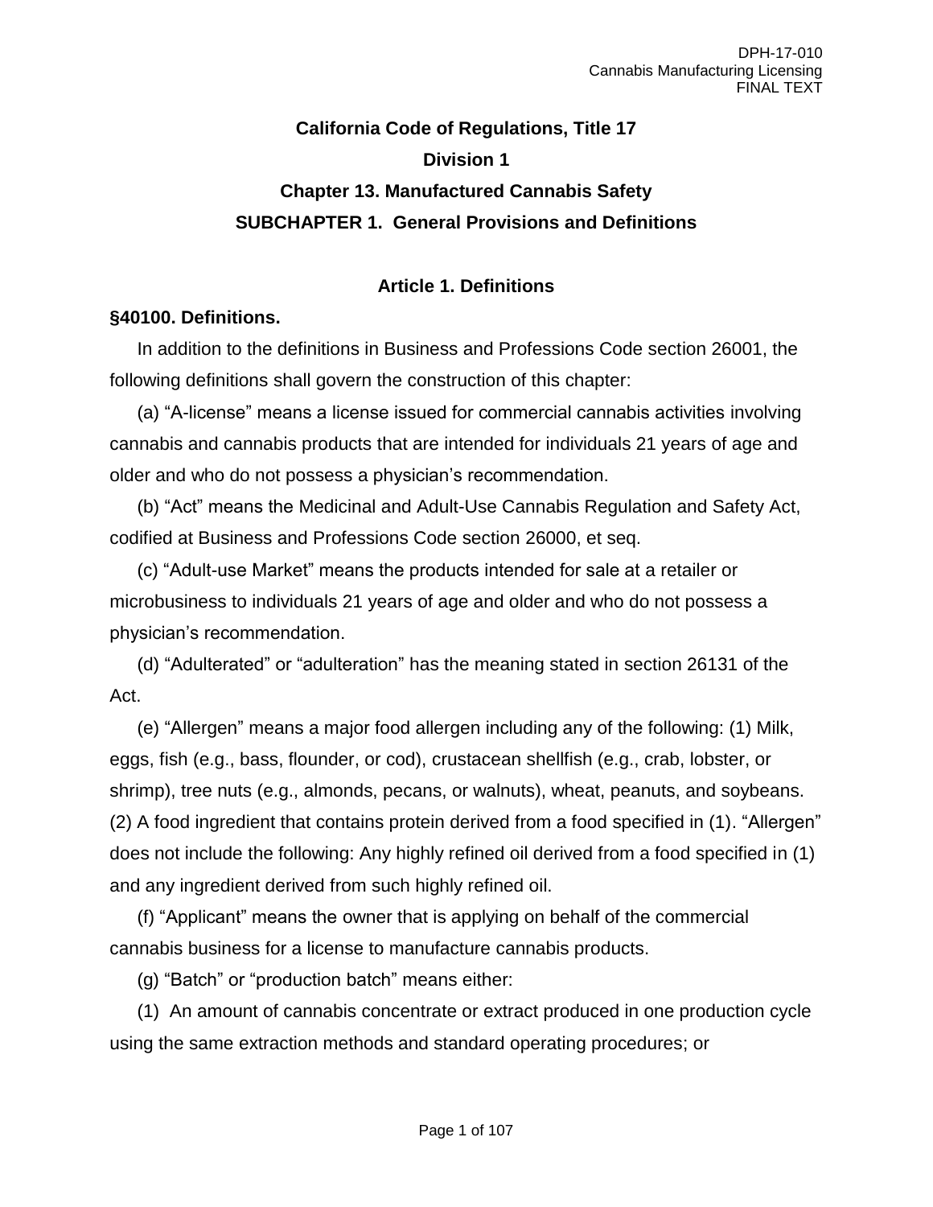# California Code of Regulations, Title 17

## Division 1

## Chapter 13. Manufactured Cannabis Safety

## SUBCHAPTER 1. General Provisions and Definitions

### Article 1. Definitions

**§40100. Definitions.**

In addition to the definitions in Business and Professions Code section 26001, the following definitions shall govern the construction of this chapter:

(a) “A-license” means a license issued for commercial cannabis activities involving cannabis and cannabis products that are intended for individuals 21 years of age and older and who do not possess a physician’s recommendation.

(b) “Act” means the Medicinal and Adult-Use Cannabis Regulation and Safety Act, codified at Business and Professions Code section 26000, et seq.

(c) “Adult-use Market” means the products intended for sale at a retailer or microbusiness to individuals 21 years of age and older and who do not possess a physician’s recommendation.

(d) “Adulterated” or “adulteration” has the meaning stated in section 26131 of the Act.

(e) “Allergen” means a major food allergen including any of the following: (1) Milk, eggs, fish (e.g., bass, flounder, or cod), crustacean shellfish (e.g., crab, lobster, or shrimp), tree nuts (e.g., almonds, pecans, or walnuts), wheat, peanuts, and soybeans. (2) A food ingredient that contains protein derived from a food specified in (1). “Allergen” does not include the following: Any highly refined oil derived from a food specified in (1) and any ingredient derived from such highly refined oil.

(f) “Applicant” means the owner that is applying on behalf of the commercial cannabis business for a license to manufacture cannabis products.

(g) “Batch” or “production batch” means either:

(1) An amount of cannabis concentrate or extract produced in one production cycle using the same extraction methods and standard operating procedures; or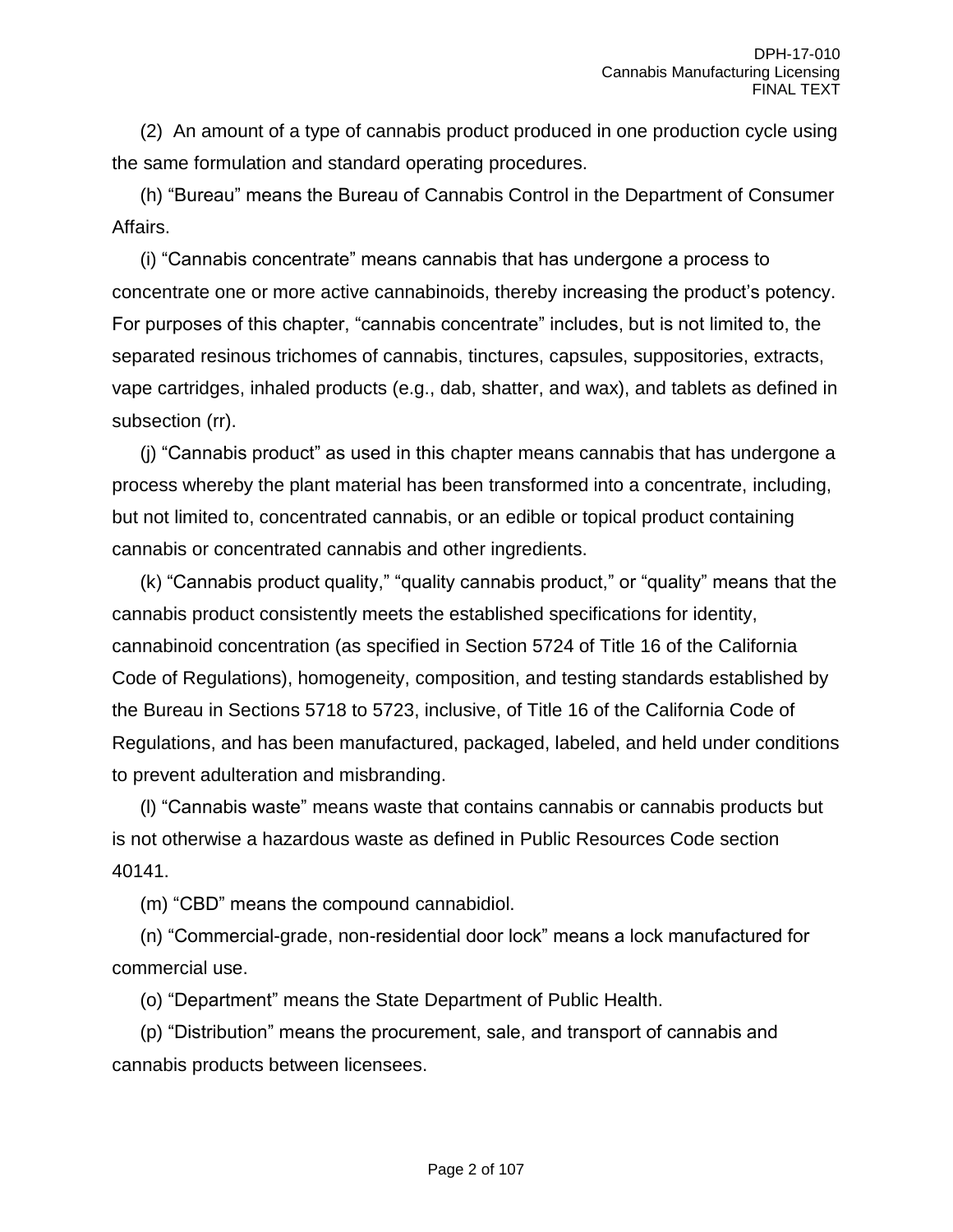(2) An amount of a type of cannabis product produced in one production cycle using the same formulation and standard operating procedures.

(h) “Bureau” means the Bureau of Cannabis Control in the Department of Consumer Affairs.

(i) “Cannabis concentrate” means cannabis that has undergone a process to concentrate one or more active cannabinoids, thereby increasing the product’s potency. For purposes of this chapter, “cannabis concentrate” includes, but is not limited to, the separated resinous trichomes of cannabis, tinctures, capsules, suppositories, extracts, vape cartridges, inhaled products (e.g., dab, shatter, and wax), and tablets as defined in subsection (rr).

(j) “Cannabis product” as used in this chapter means cannabis that has undergone a process whereby the plant material has been transformed into a concentrate, including, but not limited to, concentrated cannabis, or an edible or topical product containing cannabis or concentrated cannabis and other ingredients.

(k) “Cannabis product quality,” “quality cannabis product,” or “quality” means that the cannabis product consistently meets the established specifications for identity, cannabinoid concentration (as specified in Section 5724 of Title 16 of the California Code of Regulations), homogeneity, composition, and testing standards established by the Bureau in Sections 5718 to 5723, inclusive, of Title 16 of the California Code of Regulations, and has been manufactured, packaged, labeled, and held under conditions to prevent adulteration and misbranding.

(l) “Cannabis waste” means waste that contains cannabis or cannabis products but is not otherwise a hazardous waste as defined in Public Resources Code section 40141.

(m) “CBD” means the compound cannabidiol.

(n) “Commercial-grade, non-residential door lock” means a lock manufactured for commercial use.

(o) “Department” means the State Department of Public Health.

(p) “Distribution” means the procurement, sale, and transport of cannabis and cannabis products between licensees.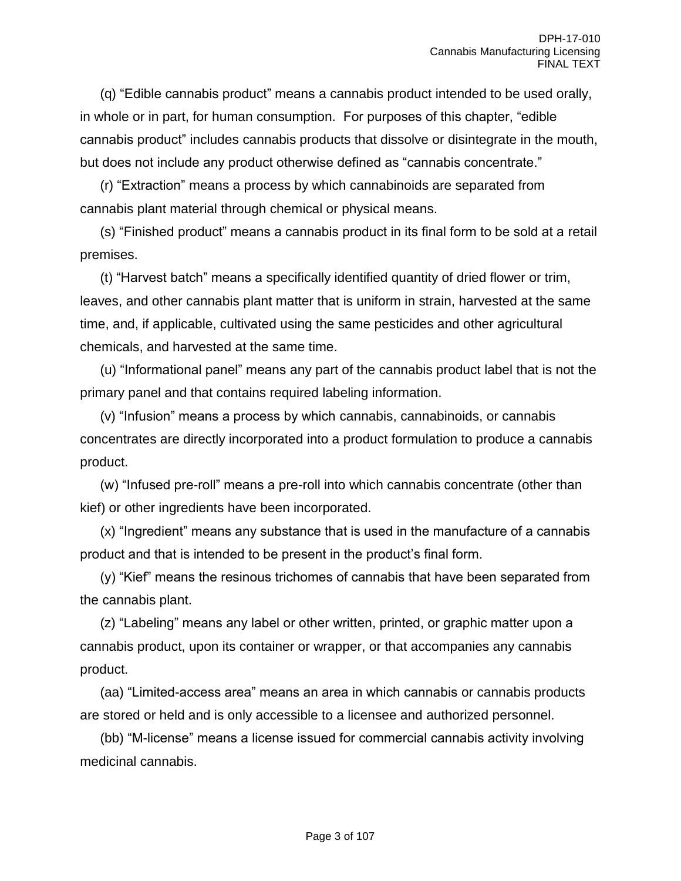(q) “Edible cannabis product” means a cannabis product intended to be used orally, in whole or in part, for human consumption. For purposes of this chapter, “edible cannabis product” includes cannabis products that dissolve or disintegrate in the mouth, but does not include any product otherwise defined as “cannabis concentrate.”

(r) “Extraction” means a process by which cannabinoids are separated from cannabis plant material through chemical or physical means.

(s) “Finished product” means a cannabis product in its final form to be sold at a retail premises.

(t) “Harvest batch” means a specifically identified quantity of dried flower or trim, leaves, and other cannabis plant matter that is uniform in strain, harvested at the same time, and, if applicable, cultivated using the same pesticides and other agricultural chemicals, and harvested at the same time.

(u) “Informational panel” means any part of the cannabis product label that is not the primary panel and that contains required labeling information.

(v) “Infusion” means a process by which cannabis, cannabinoids, or cannabis concentrates are directly incorporated into a product formulation to produce a cannabis product.

(w) “Infused pre-roll” means a pre-roll into which cannabis concentrate (other than kief) or other ingredients have been incorporated.

(x) “Ingredient” means any substance that is used in the manufacture of a cannabis product and that is intended to be present in the product’s final form.

(y) “Kief” means the resinous trichomes of cannabis that have been separated from the cannabis plant.

(z) “Labeling” means any label or other written, printed, or graphic matter upon a cannabis product, upon its container or wrapper, or that accompanies any cannabis product.

(aa) “Limited-access area” means an area in which cannabis or cannabis products are stored or held and is only accessible to a licensee and authorized personnel.

(bb) “M-license” means a license issued for commercial cannabis activity involving medicinal cannabis.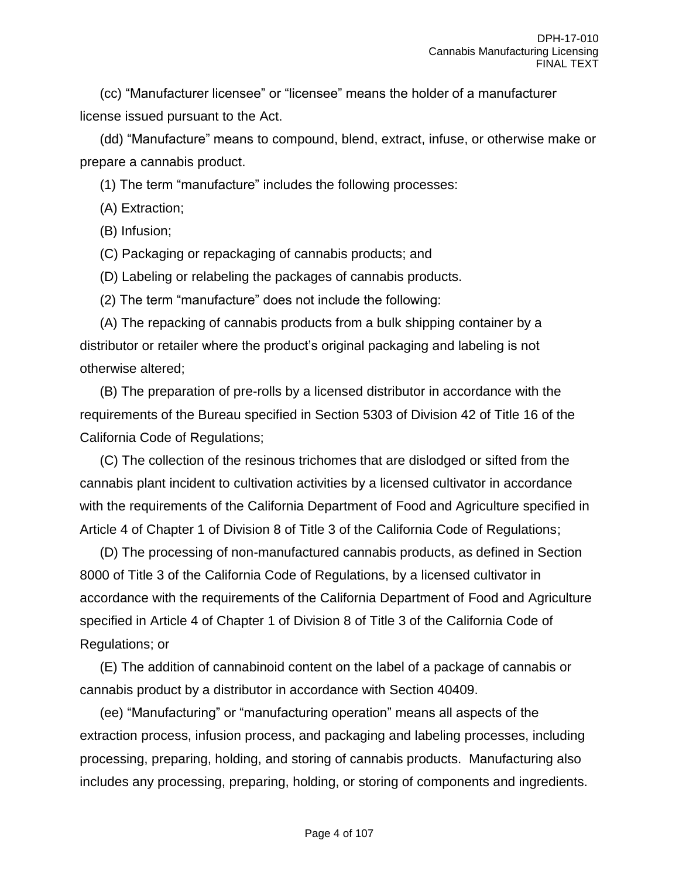(cc) “Manufacturer licensee” or “licensee” means the holder of a manufacturer license issued pursuant to the Act.

(dd) “Manufacture” means to compound, blend, extract, infuse, or otherwise make or prepare a cannabis product.

(1) The term “manufacture” includes the following processes:

(A) Extraction;

(B) Infusion;

(C) Packaging or repackaging of cannabis products; and

(D) Labeling or relabeling the packages of cannabis products.

(2) The term “manufacture” does not include the following:

(A) The repacking of cannabis products from a bulk shipping container by a distributor or retailer where the product’s original packaging and labeling is not otherwise altered;

(B) The preparation of pre-rolls by a licensed distributor in accordance with the requirements of the Bureau specified in Section 5303 of Division 42 of Title 16 of the California Code of Regulations;

(C) The collection of the resinous trichomes that are dislodged or sifted from the cannabis plant incident to cultivation activities by a licensed cultivator in accordance with the requirements of the California Department of Food and Agriculture specified in Article 4 of Chapter 1 of Division 8 of Title 3 of the California Code of Regulations;

(D) The processing of non-manufactured cannabis products, as defined in Section 8000 of Title 3 of the California Code of Regulations, by a licensed cultivator in accordance with the requirements of the California Department of Food and Agriculture specified in Article 4 of Chapter 1 of Division 8 of Title 3 of the California Code of Regulations; or

(E) The addition of cannabinoid content on the label of a package of cannabis or cannabis product by a distributor in accordance with Section 40409.

(ee) “Manufacturing” or “manufacturing operation” means all aspects of the extraction process, infusion process, and packaging and labeling processes, including processing, preparing, holding, and storing of cannabis products. Manufacturing also includes any processing, preparing, holding, or storing of components and ingredients.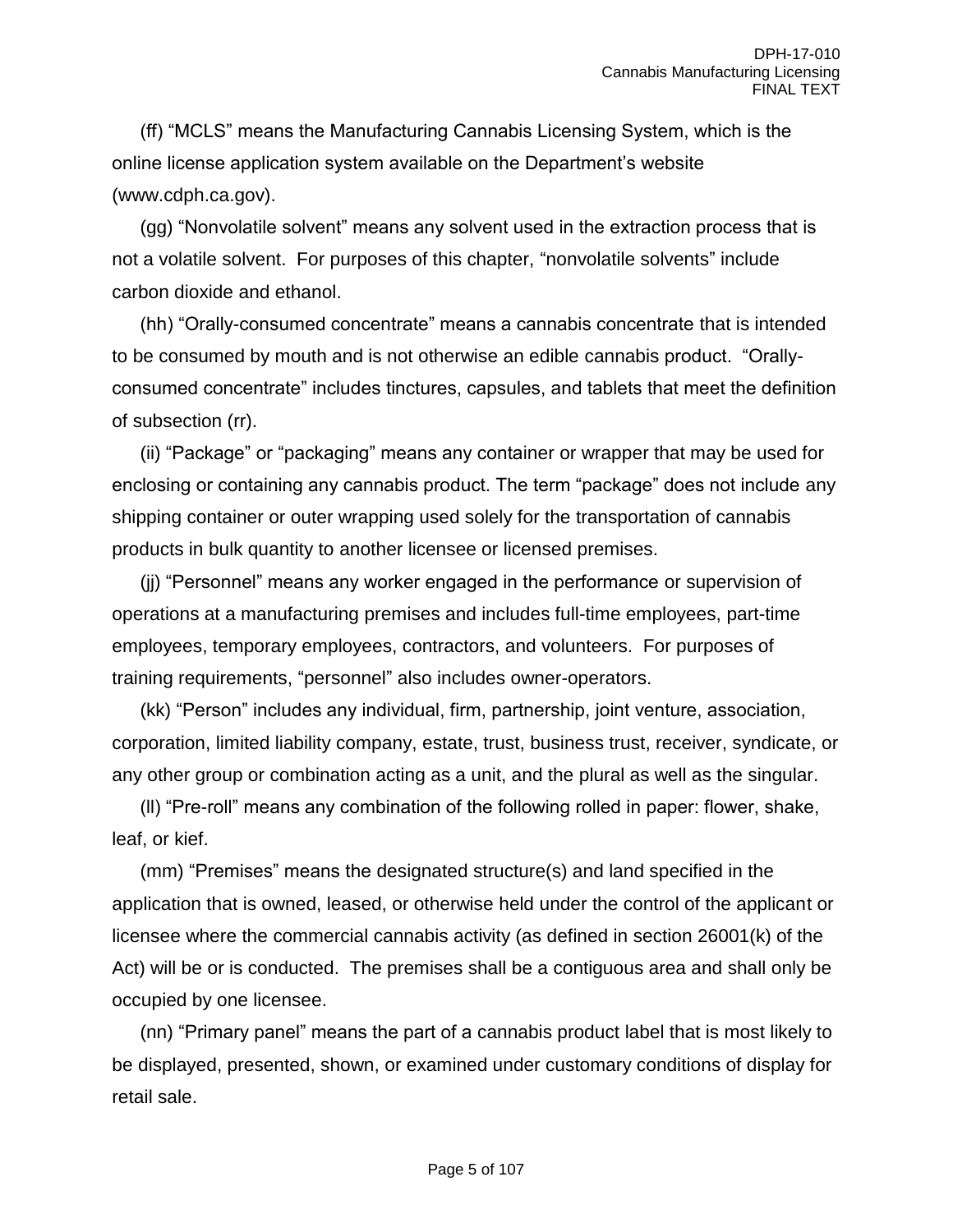(ff) “MCLS” means the Manufacturing Cannabis Licensing System, which is the online license application system available on the Department’s website (www.cdph.ca.gov).

(gg) “Nonvolatile solvent” means any solvent used in the extraction process that is not a volatile solvent. For purposes of this chapter, “nonvolatile solvents” include carbon dioxide and ethanol.

(hh) “Orally-consumed concentrate” means a cannabis concentrate that is intended to be consumed by mouth and is not otherwise an edible cannabis product. “Orally-consumed concentrate” includes tinctures, capsules, and tablets that meet the definition of subsection (rr).

(ii) “Package” or “packaging” means any container or wrapper that may be used for enclosing or containing any cannabis product. The term “package” does not include any shipping container or outer wrapping used solely for the transportation of cannabis products in bulk quantity to another licensee or licensed premises.

(jj) “Personnel” means any worker engaged in the performance or supervision of operations at a manufacturing premises and includes full-time employees, part-time employees, temporary employees, contractors, and volunteers. For purposes of training requirements, “personnel” also includes owner-operators.

(kk) “Person” includes any individual, firm, partnership, joint venture, association, corporation, limited liability company, estate, trust, business trust, receiver, syndicate, or any other group or combination acting as a unit, and the plural as well as the singular.

(ll) “Pre-roll” means any combination of the following rolled in paper: flower, shake, leaf, or kief.

(mm) “Premises” means the designated structure(s) and land specified in the application that is owned, leased, or otherwise held under the control of the applicant or licensee where the commercial cannabis activity (as defined in section 26001(k) of the Act) will be or is conducted. The premises shall be a contiguous area and shall only be occupied by one licensee.

(nn) “Primary panel” means the part of a cannabis product label that is most likely to be displayed, presented, shown, or examined under customary conditions of display for retail sale.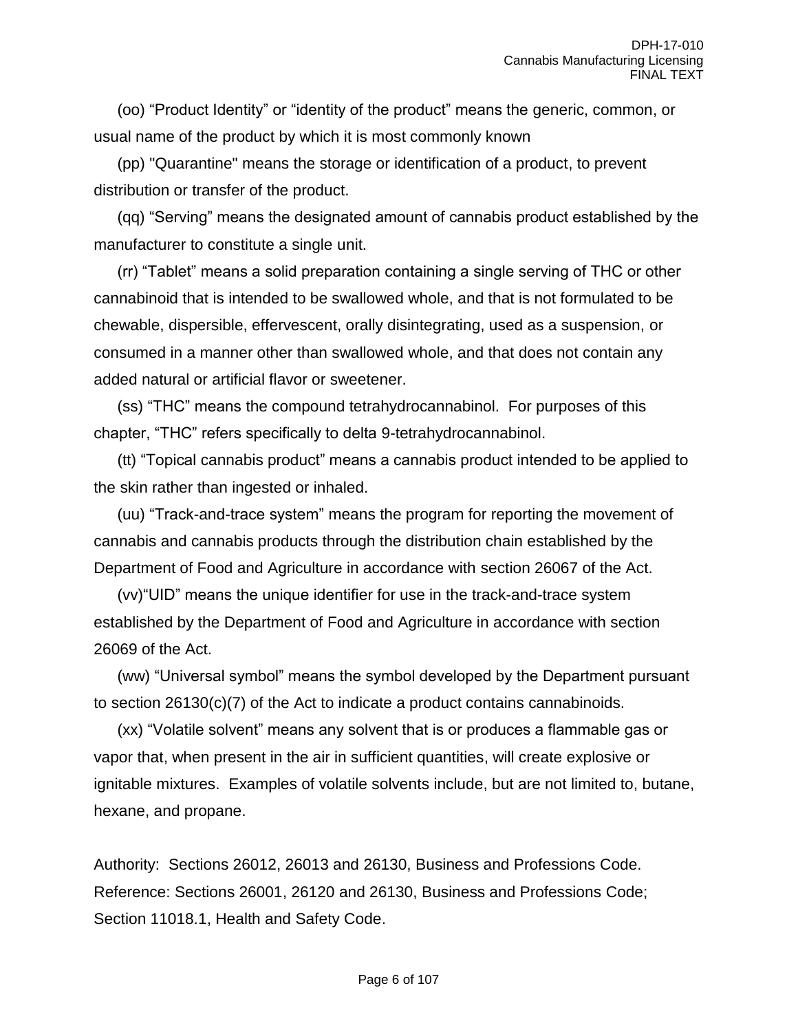(oo) “Product Identity” or “identity of the product” means the generic, common, or usual name of the product by which it is most commonly known

(pp) "Quarantine" means the storage or identification of a product, to prevent distribution or transfer of the product.

(qq) “Serving” means the designated amount of cannabis product established by the manufacturer to constitute a single unit.

(rr) “Tablet” means a solid preparation containing a single serving of THC or other cannabinoid that is intended to be swallowed whole, and that is not formulated to be chewable, dispersible, effervescent, orally disintegrating, used as a suspension, or consumed in a manner other than swallowed whole, and that does not contain any added natural or artificial flavor or sweetener.

(ss) “THC” means the compound tetrahydrocannabinol. For purposes of this chapter, “THC” refers specifically to delta 9-tetrahydrocannabinol.

(tt) “Topical cannabis product” means a cannabis product intended to be applied to the skin rather than ingested or inhaled.

(uu) “Track-and-trace system” means the program for reporting the movement of cannabis and cannabis products through the distribution chain established by the Department of Food and Agriculture in accordance with section 26067 of the Act.

(vv)“UID” means the unique identifier for use in the track-and-trace system established by the Department of Food and Agriculture in accordance with section 26069 of the Act.

(ww) “Universal symbol” means the symbol developed by the Department pursuant to section 26130(c)(7) of the Act to indicate a product contains cannabinoids.

(xx) “Volatile solvent” means any solvent that is or produces a flammable gas or vapor that, when present in the air in sufficient quantities, will create explosive or ignitable mixtures. Examples of volatile solvents include, but are not limited to, butane, hexane, and propane.

Authority: Sections 26012, 26013 and 26130, Business and Professions Code.
Reference: Sections 26001, 26120 and 26130, Business and Professions Code; Section 11018.1, Health and Safety Code.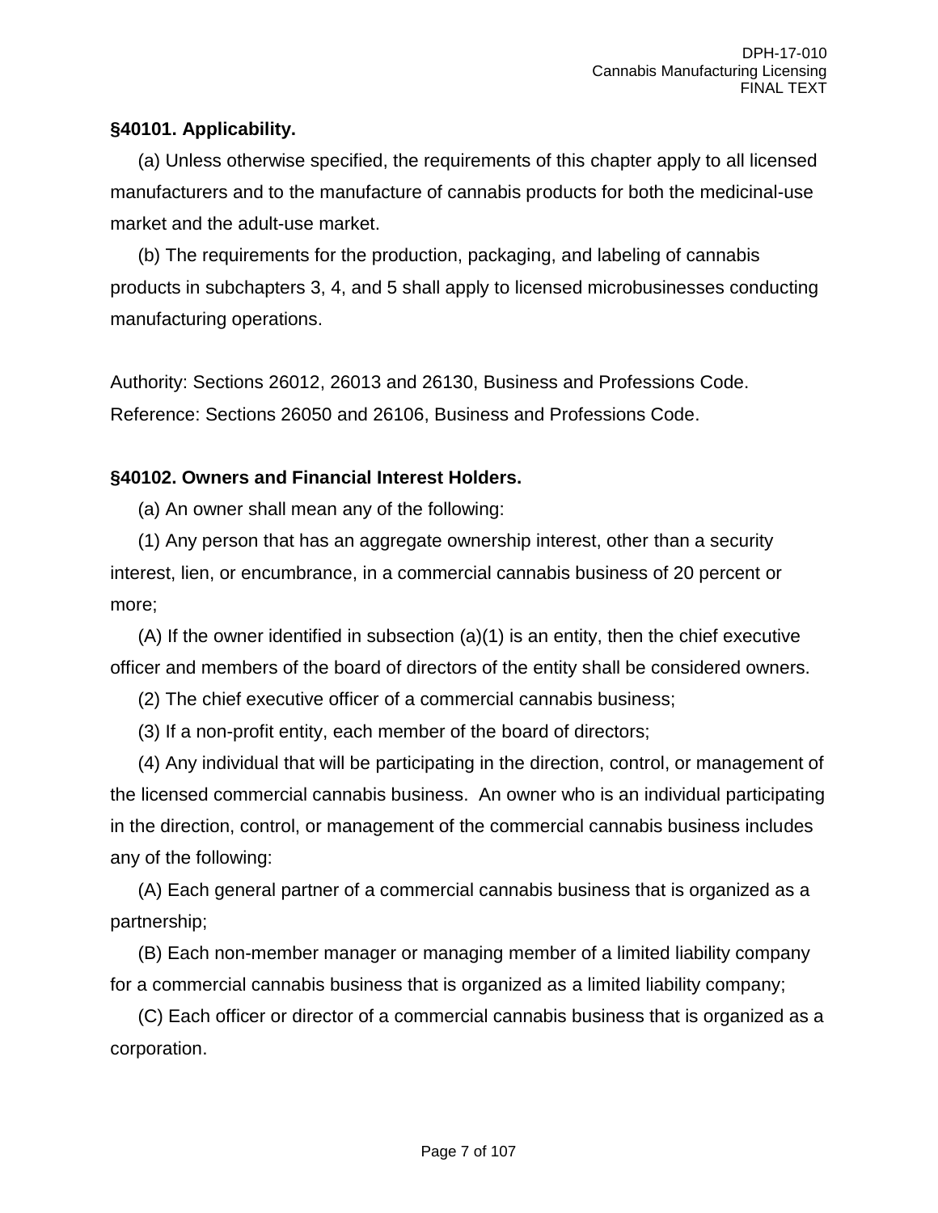**§40101. Applicability.**

(a) Unless otherwise specified, the requirements of this chapter apply to all licensed manufacturers and to the manufacture of cannabis products for both the medicinal-use market and the adult-use market.

(b) The requirements for the production, packaging, and labeling of cannabis products in subchapters 3, 4, and 5 shall apply to licensed microbusinesses conducting manufacturing operations.

Authority: Sections 26012, 26013 and 26130, Business and Professions Code.
Reference: Sections 26050 and 26106, Business and Professions Code.

**§40102. Owners and Financial Interest Holders.**

(a) An owner shall mean any of the following:

(1) Any person that has an aggregate ownership interest, other than a security interest, lien, or encumbrance, in a commercial cannabis business of 20 percent or more;

(A) If the owner identified in subsection (a)(1) is an entity, then the chief executive officer and members of the board of directors of the entity shall be considered owners.

(2) The chief executive officer of a commercial cannabis business;

(3) If a non-profit entity, each member of the board of directors;

(4) Any individual that will be participating in the direction, control, or management of the licensed commercial cannabis business. An owner who is an individual participating in the direction, control, or management of the commercial cannabis business includes any of the following:

(A) Each general partner of a commercial cannabis business that is organized as a partnership;

(B) Each non-member manager or managing member of a limited liability company for a commercial cannabis business that is organized as a limited liability company;

(C) Each officer or director of a commercial cannabis business that is organized as a corporation.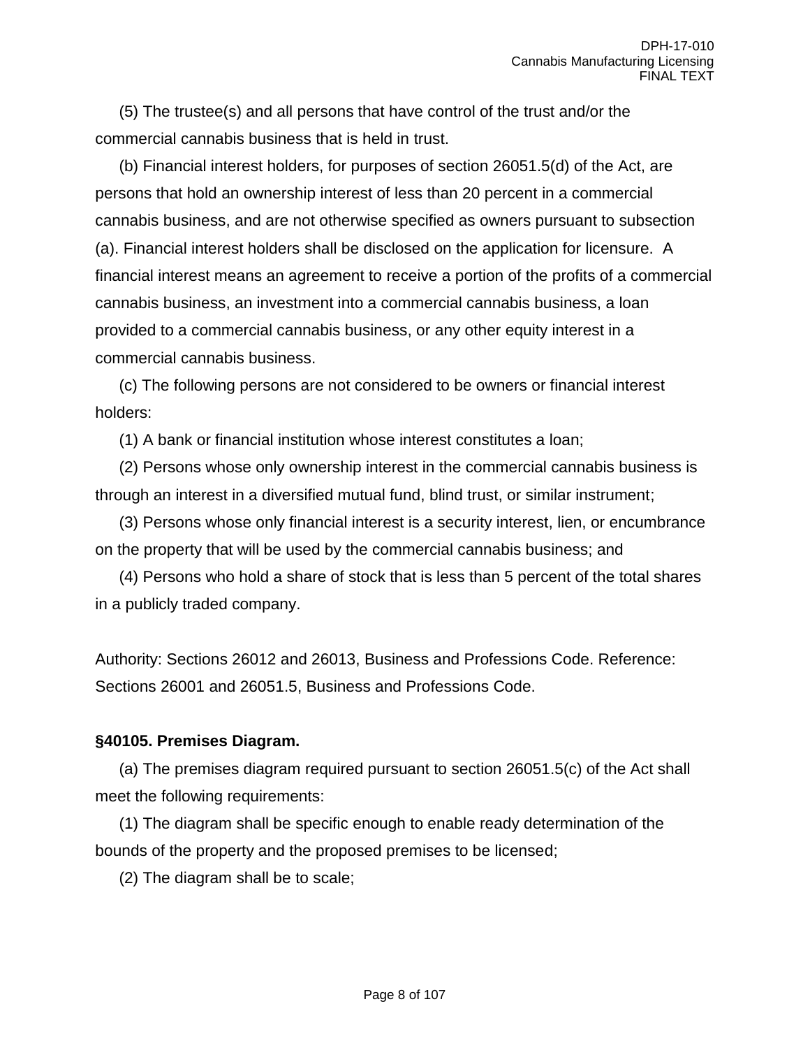(5) The trustee(s) and all persons that have control of the trust and/or the commercial cannabis business that is held in trust.

(b) Financial interest holders, for purposes of section 26051.5(d) of the Act, are persons that hold an ownership interest of less than 20 percent in a commercial cannabis business, and are not otherwise specified as owners pursuant to subsection (a). Financial interest holders shall be disclosed on the application for licensure. A financial interest means an agreement to receive a portion of the profits of a commercial cannabis business, an investment into a commercial cannabis business, a loan provided to a commercial cannabis business, or any other equity interest in a commercial cannabis business.

(c) The following persons are not considered to be owners or financial interest holders:

(1) A bank or financial institution whose interest constitutes a loan;

(2) Persons whose only ownership interest in the commercial cannabis business is through an interest in a diversified mutual fund, blind trust, or similar instrument;

(3) Persons whose only financial interest is a security interest, lien, or encumbrance on the property that will be used by the commercial cannabis business; and

(4) Persons who hold a share of stock that is less than 5 percent of the total shares in a publicly traded company.

Authority: Sections 26012 and 26013, Business and Professions Code. Reference: Sections 26001 and 26051.5, Business and Professions Code.

**§40105. Premises Diagram.**

(a) The premises diagram required pursuant to section 26051.5(c) of the Act shall meet the following requirements:

(1) The diagram shall be specific enough to enable ready determination of the bounds of the property and the proposed premises to be licensed;

(2) The diagram shall be to scale;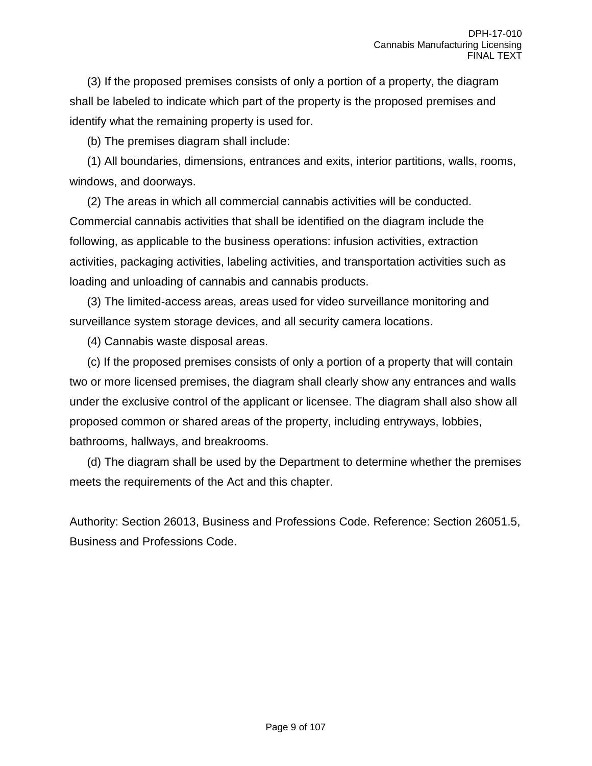(3) If the proposed premises consists of only a portion of a property, the diagram shall be labeled to indicate which part of the property is the proposed premises and identify what the remaining property is used for.

(b) The premises diagram shall include:

(1) All boundaries, dimensions, entrances and exits, interior partitions, walls, rooms, windows, and doorways.

(2) The areas in which all commercial cannabis activities will be conducted. Commercial cannabis activities that shall be identified on the diagram include the following, as applicable to the business operations: infusion activities, extraction activities, packaging activities, labeling activities, and transportation activities such as loading and unloading of cannabis and cannabis products.

(3) The limited-access areas, areas used for video surveillance monitoring and surveillance system storage devices, and all security camera locations.

(4) Cannabis waste disposal areas.

(c) If the proposed premises consists of only a portion of a property that will contain two or more licensed premises, the diagram shall clearly show any entrances and walls under the exclusive control of the applicant or licensee. The diagram shall also show all proposed common or shared areas of the property, including entryways, lobbies, bathrooms, hallways, and breakrooms.

(d) The diagram shall be used by the Department to determine whether the premises meets the requirements of the Act and this chapter.

Authority: Section 26013, Business and Professions Code. Reference: Section 26051.5, Business and Professions Code.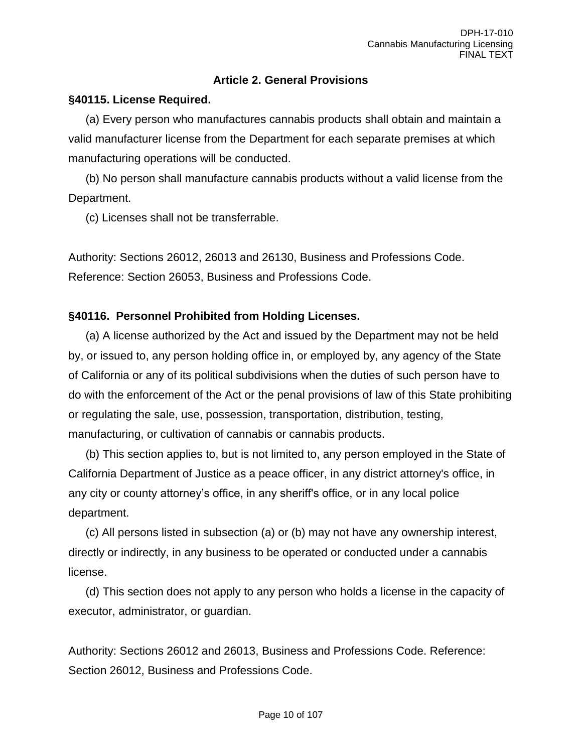## Article 2. General Provisions

### §40115. License Required.

(a) Every person who manufactures cannabis products shall obtain and maintain a valid manufacturer license from the Department for each separate premises at which manufacturing operations will be conducted.

(b) No person shall manufacture cannabis products without a valid license from the Department.

(c) Licenses shall not be transferrable.

Authority: Sections 26012, 26013 and 26130, Business and Professions Code. Reference: Section 26053, Business and Professions Code.

### §40116. Personnel Prohibited from Holding Licenses.

(a) A license authorized by the Act and issued by the Department may not be held by, or issued to, any person holding office in, or employed by, any agency of the State of California or any of its political subdivisions when the duties of such person have to do with the enforcement of the Act or the penal provisions of law of this State prohibiting or regulating the sale, use, possession, transportation, distribution, testing, manufacturing, or cultivation of cannabis or cannabis products.

(b) This section applies to, but is not limited to, any person employed in the State of California Department of Justice as a peace officer, in any district attorney's office, in any city or county attorney's office, in any sheriff's office, or in any local police department.

(c) All persons listed in subsection (a) or (b) may not have any ownership interest, directly or indirectly, in any business to be operated or conducted under a cannabis license.

(d) This section does not apply to any person who holds a license in the capacity of executor, administrator, or guardian.

Authority: Sections 26012 and 26013, Business and Professions Code. Reference: Section 26012, Business and Professions Code.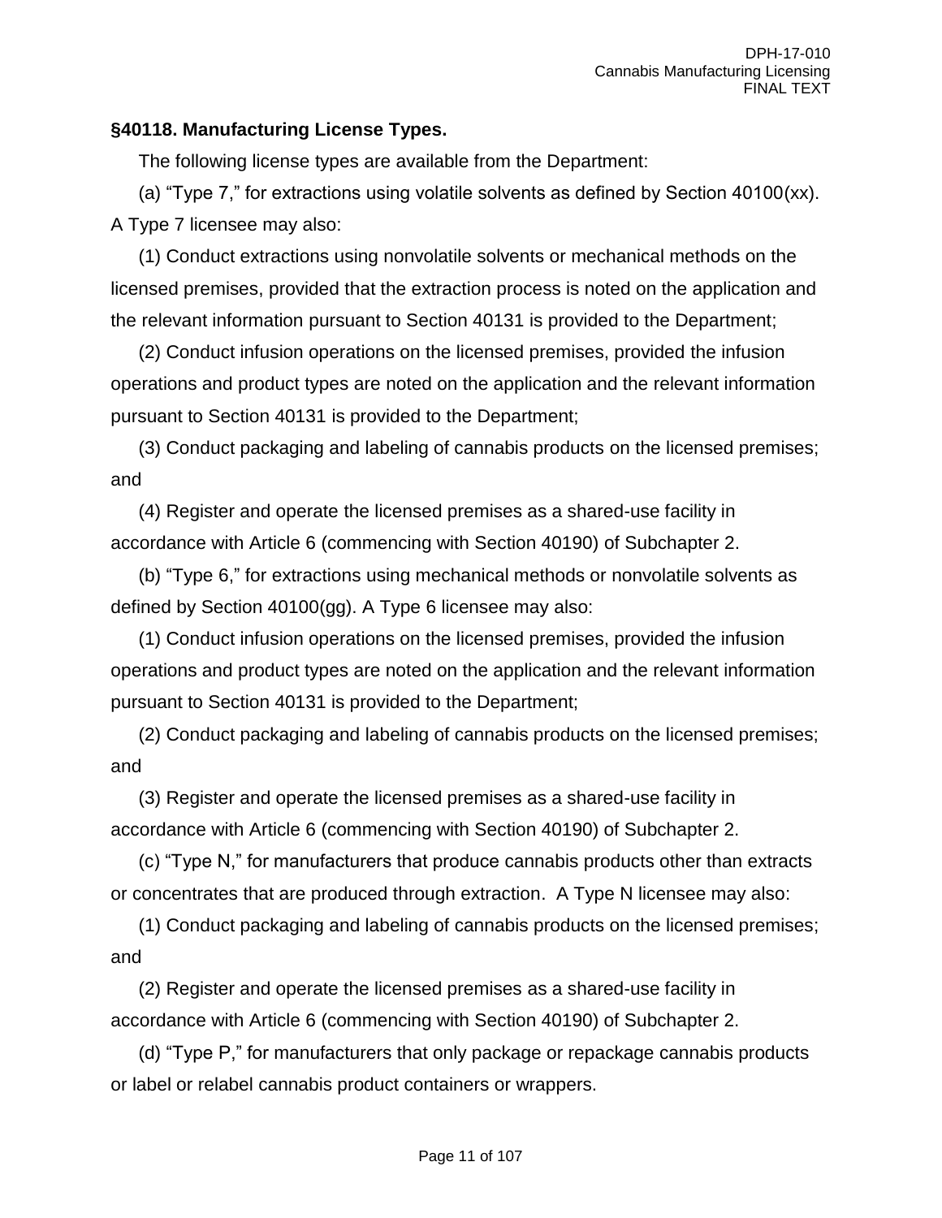### §40118. Manufacturing License Types.

The following license types are available from the Department:

(a) "Type 7," for extractions using volatile solvents as defined by Section 40100(xx). A Type 7 licensee may also:

(1) Conduct extractions using nonvolatile solvents or mechanical methods on the licensed premises, provided that the extraction process is noted on the application and the relevant information pursuant to Section 40131 is provided to the Department;

(2) Conduct infusion operations on the licensed premises, provided the infusion operations and product types are noted on the application and the relevant information pursuant to Section 40131 is provided to the Department;

(3) Conduct packaging and labeling of cannabis products on the licensed premises; and

(4) Register and operate the licensed premises as a shared-use facility in accordance with Article 6 (commencing with Section 40190) of Subchapter 2.

(b) "Type 6," for extractions using mechanical methods or nonvolatile solvents as defined by Section 40100(gg). A Type 6 licensee may also:

(1) Conduct infusion operations on the licensed premises, provided the infusion operations and product types are noted on the application and the relevant information pursuant to Section 40131 is provided to the Department;

(2) Conduct packaging and labeling of cannabis products on the licensed premises; and

(3) Register and operate the licensed premises as a shared-use facility in accordance with Article 6 (commencing with Section 40190) of Subchapter 2.

(c) "Type N," for manufacturers that produce cannabis products other than extracts or concentrates that are produced through extraction. A Type N licensee may also:

(1) Conduct packaging and labeling of cannabis products on the licensed premises; and

(2) Register and operate the licensed premises as a shared-use facility in accordance with Article 6 (commencing with Section 40190) of Subchapter 2.

(d) "Type P," for manufacturers that only package or repackage cannabis products or label or relabel cannabis product containers or wrappers.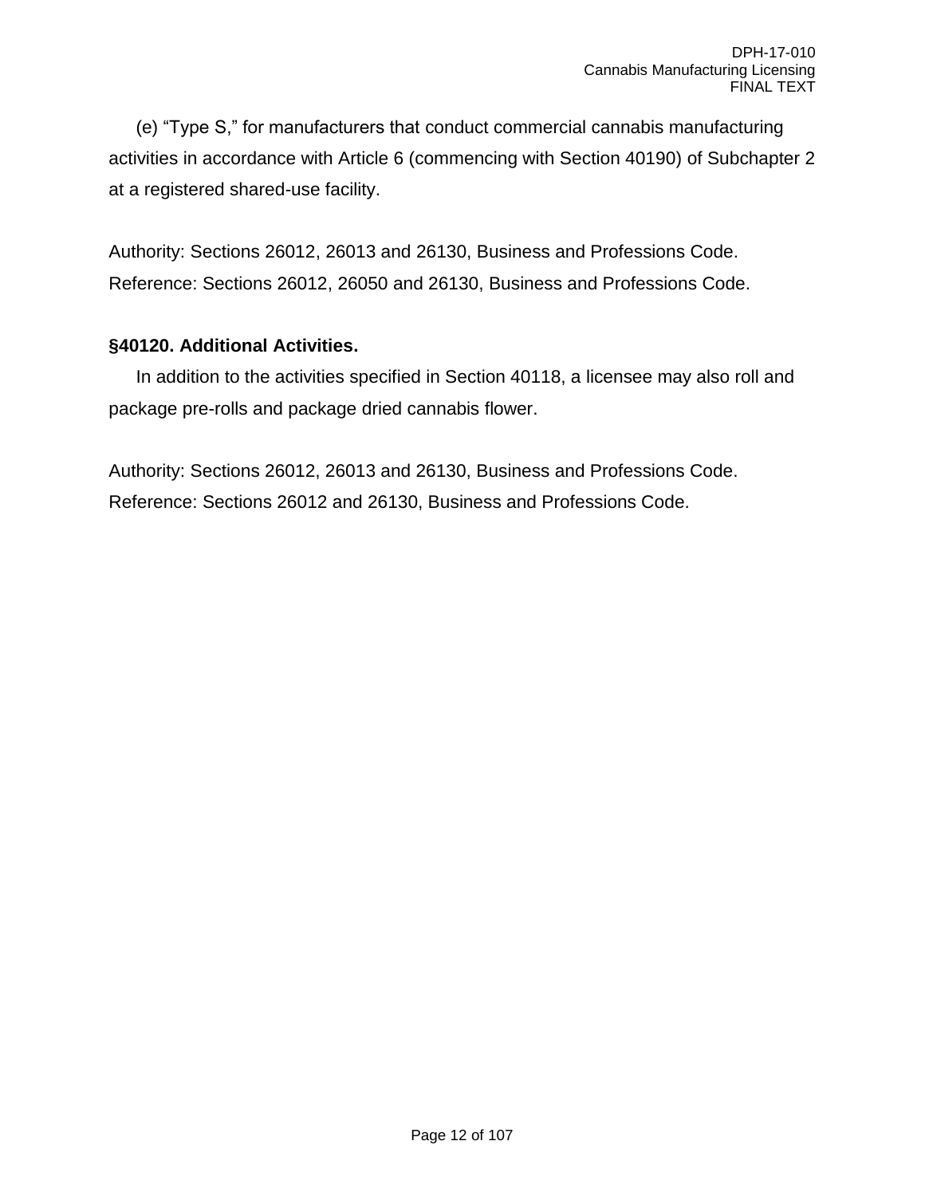(e) “Type S,” for manufacturers that conduct commercial cannabis manufacturing activities in accordance with Article 6 (commencing with Section 40190) of Subchapter 2 at a registered shared-use facility.

Authority: Sections 26012, 26013 and 26130, Business and Professions Code.
Reference: Sections 26012, 26050 and 26130, Business and Professions Code.

**§40120. Additional Activities.**

In addition to the activities specified in Section 40118, a licensee may also roll and package pre-rolls and package dried cannabis flower.

Authority: Sections 26012, 26013 and 26130, Business and Professions Code.
Reference: Sections 26012 and 26130, Business and Professions Code.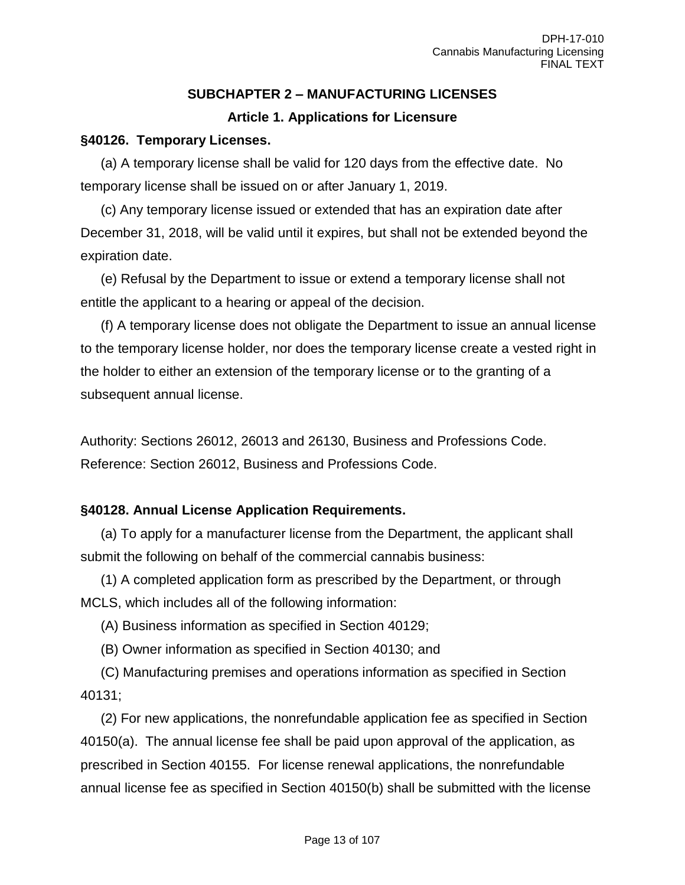## SUBCHAPTER 2 – MANUFACTURING LICENSES

### Article 1. Applications for Licensure

**§40126. Temporary Licenses.**

(a) A temporary license shall be valid for 120 days from the effective date. No temporary license shall be issued on or after January 1, 2019.

(c) Any temporary license issued or extended that has an expiration date after December 31, 2018, will be valid until it expires, but shall not be extended beyond the expiration date.

(e) Refusal by the Department to issue or extend a temporary license shall not entitle the applicant to a hearing or appeal of the decision.

(f) A temporary license does not obligate the Department to issue an annual license to the temporary license holder, nor does the temporary license create a vested right in the holder to either an extension of the temporary license or to the granting of a subsequent annual license.

Authority: Sections 26012, 26013 and 26130, Business and Professions Code.
Reference: Section 26012, Business and Professions Code.

**§40128. Annual License Application Requirements.**

(a) To apply for a manufacturer license from the Department, the applicant shall submit the following on behalf of the commercial cannabis business:

(1) A completed application form as prescribed by the Department, or through MCLS, which includes all of the following information:

(A) Business information as specified in Section 40129;

(B) Owner information as specified in Section 40130; and

(C) Manufacturing premises and operations information as specified in Section 40131;

(2) For new applications, the nonrefundable application fee as specified in Section 40150(a). The annual license fee shall be paid upon approval of the application, as prescribed in Section 40155. For license renewal applications, the nonrefundable annual license fee as specified in Section 40150(b) shall be submitted with the license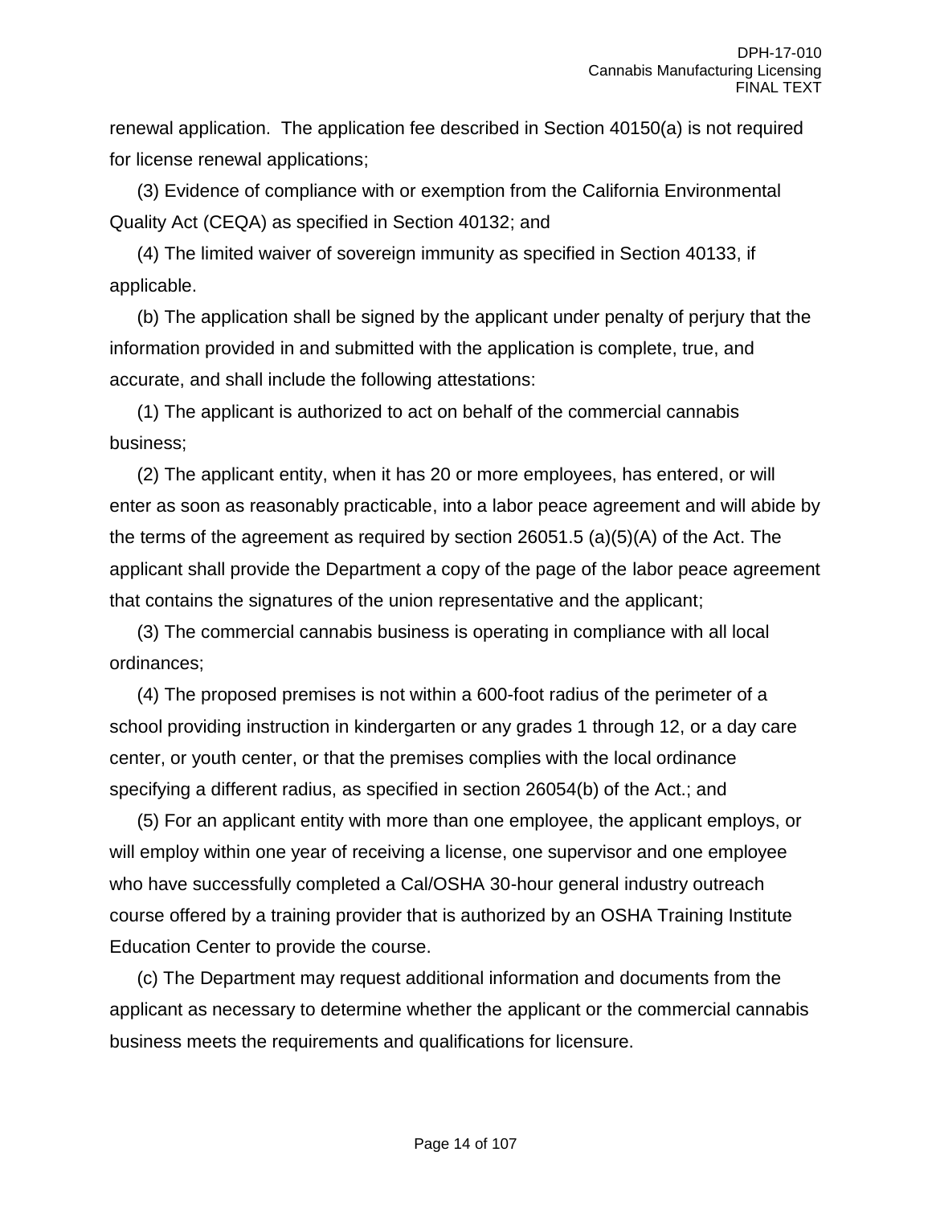renewal application. The application fee described in Section 40150(a) is not required for license renewal applications;

(3) Evidence of compliance with or exemption from the California Environmental Quality Act (CEQA) as specified in Section 40132; and

(4) The limited waiver of sovereign immunity as specified in Section 40133, if applicable.

(b) The application shall be signed by the applicant under penalty of perjury that the information provided in and submitted with the application is complete, true, and accurate, and shall include the following attestations:

(1) The applicant is authorized to act on behalf of the commercial cannabis business;

(2) The applicant entity, when it has 20 or more employees, has entered, or will enter as soon as reasonably practicable, into a labor peace agreement and will abide by the terms of the agreement as required by section 26051.5 (a)(5)(A) of the Act. The applicant shall provide the Department a copy of the page of the labor peace agreement that contains the signatures of the union representative and the applicant;

(3) The commercial cannabis business is operating in compliance with all local ordinances;

(4) The proposed premises is not within a 600-foot radius of the perimeter of a school providing instruction in kindergarten or any grades 1 through 12, or a day care center, or youth center, or that the premises complies with the local ordinance specifying a different radius, as specified in section 26054(b) of the Act.; and

(5) For an applicant entity with more than one employee, the applicant employs, or will employ within one year of receiving a license, one supervisor and one employee who have successfully completed a Cal/OSHA 30-hour general industry outreach course offered by a training provider that is authorized by an OSHA Training Institute Education Center to provide the course.

(c) The Department may request additional information and documents from the applicant as necessary to determine whether the applicant or the commercial cannabis business meets the requirements and qualifications for licensure.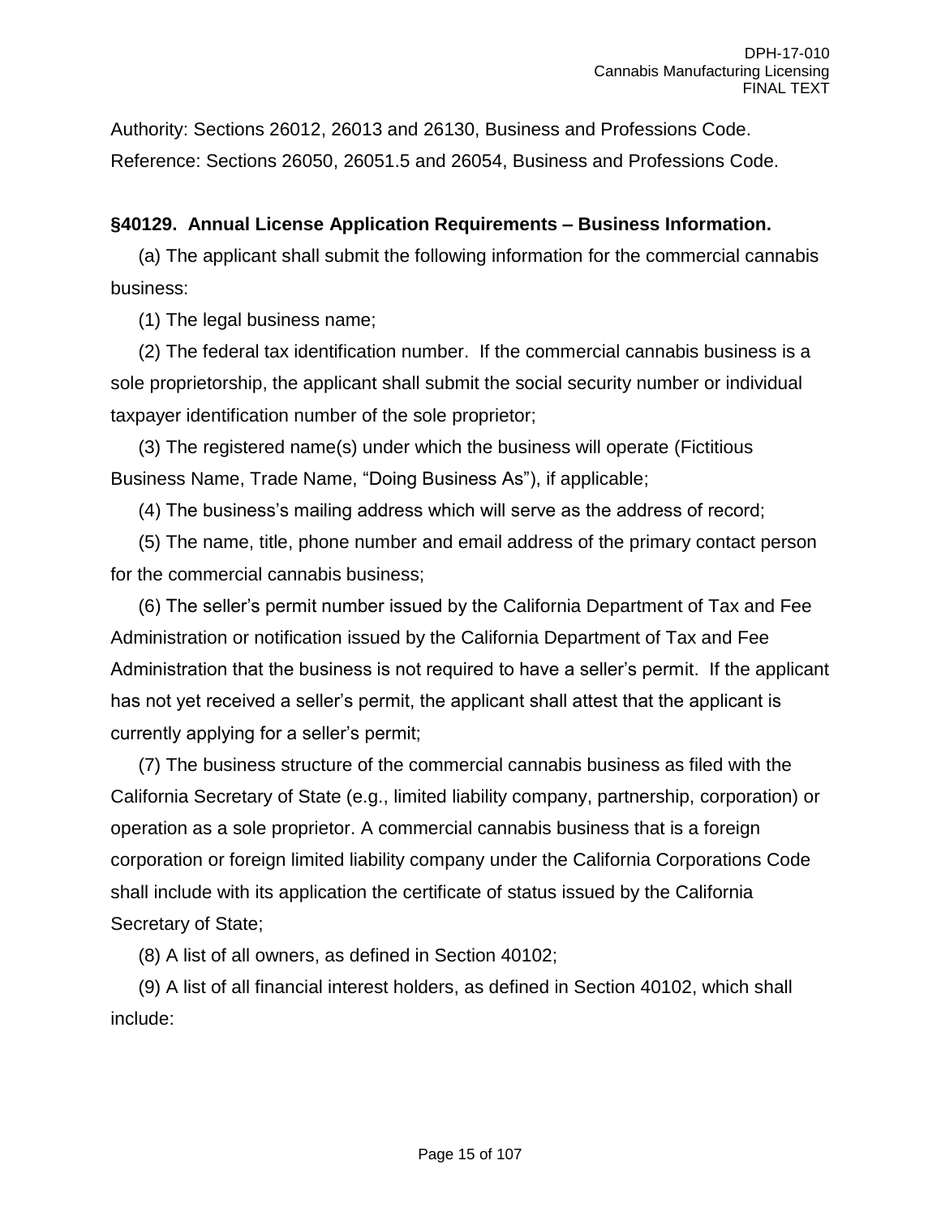Authority: Sections 26012, 26013 and 26130, Business and Professions Code. Reference: Sections 26050, 26051.5 and 26054, Business and Professions Code.

**§40129. Annual License Application Requirements – Business Information.**

(a) The applicant shall submit the following information for the commercial cannabis business:

(1) The legal business name;

(2) The federal tax identification number. If the commercial cannabis business is a sole proprietorship, the applicant shall submit the social security number or individual taxpayer identification number of the sole proprietor;

(3) The registered name(s) under which the business will operate (Fictitious Business Name, Trade Name, "Doing Business As"), if applicable;

(4) The business's mailing address which will serve as the address of record;

(5) The name, title, phone number and email address of the primary contact person for the commercial cannabis business;

(6) The seller's permit number issued by the California Department of Tax and Fee Administration or notification issued by the California Department of Tax and Fee Administration that the business is not required to have a seller's permit. If the applicant has not yet received a seller's permit, the applicant shall attest that the applicant is currently applying for a seller's permit;

(7) The business structure of the commercial cannabis business as filed with the California Secretary of State (e.g., limited liability company, partnership, corporation) or operation as a sole proprietor. A commercial cannabis business that is a foreign corporation or foreign limited liability company under the California Corporations Code shall include with its application the certificate of status issued by the California Secretary of State;

(8) A list of all owners, as defined in Section 40102;

(9) A list of all financial interest holders, as defined in Section 40102, which shall include: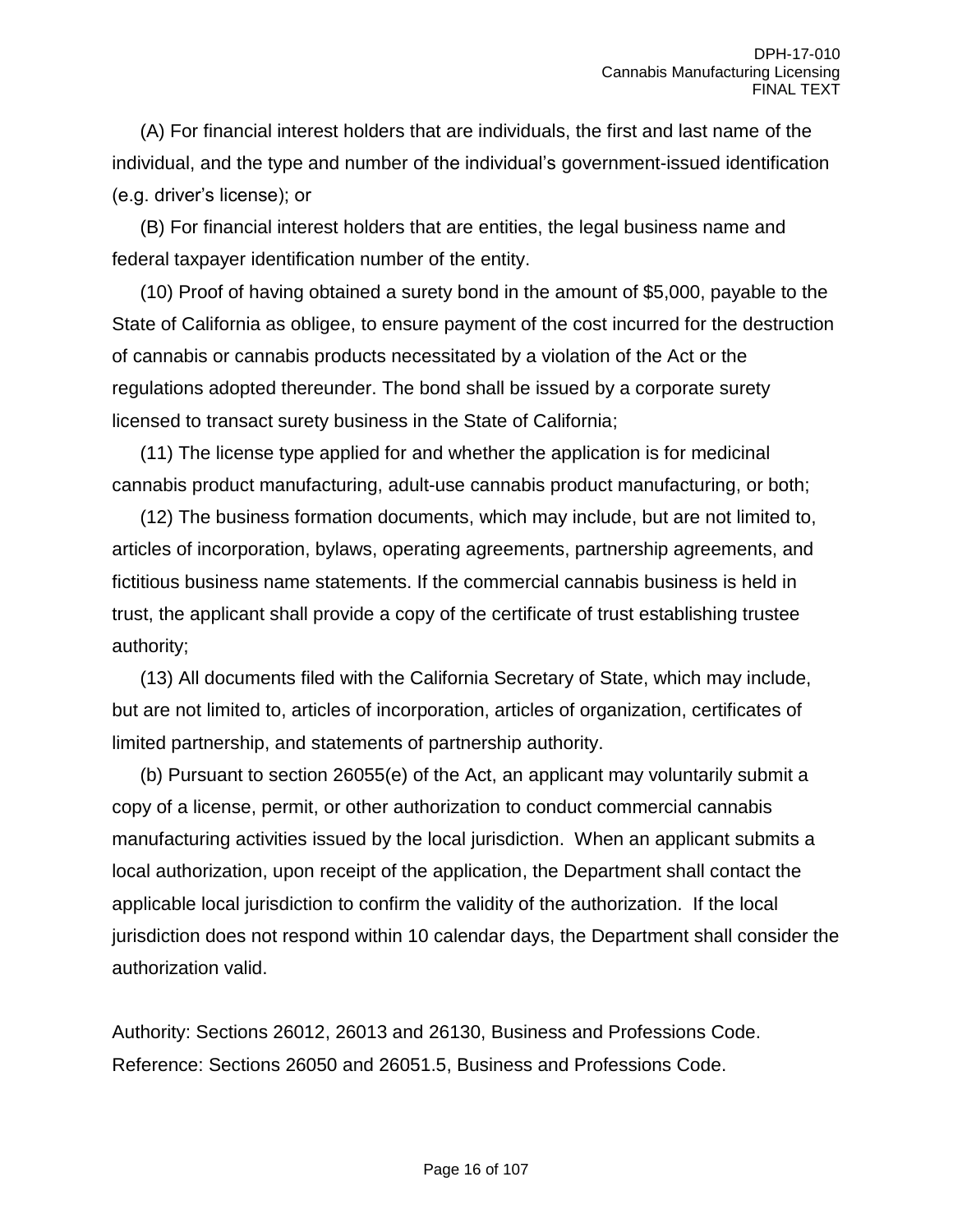(A) For financial interest holders that are individuals, the first and last name of the individual, and the type and number of the individual's government-issued identification (e.g. driver's license); or

(B) For financial interest holders that are entities, the legal business name and federal taxpayer identification number of the entity.

(10) Proof of having obtained a surety bond in the amount of $5,000, payable to the State of California as obligee, to ensure payment of the cost incurred for the destruction of cannabis or cannabis products necessitated by a violation of the Act or the regulations adopted thereunder. The bond shall be issued by a corporate surety licensed to transact surety business in the State of California;

(11) The license type applied for and whether the application is for medicinal cannabis product manufacturing, adult-use cannabis product manufacturing, or both;

(12) The business formation documents, which may include, but are not limited to, articles of incorporation, bylaws, operating agreements, partnership agreements, and fictitious business name statements. If the commercial cannabis business is held in trust, the applicant shall provide a copy of the certificate of trust establishing trustee authority;

(13) All documents filed with the California Secretary of State, which may include, but are not limited to, articles of incorporation, articles of organization, certificates of limited partnership, and statements of partnership authority.

(b) Pursuant to section 26055(e) of the Act, an applicant may voluntarily submit a copy of a license, permit, or other authorization to conduct commercial cannabis manufacturing activities issued by the local jurisdiction. When an applicant submits a local authorization, upon receipt of the application, the Department shall contact the applicable local jurisdiction to confirm the validity of the authorization. If the local jurisdiction does not respond within 10 calendar days, the Department shall consider the authorization valid.

Authority: Sections 26012, 26013 and 26130, Business and Professions Code.
Reference: Sections 26050 and 26051.5, Business and Professions Code.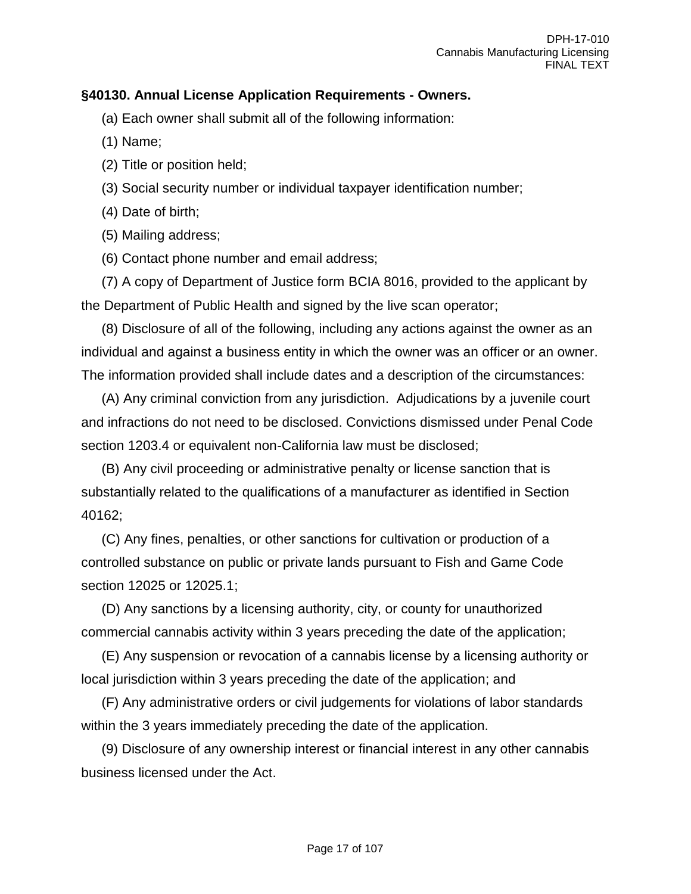**§40130. Annual License Application Requirements - Owners.**

(a) Each owner shall submit all of the following information:

(1) Name;

(2) Title or position held;

(3) Social security number or individual taxpayer identification number;

(4) Date of birth;

(5) Mailing address;

(6) Contact phone number and email address;

(7) A copy of Department of Justice form BCIA 8016, provided to the applicant by the Department of Public Health and signed by the live scan operator;

(8) Disclosure of all of the following, including any actions against the owner as an individual and against a business entity in which the owner was an officer or an owner. The information provided shall include dates and a description of the circumstances:

(A) Any criminal conviction from any jurisdiction.  Adjudications by a juvenile court and infractions do not need to be disclosed. Convictions dismissed under Penal Code section 1203.4 or equivalent non-California law must be disclosed;

(B) Any civil proceeding or administrative penalty or license sanction that is substantially related to the qualifications of a manufacturer as identified in Section 40162;

(C) Any fines, penalties, or other sanctions for cultivation or production of a controlled substance on public or private lands pursuant to Fish and Game Code section 12025 or 12025.1;

(D) Any sanctions by a licensing authority, city, or county for unauthorized commercial cannabis activity within 3 years preceding the date of the application;

(E) Any suspension or revocation of a cannabis license by a licensing authority or local jurisdiction within 3 years preceding the date of the application; and

(F) Any administrative orders or civil judgements for violations of labor standards within the 3 years immediately preceding the date of the application.

(9) Disclosure of any ownership interest or financial interest in any other cannabis business licensed under the Act.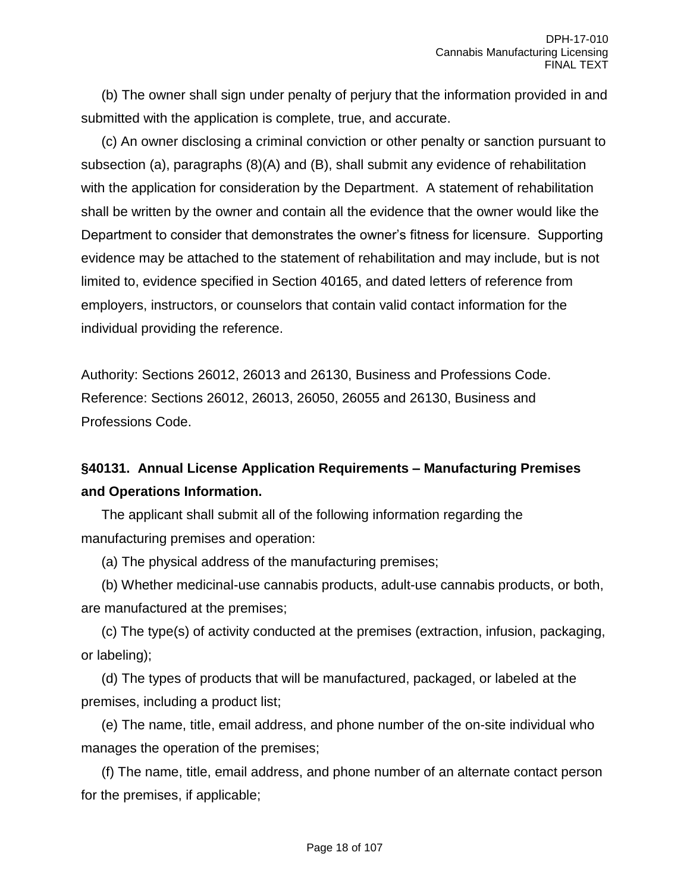(b) The owner shall sign under penalty of perjury that the information provided in and submitted with the application is complete, true, and accurate.

(c) An owner disclosing a criminal conviction or other penalty or sanction pursuant to subsection (a), paragraphs (8)(A) and (B), shall submit any evidence of rehabilitation with the application for consideration by the Department. A statement of rehabilitation shall be written by the owner and contain all the evidence that the owner would like the Department to consider that demonstrates the owner's fitness for licensure. Supporting evidence may be attached to the statement of rehabilitation and may include, but is not limited to, evidence specified in Section 40165, and dated letters of reference from employers, instructors, or counselors that contain valid contact information for the individual providing the reference.

Authority: Sections 26012, 26013 and 26130, Business and Professions Code. Reference: Sections 26012, 26013, 26050, 26055 and 26130, Business and Professions Code.

**§40131. Annual License Application Requirements – Manufacturing Premises and Operations Information.**

The applicant shall submit all of the following information regarding the manufacturing premises and operation:

(a) The physical address of the manufacturing premises;

(b) Whether medicinal-use cannabis products, adult-use cannabis products, or both, are manufactured at the premises;

(c) The type(s) of activity conducted at the premises (extraction, infusion, packaging, or labeling);

(d) The types of products that will be manufactured, packaged, or labeled at the premises, including a product list;

(e) The name, title, email address, and phone number of the on-site individual who manages the operation of the premises;

(f) The name, title, email address, and phone number of an alternate contact person for the premises, if applicable;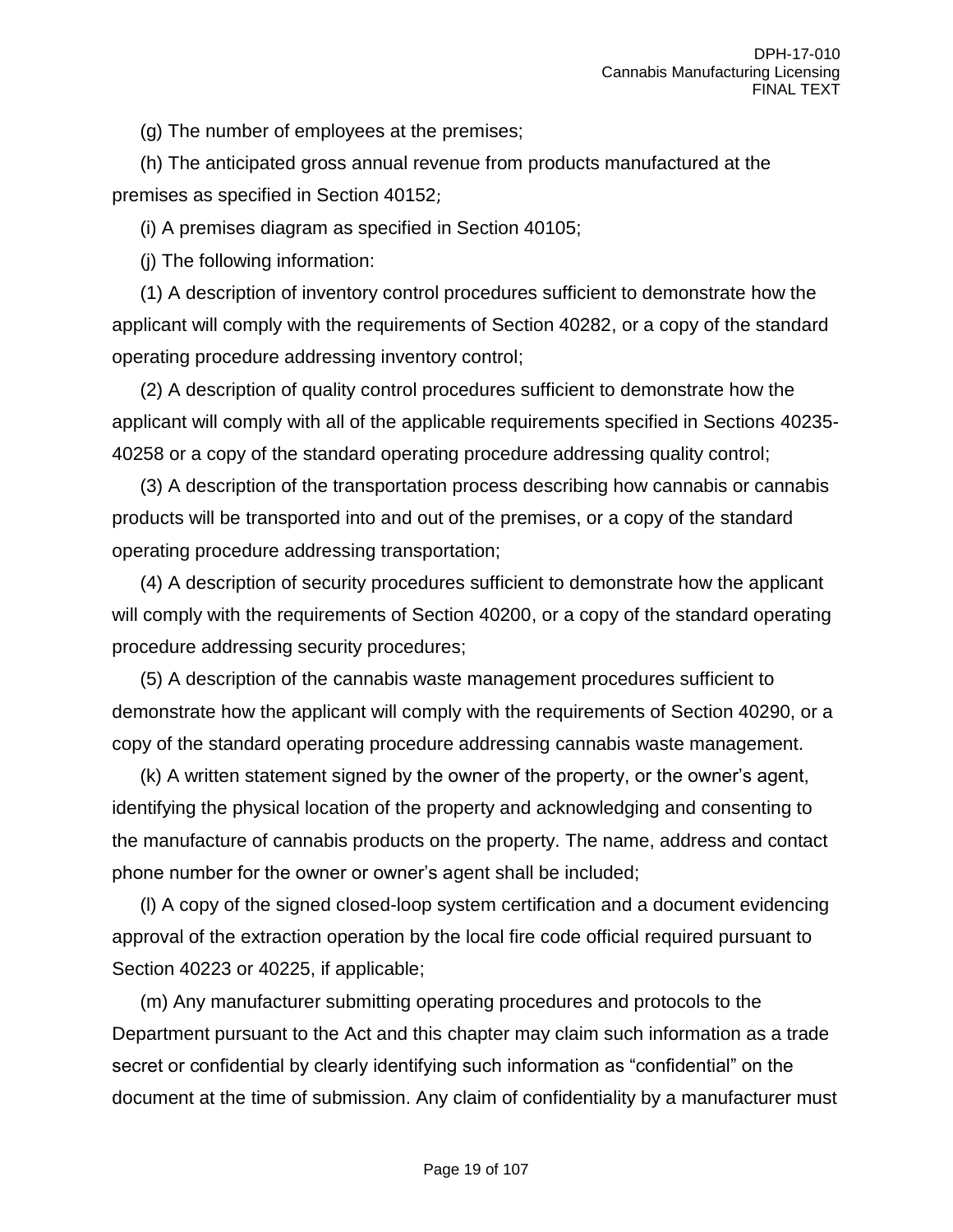(g) The number of employees at the premises;

(h) The anticipated gross annual revenue from products manufactured at the premises as specified in Section 40152;

(i) A premises diagram as specified in Section 40105;

(j) The following information:

(1) A description of inventory control procedures sufficient to demonstrate how the applicant will comply with the requirements of Section 40282, or a copy of the standard operating procedure addressing inventory control;

(2) A description of quality control procedures sufficient to demonstrate how the applicant will comply with all of the applicable requirements specified in Sections 40235-40258 or a copy of the standard operating procedure addressing quality control;

(3) A description of the transportation process describing how cannabis or cannabis products will be transported into and out of the premises, or a copy of the standard operating procedure addressing transportation;

(4) A description of security procedures sufficient to demonstrate how the applicant will comply with the requirements of Section 40200, or a copy of the standard operating procedure addressing security procedures;

(5) A description of the cannabis waste management procedures sufficient to demonstrate how the applicant will comply with the requirements of Section 40290, or a copy of the standard operating procedure addressing cannabis waste management.

(k) A written statement signed by the owner of the property, or the owner's agent, identifying the physical location of the property and acknowledging and consenting to the manufacture of cannabis products on the property. The name, address and contact phone number for the owner or owner's agent shall be included;

(l) A copy of the signed closed-loop system certification and a document evidencing approval of the extraction operation by the local fire code official required pursuant to Section 40223 or 40225, if applicable;

(m) Any manufacturer submitting operating procedures and protocols to the Department pursuant to the Act and this chapter may claim such information as a trade secret or confidential by clearly identifying such information as "confidential" on the document at the time of submission. Any claim of confidentiality by a manufacturer must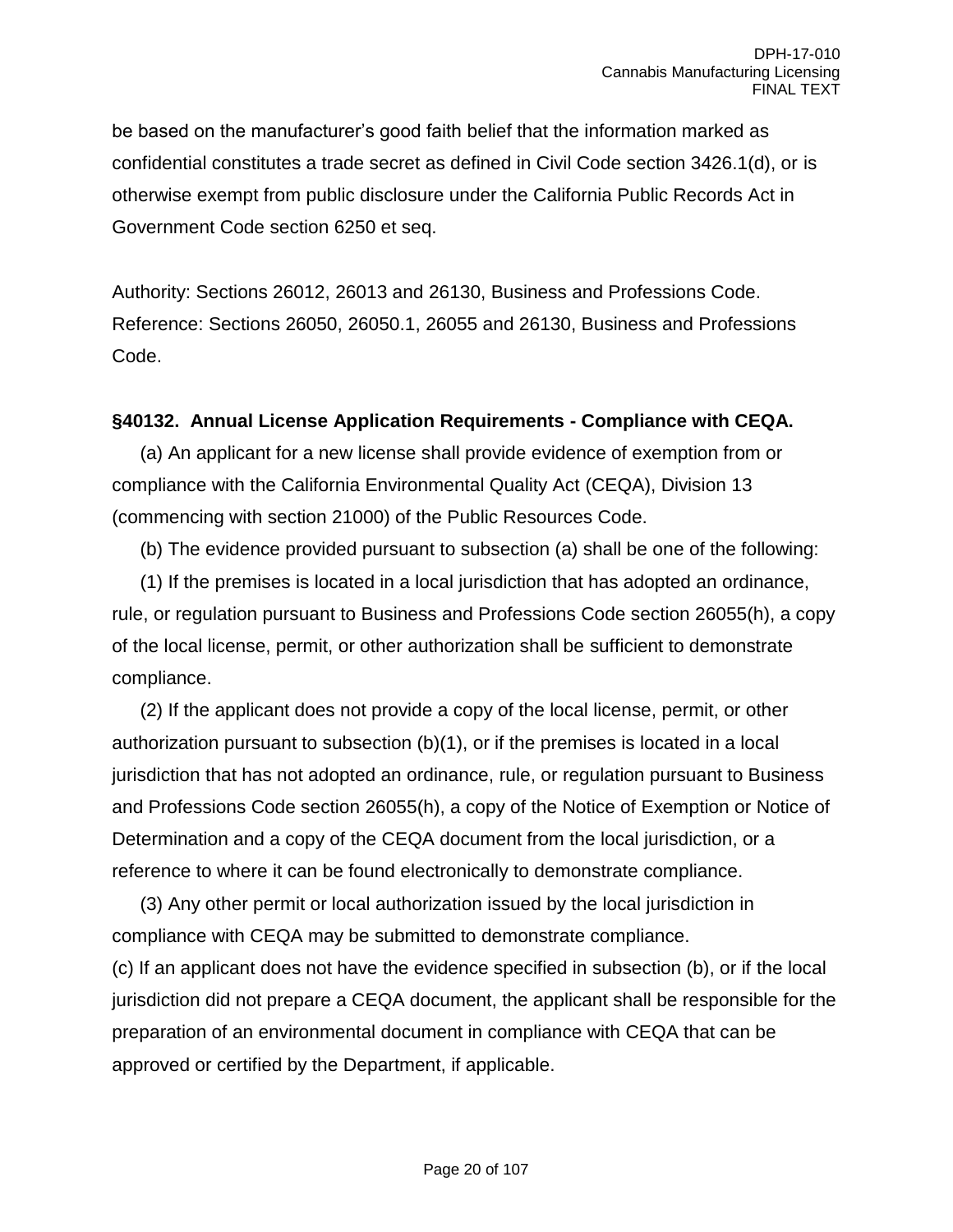be based on the manufacturer's good faith belief that the information marked as confidential constitutes a trade secret as defined in Civil Code section 3426.1(d), or is otherwise exempt from public disclosure under the California Public Records Act in Government Code section 6250 et seq.

Authority: Sections 26012, 26013 and 26130, Business and Professions Code. Reference: Sections 26050, 26050.1, 26055 and 26130, Business and Professions Code.

**§40132. Annual License Application Requirements - Compliance with CEQA.**

(a) An applicant for a new license shall provide evidence of exemption from or compliance with the California Environmental Quality Act (CEQA), Division 13 (commencing with section 21000) of the Public Resources Code.

(b) The evidence provided pursuant to subsection (a) shall be one of the following:

(1) If the premises is located in a local jurisdiction that has adopted an ordinance, rule, or regulation pursuant to Business and Professions Code section 26055(h), a copy of the local license, permit, or other authorization shall be sufficient to demonstrate compliance.

(2) If the applicant does not provide a copy of the local license, permit, or other authorization pursuant to subsection (b)(1), or if the premises is located in a local jurisdiction that has not adopted an ordinance, rule, or regulation pursuant to Business and Professions Code section 26055(h), a copy of the Notice of Exemption or Notice of Determination and a copy of the CEQA document from the local jurisdiction, or a reference to where it can be found electronically to demonstrate compliance.

(3) Any other permit or local authorization issued by the local jurisdiction in compliance with CEQA may be submitted to demonstrate compliance.

(c) If an applicant does not have the evidence specified in subsection (b), or if the local jurisdiction did not prepare a CEQA document, the applicant shall be responsible for the preparation of an environmental document in compliance with CEQA that can be approved or certified by the Department, if applicable.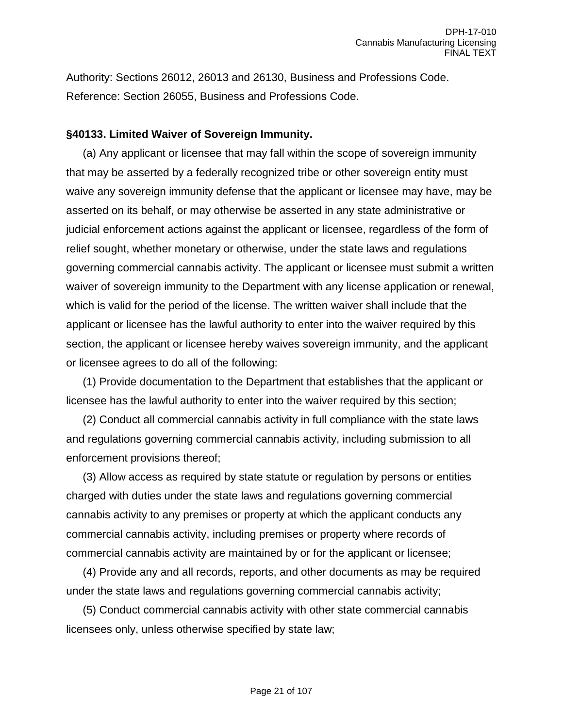Authority: Sections 26012, 26013 and 26130, Business and Professions Code.
Reference: Section 26055, Business and Professions Code.

**§40133. Limited Waiver of Sovereign Immunity.**

(a) Any applicant or licensee that may fall within the scope of sovereign immunity that may be asserted by a federally recognized tribe or other sovereign entity must waive any sovereign immunity defense that the applicant or licensee may have, may be asserted on its behalf, or may otherwise be asserted in any state administrative or judicial enforcement actions against the applicant or licensee, regardless of the form of relief sought, whether monetary or otherwise, under the state laws and regulations governing commercial cannabis activity. The applicant or licensee must submit a written waiver of sovereign immunity to the Department with any license application or renewal, which is valid for the period of the license. The written waiver shall include that the applicant or licensee has the lawful authority to enter into the waiver required by this section, the applicant or licensee hereby waives sovereign immunity, and the applicant or licensee agrees to do all of the following:

(1) Provide documentation to the Department that establishes that the applicant or licensee has the lawful authority to enter into the waiver required by this section;

(2) Conduct all commercial cannabis activity in full compliance with the state laws and regulations governing commercial cannabis activity, including submission to all enforcement provisions thereof;

(3) Allow access as required by state statute or regulation by persons or entities charged with duties under the state laws and regulations governing commercial cannabis activity to any premises or property at which the applicant conducts any commercial cannabis activity, including premises or property where records of commercial cannabis activity are maintained by or for the applicant or licensee;

(4) Provide any and all records, reports, and other documents as may be required under the state laws and regulations governing commercial cannabis activity;

(5) Conduct commercial cannabis activity with other state commercial cannabis licensees only, unless otherwise specified by state law;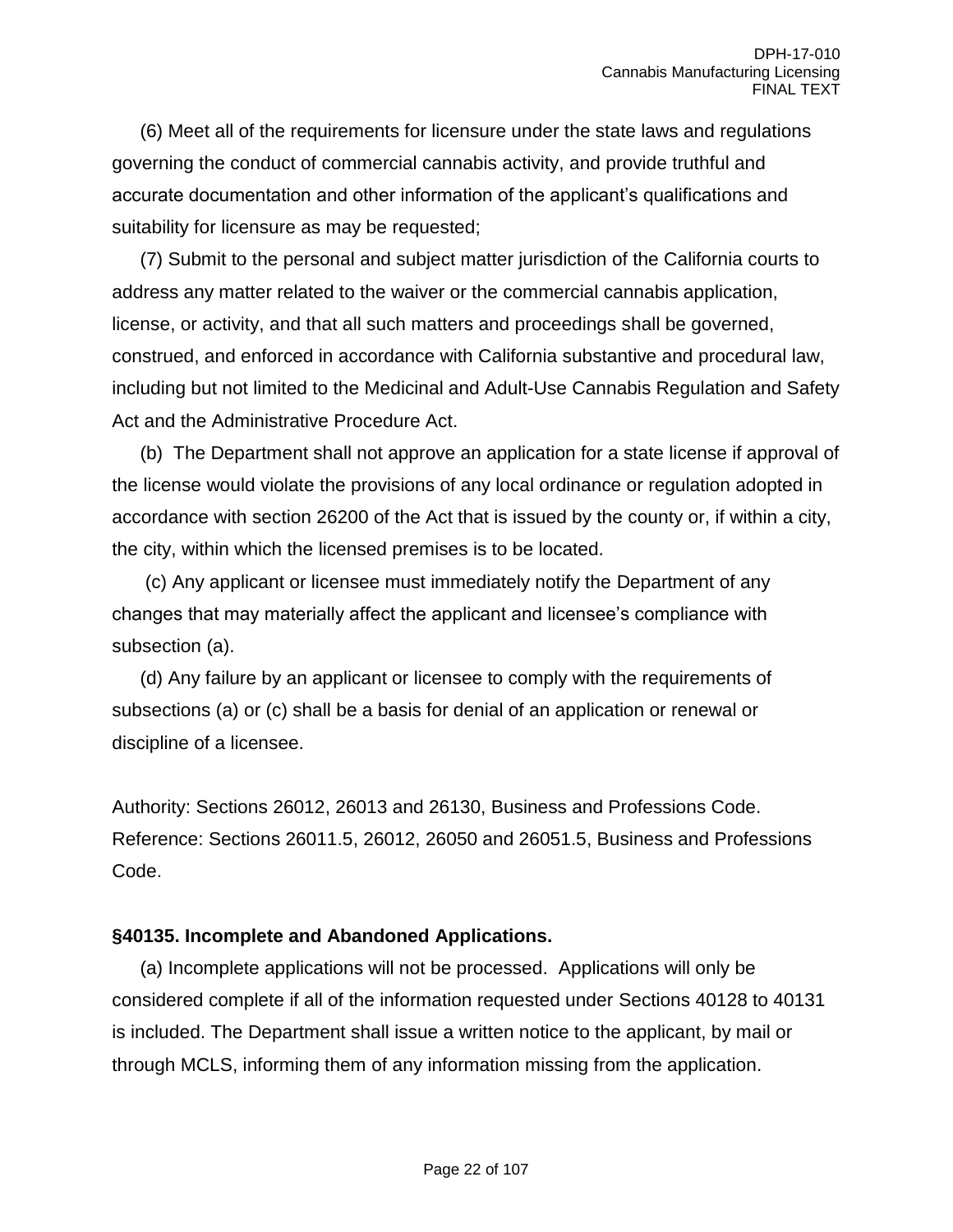(6) Meet all of the requirements for licensure under the state laws and regulations governing the conduct of commercial cannabis activity, and provide truthful and accurate documentation and other information of the applicant's qualifications and suitability for licensure as may be requested;

(7) Submit to the personal and subject matter jurisdiction of the California courts to address any matter related to the waiver or the commercial cannabis application, license, or activity, and that all such matters and proceedings shall be governed, construed, and enforced in accordance with California substantive and procedural law, including but not limited to the Medicinal and Adult-Use Cannabis Regulation and Safety Act and the Administrative Procedure Act.

(b) The Department shall not approve an application for a state license if approval of the license would violate the provisions of any local ordinance or regulation adopted in accordance with section 26200 of the Act that is issued by the county or, if within a city, the city, within which the licensed premises is to be located.

(c) Any applicant or licensee must immediately notify the Department of any changes that may materially affect the applicant and licensee's compliance with subsection (a).

(d) Any failure by an applicant or licensee to comply with the requirements of subsections (a) or (c) shall be a basis for denial of an application or renewal or discipline of a licensee.

Authority: Sections 26012, 26013 and 26130, Business and Professions Code.
Reference: Sections 26011.5, 26012, 26050 and 26051.5, Business and Professions Code.

**§40135. Incomplete and Abandoned Applications.**

(a) Incomplete applications will not be processed. Applications will only be considered complete if all of the information requested under Sections 40128 to 40131 is included. The Department shall issue a written notice to the applicant, by mail or through MCLS, informing them of any information missing from the application.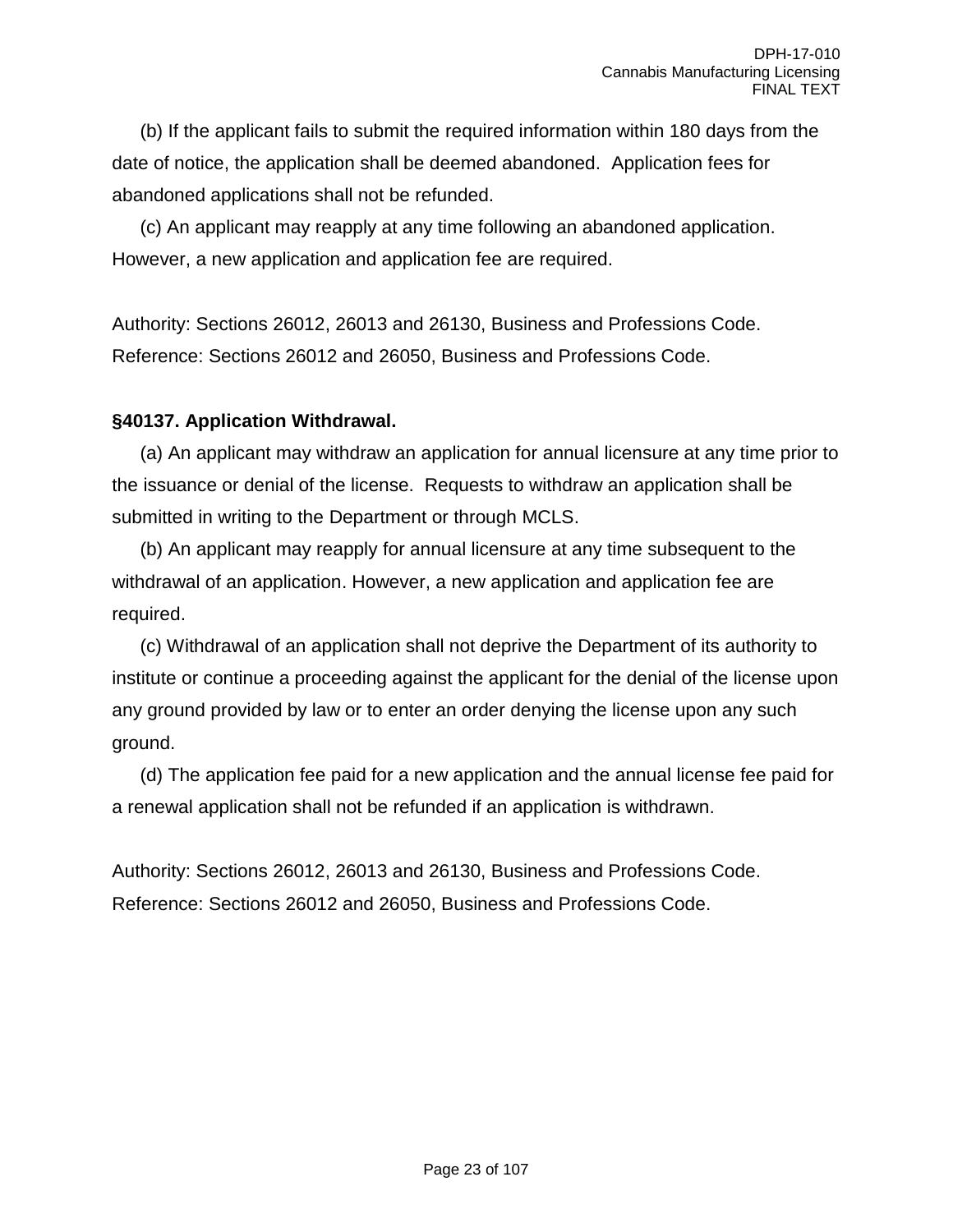(b) If the applicant fails to submit the required information within 180 days from the date of notice, the application shall be deemed abandoned. Application fees for abandoned applications shall not be refunded.

(c) An applicant may reapply at any time following an abandoned application. However, a new application and application fee are required.

Authority: Sections 26012, 26013 and 26130, Business and Professions Code.
Reference: Sections 26012 and 26050, Business and Professions Code.

**§40137. Application Withdrawal.**

(a) An applicant may withdraw an application for annual licensure at any time prior to the issuance or denial of the license. Requests to withdraw an application shall be submitted in writing to the Department or through MCLS.

(b) An applicant may reapply for annual licensure at any time subsequent to the withdrawal of an application. However, a new application and application fee are required.

(c) Withdrawal of an application shall not deprive the Department of its authority to institute or continue a proceeding against the applicant for the denial of the license upon any ground provided by law or to enter an order denying the license upon any such ground.

(d) The application fee paid for a new application and the annual license fee paid for a renewal application shall not be refunded if an application is withdrawn.

Authority: Sections 26012, 26013 and 26130, Business and Professions Code.
Reference: Sections 26012 and 26050, Business and Professions Code.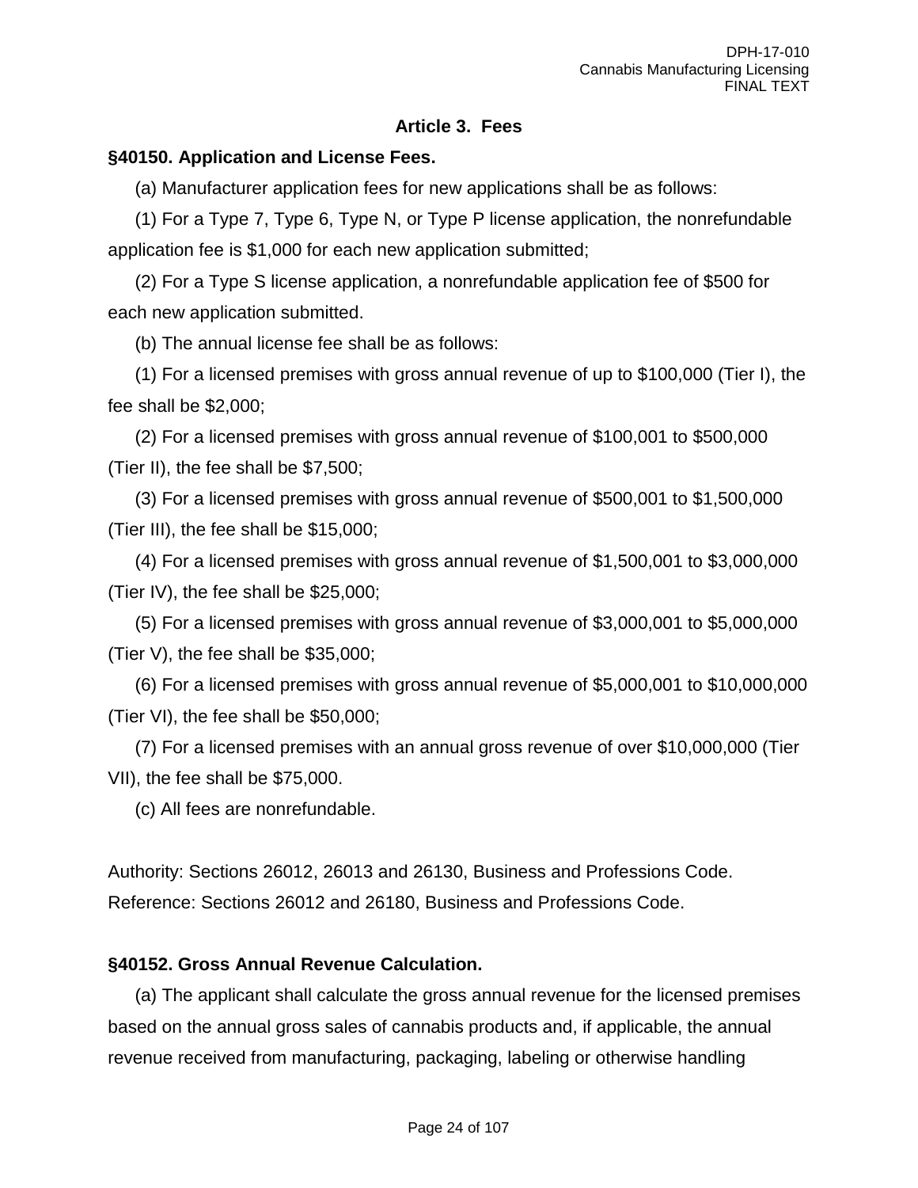## Article 3. Fees

### §40150. Application and License Fees.

(a) Manufacturer application fees for new applications shall be as follows:

(1) For a Type 7, Type 6, Type N, or Type P license application, the nonrefundable application fee is $1,000 for each new application submitted;

(2) For a Type S license application, a nonrefundable application fee of $500 for each new application submitted.

(b) The annual license fee shall be as follows:

(1) For a licensed premises with gross annual revenue of up to $100,000 (Tier I), the fee shall be $2,000;

(2) For a licensed premises with gross annual revenue of $100,001 to $500,000 (Tier II), the fee shall be $7,500;

(3) For a licensed premises with gross annual revenue of $500,001 to $1,500,000 (Tier III), the fee shall be $15,000;

(4) For a licensed premises with gross annual revenue of $1,500,001 to $3,000,000 (Tier IV), the fee shall be $25,000;

(5) For a licensed premises with gross annual revenue of $3,000,001 to $5,000,000 (Tier V), the fee shall be $35,000;

(6) For a licensed premises with gross annual revenue of $5,000,001 to $10,000,000 (Tier VI), the fee shall be $50,000;

(7) For a licensed premises with an annual gross revenue of over $10,000,000 (Tier VII), the fee shall be $75,000.

(c) All fees are nonrefundable.

Authority: Sections 26012, 26013 and 26130, Business and Professions Code.
Reference: Sections 26012 and 26180, Business and Professions Code.

### §40152. Gross Annual Revenue Calculation.

(a) The applicant shall calculate the gross annual revenue for the licensed premises based on the annual gross sales of cannabis products and, if applicable, the annual revenue received from manufacturing, packaging, labeling or otherwise handling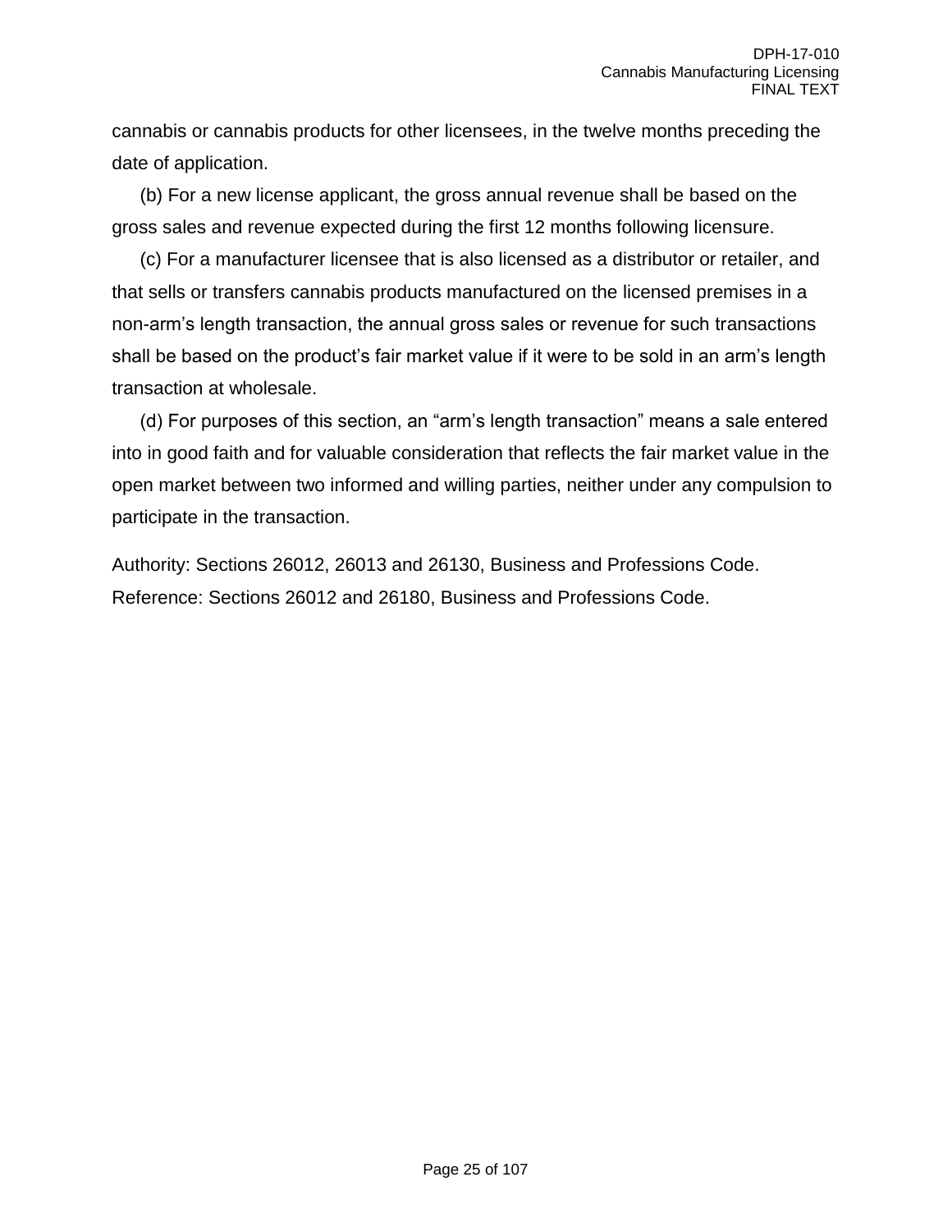cannabis or cannabis products for other licensees, in the twelve months preceding the date of application.

(b) For a new license applicant, the gross annual revenue shall be based on the gross sales and revenue expected during the first 12 months following licensure.

(c) For a manufacturer licensee that is also licensed as a distributor or retailer, and that sells or transfers cannabis products manufactured on the licensed premises in a non-arm's length transaction, the annual gross sales or revenue for such transactions shall be based on the product's fair market value if it were to be sold in an arm's length transaction at wholesale.

(d) For purposes of this section, an "arm's length transaction" means a sale entered into in good faith and for valuable consideration that reflects the fair market value in the open market between two informed and willing parties, neither under any compulsion to participate in the transaction.

Authority: Sections 26012, 26013 and 26130, Business and Professions Code.
Reference: Sections 26012 and 26180, Business and Professions Code.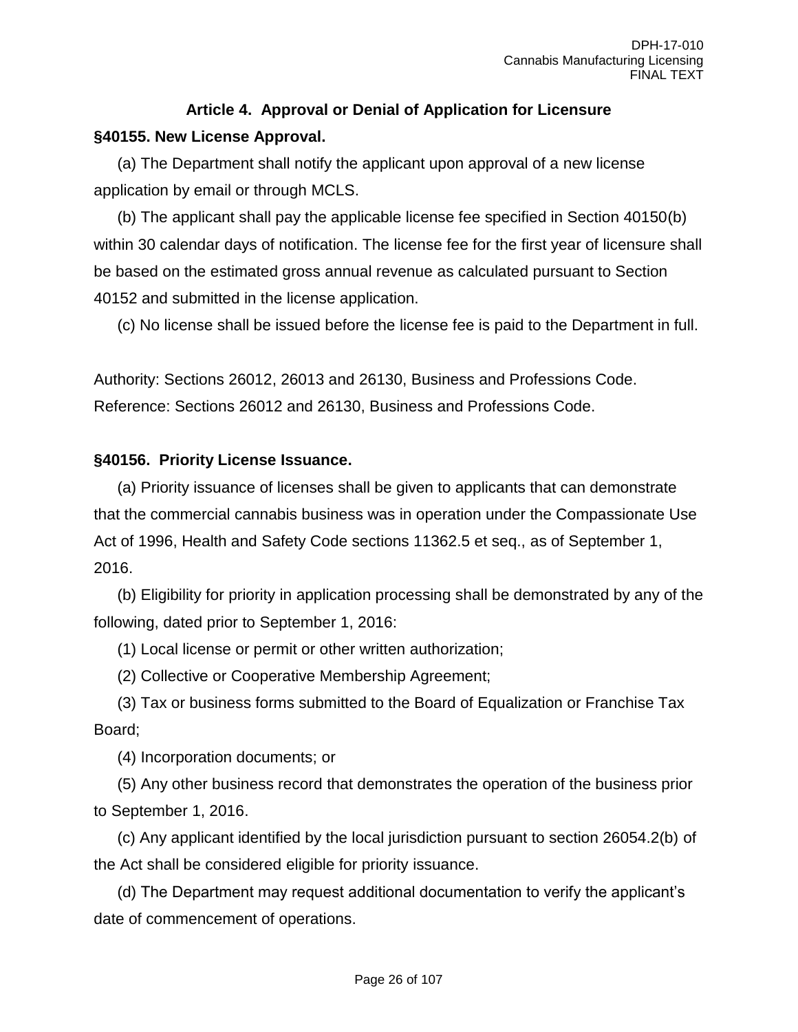## Article 4. Approval or Denial of Application for Licensure

### §40155. New License Approval.

(a) The Department shall notify the applicant upon approval of a new license application by email or through MCLS.

(b) The applicant shall pay the applicable license fee specified in Section 40150(b) within 30 calendar days of notification. The license fee for the first year of licensure shall be based on the estimated gross annual revenue as calculated pursuant to Section 40152 and submitted in the license application.

(c) No license shall be issued before the license fee is paid to the Department in full.

Authority: Sections 26012, 26013 and 26130, Business and Professions Code.
Reference: Sections 26012 and 26130, Business and Professions Code.

### §40156. Priority License Issuance.

(a) Priority issuance of licenses shall be given to applicants that can demonstrate that the commercial cannabis business was in operation under the Compassionate Use Act of 1996, Health and Safety Code sections 11362.5 et seq., as of September 1, 2016.

(b) Eligibility for priority in application processing shall be demonstrated by any of the following, dated prior to September 1, 2016:

(1) Local license or permit or other written authorization;

(2) Collective or Cooperative Membership Agreement;

(3) Tax or business forms submitted to the Board of Equalization or Franchise Tax Board;

(4) Incorporation documents; or

(5) Any other business record that demonstrates the operation of the business prior to September 1, 2016.

(c) Any applicant identified by the local jurisdiction pursuant to section 26054.2(b) of the Act shall be considered eligible for priority issuance.

(d) The Department may request additional documentation to verify the applicant's date of commencement of operations.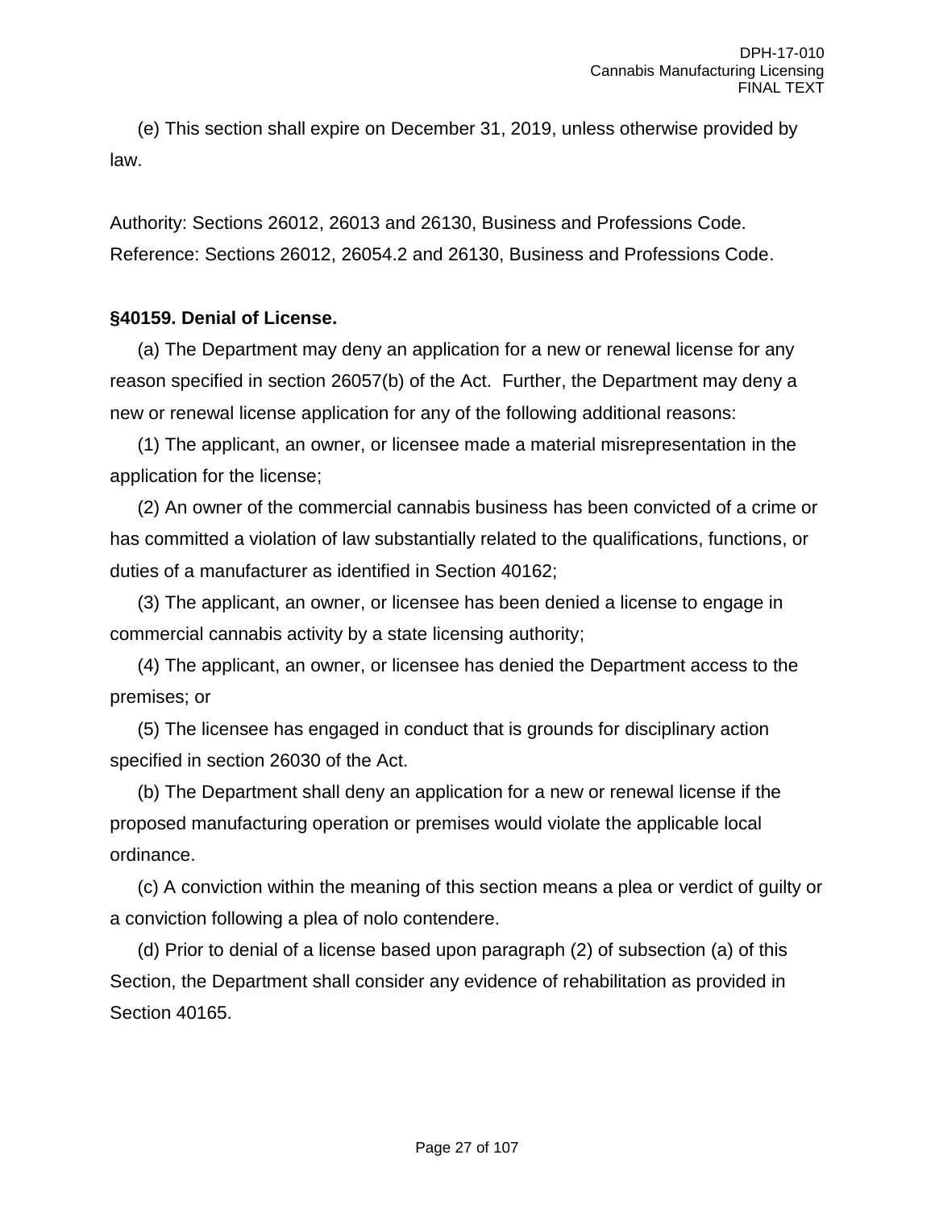(e) This section shall expire on December 31, 2019, unless otherwise provided by law.

Authority: Sections 26012, 26013 and 26130, Business and Professions Code.
Reference: Sections 26012, 26054.2 and 26130, Business and Professions Code.

**§40159. Denial of License.**

(a) The Department may deny an application for a new or renewal license for any reason specified in section 26057(b) of the Act. Further, the Department may deny a new or renewal license application for any of the following additional reasons:

(1) The applicant, an owner, or licensee made a material misrepresentation in the application for the license;

(2) An owner of the commercial cannabis business has been convicted of a crime or has committed a violation of law substantially related to the qualifications, functions, or duties of a manufacturer as identified in Section 40162;

(3) The applicant, an owner, or licensee has been denied a license to engage in commercial cannabis activity by a state licensing authority;

(4) The applicant, an owner, or licensee has denied the Department access to the premises; or

(5) The licensee has engaged in conduct that is grounds for disciplinary action specified in section 26030 of the Act.

(b) The Department shall deny an application for a new or renewal license if the proposed manufacturing operation or premises would violate the applicable local ordinance.

(c) A conviction within the meaning of this section means a plea or verdict of guilty or a conviction following a plea of nolo contendere.

(d) Prior to denial of a license based upon paragraph (2) of subsection (a) of this Section, the Department shall consider any evidence of rehabilitation as provided in Section 40165.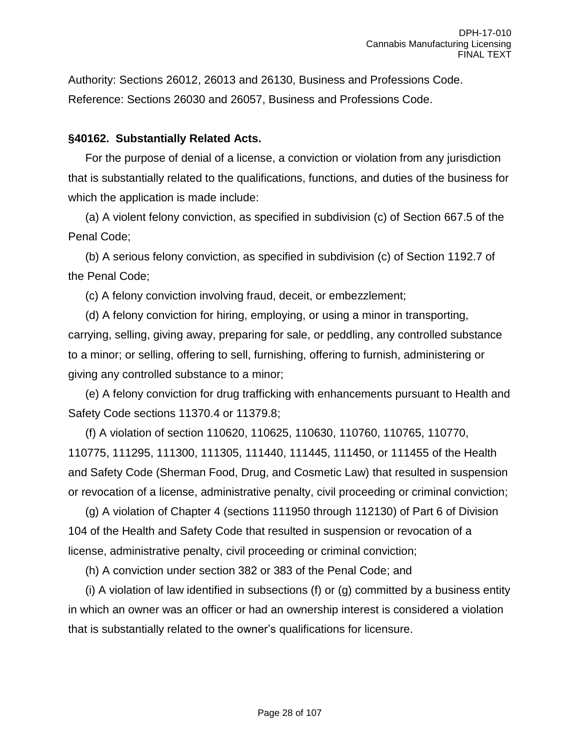Authority: Sections 26012, 26013 and 26130, Business and Professions Code.
Reference: Sections 26030 and 26057, Business and Professions Code.

**§40162. Substantially Related Acts.**

For the purpose of denial of a license, a conviction or violation from any jurisdiction that is substantially related to the qualifications, functions, and duties of the business for which the application is made include:

(a) A violent felony conviction, as specified in subdivision (c) of Section 667.5 of the Penal Code;

(b) A serious felony conviction, as specified in subdivision (c) of Section 1192.7 of the Penal Code;

(c) A felony conviction involving fraud, deceit, or embezzlement;

(d) A felony conviction for hiring, employing, or using a minor in transporting, carrying, selling, giving away, preparing for sale, or peddling, any controlled substance to a minor; or selling, offering to sell, furnishing, offering to furnish, administering or giving any controlled substance to a minor;

(e) A felony conviction for drug trafficking with enhancements pursuant to Health and Safety Code sections 11370.4 or 11379.8;

(f) A violation of section 110620, 110625, 110630, 110760, 110765, 110770, 110775, 111295, 111300, 111305, 111440, 111445, 111450, or 111455 of the Health and Safety Code (Sherman Food, Drug, and Cosmetic Law) that resulted in suspension or revocation of a license, administrative penalty, civil proceeding or criminal conviction;

(g) A violation of Chapter 4 (sections 111950 through 112130) of Part 6 of Division 104 of the Health and Safety Code that resulted in suspension or revocation of a license, administrative penalty, civil proceeding or criminal conviction;

(h) A conviction under section 382 or 383 of the Penal Code; and

(i) A violation of law identified in subsections (f) or (g) committed by a business entity in which an owner was an officer or had an ownership interest is considered a violation that is substantially related to the owner's qualifications for licensure.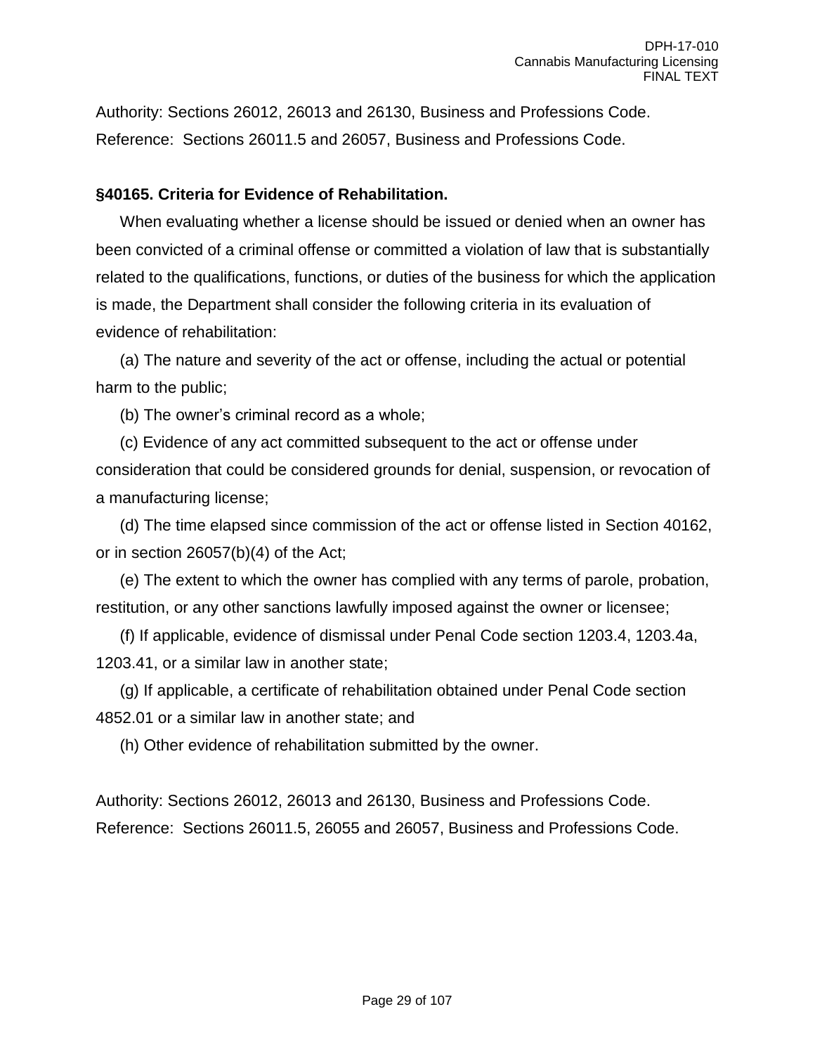Authority: Sections 26012, 26013 and 26130, Business and Professions Code.
Reference: Sections 26011.5 and 26057, Business and Professions Code.

**§40165. Criteria for Evidence of Rehabilitation.**

When evaluating whether a license should be issued or denied when an owner has been convicted of a criminal offense or committed a violation of law that is substantially related to the qualifications, functions, or duties of the business for which the application is made, the Department shall consider the following criteria in its evaluation of evidence of rehabilitation:

(a) The nature and severity of the act or offense, including the actual or potential harm to the public;

(b) The owner's criminal record as a whole;

(c) Evidence of any act committed subsequent to the act or offense under consideration that could be considered grounds for denial, suspension, or revocation of a manufacturing license;

(d) The time elapsed since commission of the act or offense listed in Section 40162, or in section 26057(b)(4) of the Act;

(e) The extent to which the owner has complied with any terms of parole, probation, restitution, or any other sanctions lawfully imposed against the owner or licensee;

(f) If applicable, evidence of dismissal under Penal Code section 1203.4, 1203.4a, 1203.41, or a similar law in another state;

(g) If applicable, a certificate of rehabilitation obtained under Penal Code section 4852.01 or a similar law in another state; and

(h) Other evidence of rehabilitation submitted by the owner.

Authority: Sections 26012, 26013 and 26130, Business and Professions Code.
Reference: Sections 26011.5, 26055 and 26057, Business and Professions Code.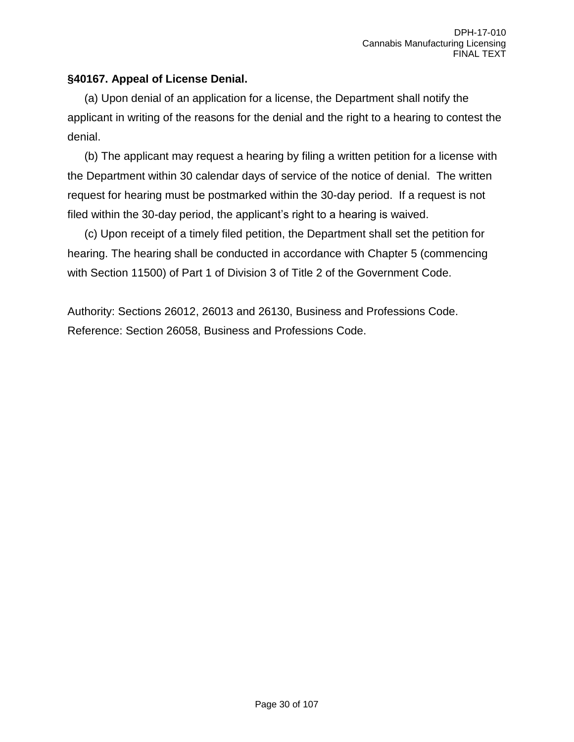**§40167. Appeal of License Denial.**

(a) Upon denial of an application for a license, the Department shall notify the applicant in writing of the reasons for the denial and the right to a hearing to contest the denial.

(b) The applicant may request a hearing by filing a written petition for a license with the Department within 30 calendar days of service of the notice of denial. The written request for hearing must be postmarked within the 30-day period. If a request is not filed within the 30-day period, the applicant's right to a hearing is waived.

(c) Upon receipt of a timely filed petition, the Department shall set the petition for hearing. The hearing shall be conducted in accordance with Chapter 5 (commencing with Section 11500) of Part 1 of Division 3 of Title 2 of the Government Code.

Authority: Sections 26012, 26013 and 26130, Business and Professions Code.
Reference: Section 26058, Business and Professions Code.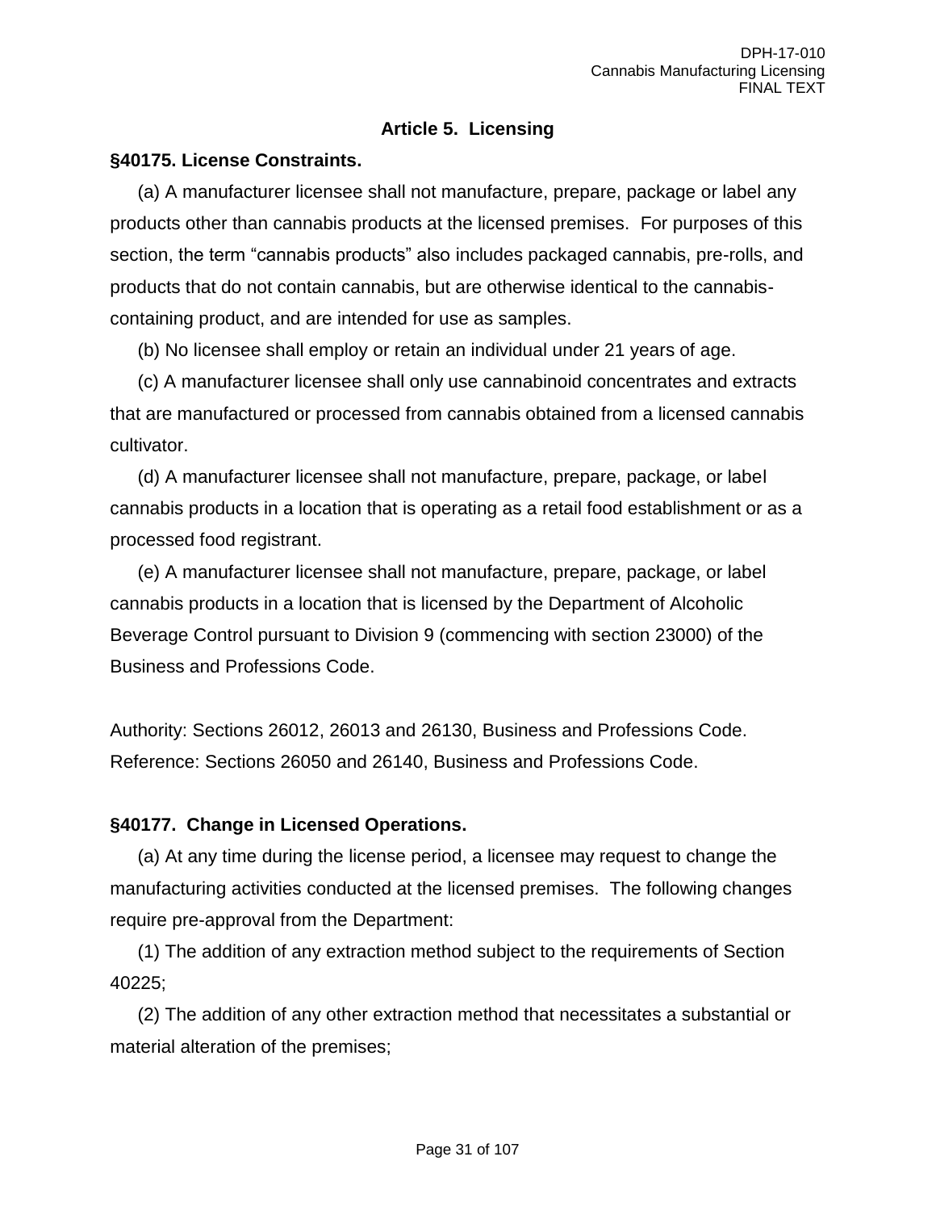## Article 5. Licensing

### §40175. License Constraints.

(a) A manufacturer licensee shall not manufacture, prepare, package or label any products other than cannabis products at the licensed premises. For purposes of this section, the term “cannabis products” also includes packaged cannabis, pre-rolls, and products that do not contain cannabis, but are otherwise identical to the cannabis-containing product, and are intended for use as samples.

(b) No licensee shall employ or retain an individual under 21 years of age.

(c) A manufacturer licensee shall only use cannabinoid concentrates and extracts that are manufactured or processed from cannabis obtained from a licensed cannabis cultivator.

(d) A manufacturer licensee shall not manufacture, prepare, package, or label cannabis products in a location that is operating as a retail food establishment or as a processed food registrant.

(e) A manufacturer licensee shall not manufacture, prepare, package, or label cannabis products in a location that is licensed by the Department of Alcoholic Beverage Control pursuant to Division 9 (commencing with section 23000) of the Business and Professions Code.

Authority: Sections 26012, 26013 and 26130, Business and Professions Code.
Reference: Sections 26050 and 26140, Business and Professions Code.

### §40177. Change in Licensed Operations.

(a) At any time during the license period, a licensee may request to change the manufacturing activities conducted at the licensed premises. The following changes require pre-approval from the Department:

(1) The addition of any extraction method subject to the requirements of Section 40225;

(2) The addition of any other extraction method that necessitates a substantial or material alteration of the premises;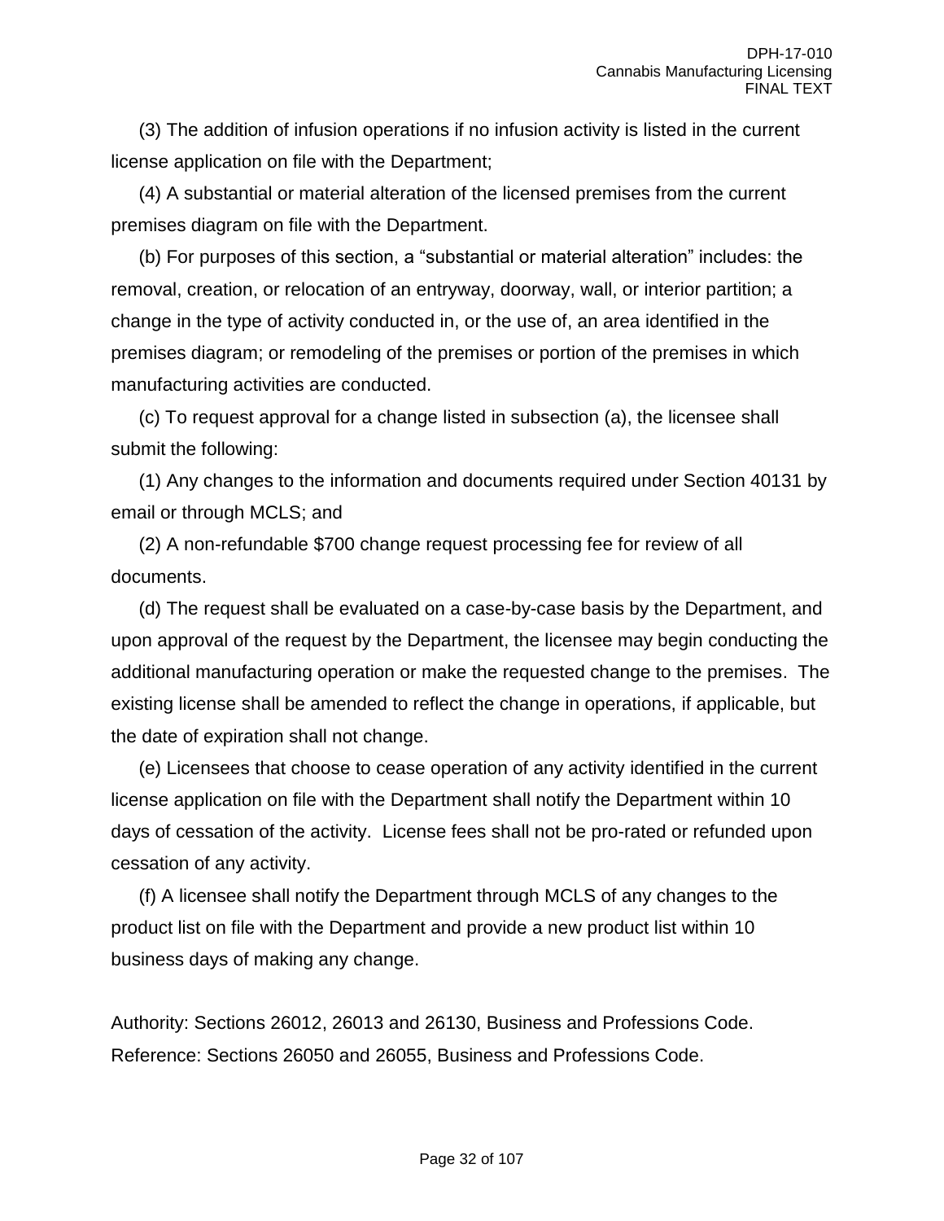(3) The addition of infusion operations if no infusion activity is listed in the current license application on file with the Department;

(4) A substantial or material alteration of the licensed premises from the current premises diagram on file with the Department.

(b) For purposes of this section, a "substantial or material alteration" includes: the removal, creation, or relocation of an entryway, doorway, wall, or interior partition; a change in the type of activity conducted in, or the use of, an area identified in the premises diagram; or remodeling of the premises or portion of the premises in which manufacturing activities are conducted.

(c) To request approval for a change listed in subsection (a), the licensee shall submit the following:

(1) Any changes to the information and documents required under Section 40131 by email or through MCLS; and

(2) A non-refundable $700 change request processing fee for review of all documents.

(d) The request shall be evaluated on a case-by-case basis by the Department, and upon approval of the request by the Department, the licensee may begin conducting the additional manufacturing operation or make the requested change to the premises. The existing license shall be amended to reflect the change in operations, if applicable, but the date of expiration shall not change.

(e) Licensees that choose to cease operation of any activity identified in the current license application on file with the Department shall notify the Department within 10 days of cessation of the activity. License fees shall not be pro-rated or refunded upon cessation of any activity.

(f) A licensee shall notify the Department through MCLS of any changes to the product list on file with the Department and provide a new product list within 10 business days of making any change.

Authority: Sections 26012, 26013 and 26130, Business and Professions Code.
Reference: Sections 26050 and 26055, Business and Professions Code.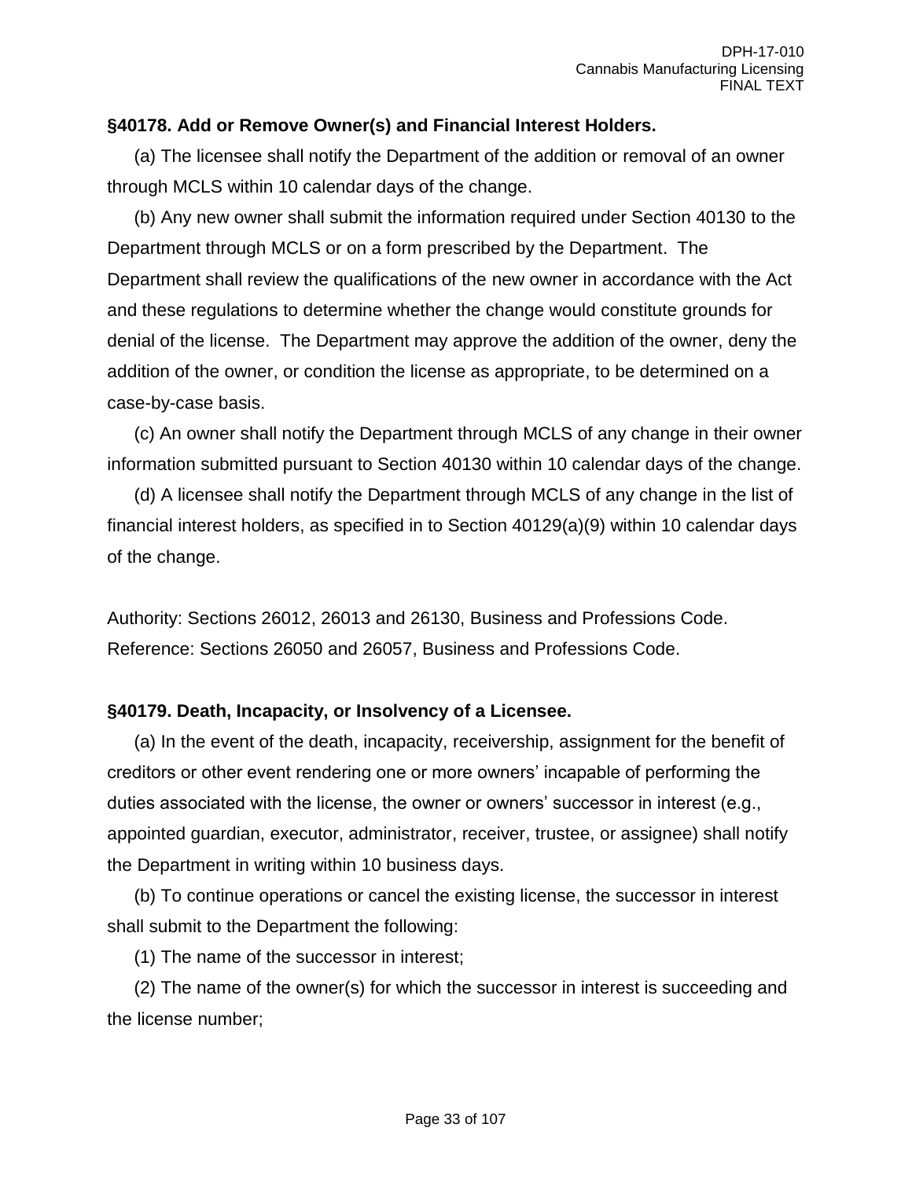### §40178. Add or Remove Owner(s) and Financial Interest Holders.

(a) The licensee shall notify the Department of the addition or removal of an owner through MCLS within 10 calendar days of the change.

(b) Any new owner shall submit the information required under Section 40130 to the Department through MCLS or on a form prescribed by the Department. The Department shall review the qualifications of the new owner in accordance with the Act and these regulations to determine whether the change would constitute grounds for denial of the license. The Department may approve the addition of the owner, deny the addition of the owner, or condition the license as appropriate, to be determined on a case-by-case basis.

(c) An owner shall notify the Department through MCLS of any change in their owner information submitted pursuant to Section 40130 within 10 calendar days of the change.

(d) A licensee shall notify the Department through MCLS of any change in the list of financial interest holders, as specified in to Section 40129(a)(9) within 10 calendar days of the change.

Authority: Sections 26012, 26013 and 26130, Business and Professions Code.
Reference: Sections 26050 and 26057, Business and Professions Code.

### §40179. Death, Incapacity, or Insolvency of a Licensee.

(a) In the event of the death, incapacity, receivership, assignment for the benefit of creditors or other event rendering one or more owners' incapable of performing the duties associated with the license, the owner or owners' successor in interest (e.g., appointed guardian, executor, administrator, receiver, trustee, or assignee) shall notify the Department in writing within 10 business days.

(b) To continue operations or cancel the existing license, the successor in interest shall submit to the Department the following:

(1) The name of the successor in interest;

(2) The name of the owner(s) for which the successor in interest is succeeding and the license number;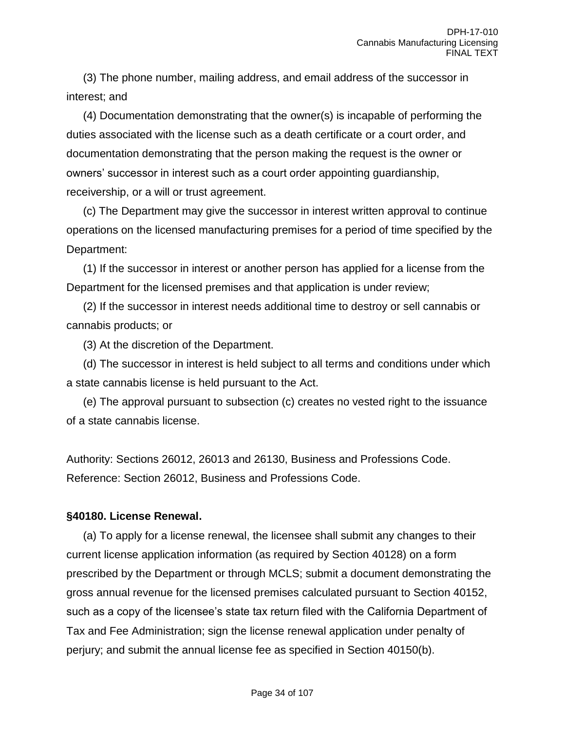(3) The phone number, mailing address, and email address of the successor in interest; and

(4) Documentation demonstrating that the owner(s) is incapable of performing the duties associated with the license such as a death certificate or a court order, and documentation demonstrating that the person making the request is the owner or owners' successor in interest such as a court order appointing guardianship, receivership, or a will or trust agreement.

(c) The Department may give the successor in interest written approval to continue operations on the licensed manufacturing premises for a period of time specified by the Department:

(1) If the successor in interest or another person has applied for a license from the Department for the licensed premises and that application is under review;

(2) If the successor in interest needs additional time to destroy or sell cannabis or cannabis products; or

(3) At the discretion of the Department.

(d) The successor in interest is held subject to all terms and conditions under which a state cannabis license is held pursuant to the Act.

(e) The approval pursuant to subsection (c) creates no vested right to the issuance of a state cannabis license.

Authority: Sections 26012, 26013 and 26130, Business and Professions Code.
Reference: Section 26012, Business and Professions Code.

**§40180. License Renewal.**

(a) To apply for a license renewal, the licensee shall submit any changes to their current license application information (as required by Section 40128) on a form prescribed by the Department or through MCLS; submit a document demonstrating the gross annual revenue for the licensed premises calculated pursuant to Section 40152, such as a copy of the licensee's state tax return filed with the California Department of Tax and Fee Administration; sign the license renewal application under penalty of perjury; and submit the annual license fee as specified in Section 40150(b).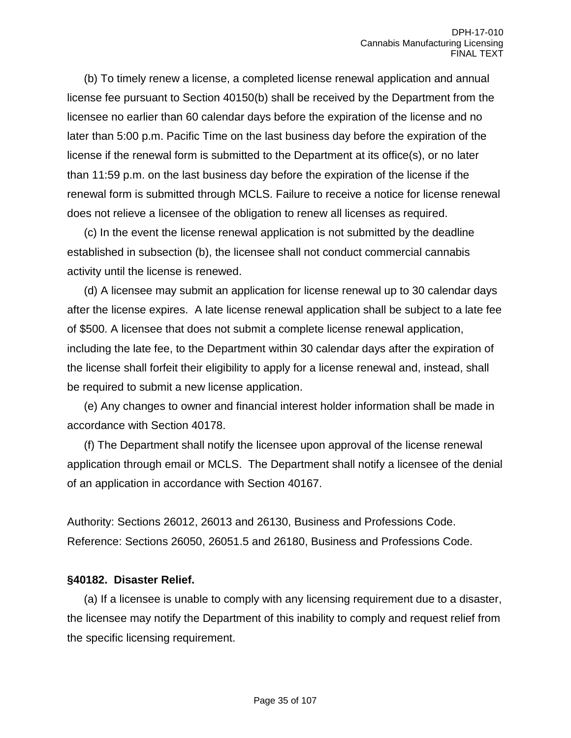(b) To timely renew a license, a completed license renewal application and annual license fee pursuant to Section 40150(b) shall be received by the Department from the licensee no earlier than 60 calendar days before the expiration of the license and no later than 5:00 p.m. Pacific Time on the last business day before the expiration of the license if the renewal form is submitted to the Department at its office(s), or no later than 11:59 p.m. on the last business day before the expiration of the license if the renewal form is submitted through MCLS. Failure to receive a notice for license renewal does not relieve a licensee of the obligation to renew all licenses as required.

(c) In the event the license renewal application is not submitted by the deadline established in subsection (b), the licensee shall not conduct commercial cannabis activity until the license is renewed.

(d) A licensee may submit an application for license renewal up to 30 calendar days after the license expires. A late license renewal application shall be subject to a late fee of $500. A licensee that does not submit a complete license renewal application, including the late fee, to the Department within 30 calendar days after the expiration of the license shall forfeit their eligibility to apply for a license renewal and, instead, shall be required to submit a new license application.

(e) Any changes to owner and financial interest holder information shall be made in accordance with Section 40178.

(f) The Department shall notify the licensee upon approval of the license renewal application through email or MCLS. The Department shall notify a licensee of the denial of an application in accordance with Section 40167.

Authority: Sections 26012, 26013 and 26130, Business and Professions Code.
Reference: Sections 26050, 26051.5 and 26180, Business and Professions Code.

**§40182. Disaster Relief.**

(a) If a licensee is unable to comply with any licensing requirement due to a disaster, the licensee may notify the Department of this inability to comply and request relief from the specific licensing requirement.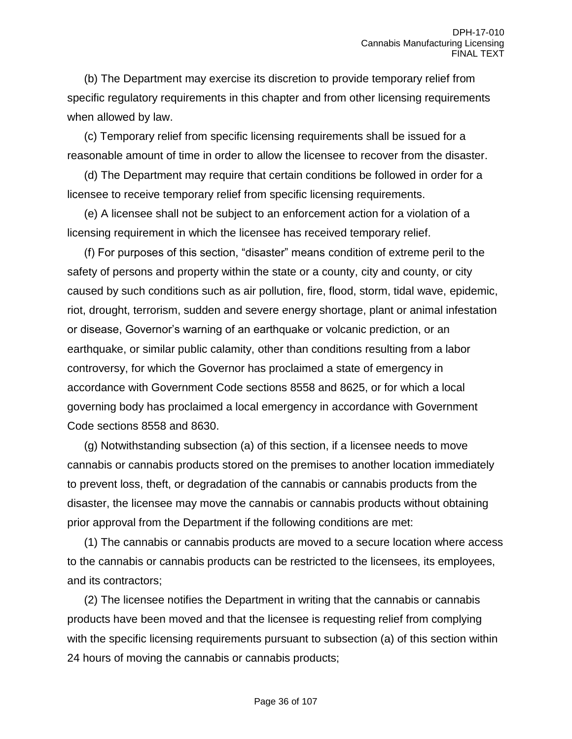(b) The Department may exercise its discretion to provide temporary relief from specific regulatory requirements in this chapter and from other licensing requirements when allowed by law.

(c) Temporary relief from specific licensing requirements shall be issued for a reasonable amount of time in order to allow the licensee to recover from the disaster.

(d) The Department may require that certain conditions be followed in order for a licensee to receive temporary relief from specific licensing requirements.

(e) A licensee shall not be subject to an enforcement action for a violation of a licensing requirement in which the licensee has received temporary relief.

(f) For purposes of this section, "disaster" means condition of extreme peril to the safety of persons and property within the state or a county, city and county, or city caused by such conditions such as air pollution, fire, flood, storm, tidal wave, epidemic, riot, drought, terrorism, sudden and severe energy shortage, plant or animal infestation or disease, Governor's warning of an earthquake or volcanic prediction, or an earthquake, or similar public calamity, other than conditions resulting from a labor controversy, for which the Governor has proclaimed a state of emergency in accordance with Government Code sections 8558 and 8625, or for which a local governing body has proclaimed a local emergency in accordance with Government Code sections 8558 and 8630.

(g) Notwithstanding subsection (a) of this section, if a licensee needs to move cannabis or cannabis products stored on the premises to another location immediately to prevent loss, theft, or degradation of the cannabis or cannabis products from the disaster, the licensee may move the cannabis or cannabis products without obtaining prior approval from the Department if the following conditions are met:

(1) The cannabis or cannabis products are moved to a secure location where access to the cannabis or cannabis products can be restricted to the licensees, its employees, and its contractors;

(2) The licensee notifies the Department in writing that the cannabis or cannabis products have been moved and that the licensee is requesting relief from complying with the specific licensing requirements pursuant to subsection (a) of this section within 24 hours of moving the cannabis or cannabis products;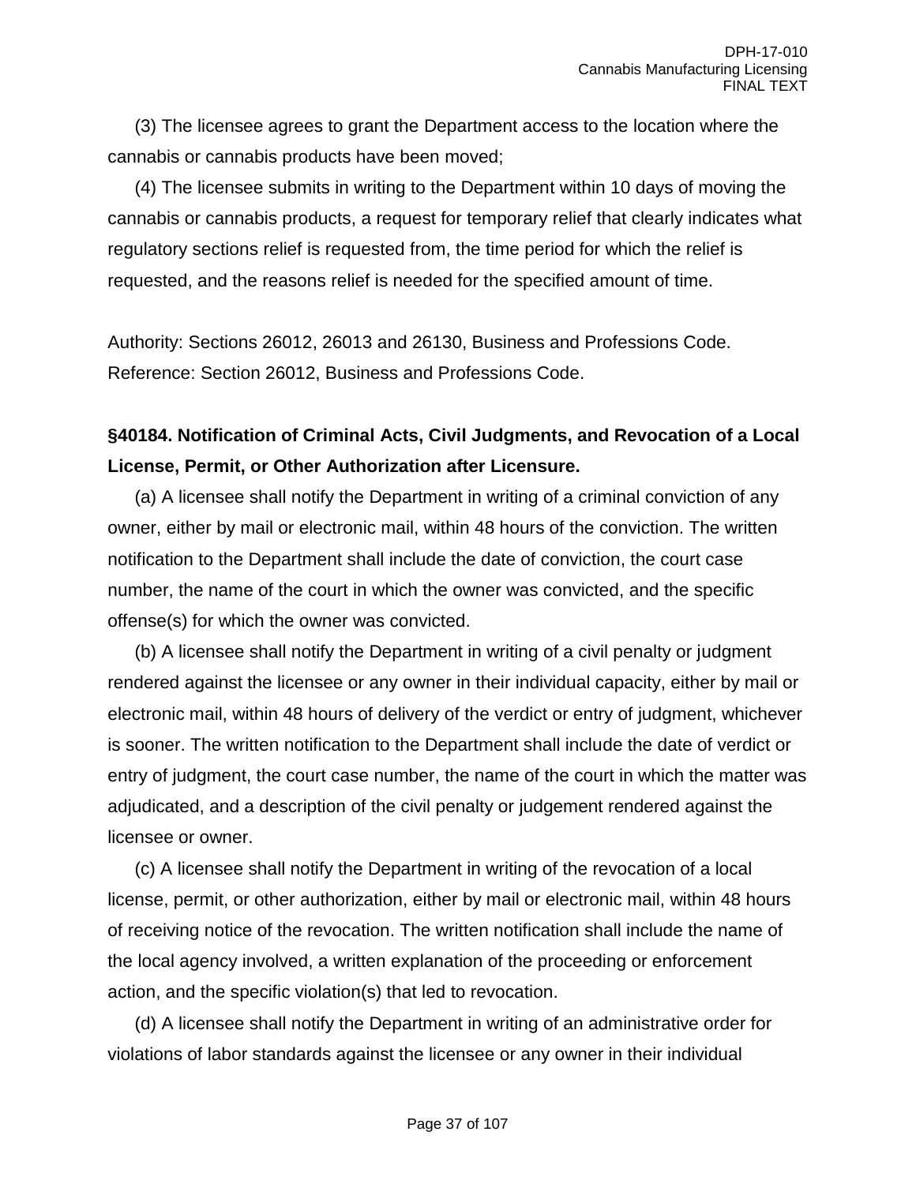(3) The licensee agrees to grant the Department access to the location where the cannabis or cannabis products have been moved;

(4) The licensee submits in writing to the Department within 10 days of moving the cannabis or cannabis products, a request for temporary relief that clearly indicates what regulatory sections relief is requested from, the time period for which the relief is requested, and the reasons relief is needed for the specified amount of time.

Authority: Sections 26012, 26013 and 26130, Business and Professions Code. Reference: Section 26012, Business and Professions Code.

**§40184. Notification of Criminal Acts, Civil Judgments, and Revocation of a Local License, Permit, or Other Authorization after Licensure.**

(a) A licensee shall notify the Department in writing of a criminal conviction of any owner, either by mail or electronic mail, within 48 hours of the conviction. The written notification to the Department shall include the date of conviction, the court case number, the name of the court in which the owner was convicted, and the specific offense(s) for which the owner was convicted.

(b) A licensee shall notify the Department in writing of a civil penalty or judgment rendered against the licensee or any owner in their individual capacity, either by mail or electronic mail, within 48 hours of delivery of the verdict or entry of judgment, whichever is sooner. The written notification to the Department shall include the date of verdict or entry of judgment, the court case number, the name of the court in which the matter was adjudicated, and a description of the civil penalty or judgement rendered against the licensee or owner.

(c) A licensee shall notify the Department in writing of the revocation of a local license, permit, or other authorization, either by mail or electronic mail, within 48 hours of receiving notice of the revocation. The written notification shall include the name of the local agency involved, a written explanation of the proceeding or enforcement action, and the specific violation(s) that led to revocation.

(d) A licensee shall notify the Department in writing of an administrative order for violations of labor standards against the licensee or any owner in their individual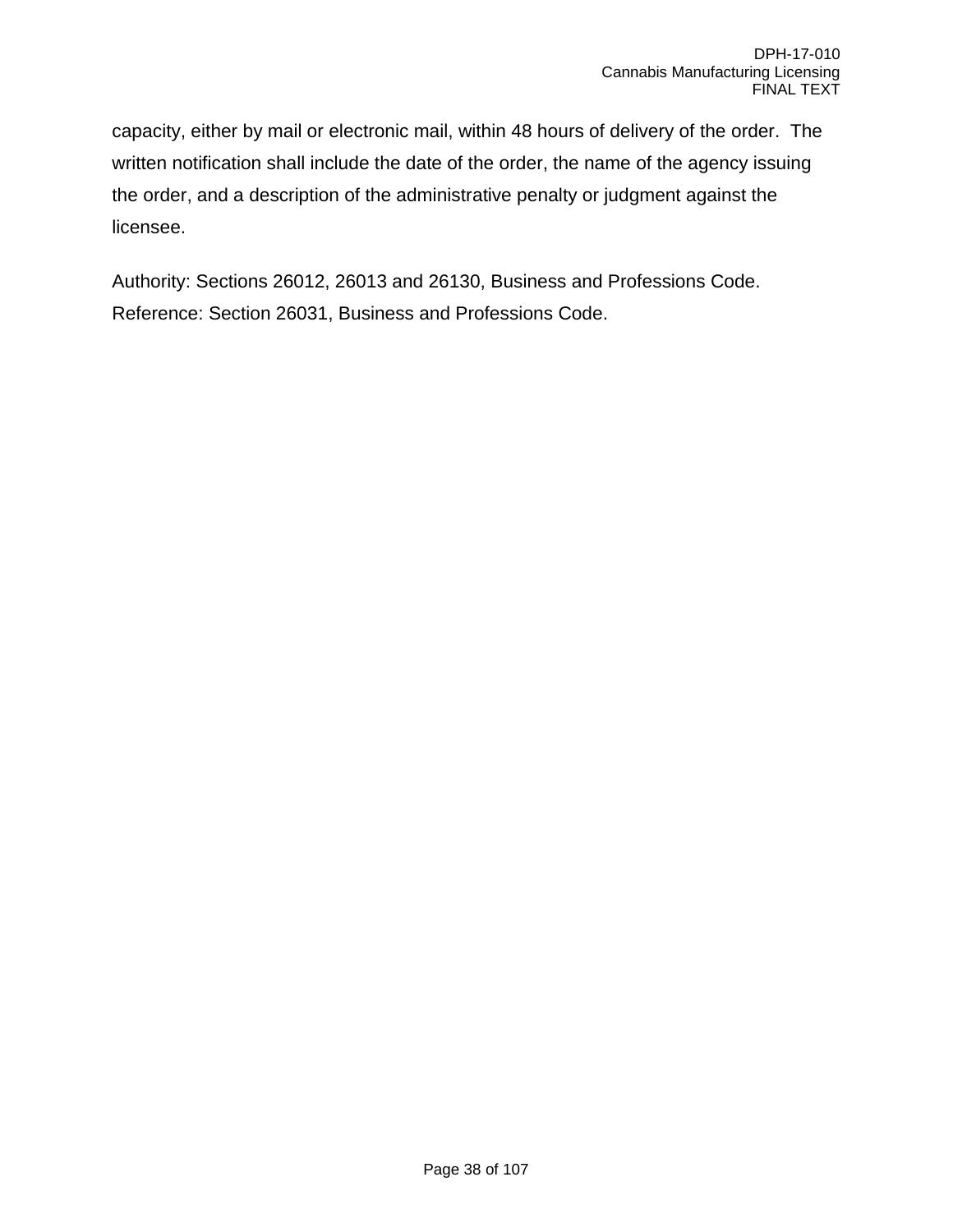capacity, either by mail or electronic mail, within 48 hours of delivery of the order. The written notification shall include the date of the order, the name of the agency issuing the order, and a description of the administrative penalty or judgment against the licensee.

Authority: Sections 26012, 26013 and 26130, Business and Professions Code. Reference: Section 26031, Business and Professions Code.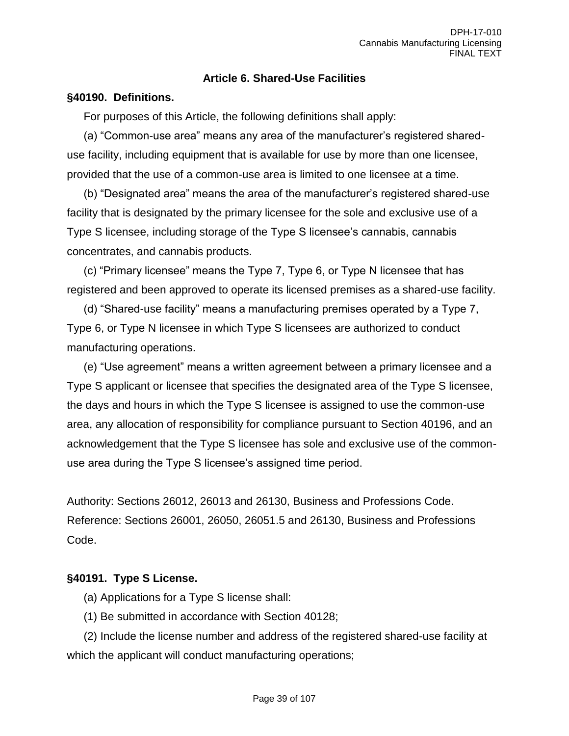## Article 6. Shared-Use Facilities

### §40190. Definitions.

For purposes of this Article, the following definitions shall apply:

(a) "Common-use area" means any area of the manufacturer's registered shared-use facility, including equipment that is available for use by more than one licensee, provided that the use of a common-use area is limited to one licensee at a time.

(b) "Designated area" means the area of the manufacturer's registered shared-use facility that is designated by the primary licensee for the sole and exclusive use of a Type S licensee, including storage of the Type S licensee's cannabis, cannabis concentrates, and cannabis products.

(c) "Primary licensee" means the Type 7, Type 6, or Type N licensee that has registered and been approved to operate its licensed premises as a shared-use facility.

(d) "Shared-use facility" means a manufacturing premises operated by a Type 7, Type 6, or Type N licensee in which Type S licensees are authorized to conduct manufacturing operations.

(e) "Use agreement" means a written agreement between a primary licensee and a Type S applicant or licensee that specifies the designated area of the Type S licensee, the days and hours in which the Type S licensee is assigned to use the common-use area, any allocation of responsibility for compliance pursuant to Section 40196, and an acknowledgement that the Type S licensee has sole and exclusive use of the common-use area during the Type S licensee's assigned time period.

Authority: Sections 26012, 26013 and 26130, Business and Professions Code. Reference: Sections 26001, 26050, 26051.5 and 26130, Business and Professions Code.

### §40191. Type S License.

(a) Applications for a Type S license shall:

(1) Be submitted in accordance with Section 40128;

(2) Include the license number and address of the registered shared-use facility at which the applicant will conduct manufacturing operations;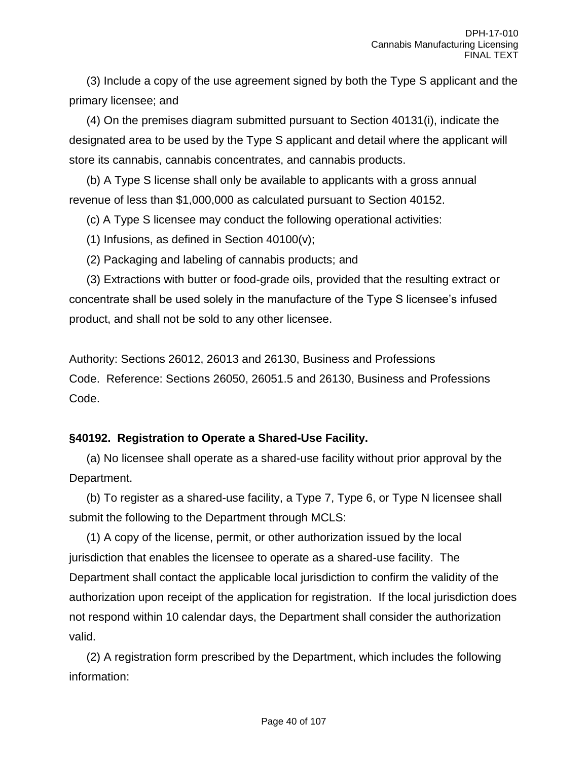(3) Include a copy of the use agreement signed by both the Type S applicant and the primary licensee; and

(4) On the premises diagram submitted pursuant to Section 40131(i), indicate the designated area to be used by the Type S applicant and detail where the applicant will store its cannabis, cannabis concentrates, and cannabis products.

(b) A Type S license shall only be available to applicants with a gross annual revenue of less than $1,000,000 as calculated pursuant to Section 40152.

(c) A Type S licensee may conduct the following operational activities:

(1) Infusions, as defined in Section 40100(v);

(2) Packaging and labeling of cannabis products; and

(3) Extractions with butter or food-grade oils, provided that the resulting extract or concentrate shall be used solely in the manufacture of the Type S licensee's infused product, and shall not be sold to any other licensee.

Authority: Sections 26012, 26013 and 26130, Business and Professions Code. Reference: Sections 26050, 26051.5 and 26130, Business and Professions Code.

### §40192. Registration to Operate a Shared-Use Facility.

(a) No licensee shall operate as a shared-use facility without prior approval by the Department.

(b) To register as a shared-use facility, a Type 7, Type 6, or Type N licensee shall submit the following to the Department through MCLS:

(1) A copy of the license, permit, or other authorization issued by the local jurisdiction that enables the licensee to operate as a shared-use facility. The Department shall contact the applicable local jurisdiction to confirm the validity of the authorization upon receipt of the application for registration. If the local jurisdiction does not respond within 10 calendar days, the Department shall consider the authorization valid.

(2) A registration form prescribed by the Department, which includes the following information: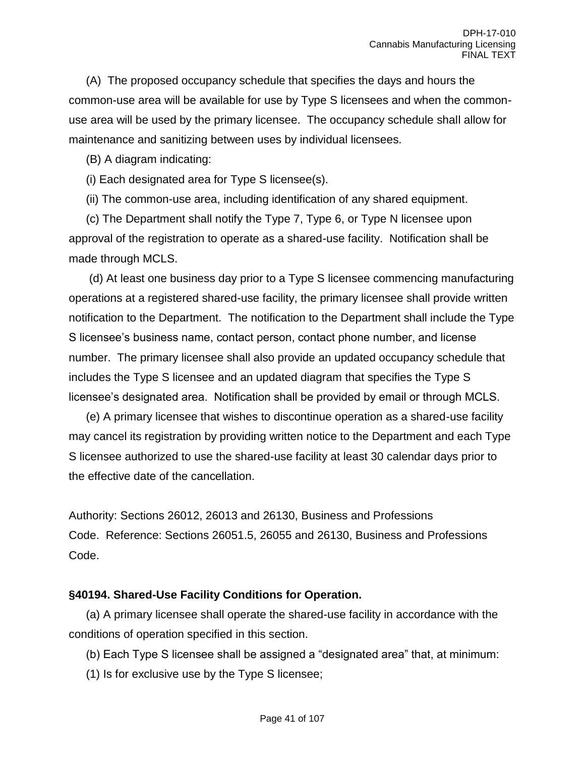(A) The proposed occupancy schedule that specifies the days and hours the common-use area will be available for use by Type S licensees and when the common-use area will be used by the primary licensee. The occupancy schedule shall allow for maintenance and sanitizing between uses by individual licensees.

(B) A diagram indicating:

(i) Each designated area for Type S licensee(s).

(ii) The common-use area, including identification of any shared equipment.

(c) The Department shall notify the Type 7, Type 6, or Type N licensee upon approval of the registration to operate as a shared-use facility. Notification shall be made through MCLS.

(d) At least one business day prior to a Type S licensee commencing manufacturing operations at a registered shared-use facility, the primary licensee shall provide written notification to the Department. The notification to the Department shall include the Type S licensee's business name, contact person, contact phone number, and license number. The primary licensee shall also provide an updated occupancy schedule that includes the Type S licensee and an updated diagram that specifies the Type S licensee's designated area. Notification shall be provided by email or through MCLS.

(e) A primary licensee that wishes to discontinue operation as a shared-use facility may cancel its registration by providing written notice to the Department and each Type S licensee authorized to use the shared-use facility at least 30 calendar days prior to the effective date of the cancellation.

Authority: Sections 26012, 26013 and 26130, Business and Professions Code. Reference: Sections 26051.5, 26055 and 26130, Business and Professions Code.

**§40194. Shared-Use Facility Conditions for Operation.**

(a) A primary licensee shall operate the shared-use facility in accordance with the conditions of operation specified in this section.

(b) Each Type S licensee shall be assigned a "designated area" that, at minimum:

(1) Is for exclusive use by the Type S licensee;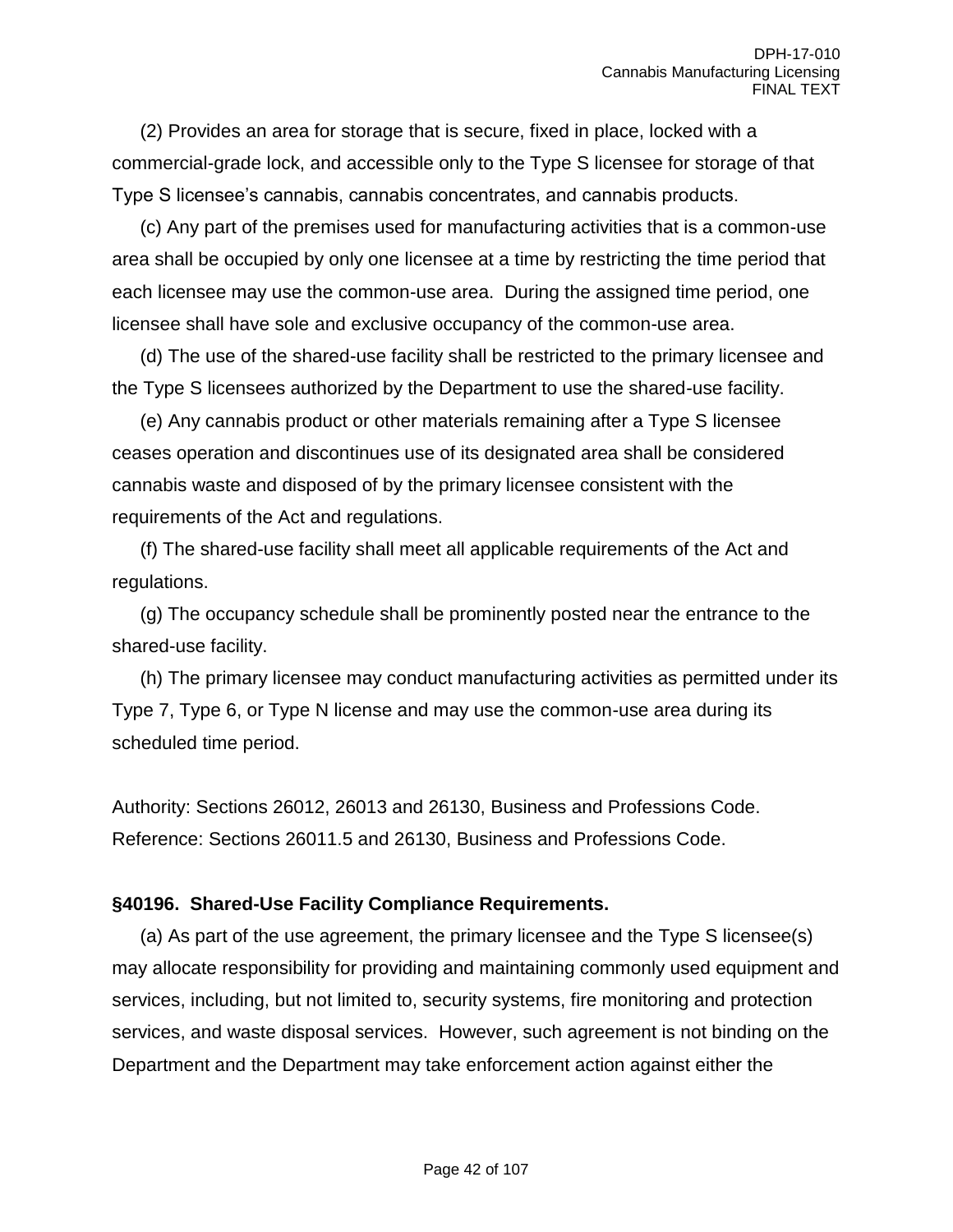(2) Provides an area for storage that is secure, fixed in place, locked with a commercial-grade lock, and accessible only to the Type S licensee for storage of that Type S licensee's cannabis, cannabis concentrates, and cannabis products.

(c) Any part of the premises used for manufacturing activities that is a common-use area shall be occupied by only one licensee at a time by restricting the time period that each licensee may use the common-use area. During the assigned time period, one licensee shall have sole and exclusive occupancy of the common-use area.

(d) The use of the shared-use facility shall be restricted to the primary licensee and the Type S licensees authorized by the Department to use the shared-use facility.

(e) Any cannabis product or other materials remaining after a Type S licensee ceases operation and discontinues use of its designated area shall be considered cannabis waste and disposed of by the primary licensee consistent with the requirements of the Act and regulations.

(f) The shared-use facility shall meet all applicable requirements of the Act and regulations.

(g) The occupancy schedule shall be prominently posted near the entrance to the shared-use facility.

(h) The primary licensee may conduct manufacturing activities as permitted under its Type 7, Type 6, or Type N license and may use the common-use area during its scheduled time period.

Authority: Sections 26012, 26013 and 26130, Business and Professions Code.
Reference: Sections 26011.5 and 26130, Business and Professions Code.

**§40196. Shared-Use Facility Compliance Requirements.**

(a) As part of the use agreement, the primary licensee and the Type S licensee(s) may allocate responsibility for providing and maintaining commonly used equipment and services, including, but not limited to, security systems, fire monitoring and protection services, and waste disposal services. However, such agreement is not binding on the Department and the Department may take enforcement action against either the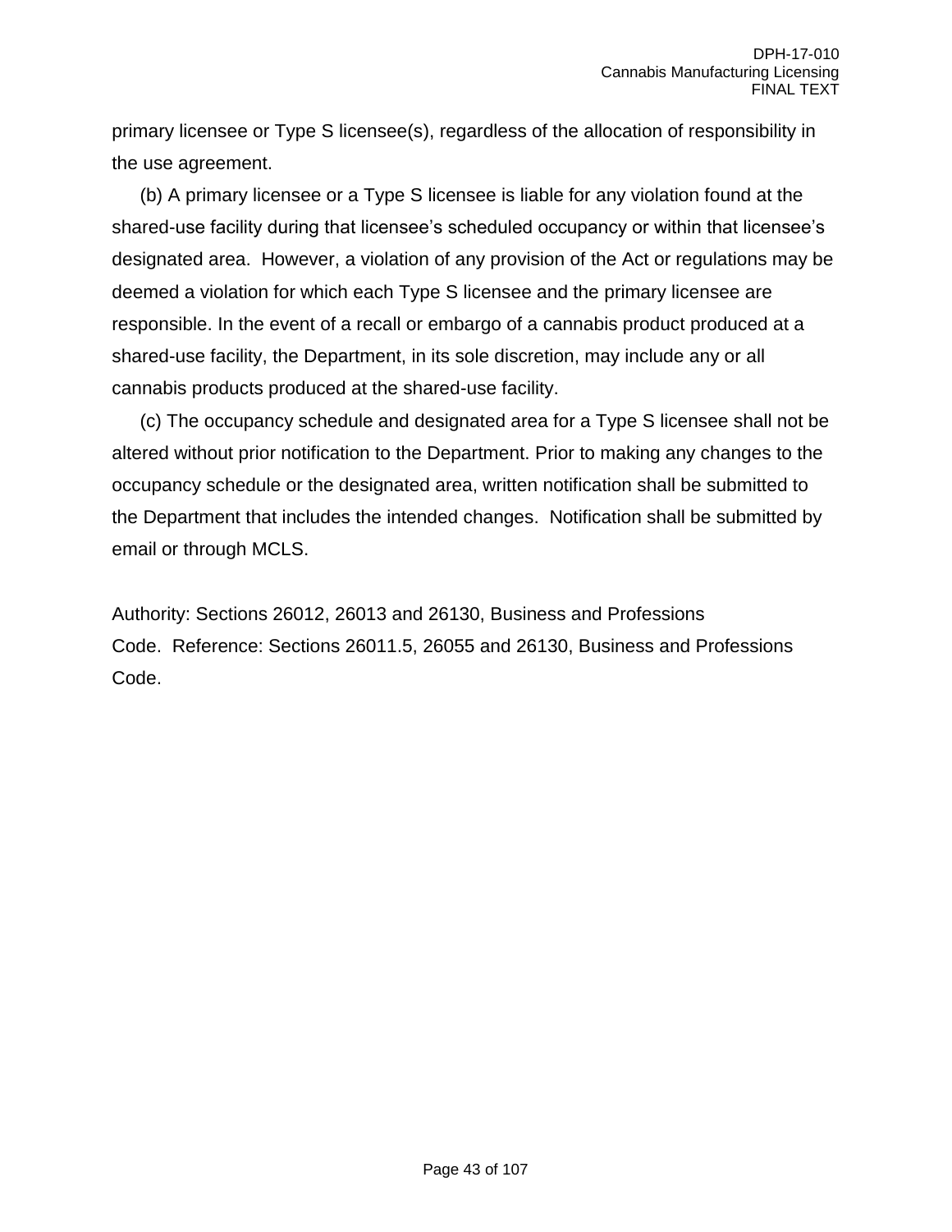primary licensee or Type S licensee(s), regardless of the allocation of responsibility in the use agreement.

(b) A primary licensee or a Type S licensee is liable for any violation found at the shared-use facility during that licensee's scheduled occupancy or within that licensee's designated area. However, a violation of any provision of the Act or regulations may be deemed a violation for which each Type S licensee and the primary licensee are responsible. In the event of a recall or embargo of a cannabis product produced at a shared-use facility, the Department, in its sole discretion, may include any or all cannabis products produced at the shared-use facility.

(c) The occupancy schedule and designated area for a Type S licensee shall not be altered without prior notification to the Department. Prior to making any changes to the occupancy schedule or the designated area, written notification shall be submitted to the Department that includes the intended changes. Notification shall be submitted by email or through MCLS.

Authority: Sections 26012, 26013 and 26130, Business and Professions Code. Reference: Sections 26011.5, 26055 and 26130, Business and Professions Code.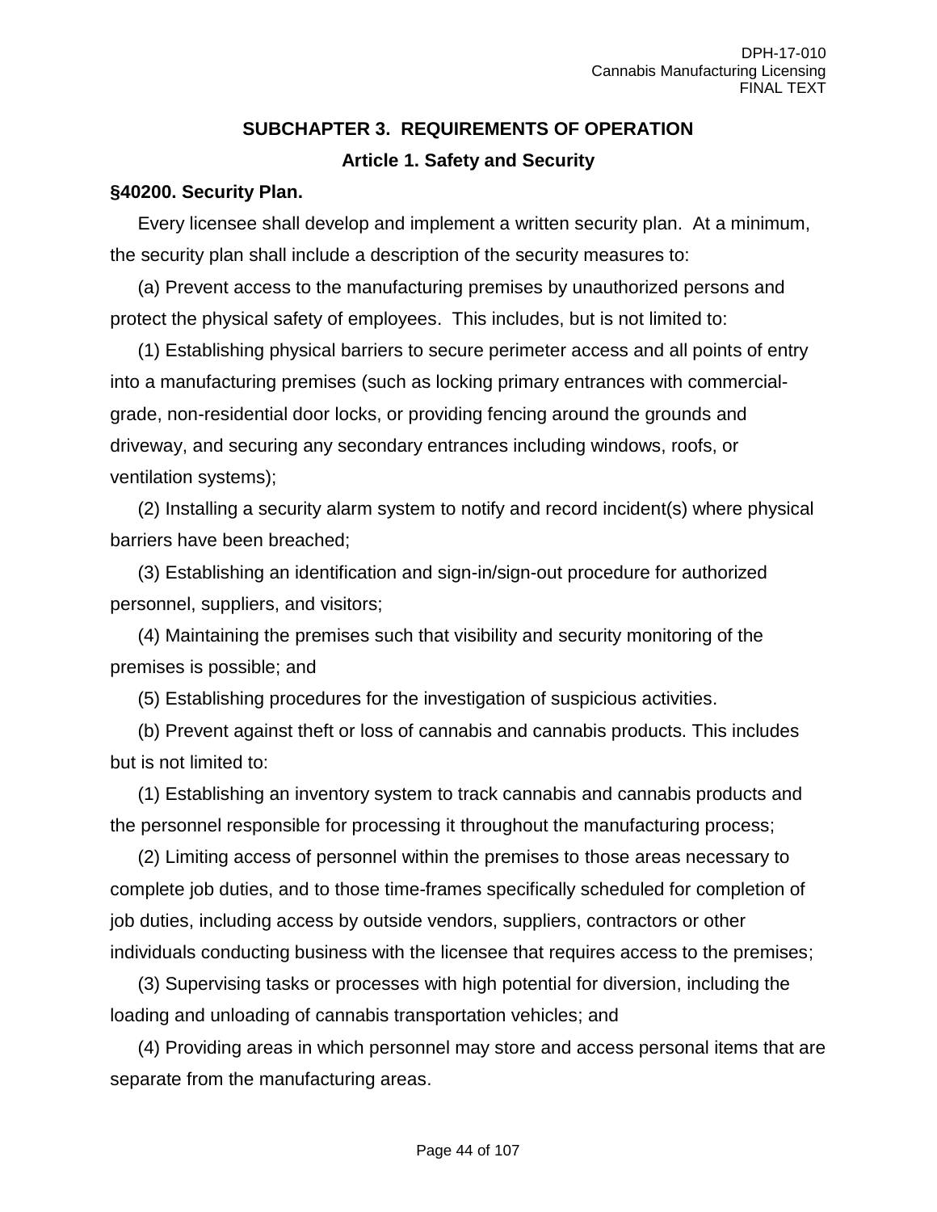## SUBCHAPTER 3. REQUIREMENTS OF OPERATION

### Article 1. Safety and Security

**§40200. Security Plan.**

Every licensee shall develop and implement a written security plan. At a minimum, the security plan shall include a description of the security measures to:

(a) Prevent access to the manufacturing premises by unauthorized persons and protect the physical safety of employees. This includes, but is not limited to:

(1) Establishing physical barriers to secure perimeter access and all points of entry into a manufacturing premises (such as locking primary entrances with commercial-grade, non-residential door locks, or providing fencing around the grounds and driveway, and securing any secondary entrances including windows, roofs, or ventilation systems);

(2) Installing a security alarm system to notify and record incident(s) where physical barriers have been breached;

(3) Establishing an identification and sign-in/sign-out procedure for authorized personnel, suppliers, and visitors;

(4) Maintaining the premises such that visibility and security monitoring of the premises is possible; and

(5) Establishing procedures for the investigation of suspicious activities.

(b) Prevent against theft or loss of cannabis and cannabis products. This includes but is not limited to:

(1) Establishing an inventory system to track cannabis and cannabis products and the personnel responsible for processing it throughout the manufacturing process;

(2) Limiting access of personnel within the premises to those areas necessary to complete job duties, and to those time-frames specifically scheduled for completion of job duties, including access by outside vendors, suppliers, contractors or other individuals conducting business with the licensee that requires access to the premises;

(3) Supervising tasks or processes with high potential for diversion, including the loading and unloading of cannabis transportation vehicles; and

(4) Providing areas in which personnel may store and access personal items that are separate from the manufacturing areas.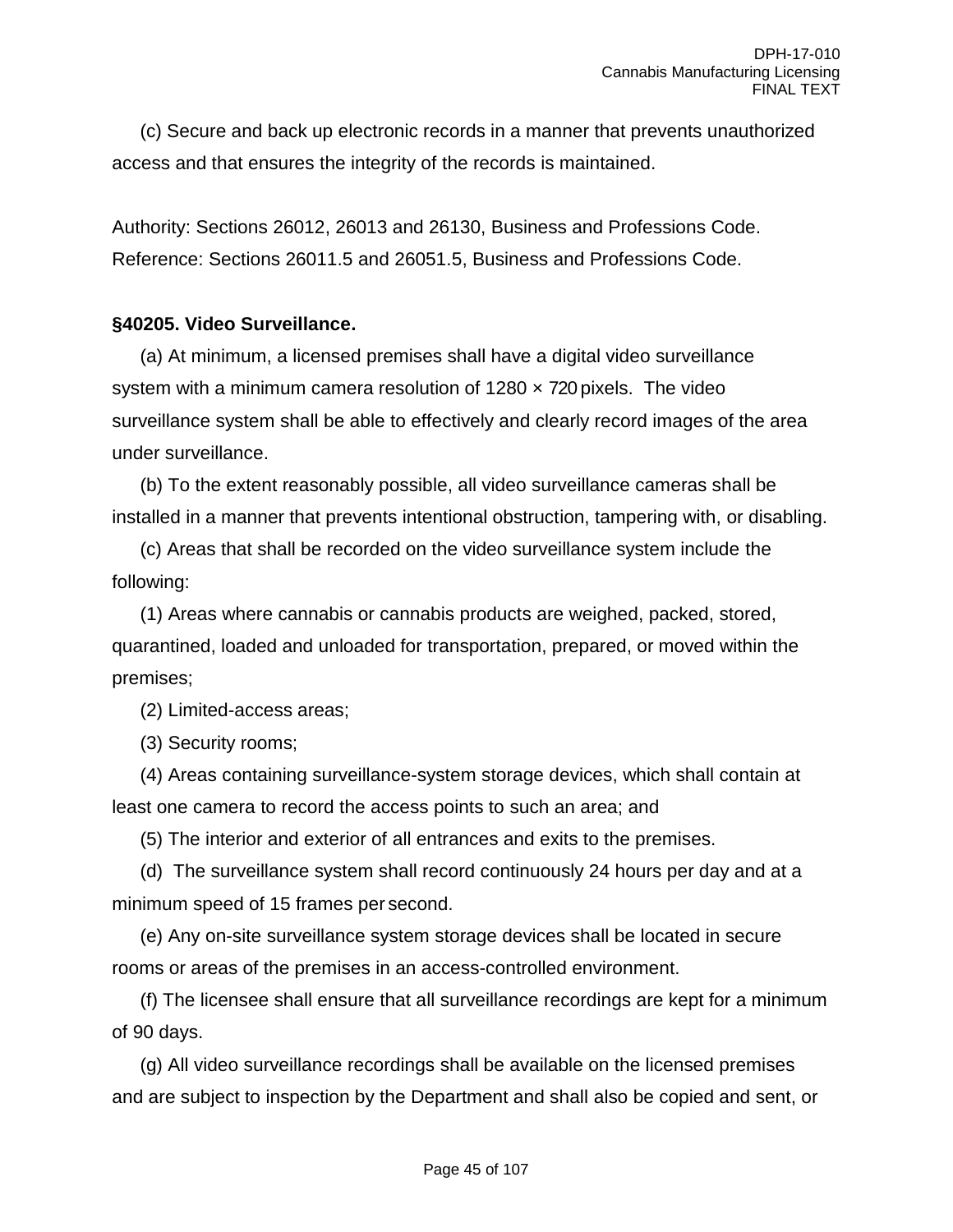(c) Secure and back up electronic records in a manner that prevents unauthorized access and that ensures the integrity of the records is maintained.

Authority: Sections 26012, 26013 and 26130, Business and Professions Code.
Reference: Sections 26011.5 and 26051.5, Business and Professions Code.

**§40205. Video Surveillance.**

(a) At minimum, a licensed premises shall have a digital video surveillance system with a minimum camera resolution of 1280 × 720 pixels. The video surveillance system shall be able to effectively and clearly record images of the area under surveillance.

(b) To the extent reasonably possible, all video surveillance cameras shall be installed in a manner that prevents intentional obstruction, tampering with, or disabling.

(c) Areas that shall be recorded on the video surveillance system include the following:

(1) Areas where cannabis or cannabis products are weighed, packed, stored, quarantined, loaded and unloaded for transportation, prepared, or moved within the premises;

(2) Limited-access areas;

(3) Security rooms;

(4) Areas containing surveillance-system storage devices, which shall contain at least one camera to record the access points to such an area; and

(5) The interior and exterior of all entrances and exits to the premises.

(d) The surveillance system shall record continuously 24 hours per day and at a minimum speed of 15 frames per second.

(e) Any on-site surveillance system storage devices shall be located in secure rooms or areas of the premises in an access-controlled environment.

(f) The licensee shall ensure that all surveillance recordings are kept for a minimum of 90 days.

(g) All video surveillance recordings shall be available on the licensed premises and are subject to inspection by the Department and shall also be copied and sent, or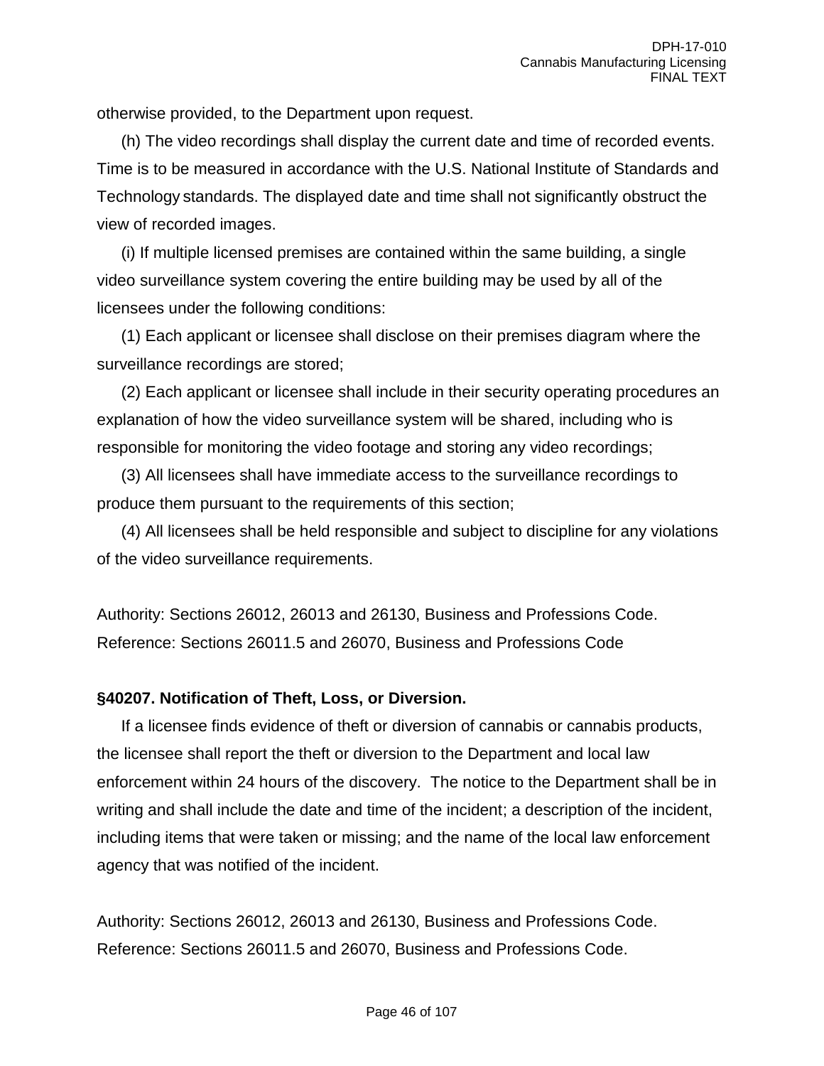otherwise provided, to the Department upon request.

(h) The video recordings shall display the current date and time of recorded events. Time is to be measured in accordance with the U.S. National Institute of Standards and Technology standards. The displayed date and time shall not significantly obstruct the view of recorded images.

(i) If multiple licensed premises are contained within the same building, a single video surveillance system covering the entire building may be used by all of the licensees under the following conditions:

(1) Each applicant or licensee shall disclose on their premises diagram where the surveillance recordings are stored;

(2) Each applicant or licensee shall include in their security operating procedures an explanation of how the video surveillance system will be shared, including who is responsible for monitoring the video footage and storing any video recordings;

(3) All licensees shall have immediate access to the surveillance recordings to produce them pursuant to the requirements of this section;

(4) All licensees shall be held responsible and subject to discipline for any violations of the video surveillance requirements.

Authority: Sections 26012, 26013 and 26130, Business and Professions Code.
Reference: Sections 26011.5 and 26070, Business and Professions Code

**§40207. Notification of Theft, Loss, or Diversion.**

If a licensee finds evidence of theft or diversion of cannabis or cannabis products, the licensee shall report the theft or diversion to the Department and local law enforcement within 24 hours of the discovery. The notice to the Department shall be in writing and shall include the date and time of the incident; a description of the incident, including items that were taken or missing; and the name of the local law enforcement agency that was notified of the incident.

Authority: Sections 26012, 26013 and 26130, Business and Professions Code.
Reference: Sections 26011.5 and 26070, Business and Professions Code.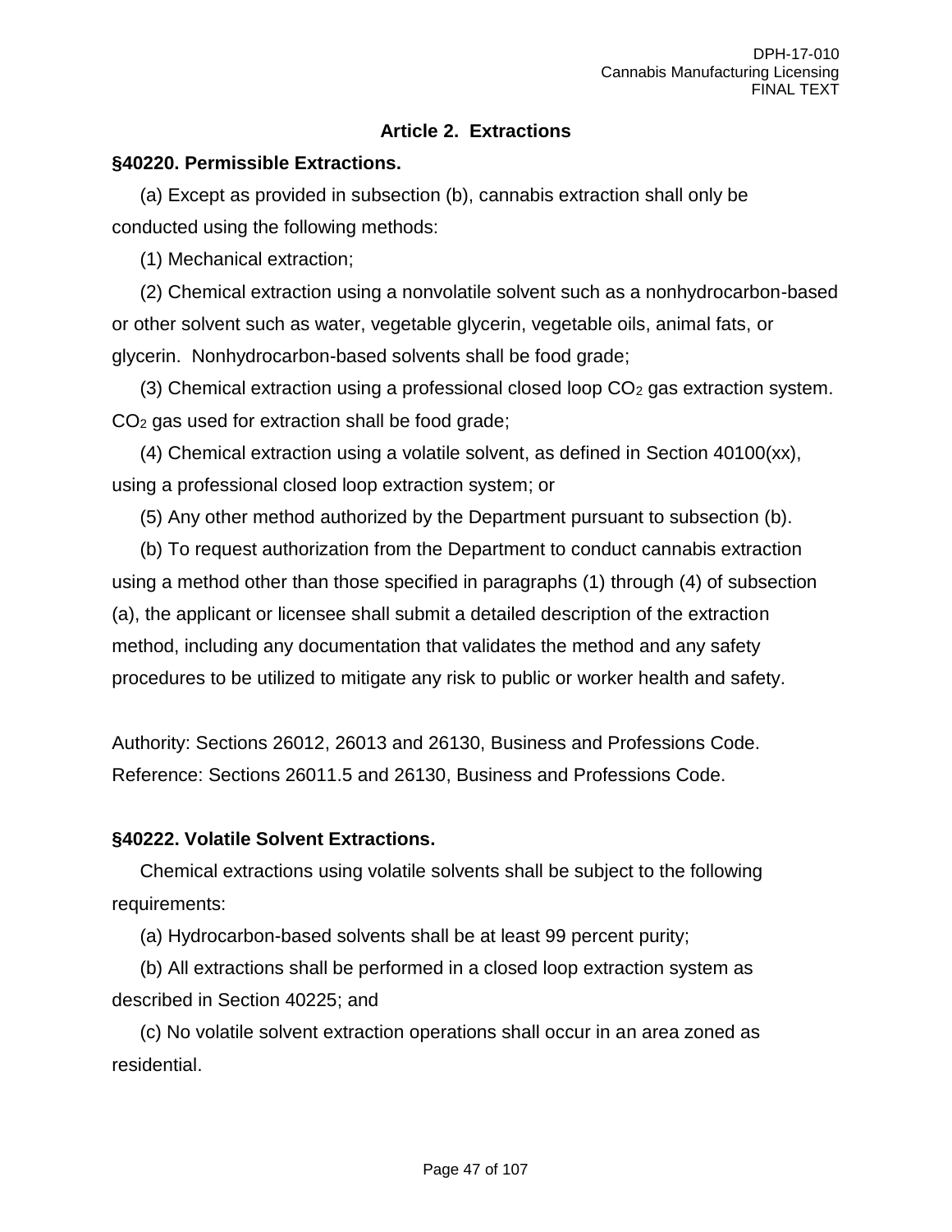## Article 2. Extractions

### §40220. Permissible Extractions.

(a) Except as provided in subsection (b), cannabis extraction shall only be conducted using the following methods:

(1) Mechanical extraction;

(2) Chemical extraction using a nonvolatile solvent such as a nonhydrocarbon-based or other solvent such as water, vegetable glycerin, vegetable oils, animal fats, or glycerin. Nonhydrocarbon-based solvents shall be food grade;

(3) Chemical extraction using a professional closed loop $CO_2$ gas extraction system. $CO_2$ gas used for extraction shall be food grade;

(4) Chemical extraction using a volatile solvent, as defined in Section 40100(xx), using a professional closed loop extraction system; or

(5) Any other method authorized by the Department pursuant to subsection (b).

(b) To request authorization from the Department to conduct cannabis extraction using a method other than those specified in paragraphs (1) through (4) of subsection (a), the applicant or licensee shall submit a detailed description of the extraction method, including any documentation that validates the method and any safety procedures to be utilized to mitigate any risk to public or worker health and safety.

Authority: Sections 26012, 26013 and 26130, Business and Professions Code.
Reference: Sections 26011.5 and 26130, Business and Professions Code.

### §40222. Volatile Solvent Extractions.

Chemical extractions using volatile solvents shall be subject to the following requirements:

(a) Hydrocarbon-based solvents shall be at least 99 percent purity;

(b) All extractions shall be performed in a closed loop extraction system as described in Section 40225; and

(c) No volatile solvent extraction operations shall occur in an area zoned as residential.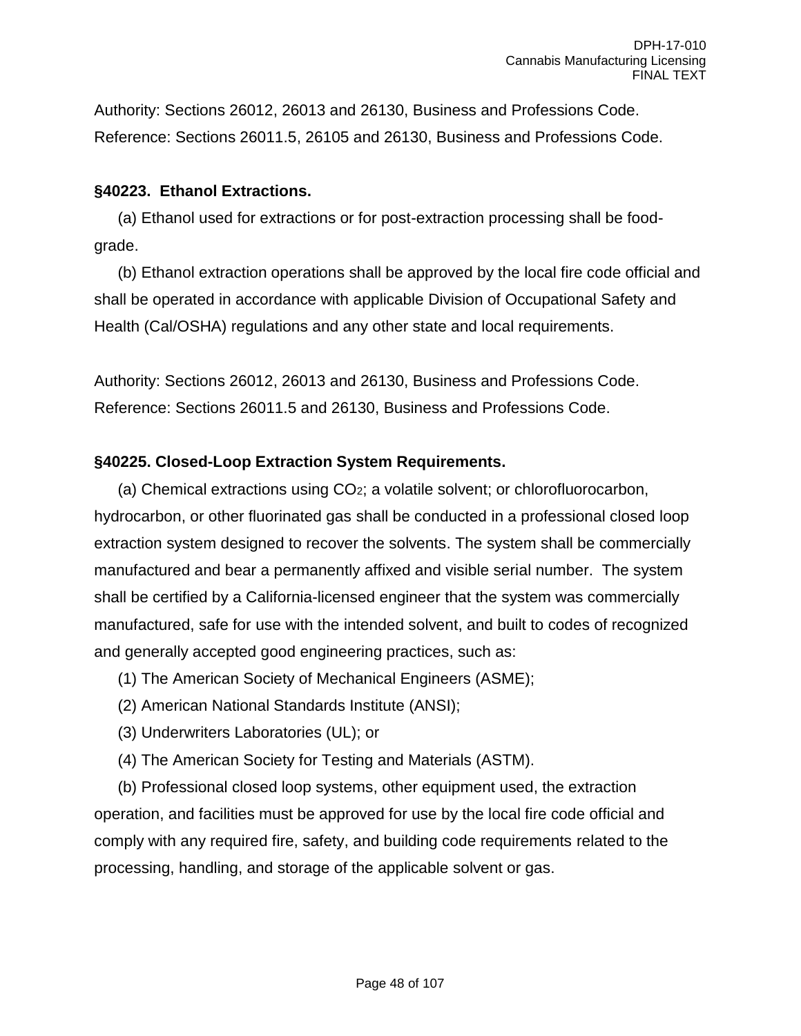Authority: Sections 26012, 26013 and 26130, Business and Professions Code.
Reference: Sections 26011.5, 26105 and 26130, Business and Professions Code.

**§40223. Ethanol Extractions.**

(a) Ethanol used for extractions or for post-extraction processing shall be food-grade.

(b) Ethanol extraction operations shall be approved by the local fire code official and shall be operated in accordance with applicable Division of Occupational Safety and Health (Cal/OSHA) regulations and any other state and local requirements.

Authority: Sections 26012, 26013 and 26130, Business and Professions Code.
Reference: Sections 26011.5 and 26130, Business and Professions Code.

**§40225. Closed-Loop Extraction System Requirements.**

(a) Chemical extractions using $CO_2$; a volatile solvent; or chlorofluorocarbon, hydrocarbon, or other fluorinated gas shall be conducted in a professional closed loop extraction system designed to recover the solvents. The system shall be commercially manufactured and bear a permanently affixed and visible serial number. The system shall be certified by a California-licensed engineer that the system was commercially manufactured, safe for use with the intended solvent, and built to codes of recognized and generally accepted good engineering practices, such as:

(1) The American Society of Mechanical Engineers (ASME);

(2) American National Standards Institute (ANSI);

(3) Underwriters Laboratories (UL); or

(4) The American Society for Testing and Materials (ASTM).

(b) Professional closed loop systems, other equipment used, the extraction operation, and facilities must be approved for use by the local fire code official and comply with any required fire, safety, and building code requirements related to the processing, handling, and storage of the applicable solvent or gas.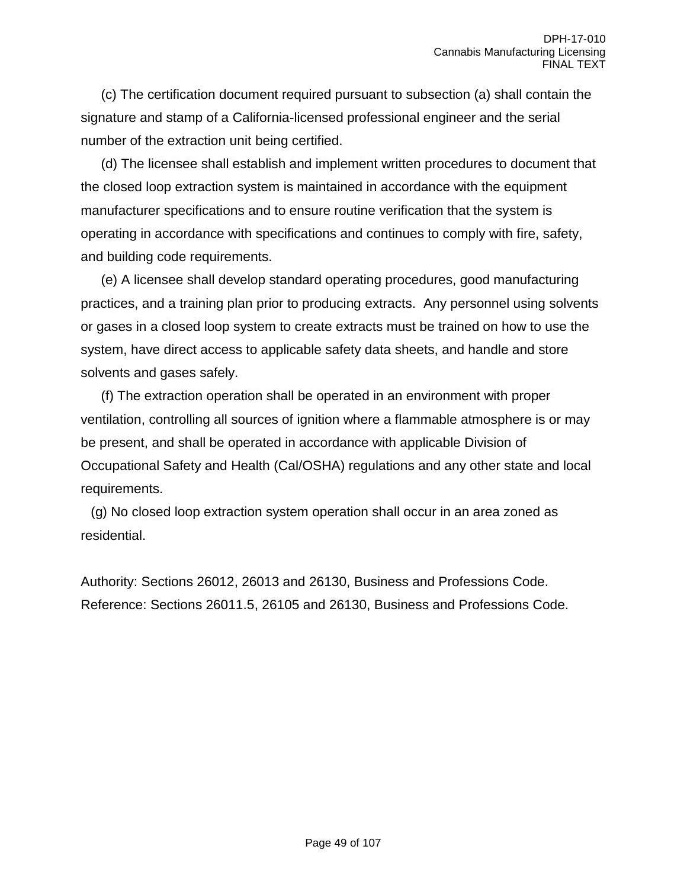(c) The certification document required pursuant to subsection (a) shall contain the signature and stamp of a California-licensed professional engineer and the serial number of the extraction unit being certified.

(d) The licensee shall establish and implement written procedures to document that the closed loop extraction system is maintained in accordance with the equipment manufacturer specifications and to ensure routine verification that the system is operating in accordance with specifications and continues to comply with fire, safety, and building code requirements.

(e) A licensee shall develop standard operating procedures, good manufacturing practices, and a training plan prior to producing extracts. Any personnel using solvents or gases in a closed loop system to create extracts must be trained on how to use the system, have direct access to applicable safety data sheets, and handle and store solvents and gases safely.

(f) The extraction operation shall be operated in an environment with proper ventilation, controlling all sources of ignition where a flammable atmosphere is or may be present, and shall be operated in accordance with applicable Division of Occupational Safety and Health (Cal/OSHA) regulations and any other state and local requirements.

(g) No closed loop extraction system operation shall occur in an area zoned as residential.

Authority: Sections 26012, 26013 and 26130, Business and Professions Code.
Reference: Sections 26011.5, 26105 and 26130, Business and Professions Code.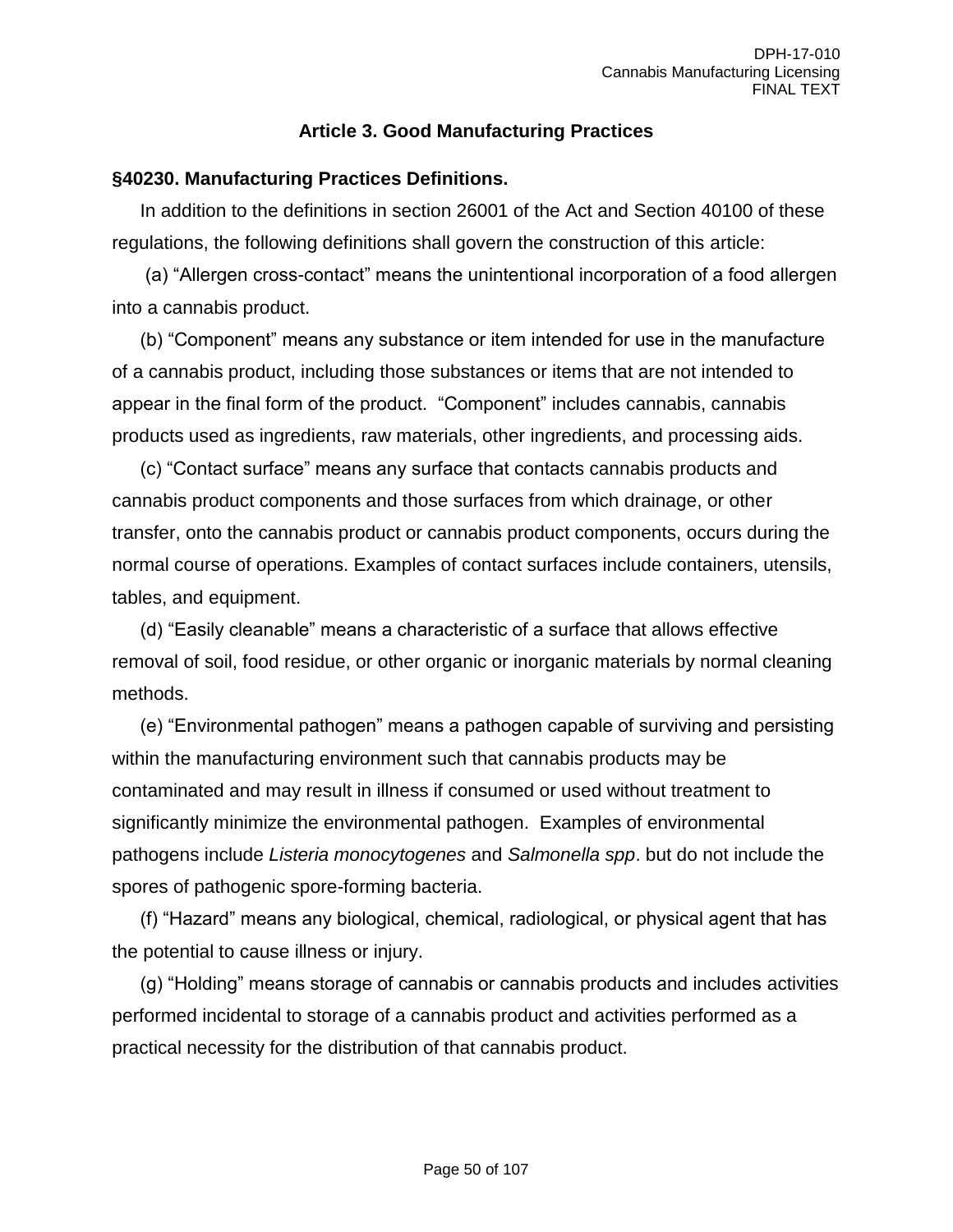### Article 3. Good Manufacturing Practices

**§40230. Manufacturing Practices Definitions.**

In addition to the definitions in section 26001 of the Act and Section 40100 of these regulations, the following definitions shall govern the construction of this article:

(a) "Allergen cross-contact" means the unintentional incorporation of a food allergen into a cannabis product.

(b) "Component" means any substance or item intended for use in the manufacture of a cannabis product, including those substances or items that are not intended to appear in the final form of the product. "Component" includes cannabis, cannabis products used as ingredients, raw materials, other ingredients, and processing aids.

(c) "Contact surface" means any surface that contacts cannabis products and cannabis product components and those surfaces from which drainage, or other transfer, onto the cannabis product or cannabis product components, occurs during the normal course of operations. Examples of contact surfaces include containers, utensils, tables, and equipment.

(d) "Easily cleanable" means a characteristic of a surface that allows effective removal of soil, food residue, or other organic or inorganic materials by normal cleaning methods.

(e) "Environmental pathogen" means a pathogen capable of surviving and persisting within the manufacturing environment such that cannabis products may be contaminated and may result in illness if consumed or used without treatment to significantly minimize the environmental pathogen. Examples of environmental pathogens include *Listeria monocytogenes* and *Salmonella spp*. but do not include the spores of pathogenic spore-forming bacteria.

(f) "Hazard" means any biological, chemical, radiological, or physical agent that has the potential to cause illness or injury.

(g) "Holding" means storage of cannabis or cannabis products and includes activities performed incidental to storage of a cannabis product and activities performed as a practical necessity for the distribution of that cannabis product.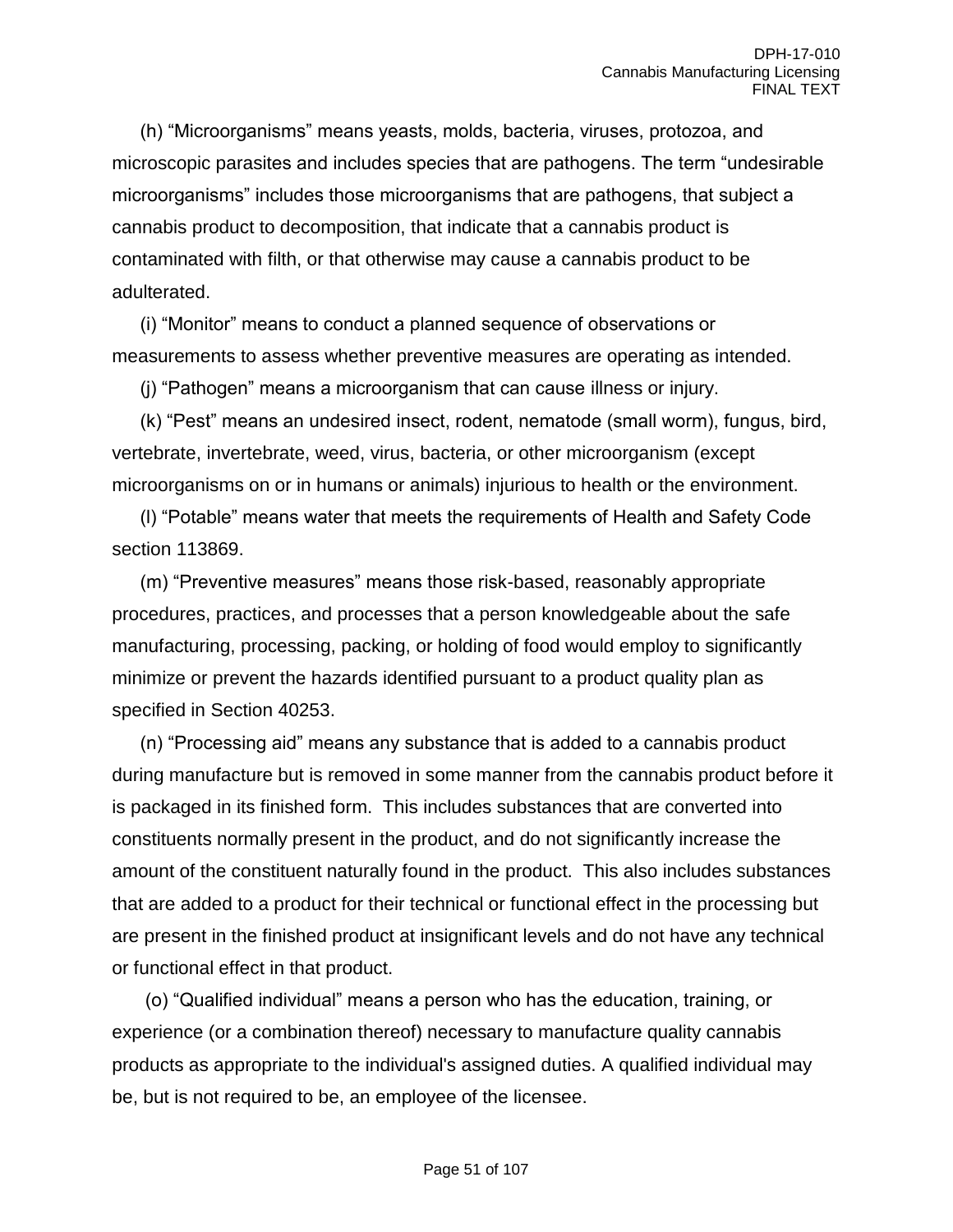(h) “Microorganisms” means yeasts, molds, bacteria, viruses, protozoa, and microscopic parasites and includes species that are pathogens. The term “undesirable microorganisms” includes those microorganisms that are pathogens, that subject a cannabis product to decomposition, that indicate that a cannabis product is contaminated with filth, or that otherwise may cause a cannabis product to be adulterated.

(i) “Monitor” means to conduct a planned sequence of observations or measurements to assess whether preventive measures are operating as intended.

(j) “Pathogen” means a microorganism that can cause illness or injury.

(k) “Pest” means an undesired insect, rodent, nematode (small worm), fungus, bird, vertebrate, invertebrate, weed, virus, bacteria, or other microorganism (except microorganisms on or in humans or animals) injurious to health or the environment.

(l) “Potable” means water that meets the requirements of Health and Safety Code section 113869.

(m) “Preventive measures” means those risk-based, reasonably appropriate procedures, practices, and processes that a person knowledgeable about the safe manufacturing, processing, packing, or holding of food would employ to significantly minimize or prevent the hazards identified pursuant to a product quality plan as specified in Section 40253.

(n) “Processing aid” means any substance that is added to a cannabis product during manufacture but is removed in some manner from the cannabis product before it is packaged in its finished form. This includes substances that are converted into constituents normally present in the product, and do not significantly increase the amount of the constituent naturally found in the product. This also includes substances that are added to a product for their technical or functional effect in the processing but are present in the finished product at insignificant levels and do not have any technical or functional effect in that product.

(o) “Qualified individual” means a person who has the education, training, or experience (or a combination thereof) necessary to manufacture quality cannabis products as appropriate to the individual's assigned duties. A qualified individual may be, but is not required to be, an employee of the licensee.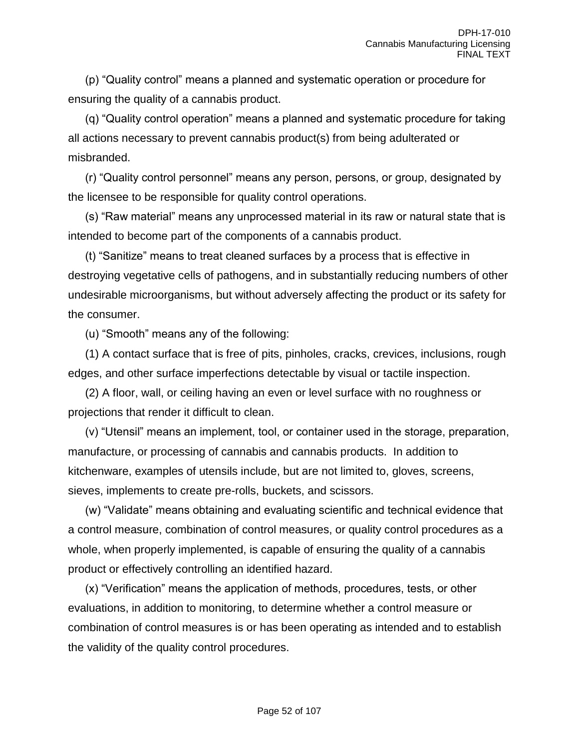(p) “Quality control” means a planned and systematic operation or procedure for ensuring the quality of a cannabis product.

(q) “Quality control operation” means a planned and systematic procedure for taking all actions necessary to prevent cannabis product(s) from being adulterated or misbranded.

(r) “Quality control personnel” means any person, persons, or group, designated by the licensee to be responsible for quality control operations.

(s) “Raw material” means any unprocessed material in its raw or natural state that is intended to become part of the components of a cannabis product.

(t) “Sanitize” means to treat cleaned surfaces by a process that is effective in destroying vegetative cells of pathogens, and in substantially reducing numbers of other undesirable microorganisms, but without adversely affecting the product or its safety for the consumer.

(u) “Smooth” means any of the following:

(1) A contact surface that is free of pits, pinholes, cracks, crevices, inclusions, rough edges, and other surface imperfections detectable by visual or tactile inspection.

(2) A floor, wall, or ceiling having an even or level surface with no roughness or projections that render it difficult to clean.

(v) “Utensil” means an implement, tool, or container used in the storage, preparation, manufacture, or processing of cannabis and cannabis products. In addition to kitchenware, examples of utensils include, but are not limited to, gloves, screens, sieves, implements to create pre-rolls, buckets, and scissors.

(w) “Validate” means obtaining and evaluating scientific and technical evidence that a control measure, combination of control measures, or quality control procedures as a whole, when properly implemented, is capable of ensuring the quality of a cannabis product or effectively controlling an identified hazard.

(x) “Verification” means the application of methods, procedures, tests, or other evaluations, in addition to monitoring, to determine whether a control measure or combination of control measures is or has been operating as intended and to establish the validity of the quality control procedures.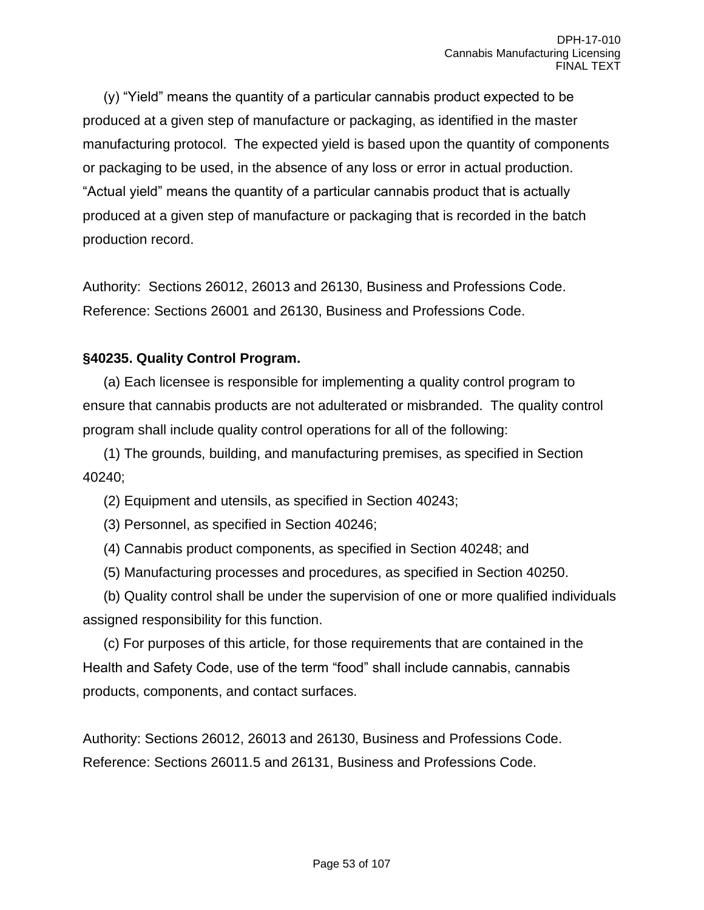(y) "Yield" means the quantity of a particular cannabis product expected to be produced at a given step of manufacture or packaging, as identified in the master manufacturing protocol. The expected yield is based upon the quantity of components or packaging to be used, in the absence of any loss or error in actual production. "Actual yield" means the quantity of a particular cannabis product that is actually produced at a given step of manufacture or packaging that is recorded in the batch production record.

Authority: Sections 26012, 26013 and 26130, Business and Professions Code.
Reference: Sections 26001 and 26130, Business and Professions Code.

**§40235. Quality Control Program.**

(a) Each licensee is responsible for implementing a quality control program to ensure that cannabis products are not adulterated or misbranded. The quality control program shall include quality control operations for all of the following:

(1) The grounds, building, and manufacturing premises, as specified in Section 40240;

(2) Equipment and utensils, as specified in Section 40243;

(3) Personnel, as specified in Section 40246;

(4) Cannabis product components, as specified in Section 40248; and

(5) Manufacturing processes and procedures, as specified in Section 40250.

(b) Quality control shall be under the supervision of one or more qualified individuals assigned responsibility for this function.

(c) For purposes of this article, for those requirements that are contained in the Health and Safety Code, use of the term "food" shall include cannabis, cannabis products, components, and contact surfaces.

Authority: Sections 26012, 26013 and 26130, Business and Professions Code.
Reference: Sections 26011.5 and 26131, Business and Professions Code.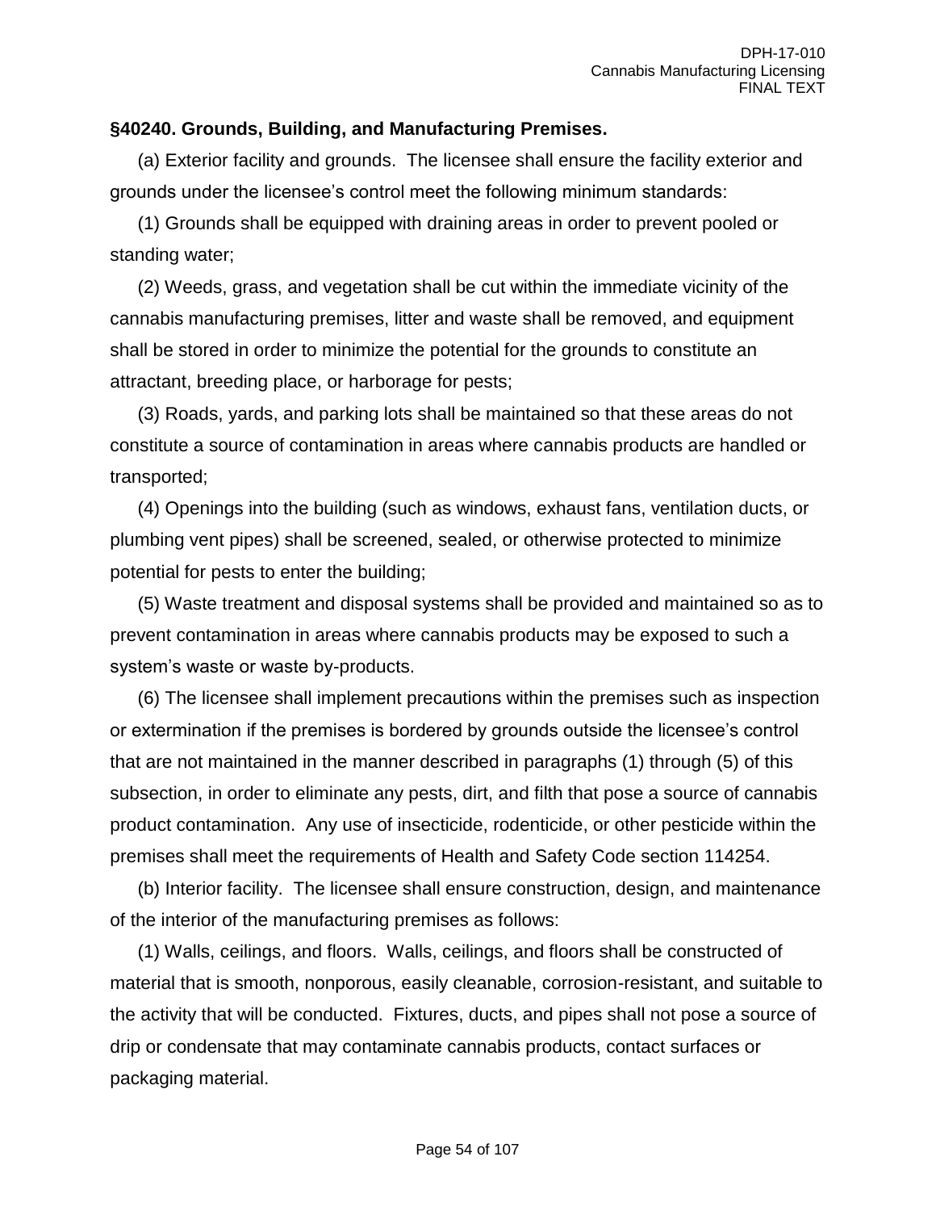**§40240. Grounds, Building, and Manufacturing Premises.**

(a) Exterior facility and grounds. The licensee shall ensure the facility exterior and grounds under the licensee's control meet the following minimum standards:

(1) Grounds shall be equipped with draining areas in order to prevent pooled or standing water;

(2) Weeds, grass, and vegetation shall be cut within the immediate vicinity of the cannabis manufacturing premises, litter and waste shall be removed, and equipment shall be stored in order to minimize the potential for the grounds to constitute an attractant, breeding place, or harborage for pests;

(3) Roads, yards, and parking lots shall be maintained so that these areas do not constitute a source of contamination in areas where cannabis products are handled or transported;

(4) Openings into the building (such as windows, exhaust fans, ventilation ducts, or plumbing vent pipes) shall be screened, sealed, or otherwise protected to minimize potential for pests to enter the building;

(5) Waste treatment and disposal systems shall be provided and maintained so as to prevent contamination in areas where cannabis products may be exposed to such a system's waste or waste by-products.

(6) The licensee shall implement precautions within the premises such as inspection or extermination if the premises is bordered by grounds outside the licensee's control that are not maintained in the manner described in paragraphs (1) through (5) of this subsection, in order to eliminate any pests, dirt, and filth that pose a source of cannabis product contamination. Any use of insecticide, rodenticide, or other pesticide within the premises shall meet the requirements of Health and Safety Code section 114254.

(b) Interior facility. The licensee shall ensure construction, design, and maintenance of the interior of the manufacturing premises as follows:

(1) Walls, ceilings, and floors. Walls, ceilings, and floors shall be constructed of material that is smooth, nonporous, easily cleanable, corrosion-resistant, and suitable to the activity that will be conducted. Fixtures, ducts, and pipes shall not pose a source of drip or condensate that may contaminate cannabis products, contact surfaces or packaging material.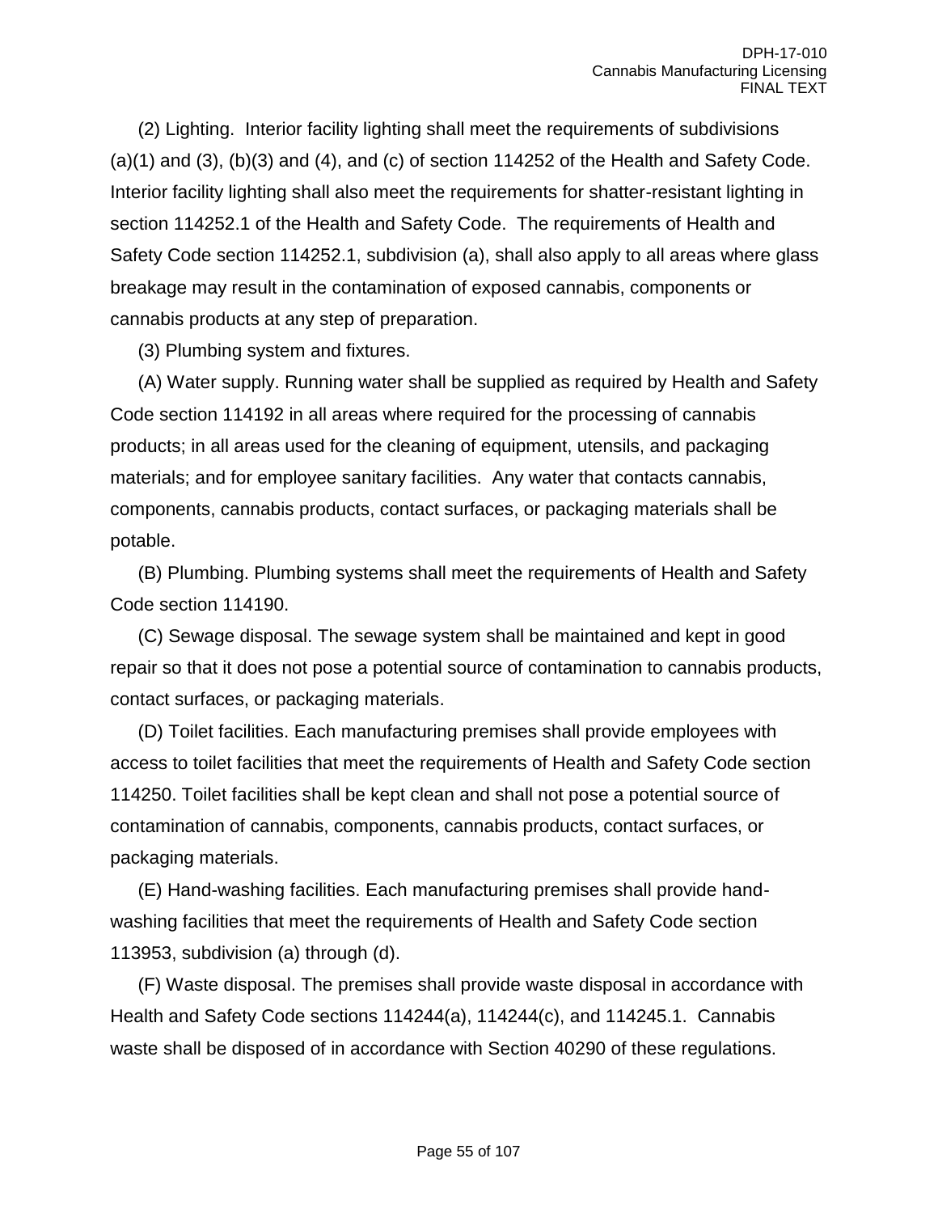(2) Lighting. Interior facility lighting shall meet the requirements of subdivisions (a)(1) and (3), (b)(3) and (4), and (c) of section 114252 of the Health and Safety Code. Interior facility lighting shall also meet the requirements for shatter-resistant lighting in section 114252.1 of the Health and Safety Code. The requirements of Health and Safety Code section 114252.1, subdivision (a), shall also apply to all areas where glass breakage may result in the contamination of exposed cannabis, components or cannabis products at any step of preparation.

(3) Plumbing system and fixtures.

(A) Water supply. Running water shall be supplied as required by Health and Safety Code section 114192 in all areas where required for the processing of cannabis products; in all areas used for the cleaning of equipment, utensils, and packaging materials; and for employee sanitary facilities. Any water that contacts cannabis, components, cannabis products, contact surfaces, or packaging materials shall be potable.

(B) Plumbing. Plumbing systems shall meet the requirements of Health and Safety Code section 114190.

(C) Sewage disposal. The sewage system shall be maintained and kept in good repair so that it does not pose a potential source of contamination to cannabis products, contact surfaces, or packaging materials.

(D) Toilet facilities. Each manufacturing premises shall provide employees with access to toilet facilities that meet the requirements of Health and Safety Code section 114250. Toilet facilities shall be kept clean and shall not pose a potential source of contamination of cannabis, components, cannabis products, contact surfaces, or packaging materials.

(E) Hand-washing facilities. Each manufacturing premises shall provide hand-washing facilities that meet the requirements of Health and Safety Code section 113953, subdivision (a) through (d).

(F) Waste disposal. The premises shall provide waste disposal in accordance with Health and Safety Code sections 114244(a), 114244(c), and 114245.1. Cannabis waste shall be disposed of in accordance with Section 40290 of these regulations.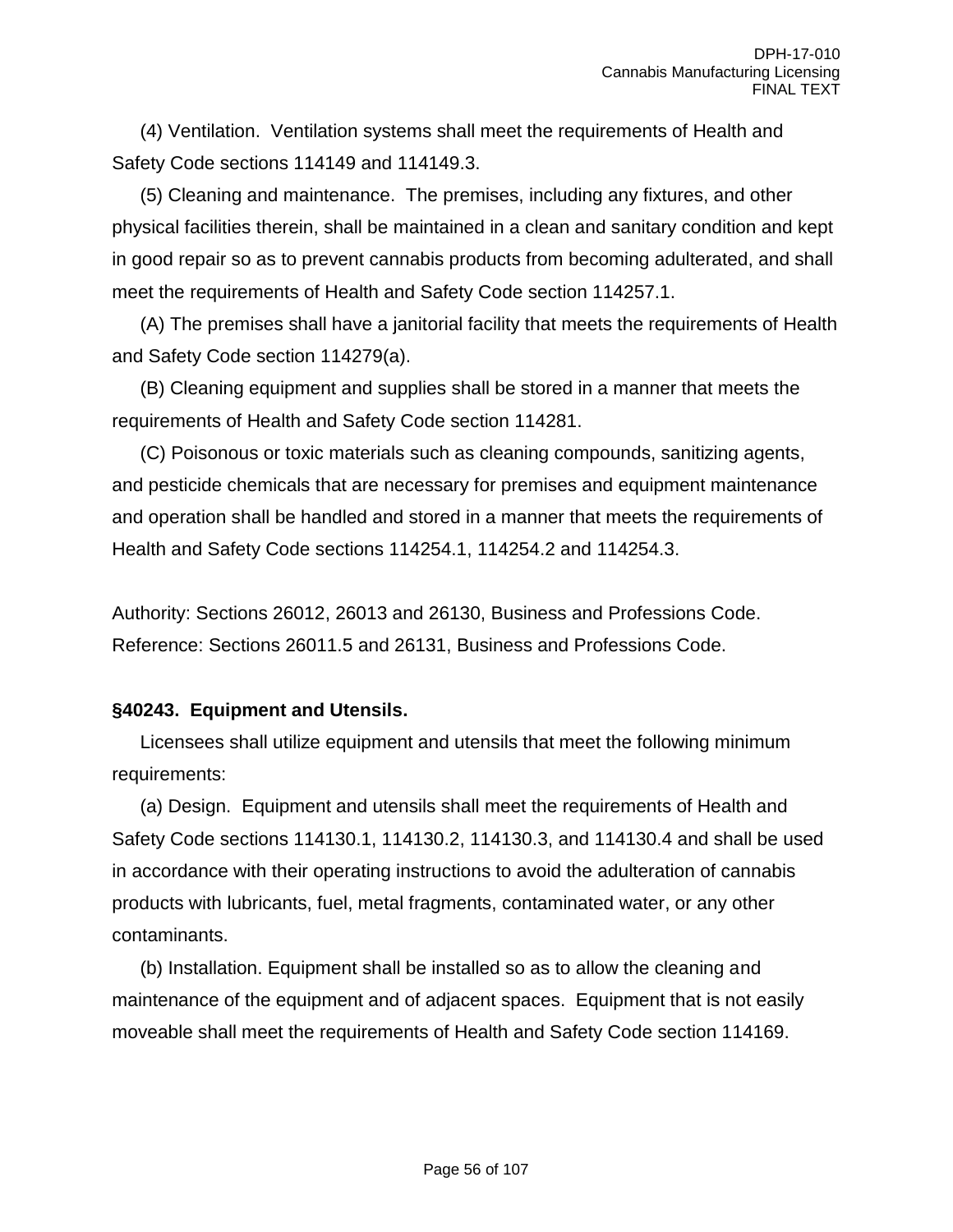(4) Ventilation. Ventilation systems shall meet the requirements of Health and Safety Code sections 114149 and 114149.3.

(5) Cleaning and maintenance. The premises, including any fixtures, and other physical facilities therein, shall be maintained in a clean and sanitary condition and kept in good repair so as to prevent cannabis products from becoming adulterated, and shall meet the requirements of Health and Safety Code section 114257.1.

(A) The premises shall have a janitorial facility that meets the requirements of Health and Safety Code section 114279(a).

(B) Cleaning equipment and supplies shall be stored in a manner that meets the requirements of Health and Safety Code section 114281.

(C) Poisonous or toxic materials such as cleaning compounds, sanitizing agents, and pesticide chemicals that are necessary for premises and equipment maintenance and operation shall be handled and stored in a manner that meets the requirements of Health and Safety Code sections 114254.1, 114254.2 and 114254.3.

Authority: Sections 26012, 26013 and 26130, Business and Professions Code.
Reference: Sections 26011.5 and 26131, Business and Professions Code.

**§40243. Equipment and Utensils.**

Licensees shall utilize equipment and utensils that meet the following minimum requirements:

(a) Design. Equipment and utensils shall meet the requirements of Health and Safety Code sections 114130.1, 114130.2, 114130.3, and 114130.4 and shall be used in accordance with their operating instructions to avoid the adulteration of cannabis products with lubricants, fuel, metal fragments, contaminated water, or any other contaminants.

(b) Installation. Equipment shall be installed so as to allow the cleaning and maintenance of the equipment and of adjacent spaces. Equipment that is not easily moveable shall meet the requirements of Health and Safety Code section 114169.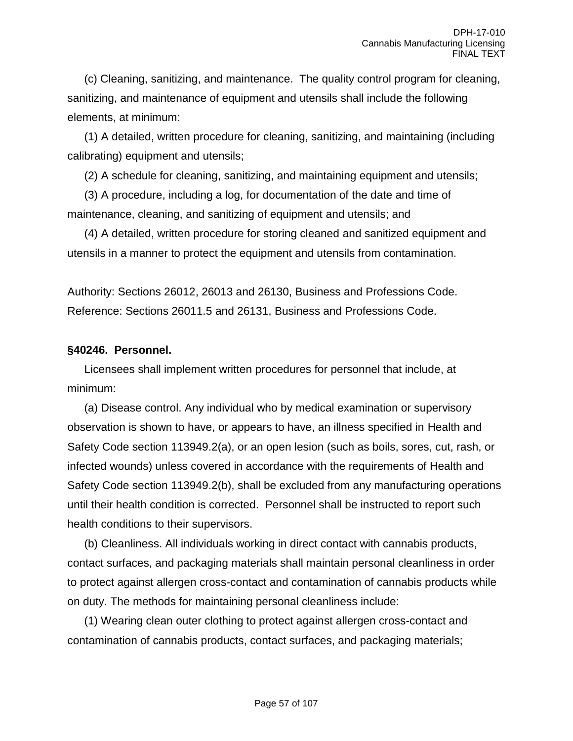(c) Cleaning, sanitizing, and maintenance. The quality control program for cleaning, sanitizing, and maintenance of equipment and utensils shall include the following elements, at minimum:

(1) A detailed, written procedure for cleaning, sanitizing, and maintaining (including calibrating) equipment and utensils;

(2) A schedule for cleaning, sanitizing, and maintaining equipment and utensils;

(3) A procedure, including a log, for documentation of the date and time of maintenance, cleaning, and sanitizing of equipment and utensils; and

(4) A detailed, written procedure for storing cleaned and sanitized equipment and utensils in a manner to protect the equipment and utensils from contamination.

Authority: Sections 26012, 26013 and 26130, Business and Professions Code. Reference: Sections 26011.5 and 26131, Business and Professions Code.

**§40246. Personnel.**

Licensees shall implement written procedures for personnel that include, at minimum:

(a) Disease control. Any individual who by medical examination or supervisory observation is shown to have, or appears to have, an illness specified in Health and Safety Code section 113949.2(a), or an open lesion (such as boils, sores, cut, rash, or infected wounds) unless covered in accordance with the requirements of Health and Safety Code section 113949.2(b), shall be excluded from any manufacturing operations until their health condition is corrected. Personnel shall be instructed to report such health conditions to their supervisors.

(b) Cleanliness. All individuals working in direct contact with cannabis products, contact surfaces, and packaging materials shall maintain personal cleanliness in order to protect against allergen cross-contact and contamination of cannabis products while on duty. The methods for maintaining personal cleanliness include:

(1) Wearing clean outer clothing to protect against allergen cross-contact and contamination of cannabis products, contact surfaces, and packaging materials;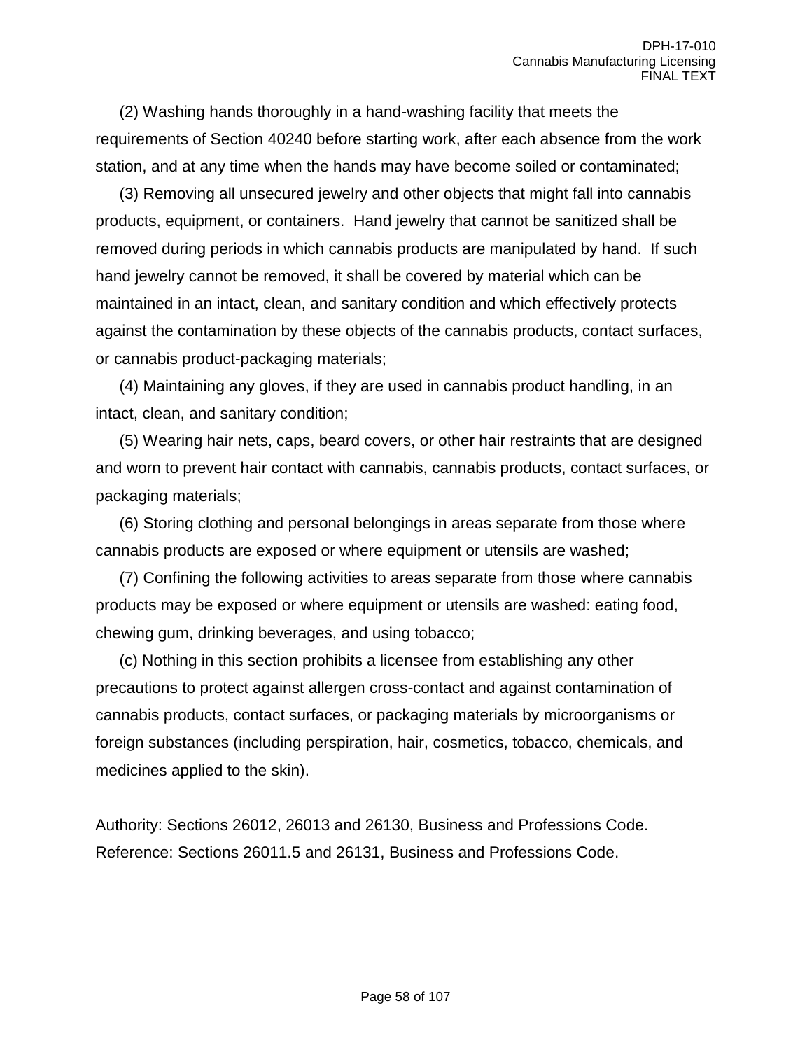(2) Washing hands thoroughly in a hand-washing facility that meets the requirements of Section 40240 before starting work, after each absence from the work station, and at any time when the hands may have become soiled or contaminated;

(3) Removing all unsecured jewelry and other objects that might fall into cannabis products, equipment, or containers. Hand jewelry that cannot be sanitized shall be removed during periods in which cannabis products are manipulated by hand. If such hand jewelry cannot be removed, it shall be covered by material which can be maintained in an intact, clean, and sanitary condition and which effectively protects against the contamination by these objects of the cannabis products, contact surfaces, or cannabis product-packaging materials;

(4) Maintaining any gloves, if they are used in cannabis product handling, in an intact, clean, and sanitary condition;

(5) Wearing hair nets, caps, beard covers, or other hair restraints that are designed and worn to prevent hair contact with cannabis, cannabis products, contact surfaces, or packaging materials;

(6) Storing clothing and personal belongings in areas separate from those where cannabis products are exposed or where equipment or utensils are washed;

(7) Confining the following activities to areas separate from those where cannabis products may be exposed or where equipment or utensils are washed: eating food, chewing gum, drinking beverages, and using tobacco;

(c) Nothing in this section prohibits a licensee from establishing any other precautions to protect against allergen cross-contact and against contamination of cannabis products, contact surfaces, or packaging materials by microorganisms or foreign substances (including perspiration, hair, cosmetics, tobacco, chemicals, and medicines applied to the skin).

Authority: Sections 26012, 26013 and 26130, Business and Professions Code.
Reference: Sections 26011.5 and 26131, Business and Professions Code.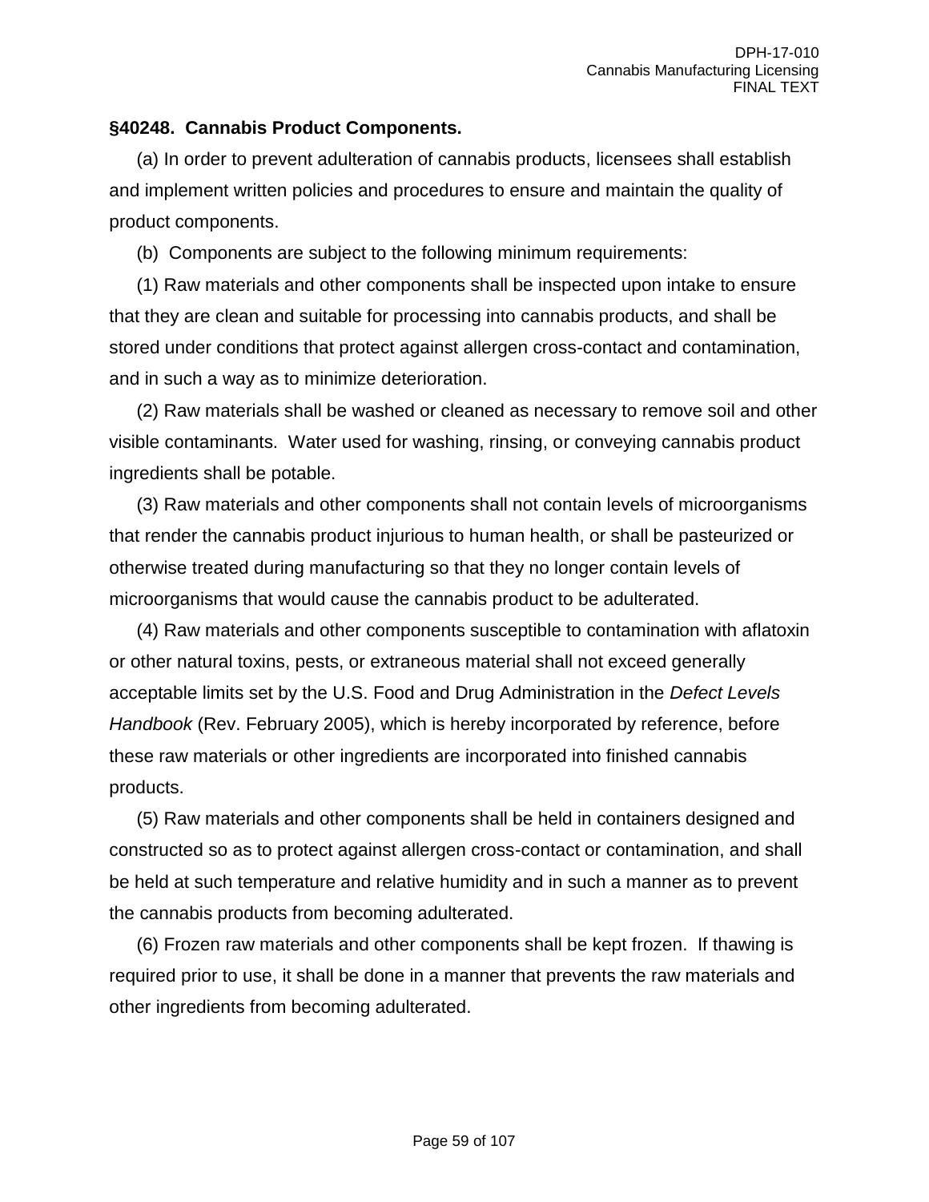**§40248. Cannabis Product Components.**

(a) In order to prevent adulteration of cannabis products, licensees shall establish and implement written policies and procedures to ensure and maintain the quality of product components.

(b) Components are subject to the following minimum requirements:

(1) Raw materials and other components shall be inspected upon intake to ensure that they are clean and suitable for processing into cannabis products, and shall be stored under conditions that protect against allergen cross-contact and contamination, and in such a way as to minimize deterioration.

(2) Raw materials shall be washed or cleaned as necessary to remove soil and other visible contaminants. Water used for washing, rinsing, or conveying cannabis product ingredients shall be potable.

(3) Raw materials and other components shall not contain levels of microorganisms that render the cannabis product injurious to human health, or shall be pasteurized or otherwise treated during manufacturing so that they no longer contain levels of microorganisms that would cause the cannabis product to be adulterated.

(4) Raw materials and other components susceptible to contamination with aflatoxin or other natural toxins, pests, or extraneous material shall not exceed generally acceptable limits set by the U.S. Food and Drug Administration in the *Defect Levels Handbook* (Rev. February 2005), which is hereby incorporated by reference, before these raw materials or other ingredients are incorporated into finished cannabis products.

(5) Raw materials and other components shall be held in containers designed and constructed so as to protect against allergen cross-contact or contamination, and shall be held at such temperature and relative humidity and in such a manner as to prevent the cannabis products from becoming adulterated.

(6) Frozen raw materials and other components shall be kept frozen. If thawing is required prior to use, it shall be done in a manner that prevents the raw materials and other ingredients from becoming adulterated.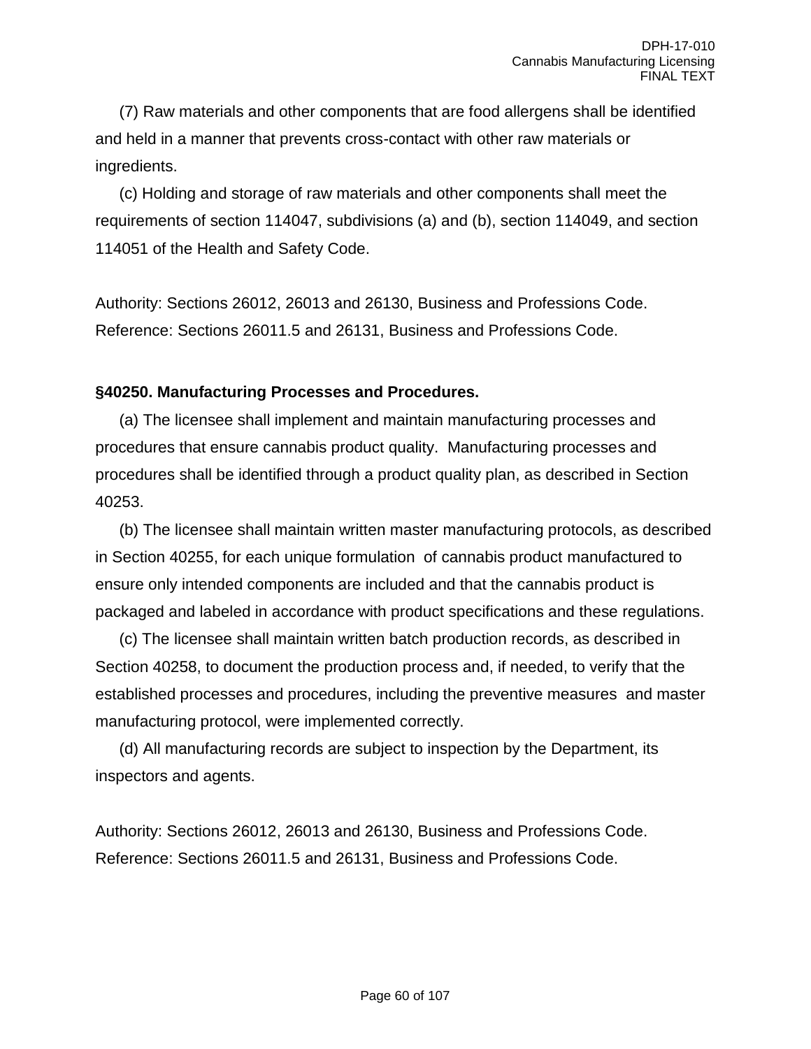(7) Raw materials and other components that are food allergens shall be identified and held in a manner that prevents cross-contact with other raw materials or ingredients.

(c) Holding and storage of raw materials and other components shall meet the requirements of section 114047, subdivisions (a) and (b), section 114049, and section 114051 of the Health and Safety Code.

Authority: Sections 26012, 26013 and 26130, Business and Professions Code.
Reference: Sections 26011.5 and 26131, Business and Professions Code.

**§40250. Manufacturing Processes and Procedures.**

(a) The licensee shall implement and maintain manufacturing processes and procedures that ensure cannabis product quality. Manufacturing processes and procedures shall be identified through a product quality plan, as described in Section 40253.

(b) The licensee shall maintain written master manufacturing protocols, as described in Section 40255, for each unique formulation of cannabis product manufactured to ensure only intended components are included and that the cannabis product is packaged and labeled in accordance with product specifications and these regulations.

(c) The licensee shall maintain written batch production records, as described in Section 40258, to document the production process and, if needed, to verify that the established processes and procedures, including the preventive measures and master manufacturing protocol, were implemented correctly.

(d) All manufacturing records are subject to inspection by the Department, its inspectors and agents.

Authority: Sections 26012, 26013 and 26130, Business and Professions Code.
Reference: Sections 26011.5 and 26131, Business and Professions Code.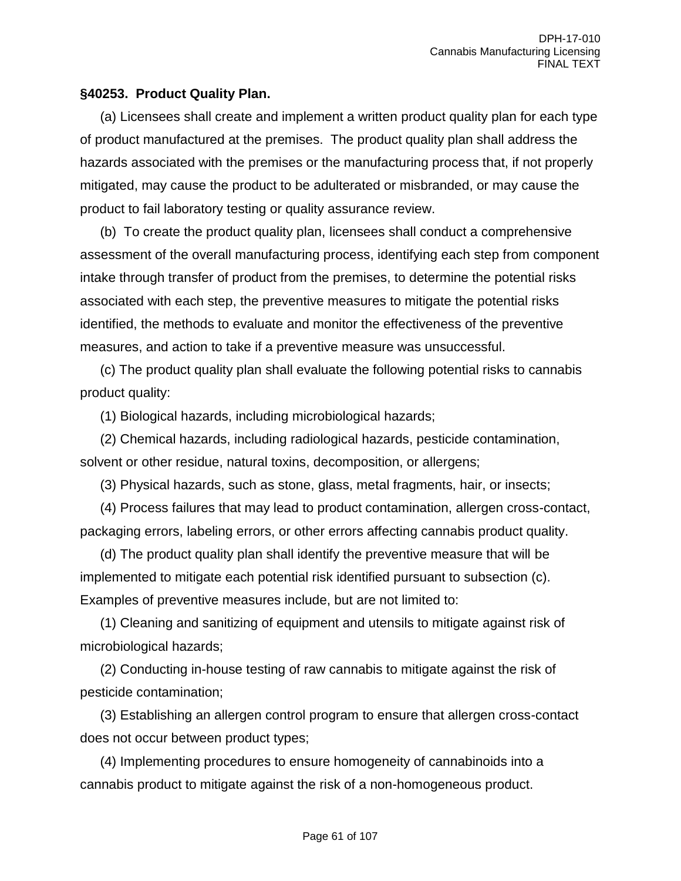### §40253. Product Quality Plan.

(a) Licensees shall create and implement a written product quality plan for each type of product manufactured at the premises. The product quality plan shall address the hazards associated with the premises or the manufacturing process that, if not properly mitigated, may cause the product to be adulterated or misbranded, or may cause the product to fail laboratory testing or quality assurance review.

(b) To create the product quality plan, licensees shall conduct a comprehensive assessment of the overall manufacturing process, identifying each step from component intake through transfer of product from the premises, to determine the potential risks associated with each step, the preventive measures to mitigate the potential risks identified, the methods to evaluate and monitor the effectiveness of the preventive measures, and action to take if a preventive measure was unsuccessful.

(c) The product quality plan shall evaluate the following potential risks to cannabis product quality:

(1) Biological hazards, including microbiological hazards;

(2) Chemical hazards, including radiological hazards, pesticide contamination, solvent or other residue, natural toxins, decomposition, or allergens;

(3) Physical hazards, such as stone, glass, metal fragments, hair, or insects;

(4) Process failures that may lead to product contamination, allergen cross-contact, packaging errors, labeling errors, or other errors affecting cannabis product quality.

(d) The product quality plan shall identify the preventive measure that will be implemented to mitigate each potential risk identified pursuant to subsection (c). Examples of preventive measures include, but are not limited to:

(1) Cleaning and sanitizing of equipment and utensils to mitigate against risk of microbiological hazards;

(2) Conducting in-house testing of raw cannabis to mitigate against the risk of pesticide contamination;

(3) Establishing an allergen control program to ensure that allergen cross-contact does not occur between product types;

(4) Implementing procedures to ensure homogeneity of cannabinoids into a cannabis product to mitigate against the risk of a non-homogeneous product.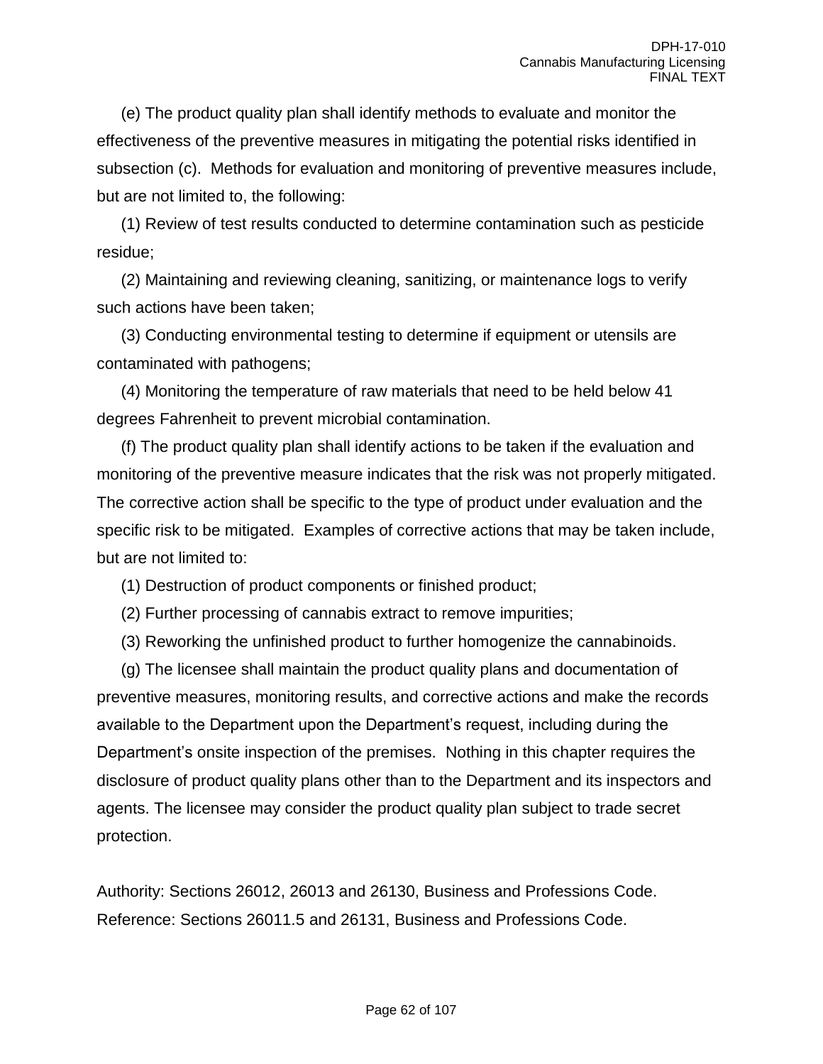(e) The product quality plan shall identify methods to evaluate and monitor the effectiveness of the preventive measures in mitigating the potential risks identified in subsection (c). Methods for evaluation and monitoring of preventive measures include, but are not limited to, the following:

(1) Review of test results conducted to determine contamination such as pesticide residue;

(2) Maintaining and reviewing cleaning, sanitizing, or maintenance logs to verify such actions have been taken;

(3) Conducting environmental testing to determine if equipment or utensils are contaminated with pathogens;

(4) Monitoring the temperature of raw materials that need to be held below 41 degrees Fahrenheit to prevent microbial contamination.

(f) The product quality plan shall identify actions to be taken if the evaluation and monitoring of the preventive measure indicates that the risk was not properly mitigated. The corrective action shall be specific to the type of product under evaluation and the specific risk to be mitigated. Examples of corrective actions that may be taken include, but are not limited to:

(1) Destruction of product components or finished product;

(2) Further processing of cannabis extract to remove impurities;

(3) Reworking the unfinished product to further homogenize the cannabinoids.

(g) The licensee shall maintain the product quality plans and documentation of preventive measures, monitoring results, and corrective actions and make the records available to the Department upon the Department's request, including during the Department's onsite inspection of the premises. Nothing in this chapter requires the disclosure of product quality plans other than to the Department and its inspectors and agents. The licensee may consider the product quality plan subject to trade secret protection.

Authority: Sections 26012, 26013 and 26130, Business and Professions Code.
Reference: Sections 26011.5 and 26131, Business and Professions Code.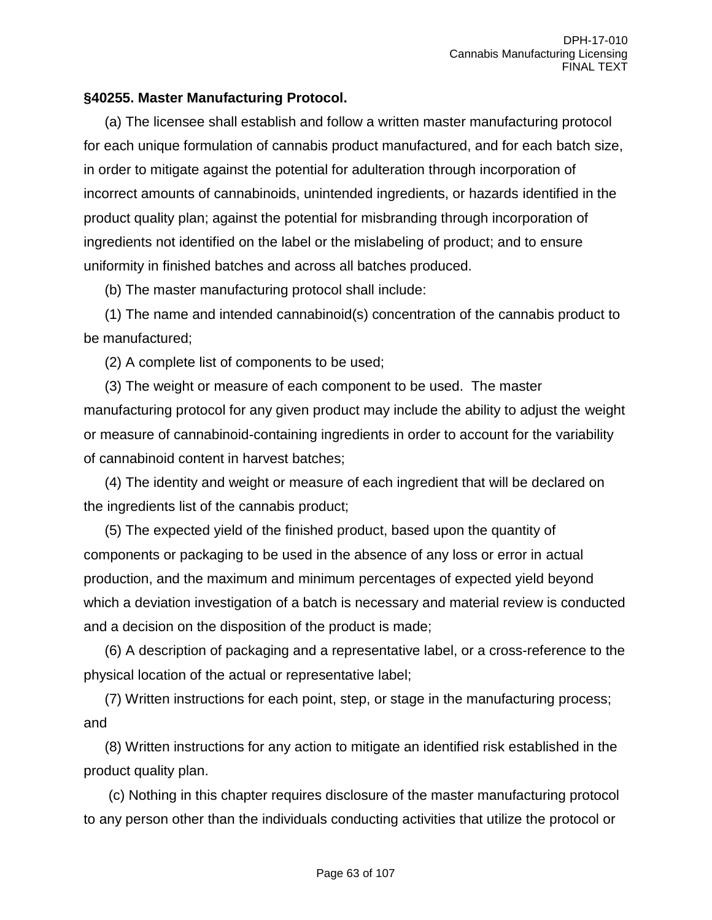**§40255. Master Manufacturing Protocol.**

(a) The licensee shall establish and follow a written master manufacturing protocol for each unique formulation of cannabis product manufactured, and for each batch size, in order to mitigate against the potential for adulteration through incorporation of incorrect amounts of cannabinoids, unintended ingredients, or hazards identified in the product quality plan; against the potential for misbranding through incorporation of ingredients not identified on the label or the mislabeling of product; and to ensure uniformity in finished batches and across all batches produced.

(b) The master manufacturing protocol shall include:

(1) The name and intended cannabinoid(s) concentration of the cannabis product to be manufactured;

(2) A complete list of components to be used;

(3) The weight or measure of each component to be used. The master manufacturing protocol for any given product may include the ability to adjust the weight or measure of cannabinoid-containing ingredients in order to account for the variability of cannabinoid content in harvest batches;

(4) The identity and weight or measure of each ingredient that will be declared on the ingredients list of the cannabis product;

(5) The expected yield of the finished product, based upon the quantity of components or packaging to be used in the absence of any loss or error in actual production, and the maximum and minimum percentages of expected yield beyond which a deviation investigation of a batch is necessary and material review is conducted and a decision on the disposition of the product is made;

(6) A description of packaging and a representative label, or a cross-reference to the physical location of the actual or representative label;

(7) Written instructions for each point, step, or stage in the manufacturing process; and

(8) Written instructions for any action to mitigate an identified risk established in the product quality plan.

(c) Nothing in this chapter requires disclosure of the master manufacturing protocol to any person other than the individuals conducting activities that utilize the protocol or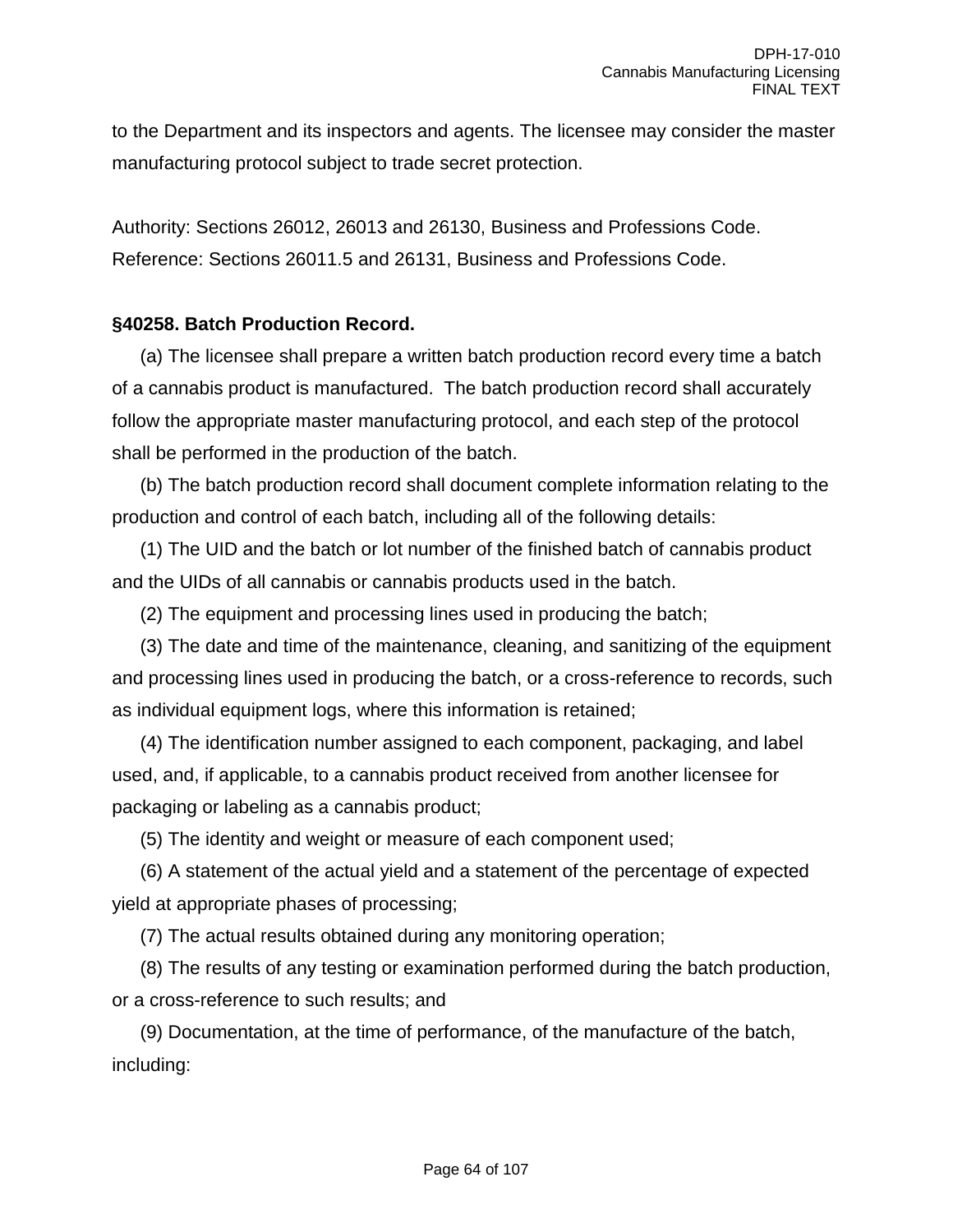to the Department and its inspectors and agents. The licensee may consider the master manufacturing protocol subject to trade secret protection.

Authority: Sections 26012, 26013 and 26130, Business and Professions Code. Reference: Sections 26011.5 and 26131, Business and Professions Code.

**§40258. Batch Production Record.**

(a) The licensee shall prepare a written batch production record every time a batch of a cannabis product is manufactured. The batch production record shall accurately follow the appropriate master manufacturing protocol, and each step of the protocol shall be performed in the production of the batch.

(b) The batch production record shall document complete information relating to the production and control of each batch, including all of the following details:

(1) The UID and the batch or lot number of the finished batch of cannabis product and the UIDs of all cannabis or cannabis products used in the batch.

(2) The equipment and processing lines used in producing the batch;

(3) The date and time of the maintenance, cleaning, and sanitizing of the equipment and processing lines used in producing the batch, or a cross-reference to records, such as individual equipment logs, where this information is retained;

(4) The identification number assigned to each component, packaging, and label used, and, if applicable, to a cannabis product received from another licensee for packaging or labeling as a cannabis product;

(5) The identity and weight or measure of each component used;

(6) A statement of the actual yield and a statement of the percentage of expected yield at appropriate phases of processing;

(7) The actual results obtained during any monitoring operation;

(8) The results of any testing or examination performed during the batch production, or a cross-reference to such results; and

(9) Documentation, at the time of performance, of the manufacture of the batch, including: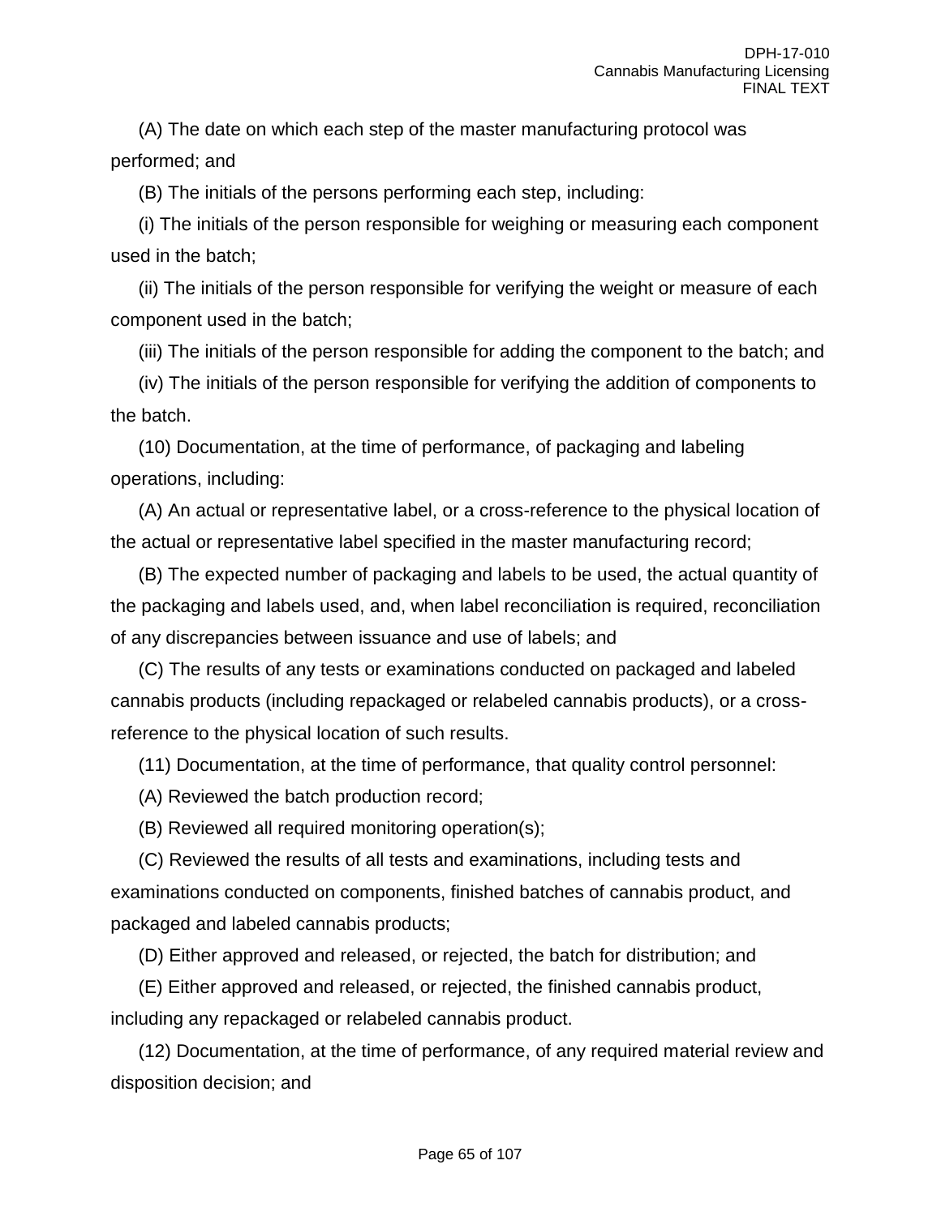(A) The date on which each step of the master manufacturing protocol was performed; and

(B) The initials of the persons performing each step, including:

(i) The initials of the person responsible for weighing or measuring each component used in the batch;

(ii) The initials of the person responsible for verifying the weight or measure of each component used in the batch;

(iii) The initials of the person responsible for adding the component to the batch; and

(iv) The initials of the person responsible for verifying the addition of components to the batch.

(10) Documentation, at the time of performance, of packaging and labeling operations, including:

(A) An actual or representative label, or a cross-reference to the physical location of the actual or representative label specified in the master manufacturing record;

(B) The expected number of packaging and labels to be used, the actual quantity of the packaging and labels used, and, when label reconciliation is required, reconciliation of any discrepancies between issuance and use of labels; and

(C) The results of any tests or examinations conducted on packaged and labeled cannabis products (including repackaged or relabeled cannabis products), or a cross-reference to the physical location of such results.

(11) Documentation, at the time of performance, that quality control personnel:

(A) Reviewed the batch production record;

(B) Reviewed all required monitoring operation(s);

(C) Reviewed the results of all tests and examinations, including tests and examinations conducted on components, finished batches of cannabis product, and packaged and labeled cannabis products;

(D) Either approved and released, or rejected, the batch for distribution; and

(E) Either approved and released, or rejected, the finished cannabis product, including any repackaged or relabeled cannabis product.

(12) Documentation, at the time of performance, of any required material review and disposition decision; and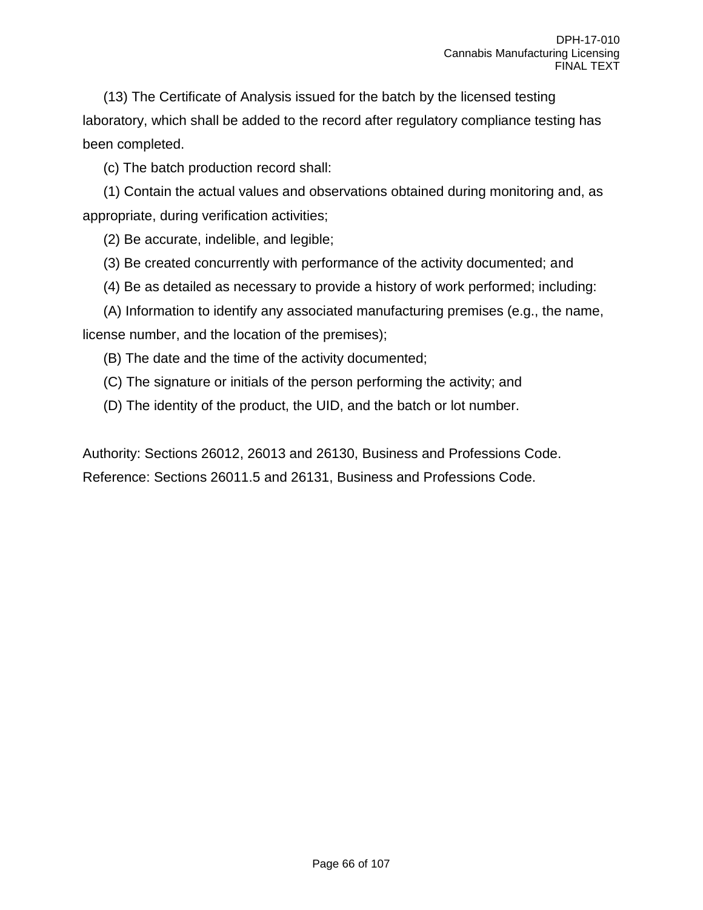(13) The Certificate of Analysis issued for the batch by the licensed testing laboratory, which shall be added to the record after regulatory compliance testing has been completed.

(c) The batch production record shall:

(1) Contain the actual values and observations obtained during monitoring and, as appropriate, during verification activities;

(2) Be accurate, indelible, and legible;

(3) Be created concurrently with performance of the activity documented; and

(4) Be as detailed as necessary to provide a history of work performed; including:

(A) Information to identify any associated manufacturing premises (e.g., the name, license number, and the location of the premises);

(B) The date and the time of the activity documented;

(C) The signature or initials of the person performing the activity; and

(D) The identity of the product, the UID, and the batch or lot number.

Authority: Sections 26012, 26013 and 26130, Business and Professions Code. Reference: Sections 26011.5 and 26131, Business and Professions Code.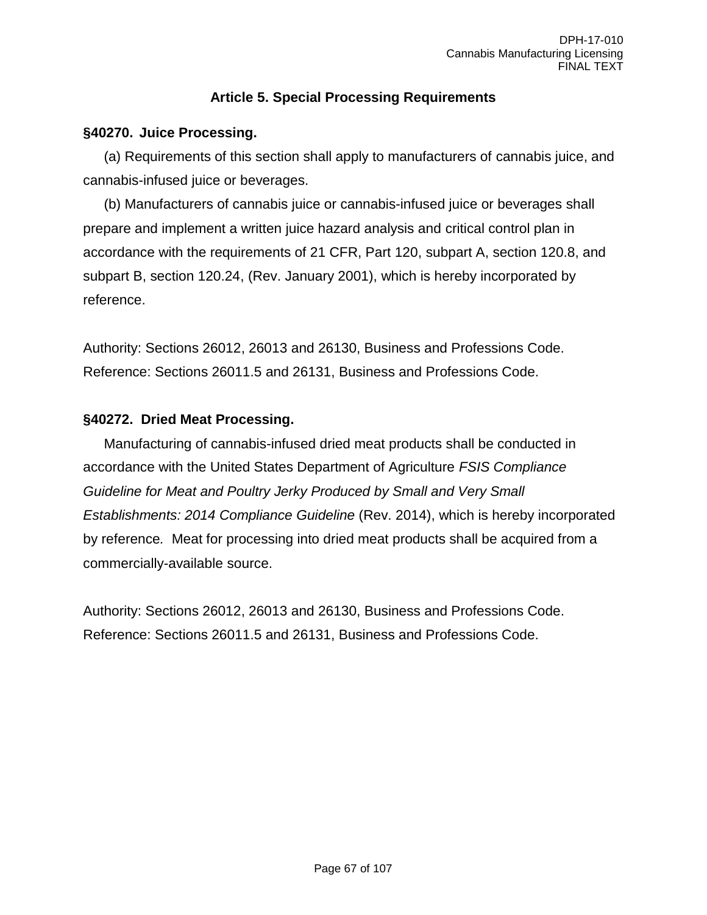## Article 5. Special Processing Requirements

**§40270. Juice Processing.**

(a) Requirements of this section shall apply to manufacturers of cannabis juice, and cannabis-infused juice or beverages.

(b) Manufacturers of cannabis juice or cannabis-infused juice or beverages shall prepare and implement a written juice hazard analysis and critical control plan in accordance with the requirements of 21 CFR, Part 120, subpart A, section 120.8, and subpart B, section 120.24, (Rev. January 2001), which is hereby incorporated by reference.

Authority: Sections 26012, 26013 and 26130, Business and Professions Code.
Reference: Sections 26011.5 and 26131, Business and Professions Code.

**§40272. Dried Meat Processing.**

Manufacturing of cannabis-infused dried meat products shall be conducted in accordance with the United States Department of Agriculture *FSIS Compliance Guideline for Meat and Poultry Jerky Produced by Small and Very Small Establishments: 2014 Compliance Guideline* (Rev. 2014), which is hereby incorporated by reference. Meat for processing into dried meat products shall be acquired from a commercially-available source.

Authority: Sections 26012, 26013 and 26130, Business and Professions Code.
Reference: Sections 26011.5 and 26131, Business and Professions Code.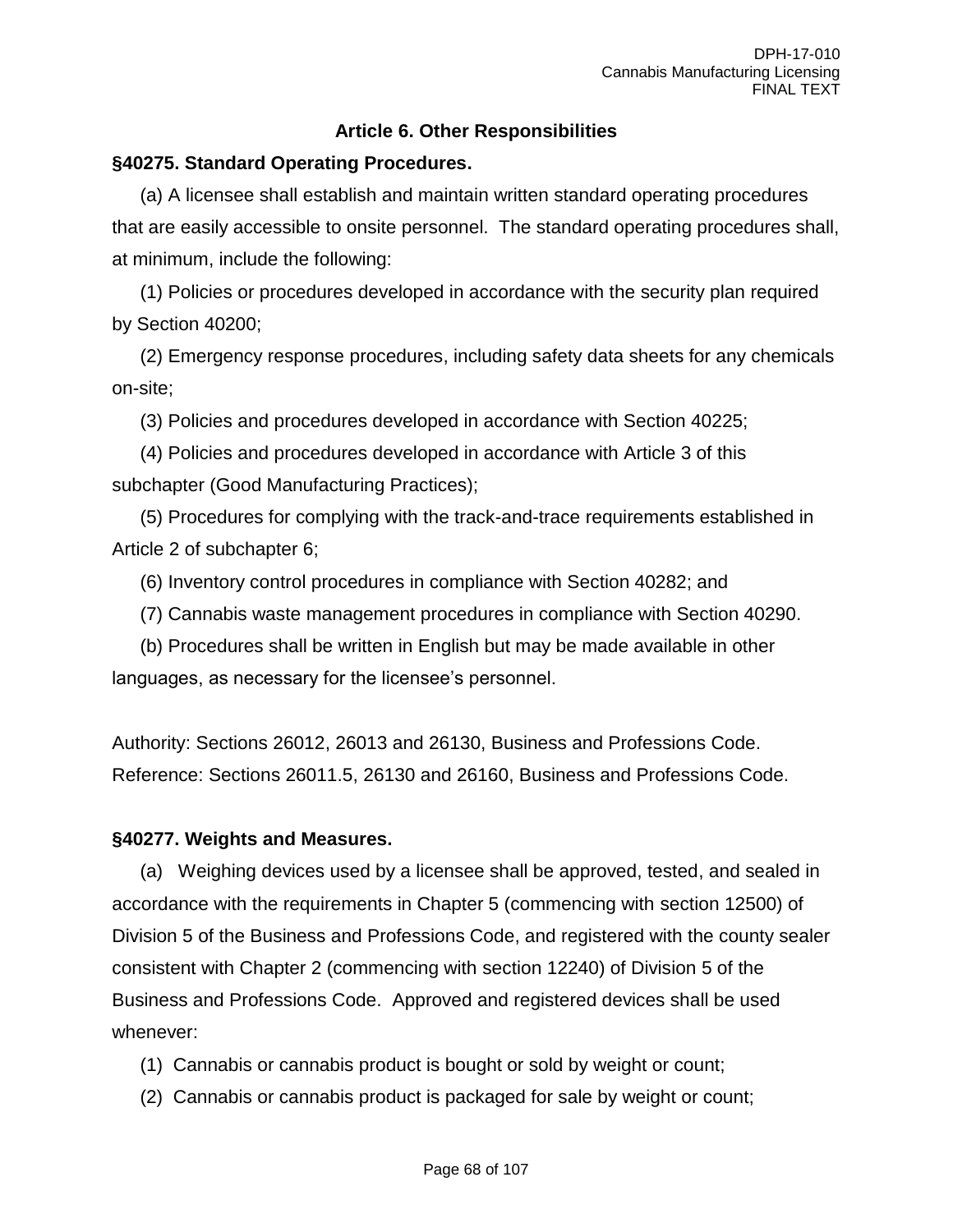## Article 6. Other Responsibilities

### §40275. Standard Operating Procedures.

(a) A licensee shall establish and maintain written standard operating procedures that are easily accessible to onsite personnel. The standard operating procedures shall, at minimum, include the following:

(1) Policies or procedures developed in accordance with the security plan required by Section 40200;

(2) Emergency response procedures, including safety data sheets for any chemicals on-site;

(3) Policies and procedures developed in accordance with Section 40225;

(4) Policies and procedures developed in accordance with Article 3 of this subchapter (Good Manufacturing Practices);

(5) Procedures for complying with the track-and-trace requirements established in Article 2 of subchapter 6;

(6) Inventory control procedures in compliance with Section 40282; and

(7) Cannabis waste management procedures in compliance with Section 40290.

(b) Procedures shall be written in English but may be made available in other languages, as necessary for the licensee's personnel.

Authority: Sections 26012, 26013 and 26130, Business and Professions Code. Reference: Sections 26011.5, 26130 and 26160, Business and Professions Code.

### §40277. Weights and Measures.

(a) Weighing devices used by a licensee shall be approved, tested, and sealed in accordance with the requirements in Chapter 5 (commencing with section 12500) of Division 5 of the Business and Professions Code, and registered with the county sealer consistent with Chapter 2 (commencing with section 12240) of Division 5 of the Business and Professions Code. Approved and registered devices shall be used whenever:

(1) Cannabis or cannabis product is bought or sold by weight or count;

(2) Cannabis or cannabis product is packaged for sale by weight or count;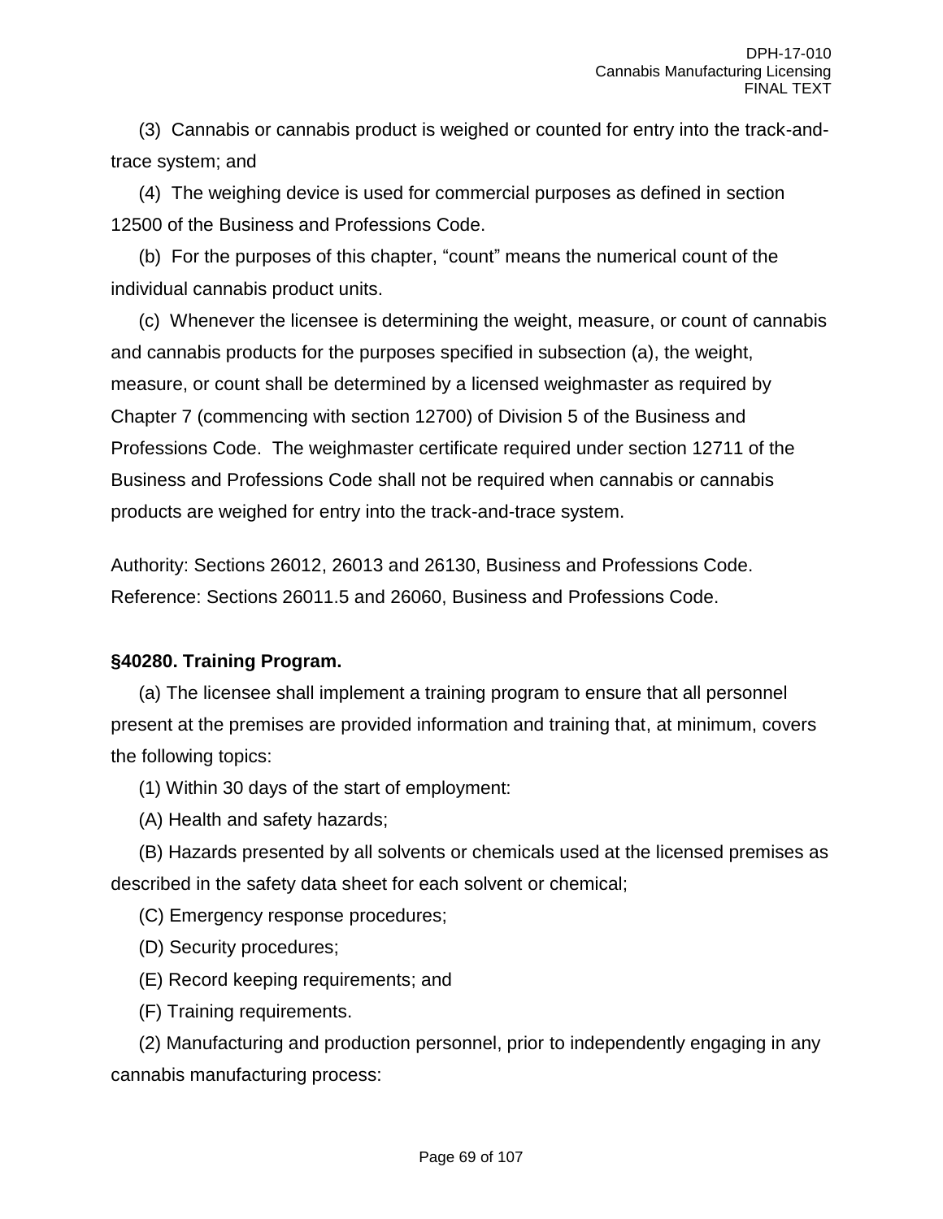(3) Cannabis or cannabis product is weighed or counted for entry into the track-and-trace system; and

(4) The weighing device is used for commercial purposes as defined in section 12500 of the Business and Professions Code.

(b) For the purposes of this chapter, "count" means the numerical count of the individual cannabis product units.

(c) Whenever the licensee is determining the weight, measure, or count of cannabis and cannabis products for the purposes specified in subsection (a), the weight, measure, or count shall be determined by a licensed weighmaster as required by Chapter 7 (commencing with section 12700) of Division 5 of the Business and Professions Code. The weighmaster certificate required under section 12711 of the Business and Professions Code shall not be required when cannabis or cannabis products are weighed for entry into the track-and-trace system.

Authority: Sections 26012, 26013 and 26130, Business and Professions Code.
Reference: Sections 26011.5 and 26060, Business and Professions Code.

**§40280. Training Program.**

(a) The licensee shall implement a training program to ensure that all personnel present at the premises are provided information and training that, at minimum, covers the following topics:

(1) Within 30 days of the start of employment:

(A) Health and safety hazards;

(B) Hazards presented by all solvents or chemicals used at the licensed premises as described in the safety data sheet for each solvent or chemical;

(C) Emergency response procedures;

(D) Security procedures;

(E) Record keeping requirements; and

(F) Training requirements.

(2) Manufacturing and production personnel, prior to independently engaging in any cannabis manufacturing process: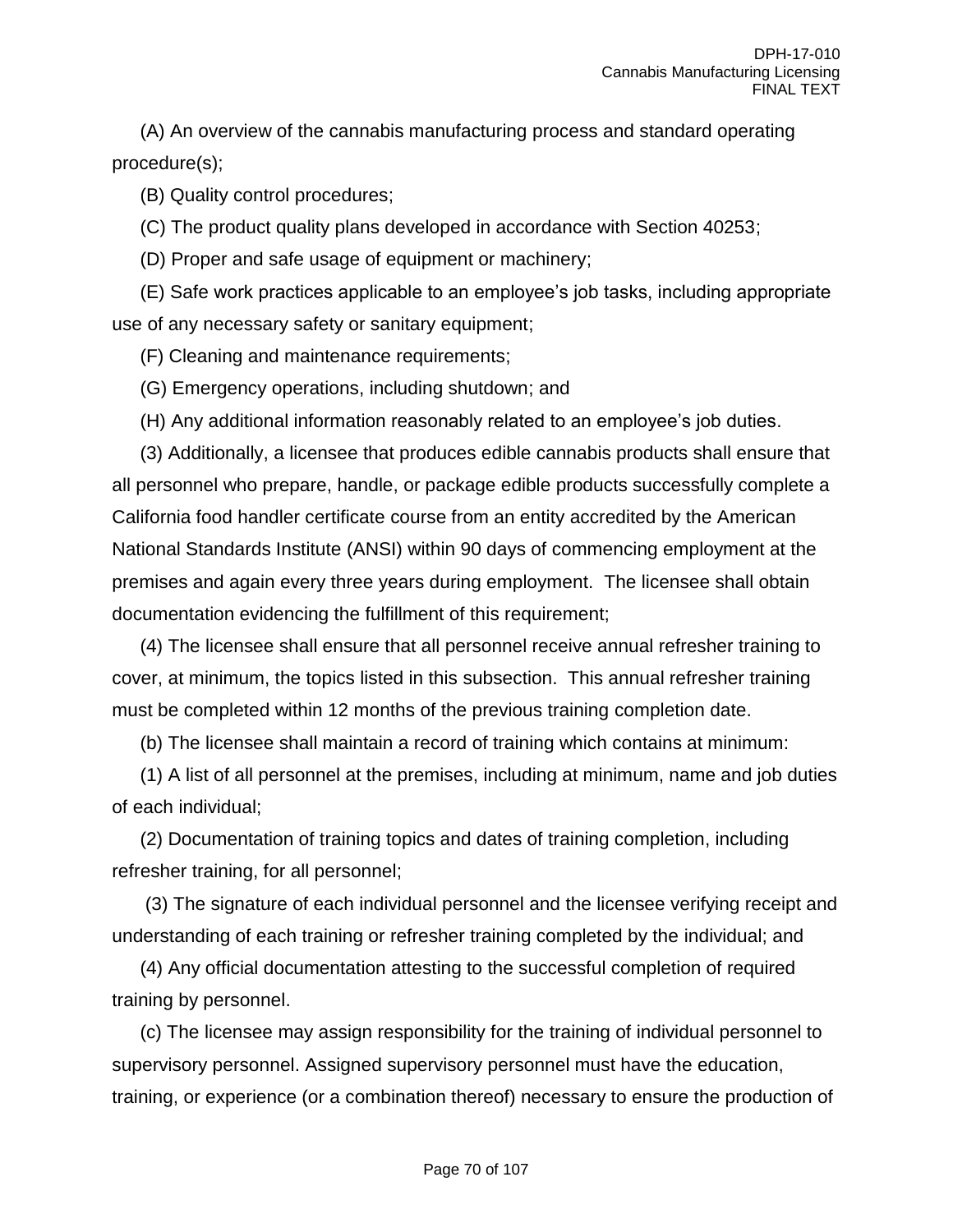(A) An overview of the cannabis manufacturing process and standard operating procedure(s);

(B) Quality control procedures;

(C) The product quality plans developed in accordance with Section 40253;

(D) Proper and safe usage of equipment or machinery;

(E) Safe work practices applicable to an employee's job tasks, including appropriate use of any necessary safety or sanitary equipment;

(F) Cleaning and maintenance requirements;

(G) Emergency operations, including shutdown; and

(H) Any additional information reasonably related to an employee's job duties.

(3) Additionally, a licensee that produces edible cannabis products shall ensure that all personnel who prepare, handle, or package edible products successfully complete a California food handler certificate course from an entity accredited by the American National Standards Institute (ANSI) within 90 days of commencing employment at the premises and again every three years during employment. The licensee shall obtain documentation evidencing the fulfillment of this requirement;

(4) The licensee shall ensure that all personnel receive annual refresher training to cover, at minimum, the topics listed in this subsection. This annual refresher training must be completed within 12 months of the previous training completion date.

(b) The licensee shall maintain a record of training which contains at minimum:

(1) A list of all personnel at the premises, including at minimum, name and job duties of each individual;

(2) Documentation of training topics and dates of training completion, including refresher training, for all personnel;

(3) The signature of each individual personnel and the licensee verifying receipt and understanding of each training or refresher training completed by the individual; and

(4) Any official documentation attesting to the successful completion of required training by personnel.

(c) The licensee may assign responsibility for the training of individual personnel to supervisory personnel. Assigned supervisory personnel must have the education, training, or experience (or a combination thereof) necessary to ensure the production of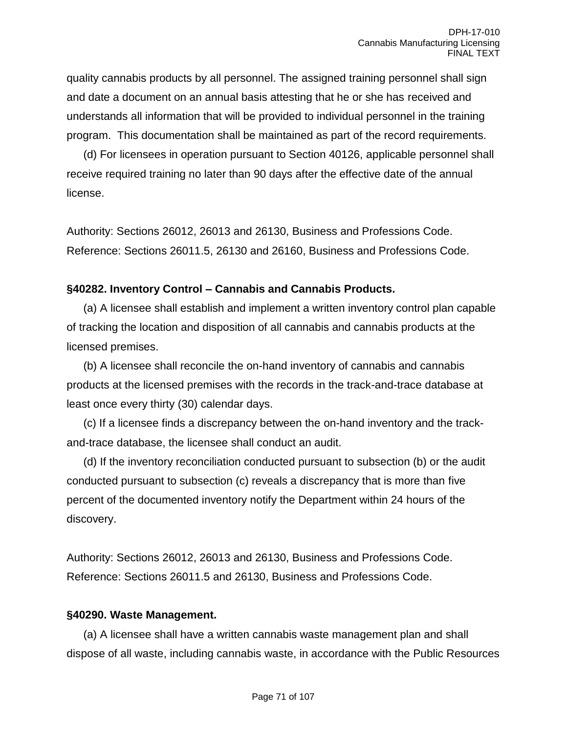quality cannabis products by all personnel. The assigned training personnel shall sign and date a document on an annual basis attesting that he or she has received and understands all information that will be provided to individual personnel in the training program. This documentation shall be maintained as part of the record requirements.

(d) For licensees in operation pursuant to Section 40126, applicable personnel shall receive required training no later than 90 days after the effective date of the annual license.

Authority: Sections 26012, 26013 and 26130, Business and Professions Code.
Reference: Sections 26011.5, 26130 and 26160, Business and Professions Code.

**§40282. Inventory Control – Cannabis and Cannabis Products.**

(a) A licensee shall establish and implement a written inventory control plan capable of tracking the location and disposition of all cannabis and cannabis products at the licensed premises.

(b) A licensee shall reconcile the on-hand inventory of cannabis and cannabis products at the licensed premises with the records in the track-and-trace database at least once every thirty (30) calendar days.

(c) If a licensee finds a discrepancy between the on-hand inventory and the track-and-trace database, the licensee shall conduct an audit.

(d) If the inventory reconciliation conducted pursuant to subsection (b) or the audit conducted pursuant to subsection (c) reveals a discrepancy that is more than five percent of the documented inventory notify the Department within 24 hours of the discovery.

Authority: Sections 26012, 26013 and 26130, Business and Professions Code.
Reference: Sections 26011.5 and 26130, Business and Professions Code.

**§40290. Waste Management.**

(a) A licensee shall have a written cannabis waste management plan and shall dispose of all waste, including cannabis waste, in accordance with the Public Resources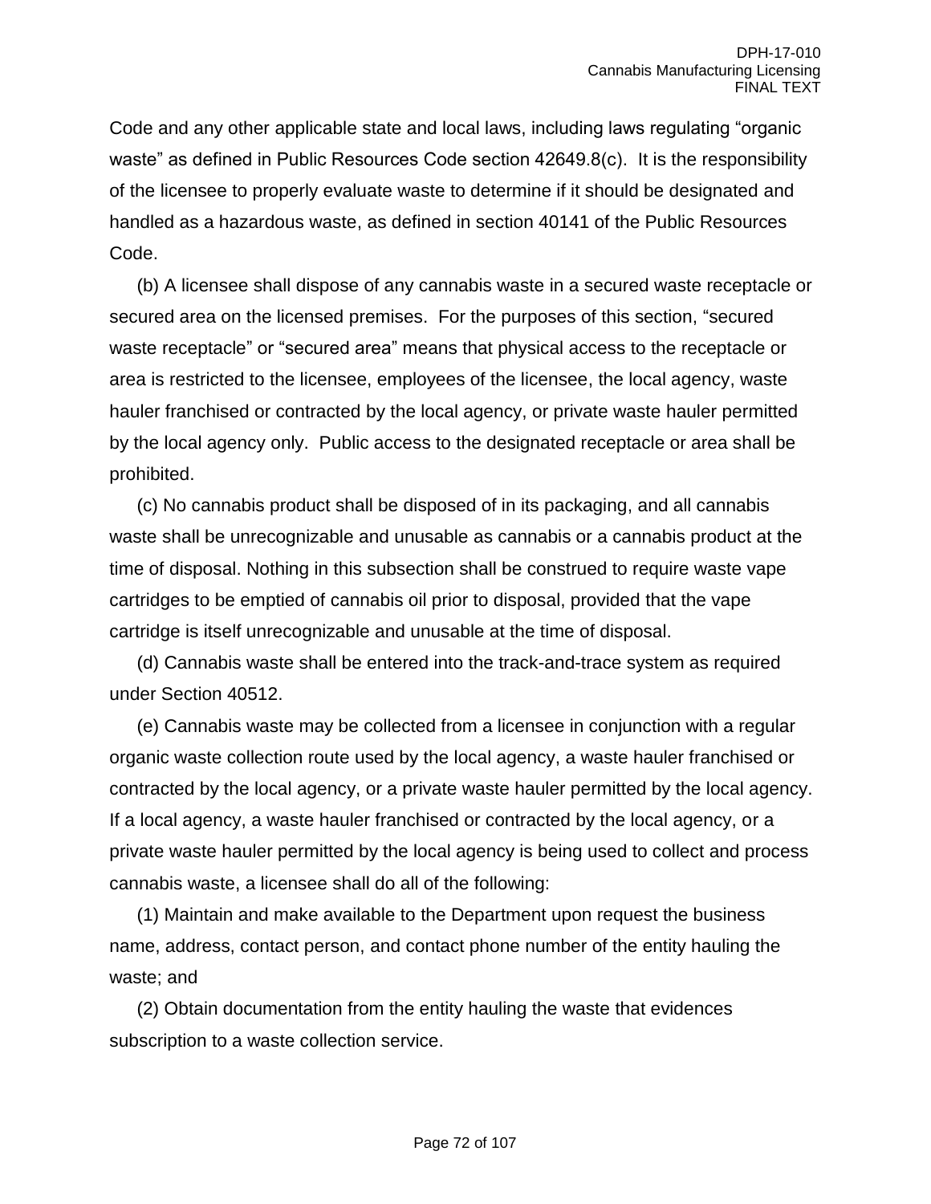Code and any other applicable state and local laws, including laws regulating "organic waste" as defined in Public Resources Code section 42649.8(c). It is the responsibility of the licensee to properly evaluate waste to determine if it should be designated and handled as a hazardous waste, as defined in section 40141 of the Public Resources Code.

(b) A licensee shall dispose of any cannabis waste in a secured waste receptacle or secured area on the licensed premises. For the purposes of this section, "secured waste receptacle" or "secured area" means that physical access to the receptacle or area is restricted to the licensee, employees of the licensee, the local agency, waste hauler franchised or contracted by the local agency, or private waste hauler permitted by the local agency only. Public access to the designated receptacle or area shall be prohibited.

(c) No cannabis product shall be disposed of in its packaging, and all cannabis waste shall be unrecognizable and unusable as cannabis or a cannabis product at the time of disposal. Nothing in this subsection shall be construed to require waste vape cartridges to be emptied of cannabis oil prior to disposal, provided that the vape cartridge is itself unrecognizable and unusable at the time of disposal.

(d) Cannabis waste shall be entered into the track-and-trace system as required under Section 40512.

(e) Cannabis waste may be collected from a licensee in conjunction with a regular organic waste collection route used by the local agency, a waste hauler franchised or contracted by the local agency, or a private waste hauler permitted by the local agency. If a local agency, a waste hauler franchised or contracted by the local agency, or a private waste hauler permitted by the local agency is being used to collect and process cannabis waste, a licensee shall do all of the following:

(1) Maintain and make available to the Department upon request the business name, address, contact person, and contact phone number of the entity hauling the waste; and

(2) Obtain documentation from the entity hauling the waste that evidences subscription to a waste collection service.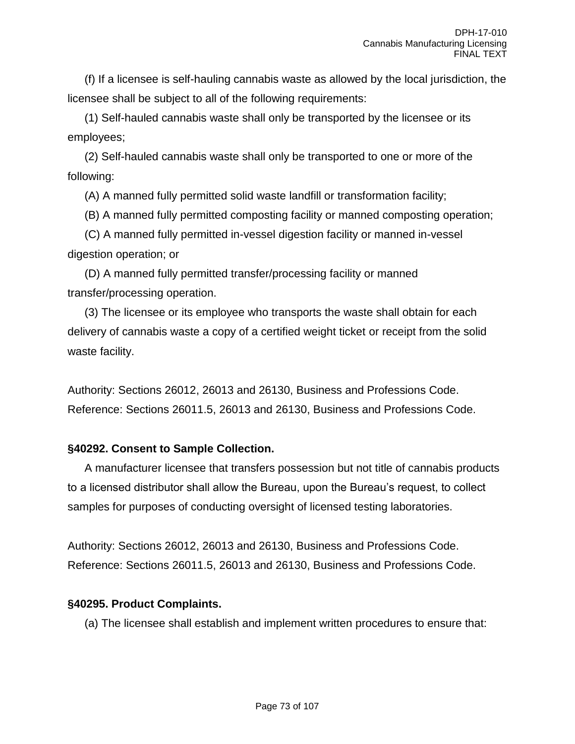(f) If a licensee is self-hauling cannabis waste as allowed by the local jurisdiction, the licensee shall be subject to all of the following requirements:

(1) Self-hauled cannabis waste shall only be transported by the licensee or its employees;

(2) Self-hauled cannabis waste shall only be transported to one or more of the following:

(A) A manned fully permitted solid waste landfill or transformation facility;

(B) A manned fully permitted composting facility or manned composting operation;

(C) A manned fully permitted in-vessel digestion facility or manned in-vessel digestion operation; or

(D) A manned fully permitted transfer/processing facility or manned transfer/processing operation.

(3) The licensee or its employee who transports the waste shall obtain for each delivery of cannabis waste a copy of a certified weight ticket or receipt from the solid waste facility.

Authority: Sections 26012, 26013 and 26130, Business and Professions Code.
Reference: Sections 26011.5, 26013 and 26130, Business and Professions Code.

**§40292. Consent to Sample Collection.**

A manufacturer licensee that transfers possession but not title of cannabis products to a licensed distributor shall allow the Bureau, upon the Bureau's request, to collect samples for purposes of conducting oversight of licensed testing laboratories.

Authority: Sections 26012, 26013 and 26130, Business and Professions Code.
Reference: Sections 26011.5, 26013 and 26130, Business and Professions Code.

**§40295. Product Complaints.**

(a) The licensee shall establish and implement written procedures to ensure that: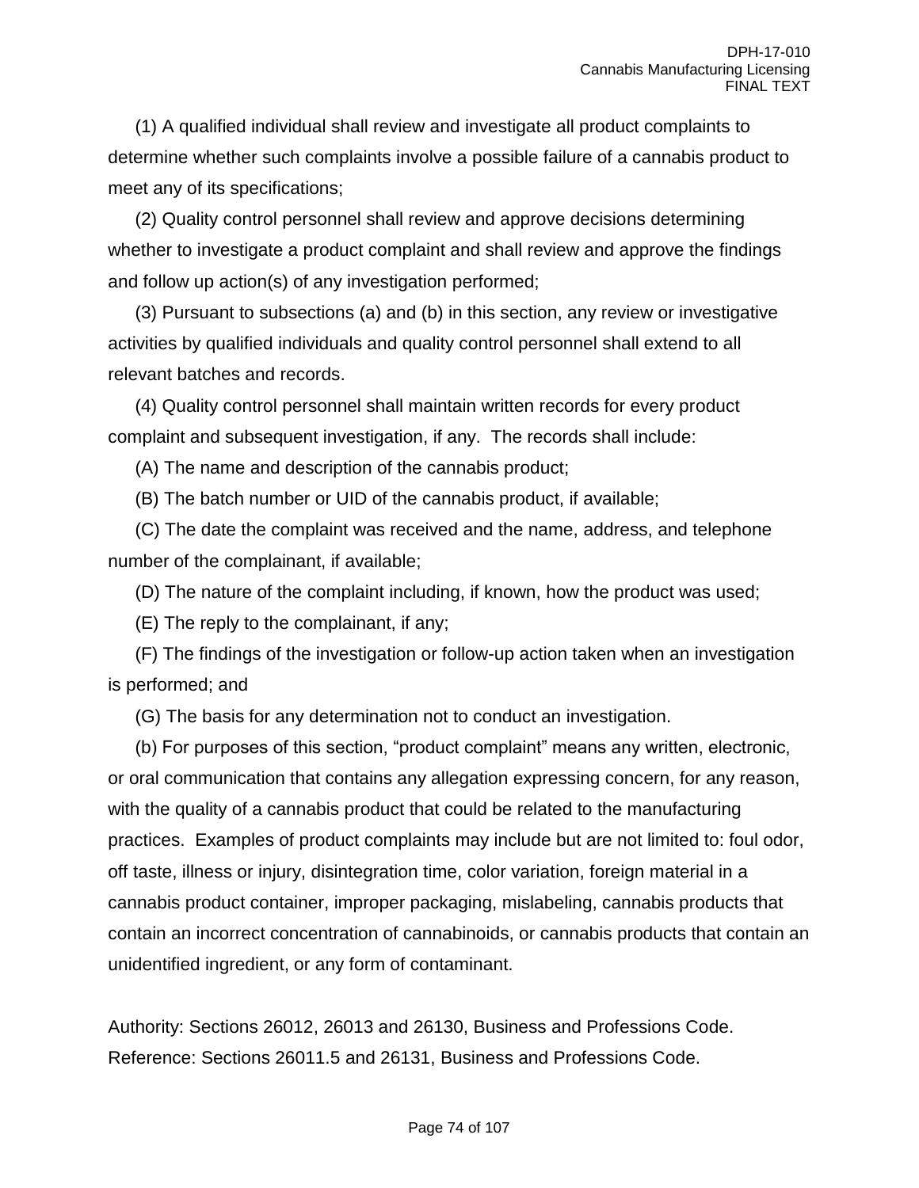(1) A qualified individual shall review and investigate all product complaints to determine whether such complaints involve a possible failure of a cannabis product to meet any of its specifications;

(2) Quality control personnel shall review and approve decisions determining whether to investigate a product complaint and shall review and approve the findings and follow up action(s) of any investigation performed;

(3) Pursuant to subsections (a) and (b) in this section, any review or investigative activities by qualified individuals and quality control personnel shall extend to all relevant batches and records.

(4) Quality control personnel shall maintain written records for every product complaint and subsequent investigation, if any. The records shall include:

(A) The name and description of the cannabis product;

(B) The batch number or UID of the cannabis product, if available;

(C) The date the complaint was received and the name, address, and telephone number of the complainant, if available;

(D) The nature of the complaint including, if known, how the product was used;

(E) The reply to the complainant, if any;

(F) The findings of the investigation or follow-up action taken when an investigation is performed; and

(G) The basis for any determination not to conduct an investigation.

(b) For purposes of this section, "product complaint" means any written, electronic, or oral communication that contains any allegation expressing concern, for any reason, with the quality of a cannabis product that could be related to the manufacturing practices. Examples of product complaints may include but are not limited to: foul odor, off taste, illness or injury, disintegration time, color variation, foreign material in a cannabis product container, improper packaging, mislabeling, cannabis products that contain an incorrect concentration of cannabinoids, or cannabis products that contain an unidentified ingredient, or any form of contaminant.

Authority: Sections 26012, 26013 and 26130, Business and Professions Code.
Reference: Sections 26011.5 and 26131, Business and Professions Code.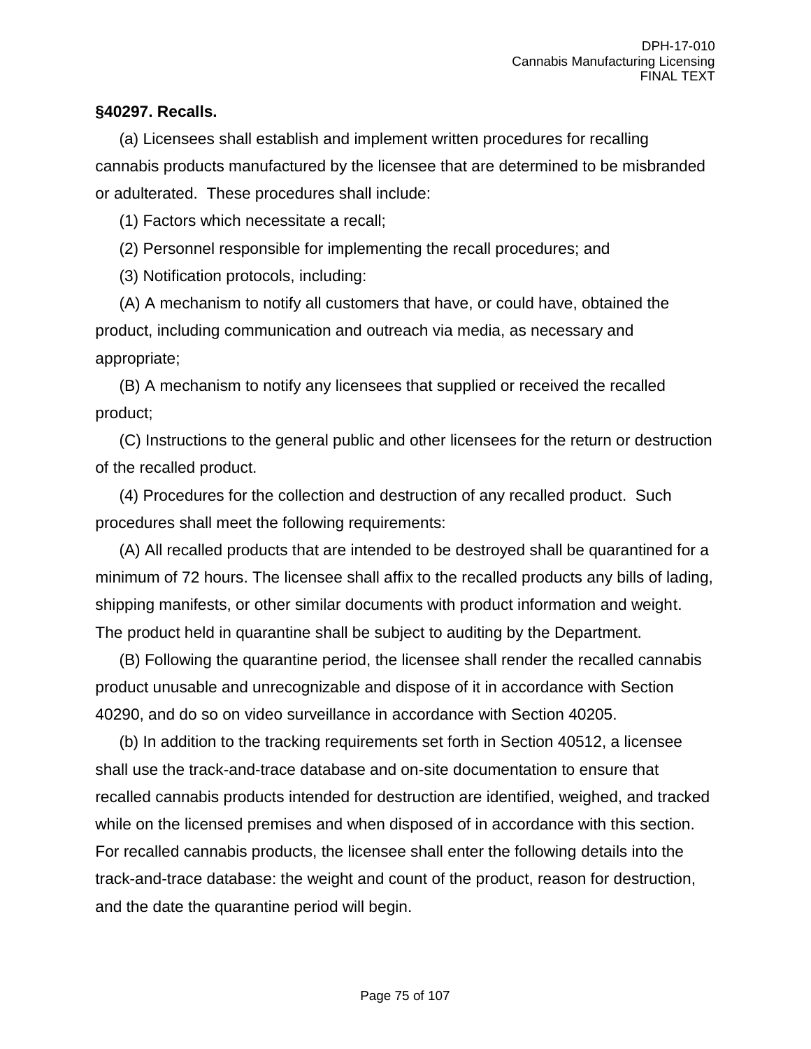**§40297. Recalls.**

(a) Licensees shall establish and implement written procedures for recalling cannabis products manufactured by the licensee that are determined to be misbranded or adulterated. These procedures shall include:

(1) Factors which necessitate a recall;

(2) Personnel responsible for implementing the recall procedures; and

(3) Notification protocols, including:

(A) A mechanism to notify all customers that have, or could have, obtained the product, including communication and outreach via media, as necessary and appropriate;

(B) A mechanism to notify any licensees that supplied or received the recalled product;

(C) Instructions to the general public and other licensees for the return or destruction of the recalled product.

(4) Procedures for the collection and destruction of any recalled product. Such procedures shall meet the following requirements:

(A) All recalled products that are intended to be destroyed shall be quarantined for a minimum of 72 hours. The licensee shall affix to the recalled products any bills of lading, shipping manifests, or other similar documents with product information and weight. The product held in quarantine shall be subject to auditing by the Department.

(B) Following the quarantine period, the licensee shall render the recalled cannabis product unusable and unrecognizable and dispose of it in accordance with Section 40290, and do so on video surveillance in accordance with Section 40205.

(b) In addition to the tracking requirements set forth in Section 40512, a licensee shall use the track-and-trace database and on-site documentation to ensure that recalled cannabis products intended for destruction are identified, weighed, and tracked while on the licensed premises and when disposed of in accordance with this section. For recalled cannabis products, the licensee shall enter the following details into the track-and-trace database: the weight and count of the product, reason for destruction, and the date the quarantine period will begin.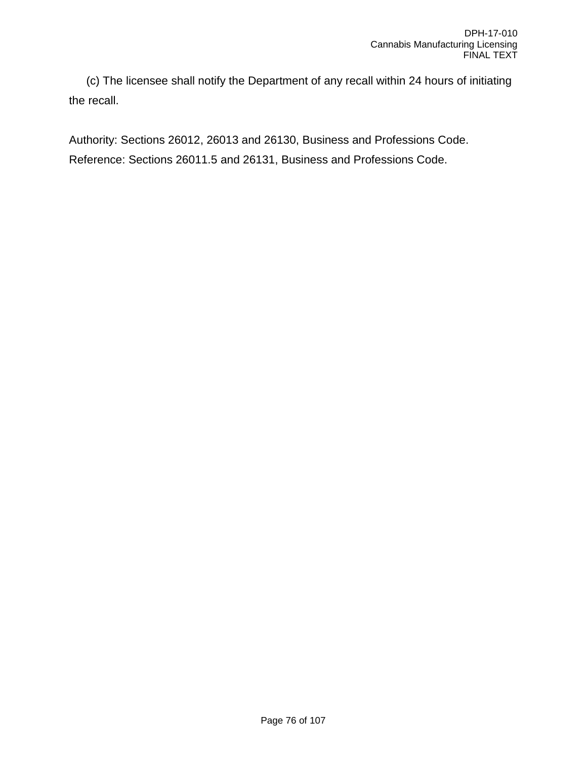(c) The licensee shall notify the Department of any recall within 24 hours of initiating the recall.

Authority: Sections 26012, 26013 and 26130, Business and Professions Code.
Reference: Sections 26011.5 and 26131, Business and Professions Code.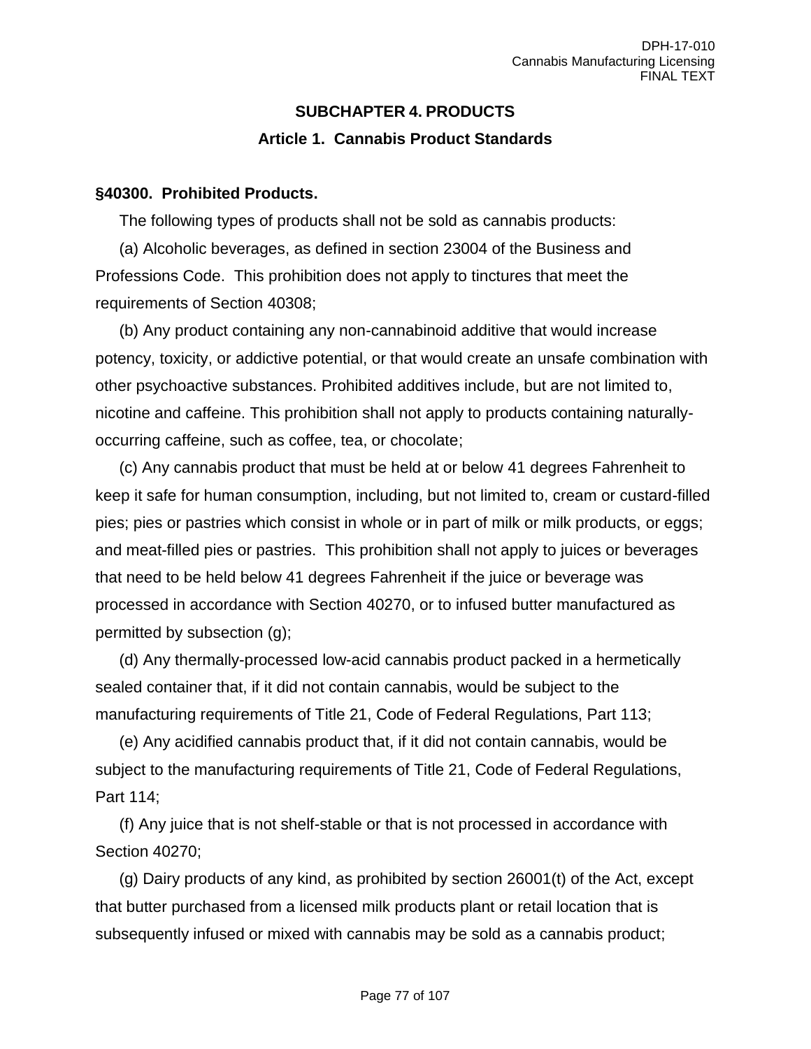## SUBCHAPTER 4. PRODUCTS

### Article 1. Cannabis Product Standards

**§40300. Prohibited Products.**

The following types of products shall not be sold as cannabis products:

(a) Alcoholic beverages, as defined in section 23004 of the Business and Professions Code. This prohibition does not apply to tinctures that meet the requirements of Section 40308;

(b) Any product containing any non-cannabinoid additive that would increase potency, toxicity, or addictive potential, or that would create an unsafe combination with other psychoactive substances. Prohibited additives include, but are not limited to, nicotine and caffeine. This prohibition shall not apply to products containing naturally-occurring caffeine, such as coffee, tea, or chocolate;

(c) Any cannabis product that must be held at or below 41 degrees Fahrenheit to keep it safe for human consumption, including, but not limited to, cream or custard-filled pies; pies or pastries which consist in whole or in part of milk or milk products, or eggs; and meat-filled pies or pastries. This prohibition shall not apply to juices or beverages that need to be held below 41 degrees Fahrenheit if the juice or beverage was processed in accordance with Section 40270, or to infused butter manufactured as permitted by subsection (g);

(d) Any thermally-processed low-acid cannabis product packed in a hermetically sealed container that, if it did not contain cannabis, would be subject to the manufacturing requirements of Title 21, Code of Federal Regulations, Part 113;

(e) Any acidified cannabis product that, if it did not contain cannabis, would be subject to the manufacturing requirements of Title 21, Code of Federal Regulations, Part 114;

(f) Any juice that is not shelf-stable or that is not processed in accordance with Section 40270;

(g) Dairy products of any kind, as prohibited by section 26001(t) of the Act, except that butter purchased from a licensed milk products plant or retail location that is subsequently infused or mixed with cannabis may be sold as a cannabis product;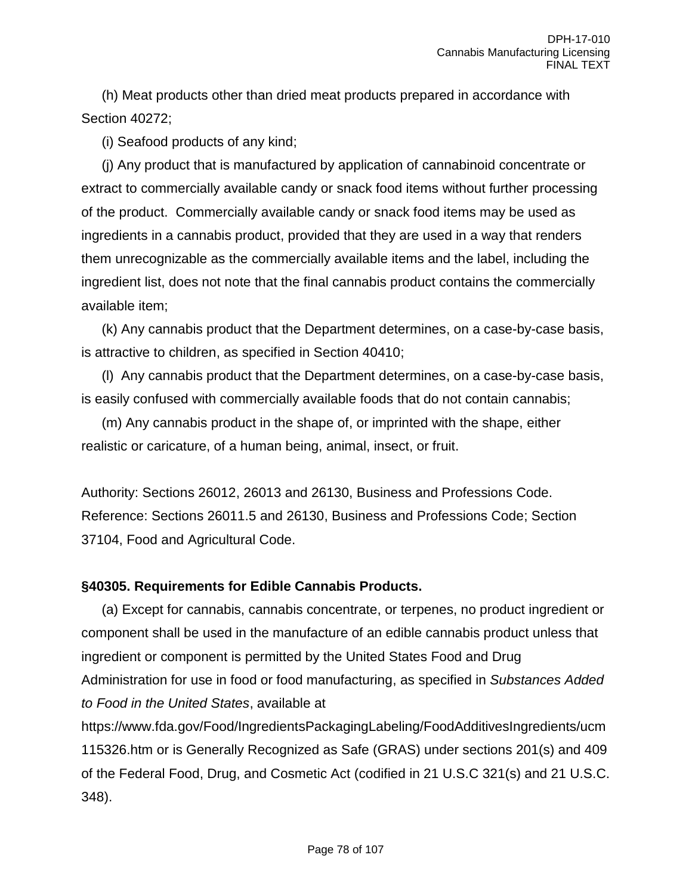(h) Meat products other than dried meat products prepared in accordance with Section 40272;

(i) Seafood products of any kind;

(j) Any product that is manufactured by application of cannabinoid concentrate or extract to commercially available candy or snack food items without further processing of the product. Commercially available candy or snack food items may be used as ingredients in a cannabis product, provided that they are used in a way that renders them unrecognizable as the commercially available items and the label, including the ingredient list, does not note that the final cannabis product contains the commercially available item;

(k) Any cannabis product that the Department determines, on a case-by-case basis, is attractive to children, as specified in Section 40410;

(l) Any cannabis product that the Department determines, on a case-by-case basis, is easily confused with commercially available foods that do not contain cannabis;

(m) Any cannabis product in the shape of, or imprinted with the shape, either realistic or caricature, of a human being, animal, insect, or fruit.

Authority: Sections 26012, 26013 and 26130, Business and Professions Code. Reference: Sections 26011.5 and 26130, Business and Professions Code; Section 37104, Food and Agricultural Code.

**§40305. Requirements for Edible Cannabis Products.**

(a) Except for cannabis, cannabis concentrate, or terpenes, no product ingredient or component shall be used in the manufacture of an edible cannabis product unless that ingredient or component is permitted by the United States Food and Drug Administration for use in food or food manufacturing, as specified in *Substances Added to Food in the United States*, available at https://www.fda.gov/Food/IngredientsPackagingLabeling/FoodAdditivesIngredients/ucm115326.htm or is Generally Recognized as Safe (GRAS) under sections 201(s) and 409 of the Federal Food, Drug, and Cosmetic Act (codified in 21 U.S.C 321(s) and 21 U.S.C. 348).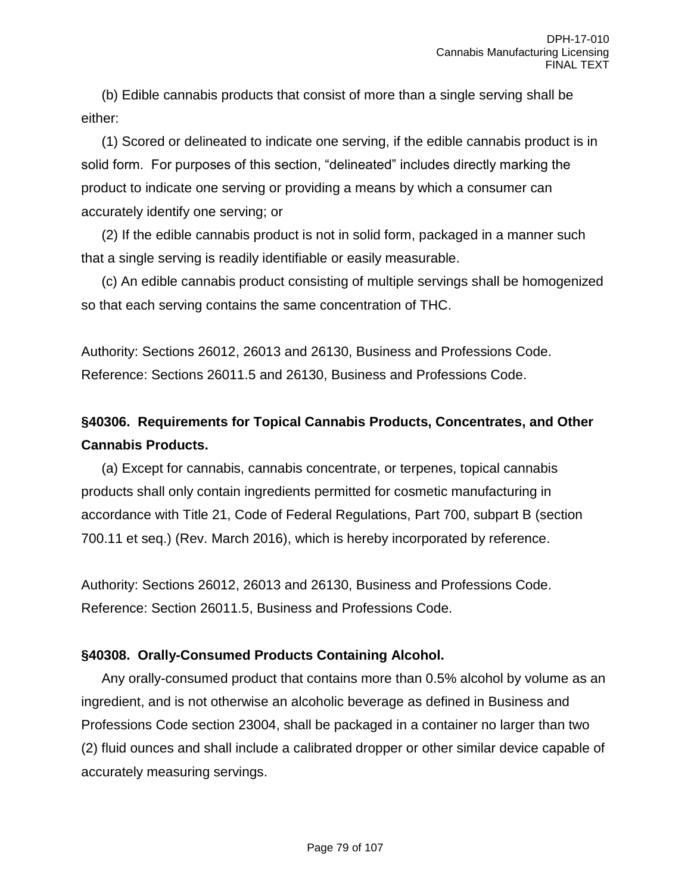(b) Edible cannabis products that consist of more than a single serving shall be either:

(1) Scored or delineated to indicate one serving, if the edible cannabis product is in solid form. For purposes of this section, “delineated” includes directly marking the product to indicate one serving or providing a means by which a consumer can accurately identify one serving; or

(2) If the edible cannabis product is not in solid form, packaged in a manner such that a single serving is readily identifiable or easily measurable.

(c) An edible cannabis product consisting of multiple servings shall be homogenized so that each serving contains the same concentration of THC.

Authority: Sections 26012, 26013 and 26130, Business and Professions Code. Reference: Sections 26011.5 and 26130, Business and Professions Code.

**§40306. Requirements for Topical Cannabis Products, Concentrates, and Other Cannabis Products.**

(a) Except for cannabis, cannabis concentrate, or terpenes, topical cannabis products shall only contain ingredients permitted for cosmetic manufacturing in accordance with Title 21, Code of Federal Regulations, Part 700, subpart B (section 700.11 et seq.) (Rev. March 2016), which is hereby incorporated by reference.

Authority: Sections 26012, 26013 and 26130, Business and Professions Code. Reference: Section 26011.5, Business and Professions Code.

**§40308. Orally-Consumed Products Containing Alcohol.**

Any orally-consumed product that contains more than 0.5% alcohol by volume as an ingredient, and is not otherwise an alcoholic beverage as defined in Business and Professions Code section 23004, shall be packaged in a container no larger than two (2) fluid ounces and shall include a calibrated dropper or other similar device capable of accurately measuring servings.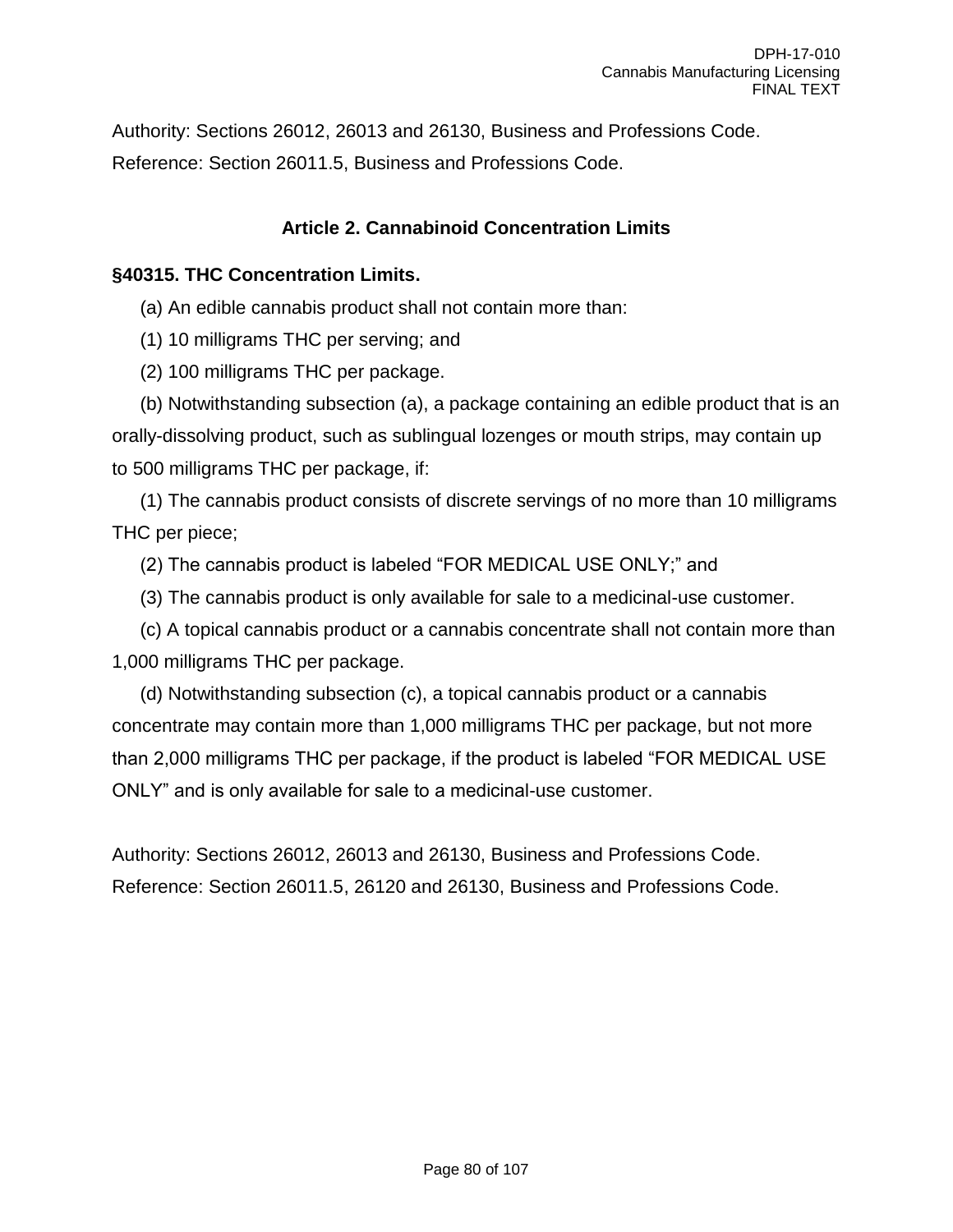Authority: Sections 26012, 26013 and 26130, Business and Professions Code.
Reference: Section 26011.5, Business and Professions Code.

## Article 2. Cannabinoid Concentration Limits

### §40315. THC Concentration Limits.

(a) An edible cannabis product shall not contain more than:

(1) 10 milligrams THC per serving; and

(2) 100 milligrams THC per package.

(b) Notwithstanding subsection (a), a package containing an edible product that is an orally-dissolving product, such as sublingual lozenges or mouth strips, may contain up to 500 milligrams THC per package, if:

(1) The cannabis product consists of discrete servings of no more than 10 milligrams THC per piece;

(2) The cannabis product is labeled “FOR MEDICAL USE ONLY;” and

(3) The cannabis product is only available for sale to a medicinal-use customer.

(c) A topical cannabis product or a cannabis concentrate shall not contain more than 1,000 milligrams THC per package.

(d) Notwithstanding subsection (c), a topical cannabis product or a cannabis concentrate may contain more than 1,000 milligrams THC per package, but not more than 2,000 milligrams THC per package, if the product is labeled “FOR MEDICAL USE ONLY” and is only available for sale to a medicinal-use customer.

Authority: Sections 26012, 26013 and 26130, Business and Professions Code.
Reference: Section 26011.5, 26120 and 26130, Business and Professions Code.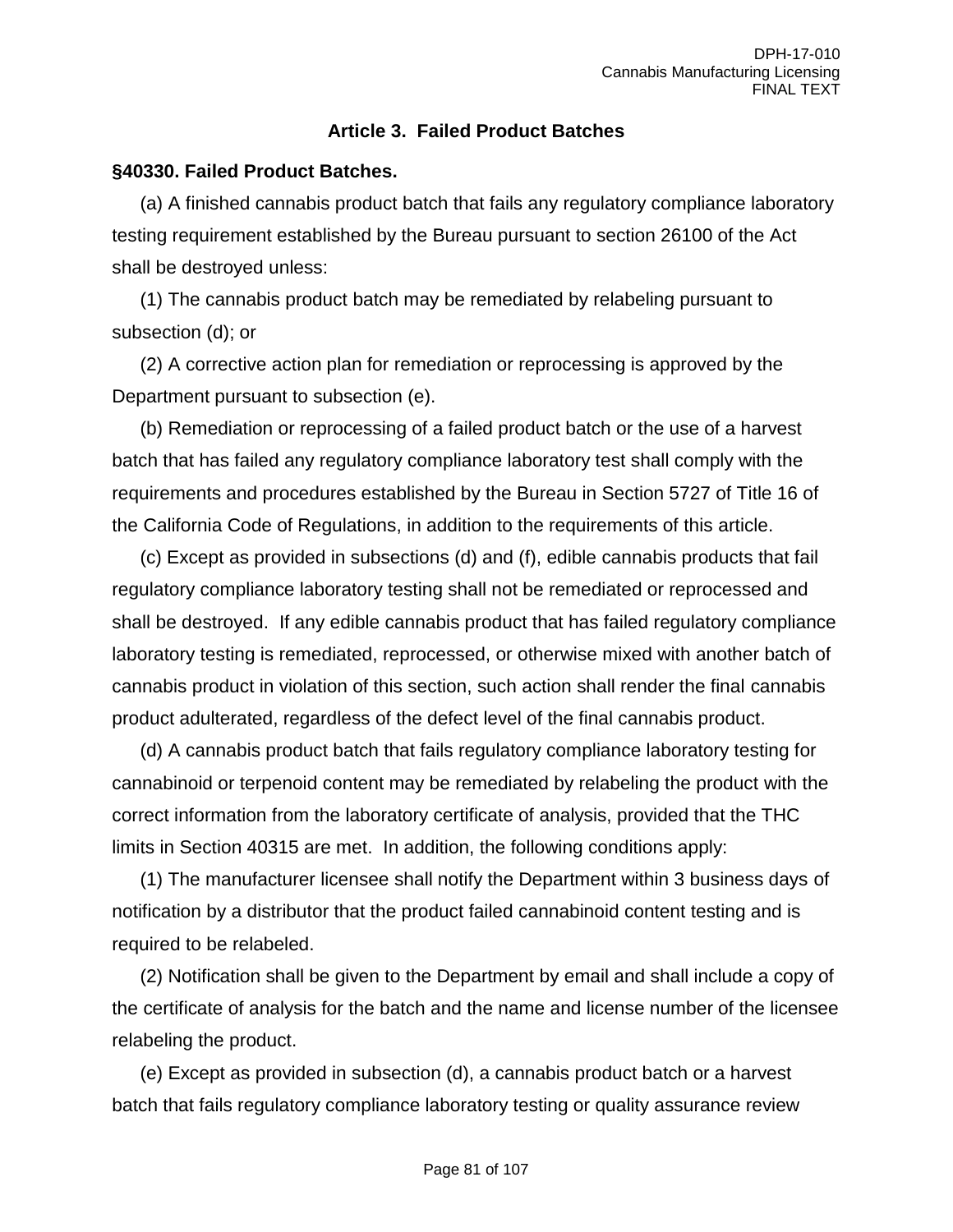## Article 3. Failed Product Batches

**§40330. Failed Product Batches.**

(a) A finished cannabis product batch that fails any regulatory compliance laboratory testing requirement established by the Bureau pursuant to section 26100 of the Act shall be destroyed unless:

(1) The cannabis product batch may be remediated by relabeling pursuant to subsection (d); or

(2) A corrective action plan for remediation or reprocessing is approved by the Department pursuant to subsection (e).

(b) Remediation or reprocessing of a failed product batch or the use of a harvest batch that has failed any regulatory compliance laboratory test shall comply with the requirements and procedures established by the Bureau in Section 5727 of Title 16 of the California Code of Regulations, in addition to the requirements of this article.

(c) Except as provided in subsections (d) and (f), edible cannabis products that fail regulatory compliance laboratory testing shall not be remediated or reprocessed and shall be destroyed. If any edible cannabis product that has failed regulatory compliance laboratory testing is remediated, reprocessed, or otherwise mixed with another batch of cannabis product in violation of this section, such action shall render the final cannabis product adulterated, regardless of the defect level of the final cannabis product.

(d) A cannabis product batch that fails regulatory compliance laboratory testing for cannabinoid or terpenoid content may be remediated by relabeling the product with the correct information from the laboratory certificate of analysis, provided that the THC limits in Section 40315 are met. In addition, the following conditions apply:

(1) The manufacturer licensee shall notify the Department within 3 business days of notification by a distributor that the product failed cannabinoid content testing and is required to be relabeled.

(2) Notification shall be given to the Department by email and shall include a copy of the certificate of analysis for the batch and the name and license number of the licensee relabeling the product.

(e) Except as provided in subsection (d), a cannabis product batch or a harvest batch that fails regulatory compliance laboratory testing or quality assurance review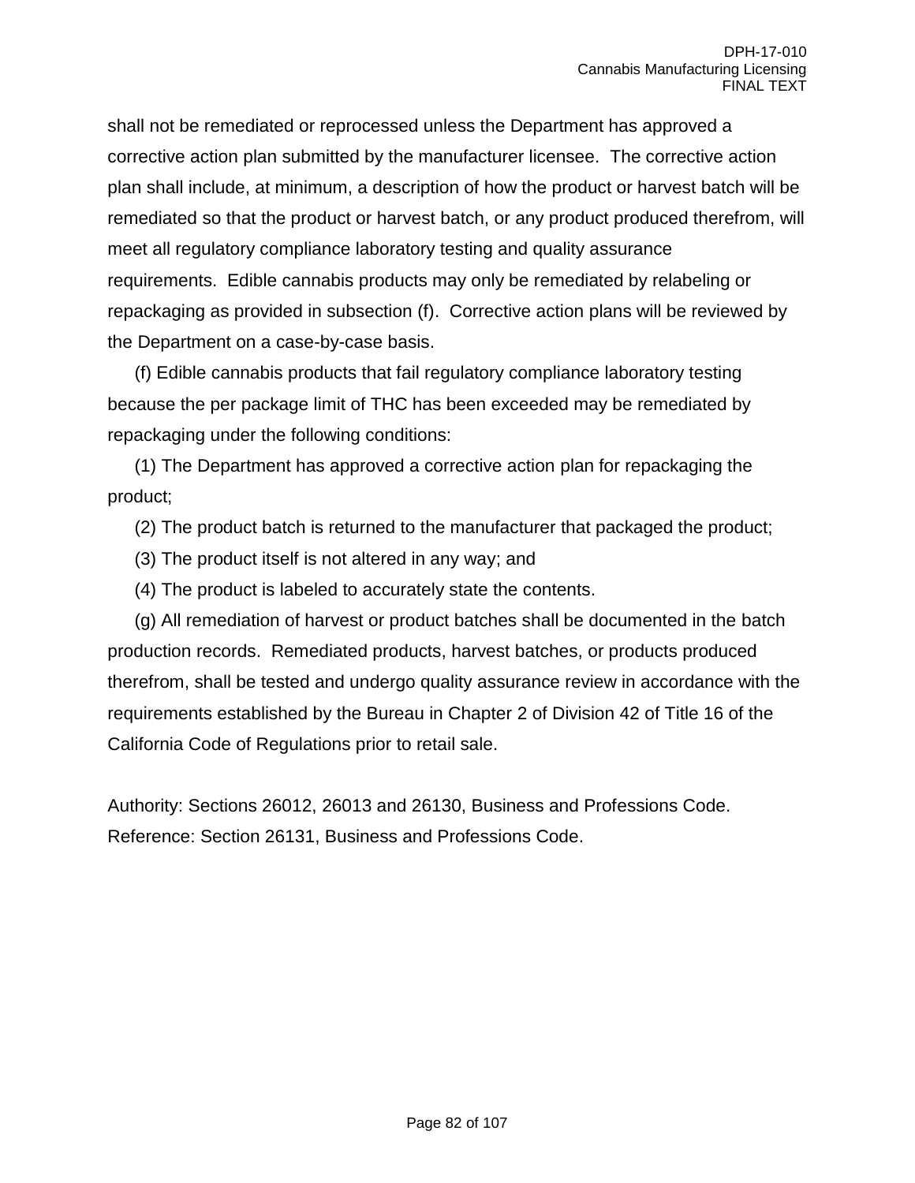shall not be remediated or reprocessed unless the Department has approved a corrective action plan submitted by the manufacturer licensee. The corrective action plan shall include, at minimum, a description of how the product or harvest batch will be remediated so that the product or harvest batch, or any product produced therefrom, will meet all regulatory compliance laboratory testing and quality assurance requirements. Edible cannabis products may only be remediated by relabeling or repackaging as provided in subsection (f). Corrective action plans will be reviewed by the Department on a case-by-case basis.

(f) Edible cannabis products that fail regulatory compliance laboratory testing because the per package limit of THC has been exceeded may be remediated by repackaging under the following conditions:

(1) The Department has approved a corrective action plan for repackaging the product;

(2) The product batch is returned to the manufacturer that packaged the product;

(3) The product itself is not altered in any way; and

(4) The product is labeled to accurately state the contents.

(g) All remediation of harvest or product batches shall be documented in the batch production records. Remediated products, harvest batches, or products produced therefrom, shall be tested and undergo quality assurance review in accordance with the requirements established by the Bureau in Chapter 2 of Division 42 of Title 16 of the California Code of Regulations prior to retail sale.

Authority: Sections 26012, 26013 and 26130, Business and Professions Code.
Reference: Section 26131, Business and Professions Code.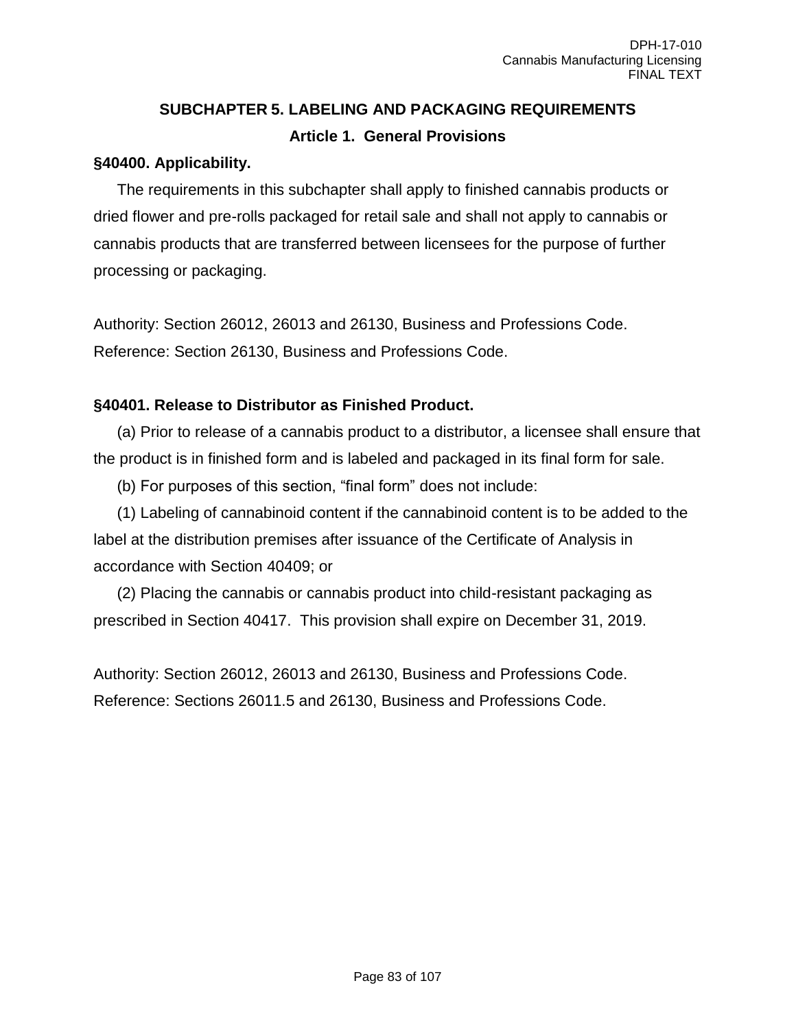## SUBCHAPTER 5. LABELING AND PACKAGING REQUIREMENTS

### Article 1. General Provisions

**§40400. Applicability.**

The requirements in this subchapter shall apply to finished cannabis products or dried flower and pre-rolls packaged for retail sale and shall not apply to cannabis or cannabis products that are transferred between licensees for the purpose of further processing or packaging.

Authority: Section 26012, 26013 and 26130, Business and Professions Code.
Reference: Section 26130, Business and Professions Code.

**§40401. Release to Distributor as Finished Product.**

(a) Prior to release of a cannabis product to a distributor, a licensee shall ensure that the product is in finished form and is labeled and packaged in its final form for sale.

(b) For purposes of this section, "final form" does not include:

(1) Labeling of cannabinoid content if the cannabinoid content is to be added to the label at the distribution premises after issuance of the Certificate of Analysis in accordance with Section 40409; or

(2) Placing the cannabis or cannabis product into child-resistant packaging as prescribed in Section 40417. This provision shall expire on December 31, 2019.

Authority: Section 26012, 26013 and 26130, Business and Professions Code.
Reference: Sections 26011.5 and 26130, Business and Professions Code.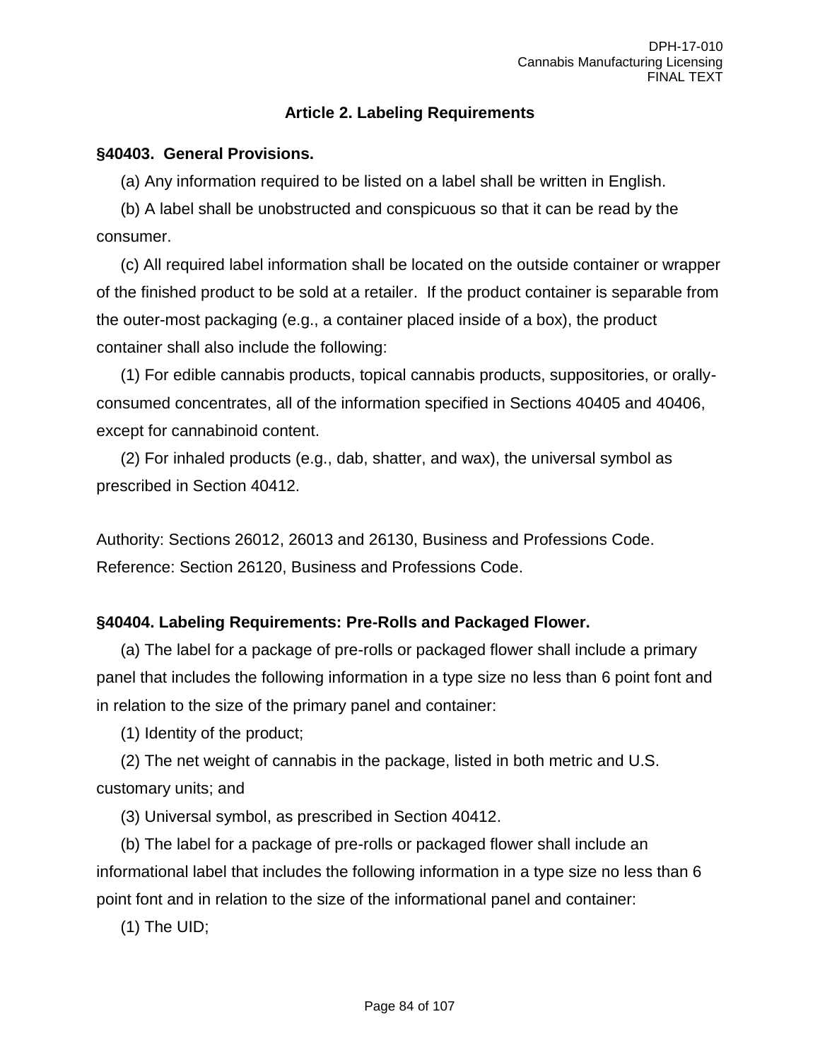## Article 2. Labeling Requirements

**§40403. General Provisions.**

(a) Any information required to be listed on a label shall be written in English.

(b) A label shall be unobstructed and conspicuous so that it can be read by the consumer.

(c) All required label information shall be located on the outside container or wrapper of the finished product to be sold at a retailer. If the product container is separable from the outer-most packaging (e.g., a container placed inside of a box), the product container shall also include the following:

(1) For edible cannabis products, topical cannabis products, suppositories, or orally-consumed concentrates, all of the information specified in Sections 40405 and 40406, except for cannabinoid content.

(2) For inhaled products (e.g., dab, shatter, and wax), the universal symbol as prescribed in Section 40412.

Authority: Sections 26012, 26013 and 26130, Business and Professions Code.
Reference: Section 26120, Business and Professions Code.

**§40404. Labeling Requirements: Pre-Rolls and Packaged Flower.**

(a) The label for a package of pre-rolls or packaged flower shall include a primary panel that includes the following information in a type size no less than 6 point font and in relation to the size of the primary panel and container:

(1) Identity of the product;

(2) The net weight of cannabis in the package, listed in both metric and U.S. customary units; and

(3) Universal symbol, as prescribed in Section 40412.

(b) The label for a package of pre-rolls or packaged flower shall include an informational label that includes the following information in a type size no less than 6 point font and in relation to the size of the informational panel and container:

(1) The UID;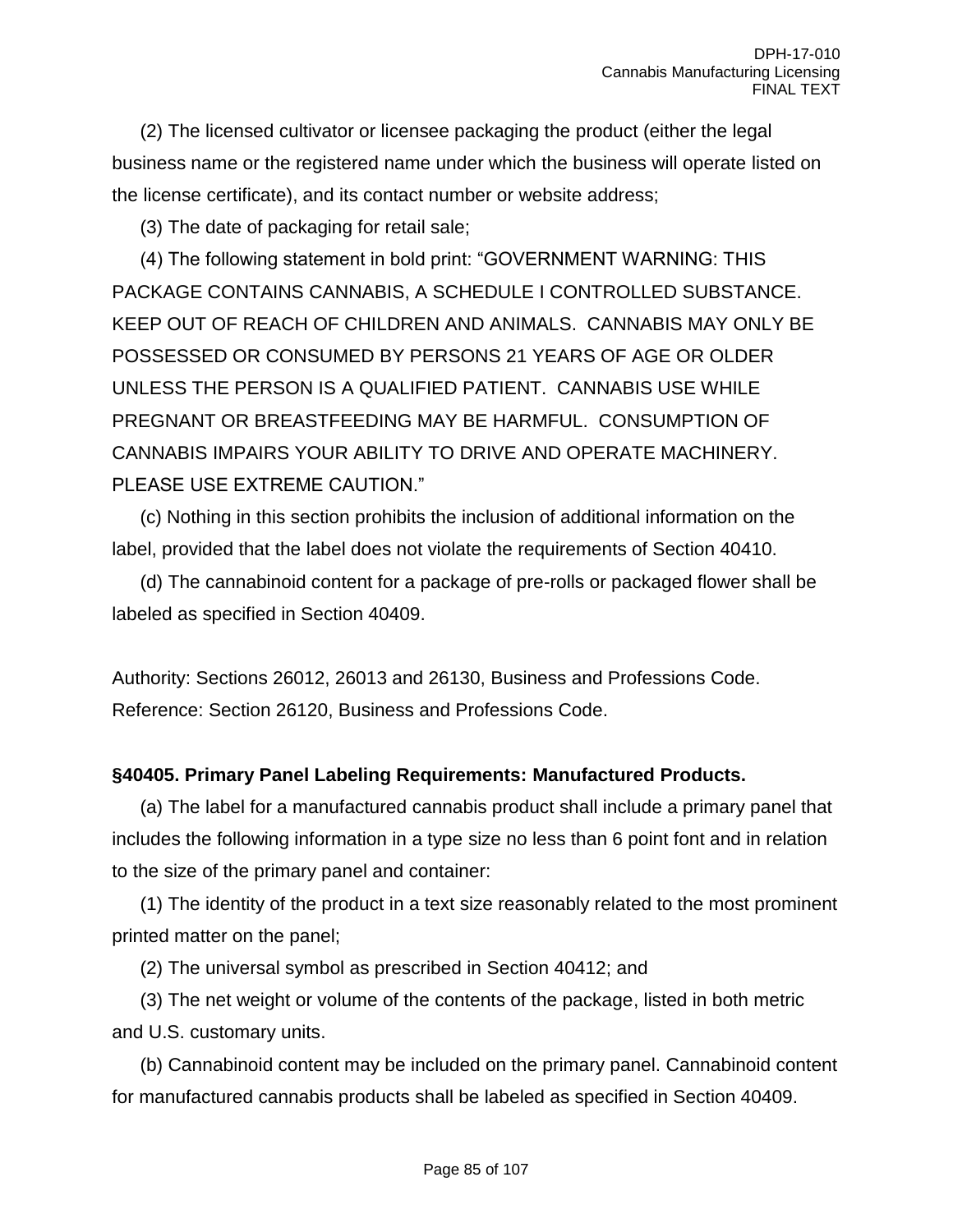(2) The licensed cultivator or licensee packaging the product (either the legal business name or the registered name under which the business will operate listed on the license certificate), and its contact number or website address;

(3) The date of packaging for retail sale;

(4) The following statement in bold print: "**GOVERNMENT WARNING: THIS PACKAGE CONTAINS CANNABIS, A SCHEDULE I CONTROLLED SUBSTANCE. KEEP OUT OF REACH OF CHILDREN AND ANIMALS. CANNABIS MAY ONLY BE POSSESSED OR CONSUMED BY PERSONS 21 YEARS OF AGE OR OLDER UNLESS THE PERSON IS A QUALIFIED PATIENT. CANNABIS USE WHILE PREGNANT OR BREASTFEEDING MAY BE HARMFUL. CONSUMPTION OF CANNABIS IMPAIRS YOUR ABILITY TO DRIVE AND OPERATE MACHINERY. PLEASE USE EXTREME CAUTION.**"

(c) Nothing in this section prohibits the inclusion of additional information on the label, provided that the label does not violate the requirements of Section 40410.

(d) The cannabinoid content for a package of pre-rolls or packaged flower shall be labeled as specified in Section 40409.

Authority: Sections 26012, 26013 and 26130, Business and Professions Code.
Reference: Section 26120, Business and Professions Code.

**§40405. Primary Panel Labeling Requirements: Manufactured Products.**

(a) The label for a manufactured cannabis product shall include a primary panel that includes the following information in a type size no less than 6 point font and in relation to the size of the primary panel and container:

(1) The identity of the product in a text size reasonably related to the most prominent printed matter on the panel;

(2) The universal symbol as prescribed in Section 40412; and

(3) The net weight or volume of the contents of the package, listed in both metric and U.S. customary units.

(b) Cannabinoid content may be included on the primary panel. Cannabinoid content for manufactured cannabis products shall be labeled as specified in Section 40409.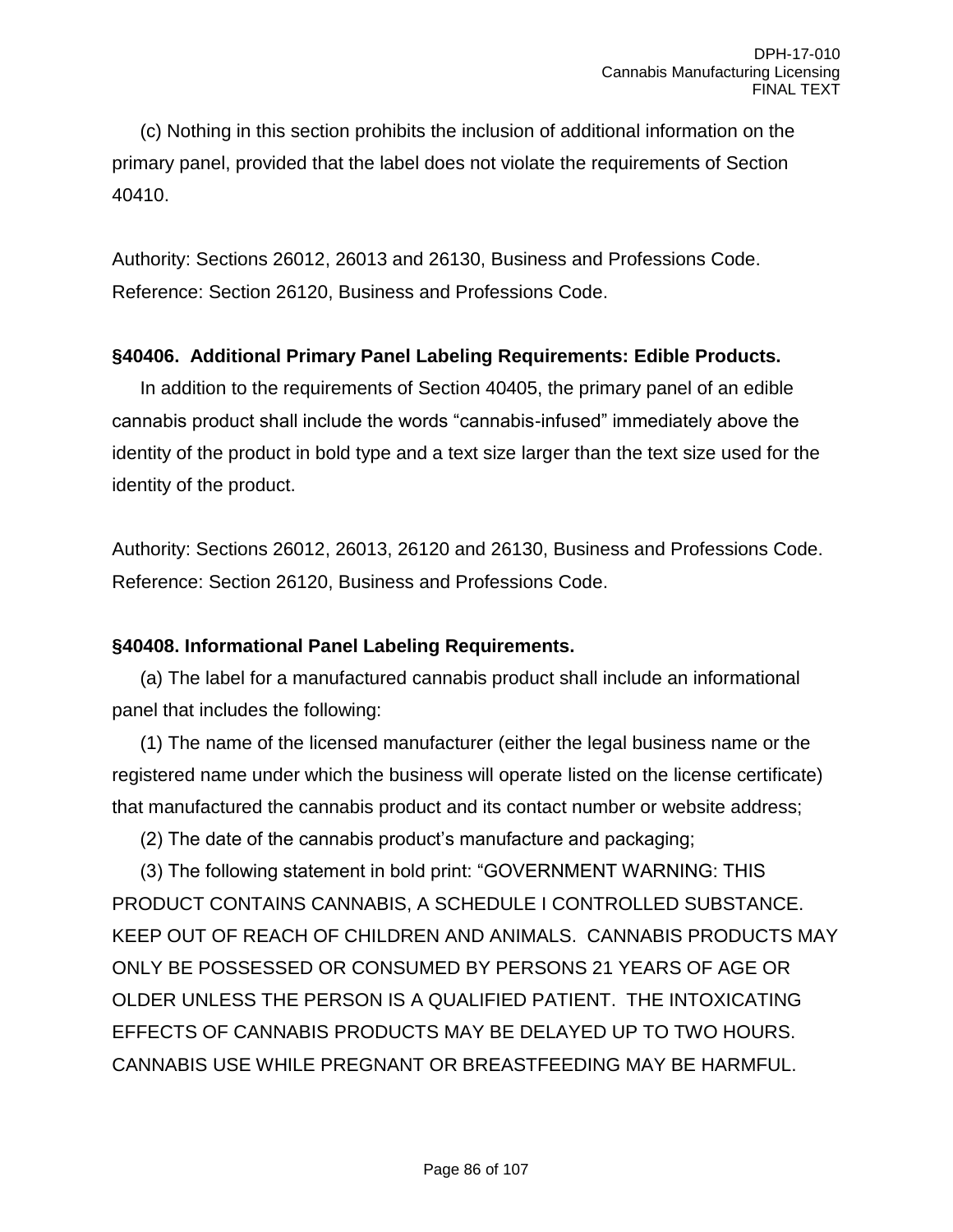(c) Nothing in this section prohibits the inclusion of additional information on the primary panel, provided that the label does not violate the requirements of Section 40410.

Authority: Sections 26012, 26013 and 26130, Business and Professions Code.
Reference: Section 26120, Business and Professions Code.

**§40406. Additional Primary Panel Labeling Requirements: Edible Products.**

In addition to the requirements of Section 40405, the primary panel of an edible cannabis product shall include the words "cannabis-infused" immediately above the identity of the product in bold type and a text size larger than the text size used for the identity of the product.

Authority: Sections 26012, 26013, 26120 and 26130, Business and Professions Code.
Reference: Section 26120, Business and Professions Code.

**§40408. Informational Panel Labeling Requirements.**

(a) The label for a manufactured cannabis product shall include an informational panel that includes the following:

(1) The name of the licensed manufacturer (either the legal business name or the registered name under which the business will operate listed on the license certificate) that manufactured the cannabis product and its contact number or website address;

(2) The date of the cannabis product's manufacture and packaging;

(3) The following statement in bold print: "GOVERNMENT WARNING: THIS PRODUCT CONTAINS CANNABIS, A SCHEDULE I CONTROLLED SUBSTANCE. KEEP OUT OF REACH OF CHILDREN AND ANIMALS. CANNABIS PRODUCTS MAY ONLY BE POSSESSED OR CONSUMED BY PERSONS 21 YEARS OF AGE OR OLDER UNLESS THE PERSON IS A QUALIFIED PATIENT. THE INTOXICATING EFFECTS OF CANNABIS PRODUCTS MAY BE DELAYED UP TO TWO HOURS. CANNABIS USE WHILE PREGNANT OR BREASTFEEDING MAY BE HARMFUL.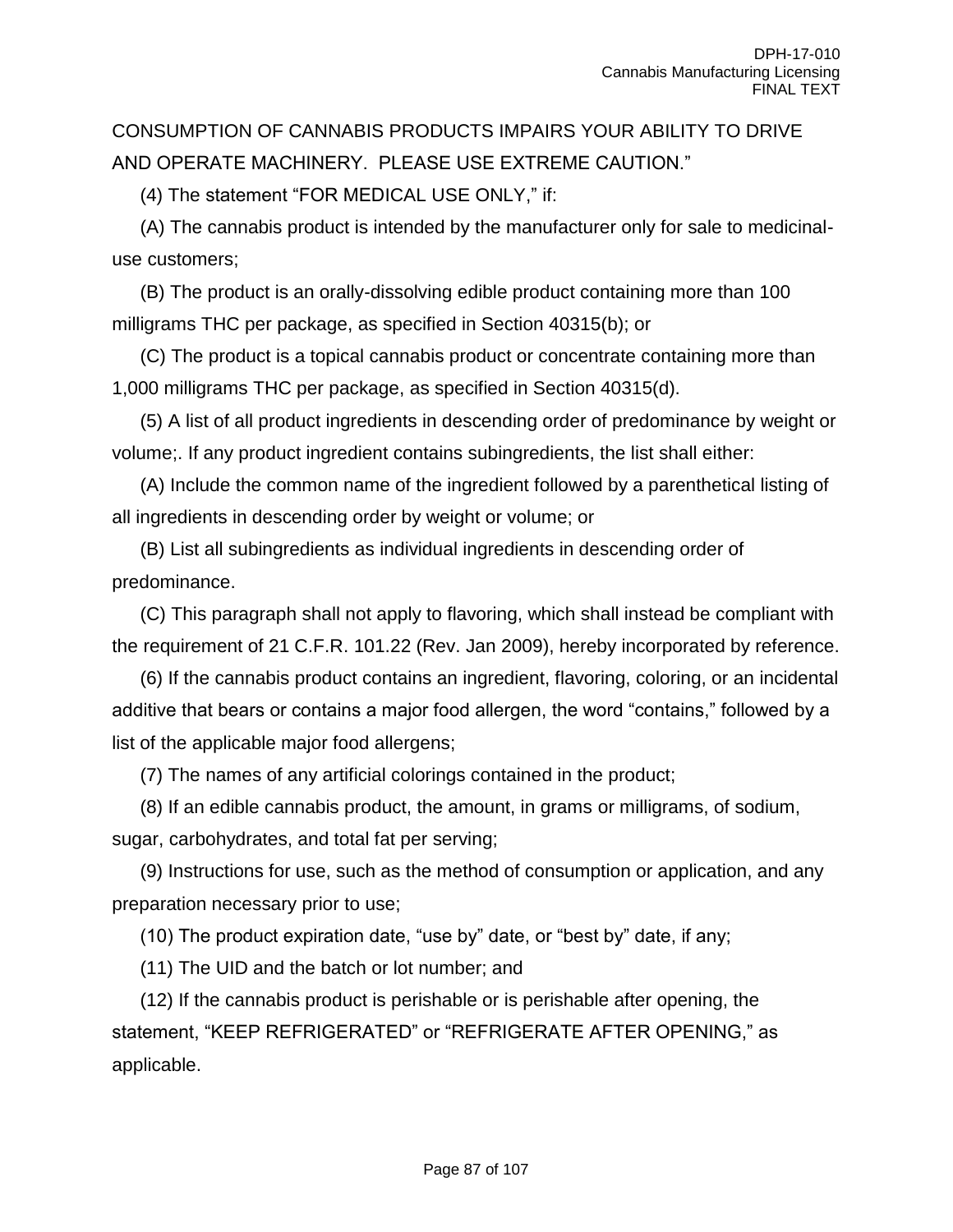CONSUMPTION OF CANNABIS PRODUCTS IMPAIRS YOUR ABILITY TO DRIVE AND OPERATE MACHINERY. PLEASE USE EXTREME CAUTION."

(4) The statement "FOR MEDICAL USE ONLY," if:

(A) The cannabis product is intended by the manufacturer only for sale to medicinal-use customers;

(B) The product is an orally-dissolving edible product containing more than 100 milligrams THC per package, as specified in Section 40315(b); or

(C) The product is a topical cannabis product or concentrate containing more than 1,000 milligrams THC per package, as specified in Section 40315(d).

(5) A list of all product ingredients in descending order of predominance by weight or volume;. If any product ingredient contains subingredients, the list shall either:

(A) Include the common name of the ingredient followed by a parenthetical listing of all ingredients in descending order by weight or volume; or

(B) List all subingredients as individual ingredients in descending order of predominance.

(C) This paragraph shall not apply to flavoring, which shall instead be compliant with the requirement of 21 C.F.R. 101.22 (Rev. Jan 2009), hereby incorporated by reference.

(6) If the cannabis product contains an ingredient, flavoring, coloring, or an incidental additive that bears or contains a major food allergen, the word "contains," followed by a list of the applicable major food allergens;

(7) The names of any artificial colorings contained in the product;

(8) If an edible cannabis product, the amount, in grams or milligrams, of sodium, sugar, carbohydrates, and total fat per serving;

(9) Instructions for use, such as the method of consumption or application, and any preparation necessary prior to use;

(10) The product expiration date, "use by" date, or "best by" date, if any;

(11) The UID and the batch or lot number; and

(12) If the cannabis product is perishable or is perishable after opening, the statement, "KEEP REFRIGERATED" or "REFRIGERATE AFTER OPENING," as applicable.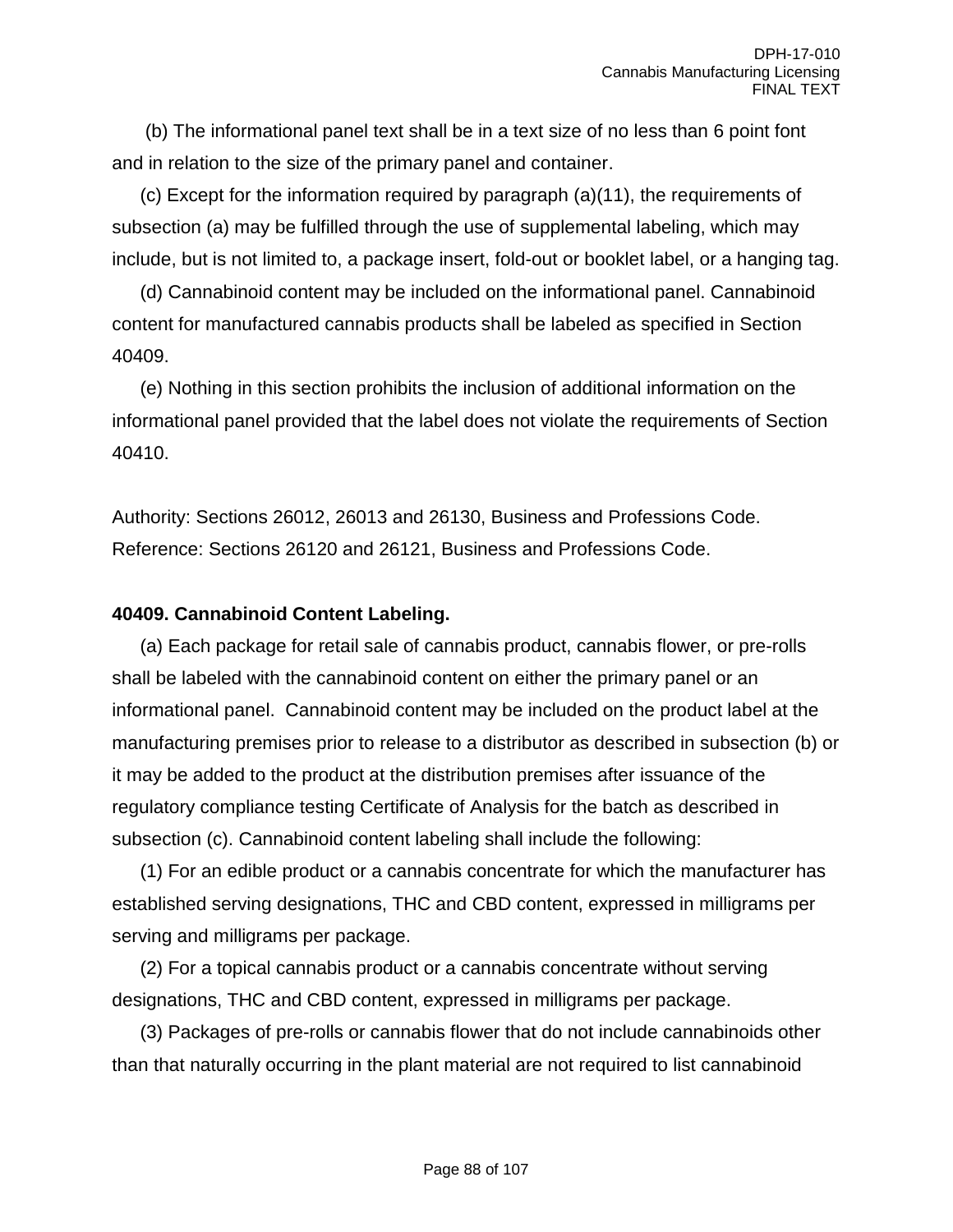(b) The informational panel text shall be in a text size of no less than 6 point font and in relation to the size of the primary panel and container.

(c) Except for the information required by paragraph (a)(11), the requirements of subsection (a) may be fulfilled through the use of supplemental labeling, which may include, but is not limited to, a package insert, fold-out or booklet label, or a hanging tag.

(d) Cannabinoid content may be included on the informational panel. Cannabinoid content for manufactured cannabis products shall be labeled as specified in Section 40409.

(e) Nothing in this section prohibits the inclusion of additional information on the informational panel provided that the label does not violate the requirements of Section 40410.

Authority: Sections 26012, 26013 and 26130, Business and Professions Code. Reference: Sections 26120 and 26121, Business and Professions Code.

**40409. Cannabinoid Content Labeling.**

(a) Each package for retail sale of cannabis product, cannabis flower, or pre-rolls shall be labeled with the cannabinoid content on either the primary panel or an informational panel. Cannabinoid content may be included on the product label at the manufacturing premises prior to release to a distributor as described in subsection (b) or it may be added to the product at the distribution premises after issuance of the regulatory compliance testing Certificate of Analysis for the batch as described in subsection (c). Cannabinoid content labeling shall include the following:

(1) For an edible product or a cannabis concentrate for which the manufacturer has established serving designations, THC and CBD content, expressed in milligrams per serving and milligrams per package.

(2) For a topical cannabis product or a cannabis concentrate without serving designations, THC and CBD content, expressed in milligrams per package.

(3) Packages of pre-rolls or cannabis flower that do not include cannabinoids other than that naturally occurring in the plant material are not required to list cannabinoid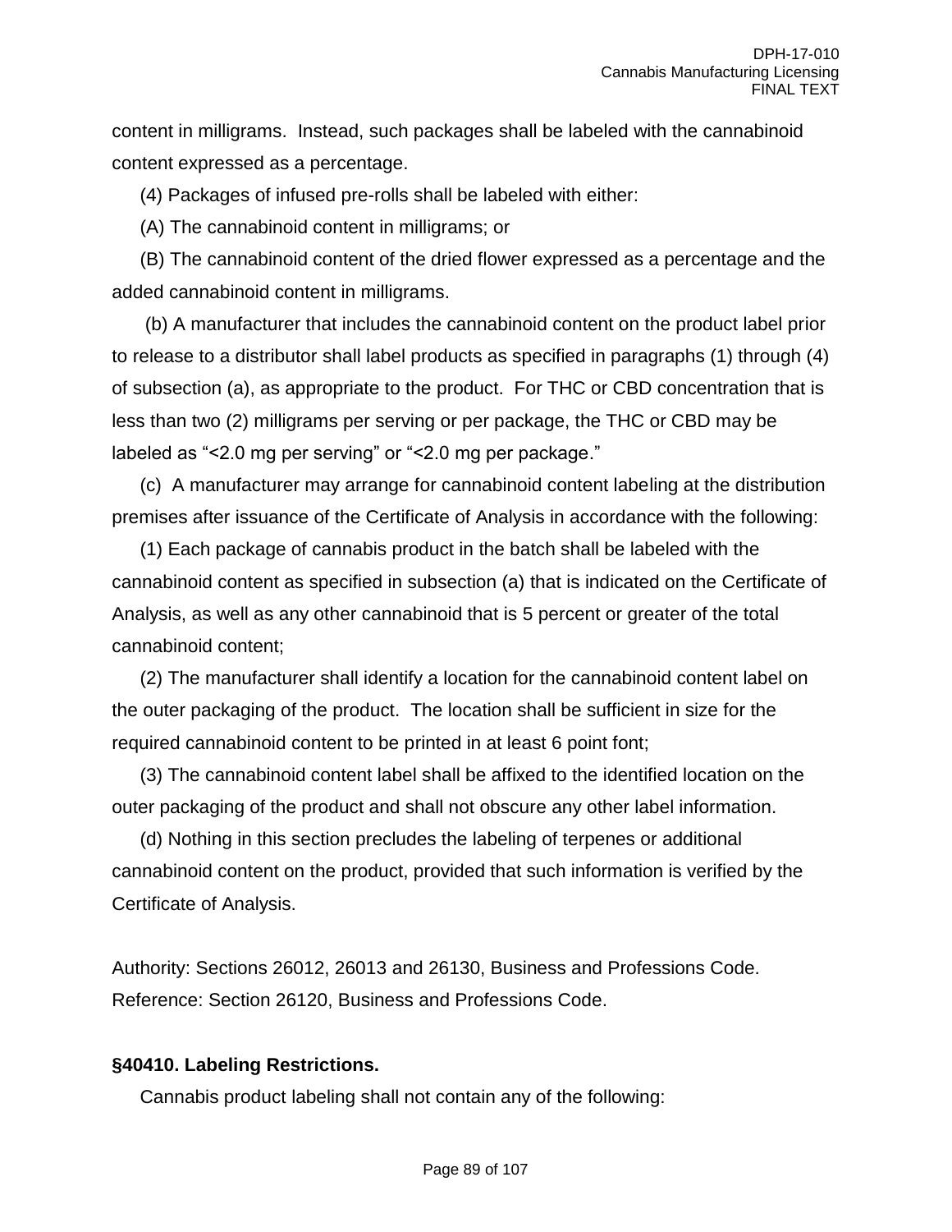content in milligrams. Instead, such packages shall be labeled with the cannabinoid content expressed as a percentage.

(4) Packages of infused pre-rolls shall be labeled with either:

(A) The cannabinoid content in milligrams; or

(B) The cannabinoid content of the dried flower expressed as a percentage and the added cannabinoid content in milligrams.

(b) A manufacturer that includes the cannabinoid content on the product label prior to release to a distributor shall label products as specified in paragraphs (1) through (4) of subsection (a), as appropriate to the product. For THC or CBD concentration that is less than two (2) milligrams per serving or per package, the THC or CBD may be labeled as "<2.0 mg per serving" or "<2.0 mg per package."

(c) A manufacturer may arrange for cannabinoid content labeling at the distribution premises after issuance of the Certificate of Analysis in accordance with the following:

(1) Each package of cannabis product in the batch shall be labeled with the cannabinoid content as specified in subsection (a) that is indicated on the Certificate of Analysis, as well as any other cannabinoid that is 5 percent or greater of the total cannabinoid content;

(2) The manufacturer shall identify a location for the cannabinoid content label on the outer packaging of the product. The location shall be sufficient in size for the required cannabinoid content to be printed in at least 6 point font;

(3) The cannabinoid content label shall be affixed to the identified location on the outer packaging of the product and shall not obscure any other label information.

(d) Nothing in this section precludes the labeling of terpenes or additional cannabinoid content on the product, provided that such information is verified by the Certificate of Analysis.

Authority: Sections 26012, 26013 and 26130, Business and Professions Code.
Reference: Section 26120, Business and Professions Code.

**§40410. Labeling Restrictions.**

Cannabis product labeling shall not contain any of the following: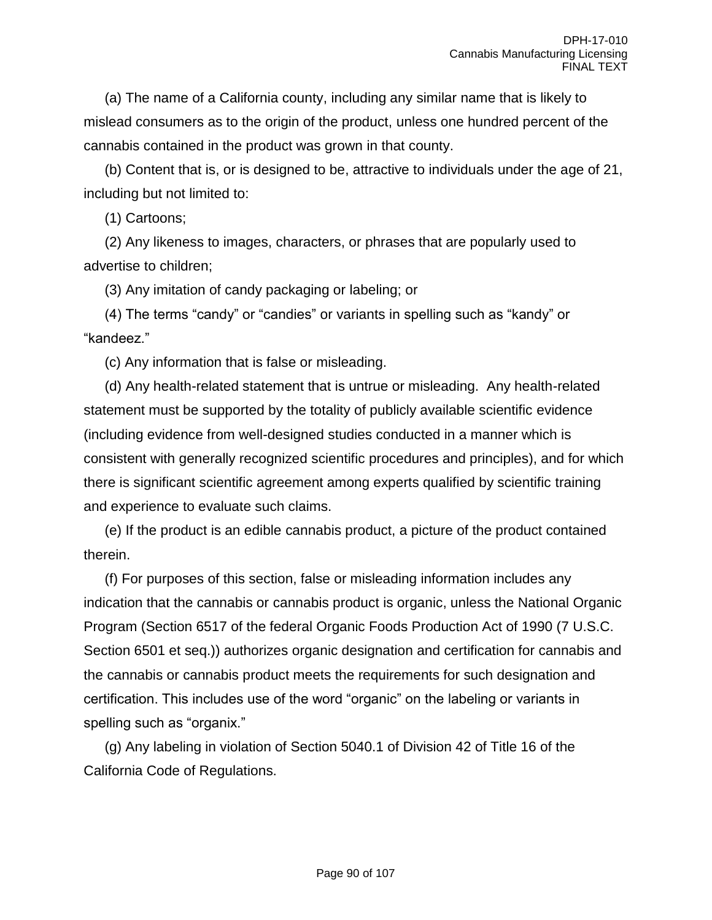(a) The name of a California county, including any similar name that is likely to mislead consumers as to the origin of the product, unless one hundred percent of the cannabis contained in the product was grown in that county.

(b) Content that is, or is designed to be, attractive to individuals under the age of 21, including but not limited to:

(1) Cartoons;

(2) Any likeness to images, characters, or phrases that are popularly used to advertise to children;

(3) Any imitation of candy packaging or labeling; or

(4) The terms "candy" or "candies" or variants in spelling such as "kandy" or "kandeez."

(c) Any information that is false or misleading.

(d) Any health-related statement that is untrue or misleading. Any health-related statement must be supported by the totality of publicly available scientific evidence (including evidence from well-designed studies conducted in a manner which is consistent with generally recognized scientific procedures and principles), and for which there is significant scientific agreement among experts qualified by scientific training and experience to evaluate such claims.

(e) If the product is an edible cannabis product, a picture of the product contained therein.

(f) For purposes of this section, false or misleading information includes any indication that the cannabis or cannabis product is organic, unless the National Organic Program (Section 6517 of the federal Organic Foods Production Act of 1990 (7 U.S.C. Section 6501 et seq.)) authorizes organic designation and certification for cannabis and the cannabis or cannabis product meets the requirements for such designation and certification. This includes use of the word "organic" on the labeling or variants in spelling such as "organix."

(g) Any labeling in violation of Section 5040.1 of Division 42 of Title 16 of the California Code of Regulations.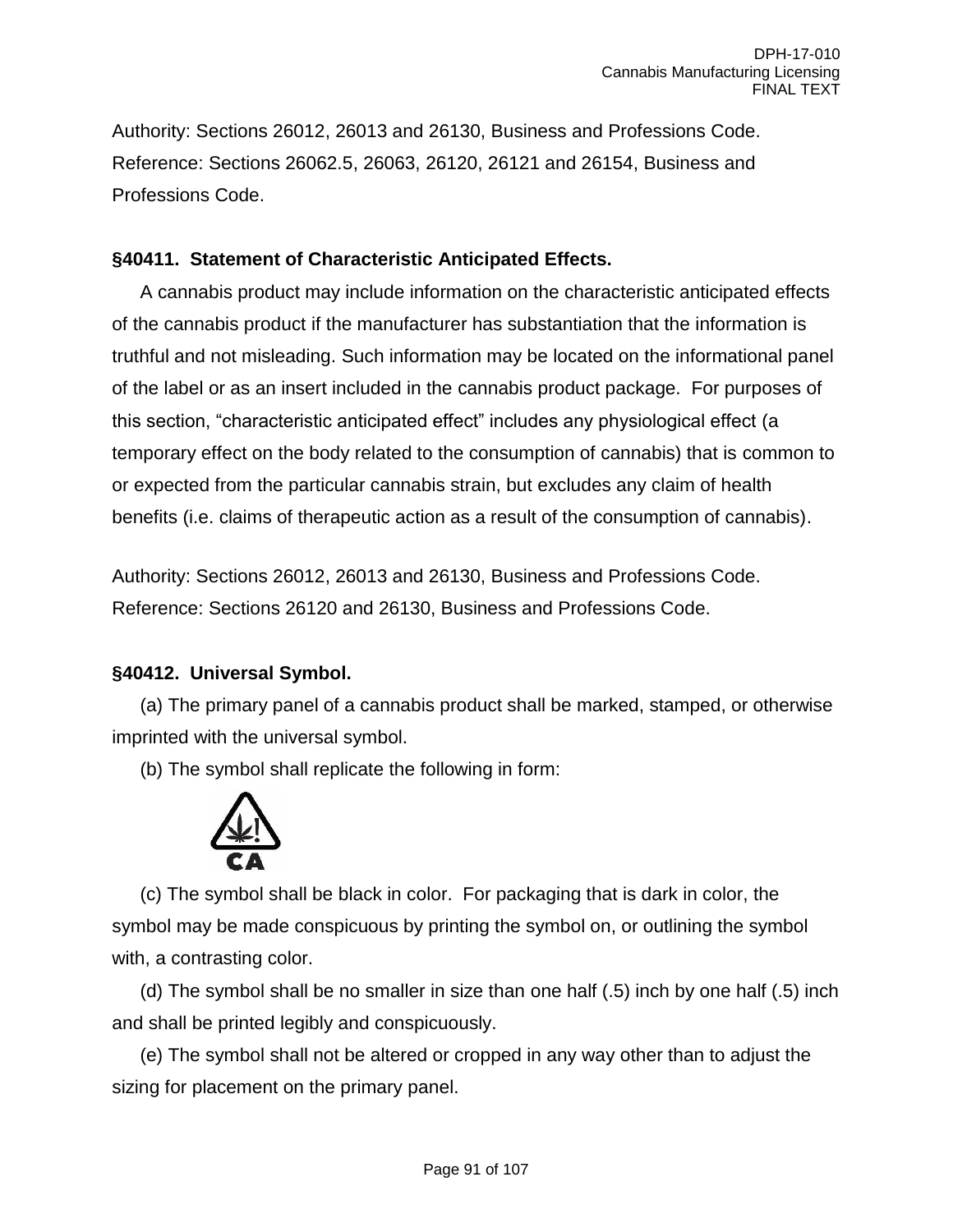Authority: Sections 26012, 26013 and 26130, Business and Professions Code.
Reference: Sections 26062.5, 26063, 26120, 26121 and 26154, Business and Professions Code.

**§40411. Statement of Characteristic Anticipated Effects.**

A cannabis product may include information on the characteristic anticipated effects of the cannabis product if the manufacturer has substantiation that the information is truthful and not misleading. Such information may be located on the informational panel of the label or as an insert included in the cannabis product package. For purposes of this section, "characteristic anticipated effect" includes any physiological effect (a temporary effect on the body related to the consumption of cannabis) that is common to or expected from the particular cannabis strain, but excludes any claim of health benefits (i.e. claims of therapeutic action as a result of the consumption of cannabis).

Authority: Sections 26012, 26013 and 26130, Business and Professions Code.
Reference: Sections 26120 and 26130, Business and Professions Code.

**§40412. Universal Symbol.**

(a) The primary panel of a cannabis product shall be marked, stamped, or otherwise imprinted with the universal symbol.

(b) The symbol shall replicate the following in form:

CA

(c) The symbol shall be black in color. For packaging that is dark in color, the symbol may be made conspicuous by printing the symbol on, or outlining the symbol with, a contrasting color.

(d) The symbol shall be no smaller in size than one half (.5) inch by one half (.5) inch and shall be printed legibly and conspicuously.

(e) The symbol shall not be altered or cropped in any way other than to adjust the sizing for placement on the primary panel.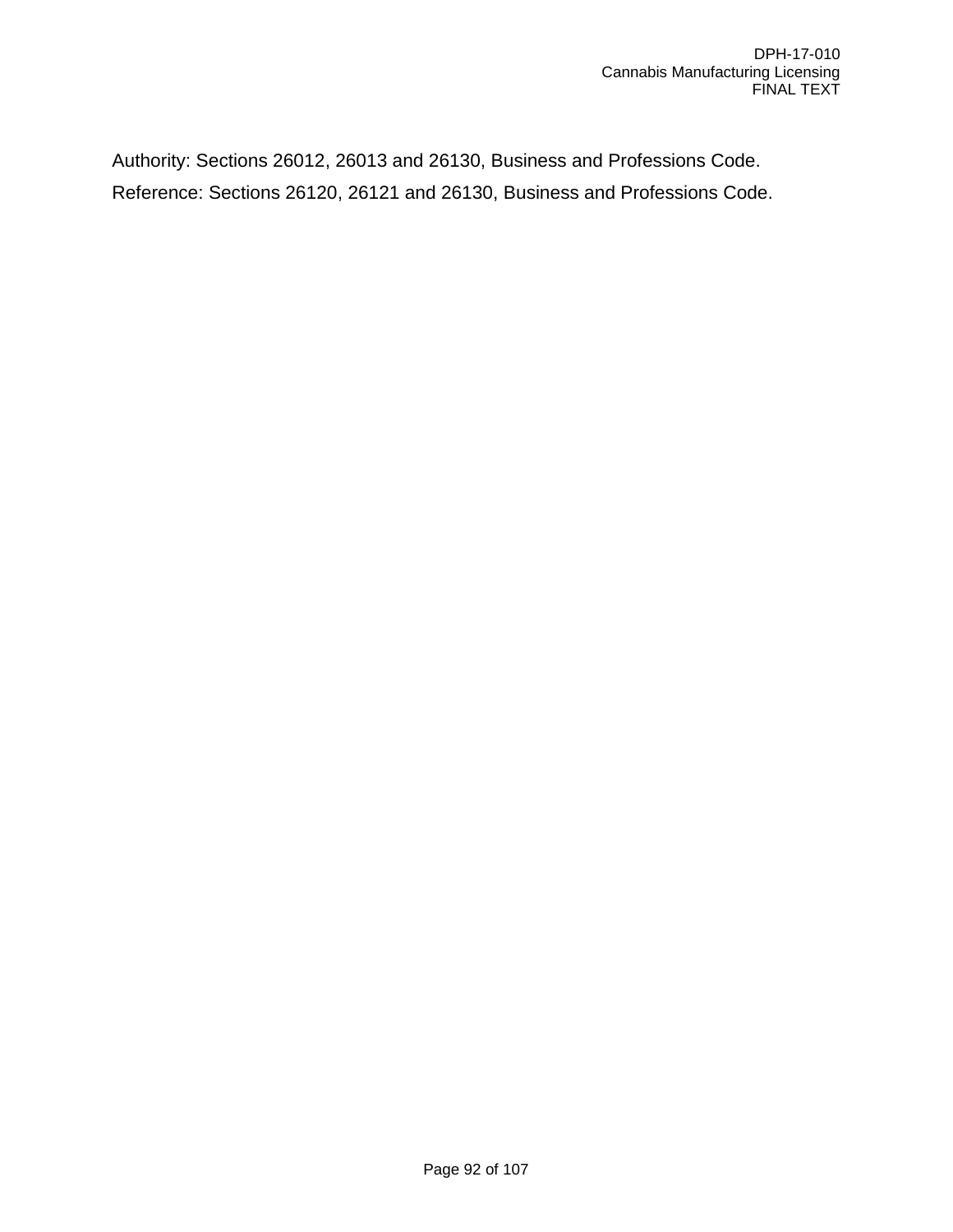Authority: Sections 26012, 26013 and 26130, Business and Professions Code.

Reference: Sections 26120, 26121 and 26130, Business and Professions Code.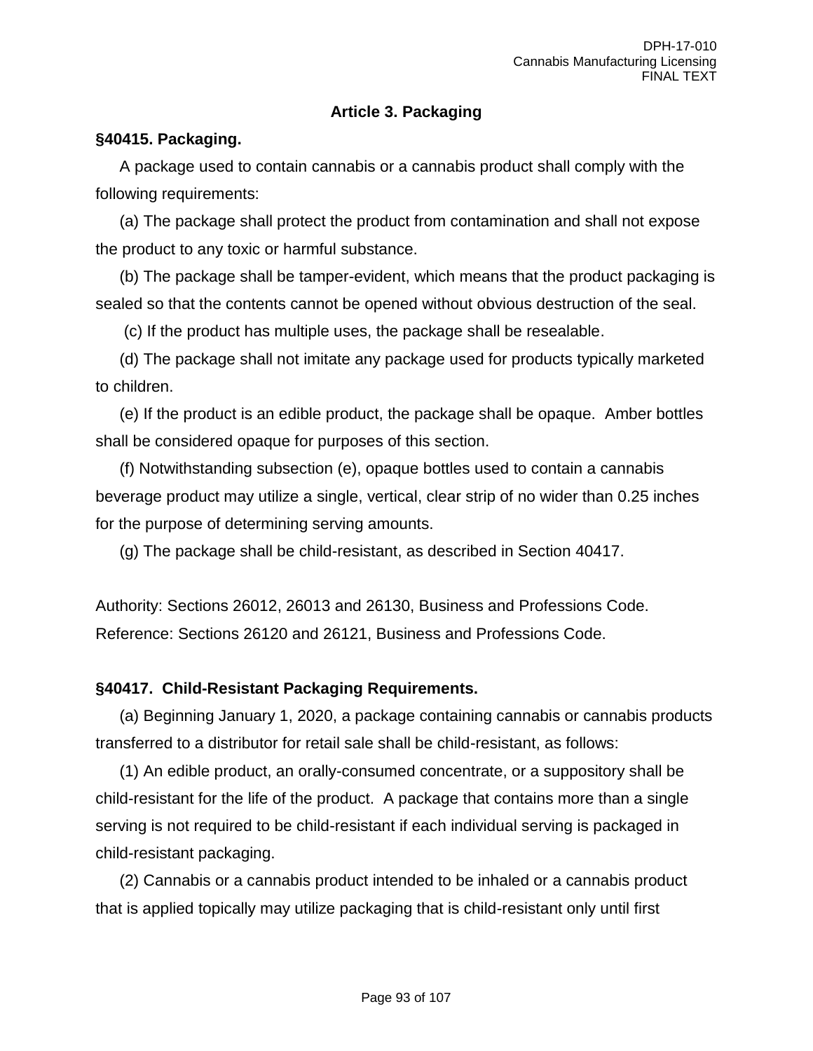## Article 3. Packaging

### §40415. Packaging.

A package used to contain cannabis or a cannabis product shall comply with the following requirements:

(a) The package shall protect the product from contamination and shall not expose the product to any toxic or harmful substance.

(b) The package shall be tamper-evident, which means that the product packaging is sealed so that the contents cannot be opened without obvious destruction of the seal.

(c) If the product has multiple uses, the package shall be resealable.

(d) The package shall not imitate any package used for products typically marketed to children.

(e) If the product is an edible product, the package shall be opaque. Amber bottles shall be considered opaque for purposes of this section.

(f) Notwithstanding subsection (e), opaque bottles used to contain a cannabis beverage product may utilize a single, vertical, clear strip of no wider than 0.25 inches for the purpose of determining serving amounts.

(g) The package shall be child-resistant, as described in Section 40417.

Authority: Sections 26012, 26013 and 26130, Business and Professions Code.
Reference: Sections 26120 and 26121, Business and Professions Code.

### §40417. Child-Resistant Packaging Requirements.

(a) Beginning January 1, 2020, a package containing cannabis or cannabis products transferred to a distributor for retail sale shall be child-resistant, as follows:

(1) An edible product, an orally-consumed concentrate, or a suppository shall be child-resistant for the life of the product. A package that contains more than a single serving is not required to be child-resistant if each individual serving is packaged in child-resistant packaging.

(2) Cannabis or a cannabis product intended to be inhaled or a cannabis product that is applied topically may utilize packaging that is child-resistant only until first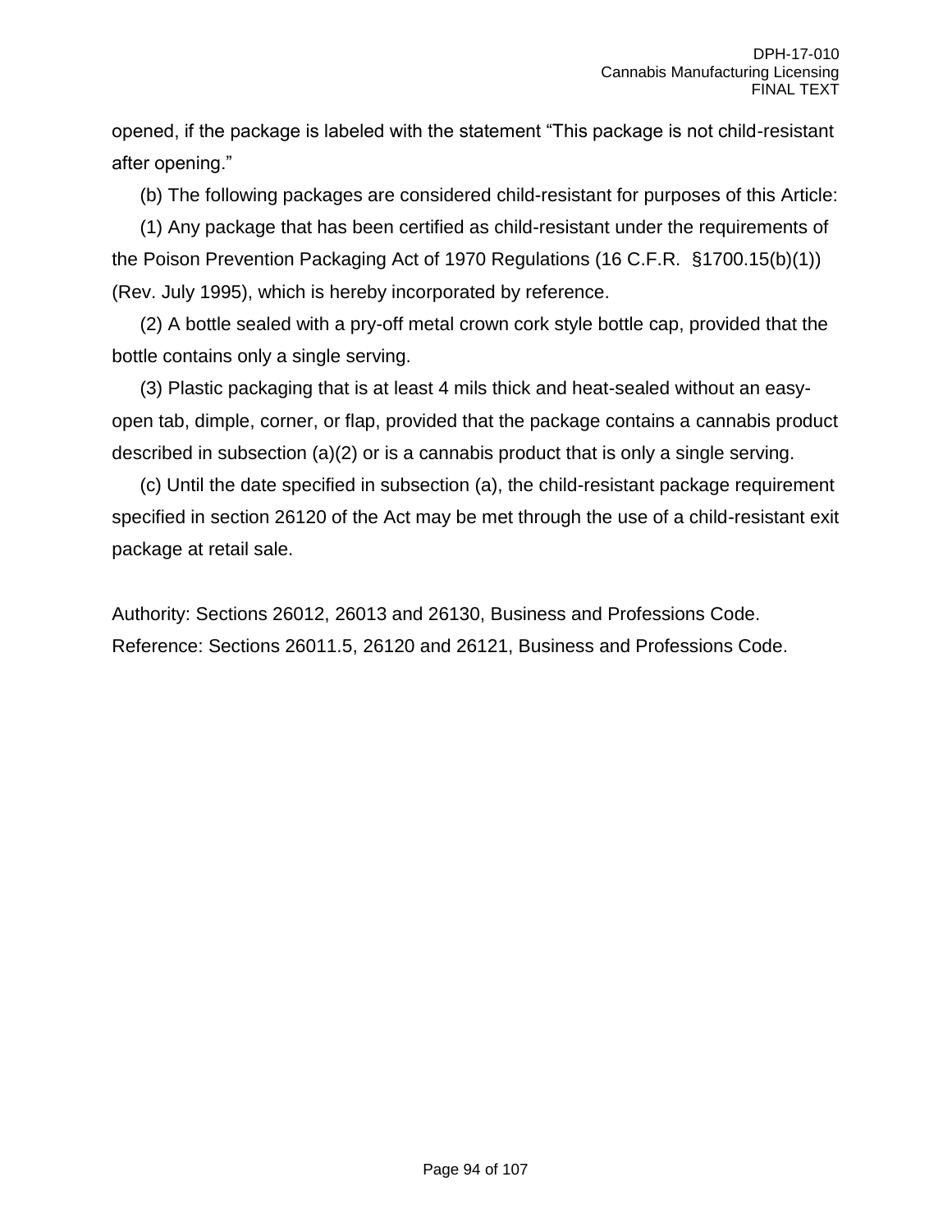opened, if the package is labeled with the statement "This package is not child-resistant after opening."

(b) The following packages are considered child-resistant for purposes of this Article:

(1) Any package that has been certified as child-resistant under the requirements of the Poison Prevention Packaging Act of 1970 Regulations (16 C.F.R. §1700.15(b)(1)) (Rev. July 1995), which is hereby incorporated by reference.

(2) A bottle sealed with a pry-off metal crown cork style bottle cap, provided that the bottle contains only a single serving.

(3) Plastic packaging that is at least 4 mils thick and heat-sealed without an easy-open tab, dimple, corner, or flap, provided that the package contains a cannabis product described in subsection (a)(2) or is a cannabis product that is only a single serving.

(c) Until the date specified in subsection (a), the child-resistant package requirement specified in section 26120 of the Act may be met through the use of a child-resistant exit package at retail sale.

Authority: Sections 26012, 26013 and 26130, Business and Professions Code.
Reference: Sections 26011.5, 26120 and 26121, Business and Professions Code.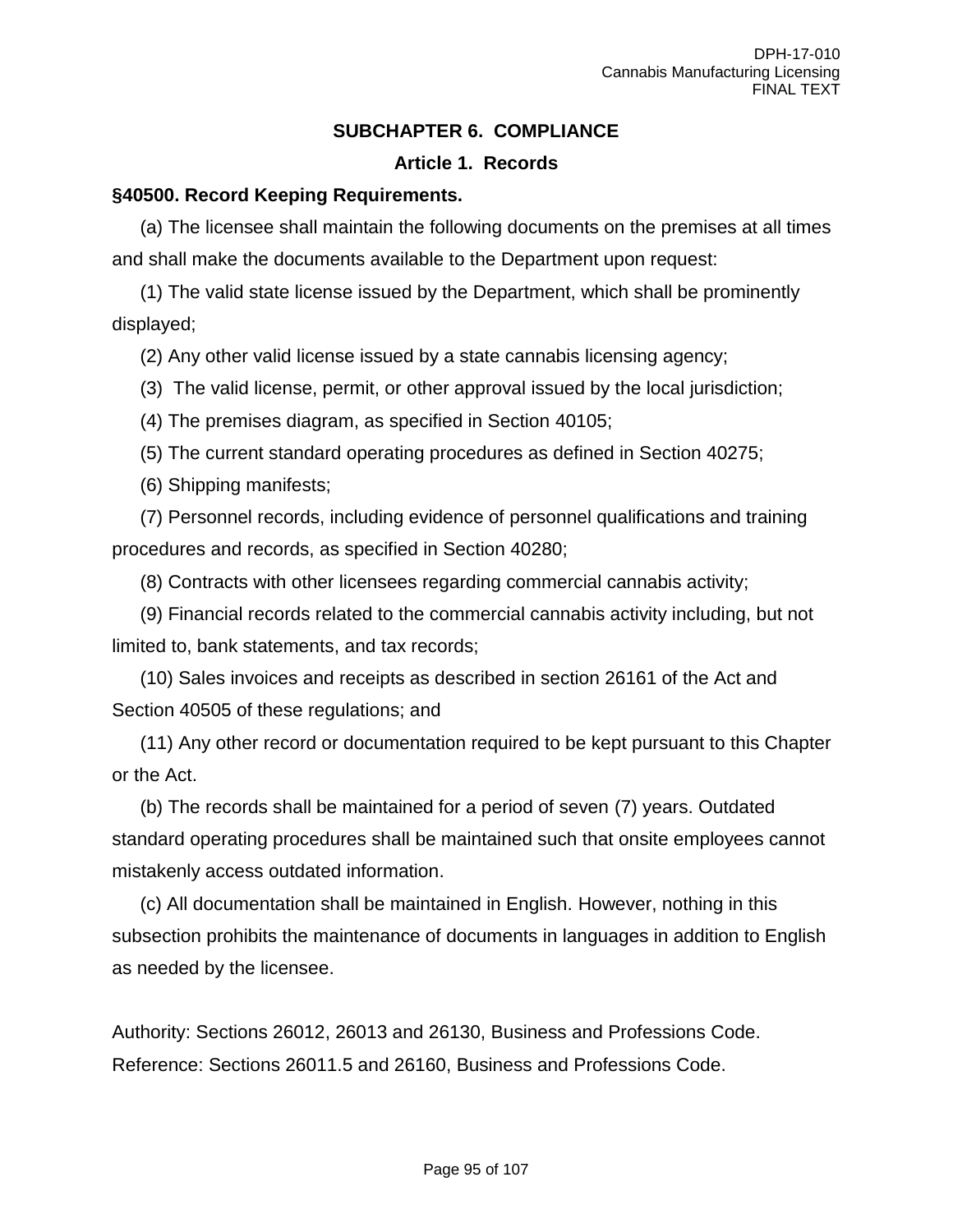## SUBCHAPTER 6. COMPLIANCE

### Article 1. Records

**§40500. Record Keeping Requirements.**

(a) The licensee shall maintain the following documents on the premises at all times and shall make the documents available to the Department upon request:

(1) The valid state license issued by the Department, which shall be prominently displayed;

(2) Any other valid license issued by a state cannabis licensing agency;

(3) The valid license, permit, or other approval issued by the local jurisdiction;

(4) The premises diagram, as specified in Section 40105;

(5) The current standard operating procedures as defined in Section 40275;

(6) Shipping manifests;

(7) Personnel records, including evidence of personnel qualifications and training procedures and records, as specified in Section 40280;

(8) Contracts with other licensees regarding commercial cannabis activity;

(9) Financial records related to the commercial cannabis activity including, but not limited to, bank statements, and tax records;

(10) Sales invoices and receipts as described in section 26161 of the Act and Section 40505 of these regulations; and

(11) Any other record or documentation required to be kept pursuant to this Chapter or the Act.

(b) The records shall be maintained for a period of seven (7) years. Outdated standard operating procedures shall be maintained such that onsite employees cannot mistakenly access outdated information.

(c) All documentation shall be maintained in English. However, nothing in this subsection prohibits the maintenance of documents in languages in addition to English as needed by the licensee.

Authority: Sections 26012, 26013 and 26130, Business and Professions Code.
Reference: Sections 26011.5 and 26160, Business and Professions Code.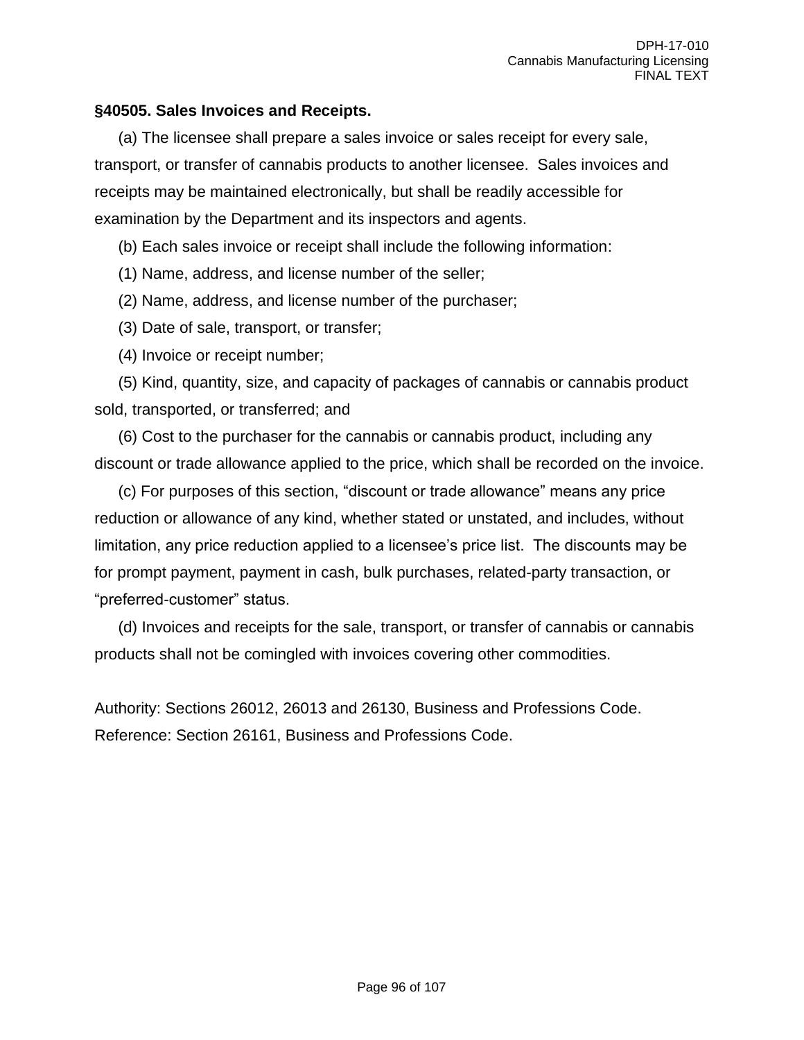### §40505. Sales Invoices and Receipts.

(a) The licensee shall prepare a sales invoice or sales receipt for every sale, transport, or transfer of cannabis products to another licensee. Sales invoices and receipts may be maintained electronically, but shall be readily accessible for examination by the Department and its inspectors and agents.

(b) Each sales invoice or receipt shall include the following information:

(1) Name, address, and license number of the seller;

(2) Name, address, and license number of the purchaser;

(3) Date of sale, transport, or transfer;

(4) Invoice or receipt number;

(5) Kind, quantity, size, and capacity of packages of cannabis or cannabis product sold, transported, or transferred; and

(6) Cost to the purchaser for the cannabis or cannabis product, including any discount or trade allowance applied to the price, which shall be recorded on the invoice.

(c) For purposes of this section, "discount or trade allowance" means any price reduction or allowance of any kind, whether stated or unstated, and includes, without limitation, any price reduction applied to a licensee's price list. The discounts may be for prompt payment, payment in cash, bulk purchases, related-party transaction, or "preferred-customer" status.

(d) Invoices and receipts for the sale, transport, or transfer of cannabis or cannabis products shall not be comingled with invoices covering other commodities.

Authority: Sections 26012, 26013 and 26130, Business and Professions Code.
Reference: Section 26161, Business and Professions Code.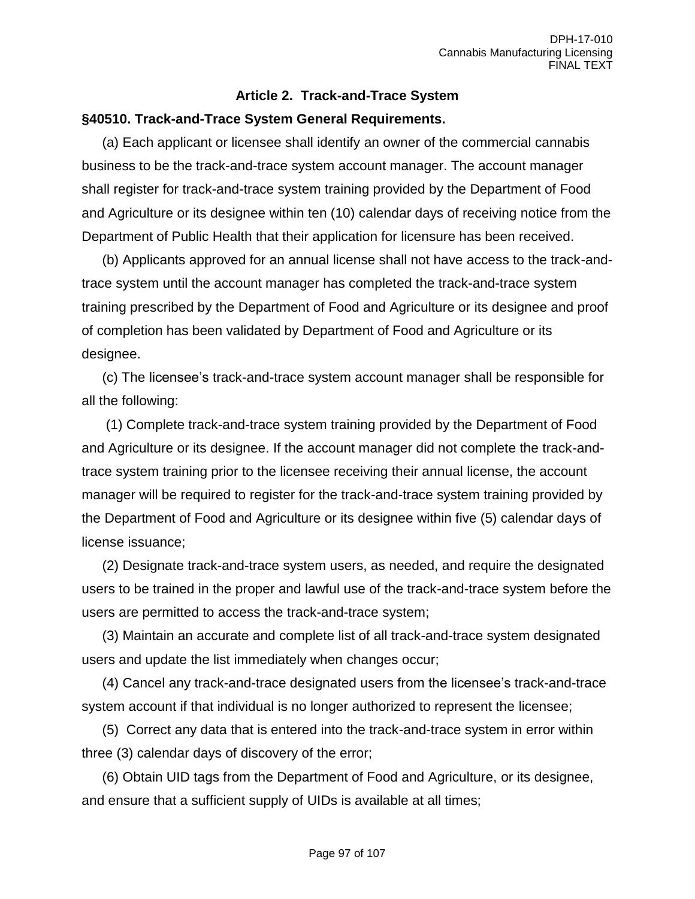## Article 2. Track-and-Trace System

### §40510. Track-and-Trace System General Requirements.

(a) Each applicant or licensee shall identify an owner of the commercial cannabis business to be the track-and-trace system account manager. The account manager shall register for track-and-trace system training provided by the Department of Food and Agriculture or its designee within ten (10) calendar days of receiving notice from the Department of Public Health that their application for licensure has been received.

(b) Applicants approved for an annual license shall not have access to the track-and-trace system until the account manager has completed the track-and-trace system training prescribed by the Department of Food and Agriculture or its designee and proof of completion has been validated by Department of Food and Agriculture or its designee.

(c) The licensee's track-and-trace system account manager shall be responsible for all the following:

(1) Complete track-and-trace system training provided by the Department of Food and Agriculture or its designee. If the account manager did not complete the track-and-trace system training prior to the licensee receiving their annual license, the account manager will be required to register for the track-and-trace system training provided by the Department of Food and Agriculture or its designee within five (5) calendar days of license issuance;

(2) Designate track-and-trace system users, as needed, and require the designated users to be trained in the proper and lawful use of the track-and-trace system before the users are permitted to access the track-and-trace system;

(3) Maintain an accurate and complete list of all track-and-trace system designated users and update the list immediately when changes occur;

(4) Cancel any track-and-trace designated users from the licensee's track-and-trace system account if that individual is no longer authorized to represent the licensee;

(5) Correct any data that is entered into the track-and-trace system in error within three (3) calendar days of discovery of the error;

(6) Obtain UID tags from the Department of Food and Agriculture, or its designee, and ensure that a sufficient supply of UIDs is available at all times;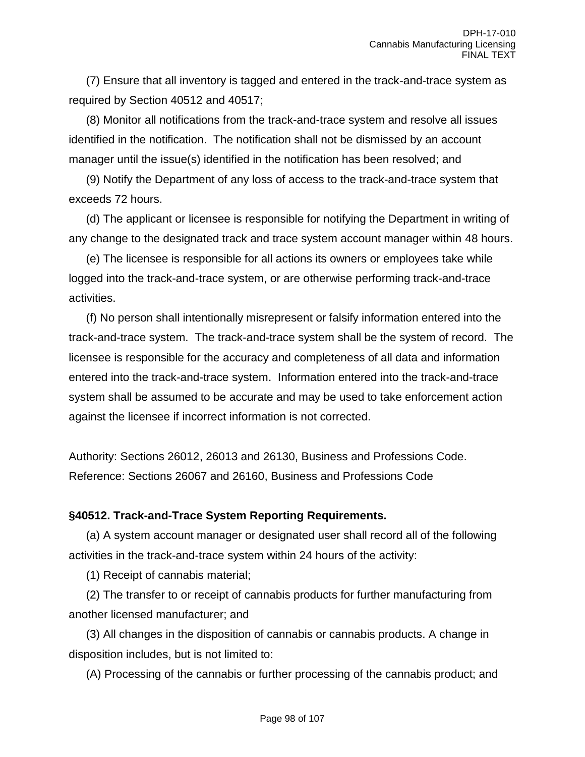(7) Ensure that all inventory is tagged and entered in the track-and-trace system as required by Section 40512 and 40517;

(8) Monitor all notifications from the track-and-trace system and resolve all issues identified in the notification. The notification shall not be dismissed by an account manager until the issue(s) identified in the notification has been resolved; and

(9) Notify the Department of any loss of access to the track-and-trace system that exceeds 72 hours.

(d) The applicant or licensee is responsible for notifying the Department in writing of any change to the designated track and trace system account manager within 48 hours.

(e) The licensee is responsible for all actions its owners or employees take while logged into the track-and-trace system, or are otherwise performing track-and-trace activities.

(f) No person shall intentionally misrepresent or falsify information entered into the track-and-trace system. The track-and-trace system shall be the system of record. The licensee is responsible for the accuracy and completeness of all data and information entered into the track-and-trace system. Information entered into the track-and-trace system shall be assumed to be accurate and may be used to take enforcement action against the licensee if incorrect information is not corrected.

Authority: Sections 26012, 26013 and 26130, Business and Professions Code.
Reference: Sections 26067 and 26160, Business and Professions Code

**§40512. Track-and-Trace System Reporting Requirements.**

(a) A system account manager or designated user shall record all of the following activities in the track-and-trace system within 24 hours of the activity:

(1) Receipt of cannabis material;

(2) The transfer to or receipt of cannabis products for further manufacturing from another licensed manufacturer; and

(3) All changes in the disposition of cannabis or cannabis products. A change in disposition includes, but is not limited to:

(A) Processing of the cannabis or further processing of the cannabis product; and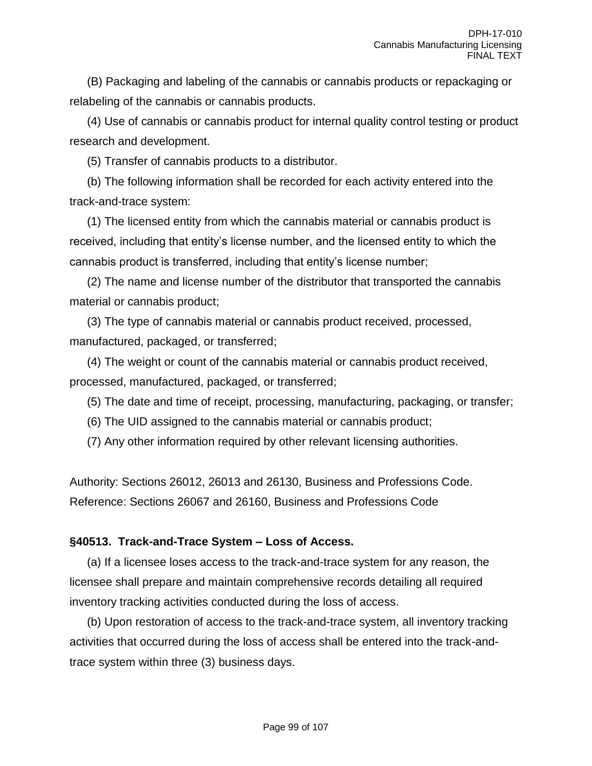(B) Packaging and labeling of the cannabis or cannabis products or repackaging or relabeling of the cannabis or cannabis products.

(4) Use of cannabis or cannabis product for internal quality control testing or product research and development.

(5) Transfer of cannabis products to a distributor.

(b) The following information shall be recorded for each activity entered into the track-and-trace system:

(1) The licensed entity from which the cannabis material or cannabis product is received, including that entity's license number, and the licensed entity to which the cannabis product is transferred, including that entity's license number;

(2) The name and license number of the distributor that transported the cannabis material or cannabis product;

(3) The type of cannabis material or cannabis product received, processed, manufactured, packaged, or transferred;

(4) The weight or count of the cannabis material or cannabis product received, processed, manufactured, packaged, or transferred;

(5) The date and time of receipt, processing, manufacturing, packaging, or transfer;

(6) The UID assigned to the cannabis material or cannabis product;

(7) Any other information required by other relevant licensing authorities.

Authority: Sections 26012, 26013 and 26130, Business and Professions Code.
Reference: Sections 26067 and 26160, Business and Professions Code

**§40513. Track-and-Trace System – Loss of Access.**

(a) If a licensee loses access to the track-and-trace system for any reason, the licensee shall prepare and maintain comprehensive records detailing all required inventory tracking activities conducted during the loss of access.

(b) Upon restoration of access to the track-and-trace system, all inventory tracking activities that occurred during the loss of access shall be entered into the track-and-trace system within three (3) business days.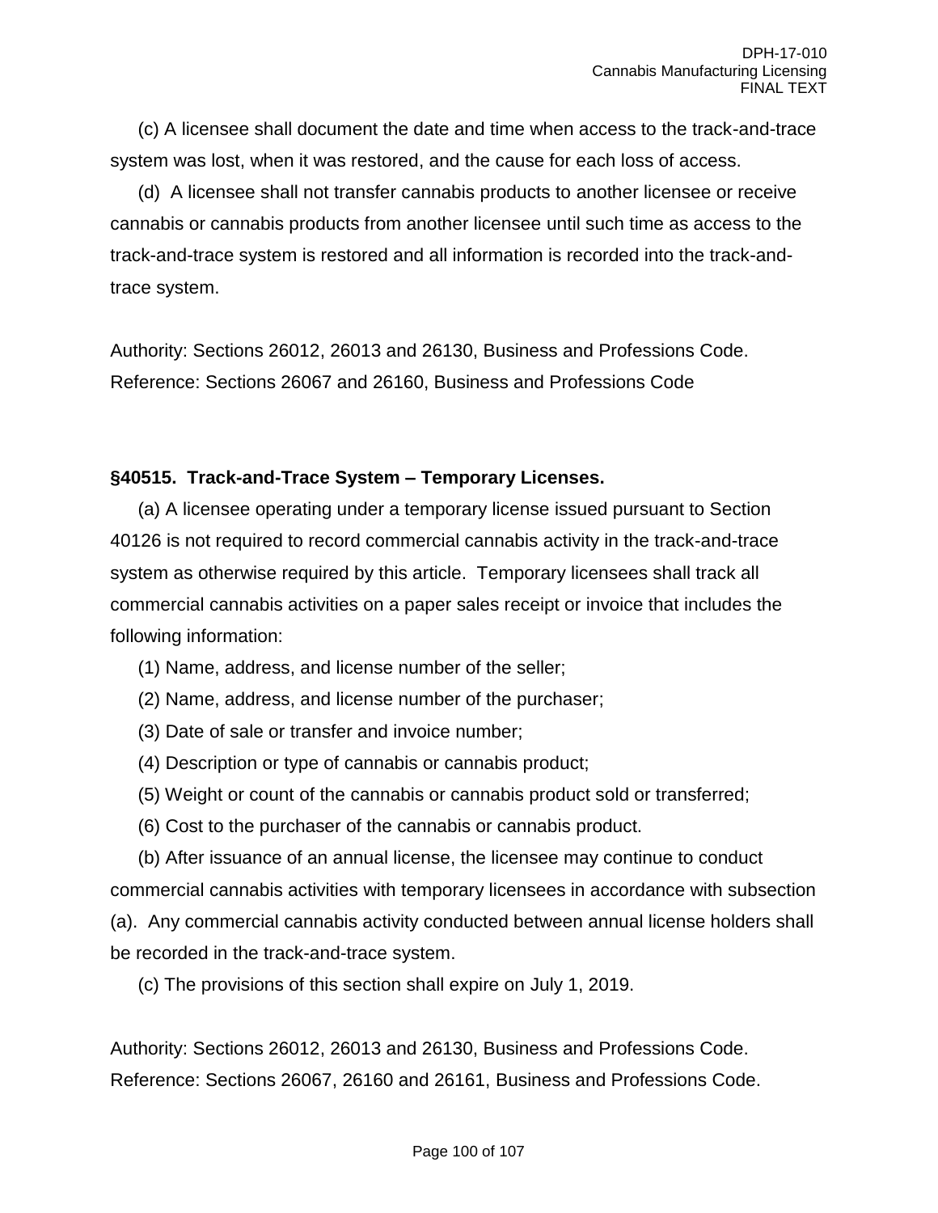(c) A licensee shall document the date and time when access to the track-and-trace system was lost, when it was restored, and the cause for each loss of access.

(d) A licensee shall not transfer cannabis products to another licensee or receive cannabis or cannabis products from another licensee until such time as access to the track-and-trace system is restored and all information is recorded into the track-and-trace system.

Authority: Sections 26012, 26013 and 26130, Business and Professions Code.
Reference: Sections 26067 and 26160, Business and Professions Code

**§40515. Track-and-Trace System – Temporary Licenses.**

(a) A licensee operating under a temporary license issued pursuant to Section 40126 is not required to record commercial cannabis activity in the track-and-trace system as otherwise required by this article. Temporary licensees shall track all commercial cannabis activities on a paper sales receipt or invoice that includes the following information:

(1) Name, address, and license number of the seller;

(2) Name, address, and license number of the purchaser;

(3) Date of sale or transfer and invoice number;

(4) Description or type of cannabis or cannabis product;

(5) Weight or count of the cannabis or cannabis product sold or transferred;

(6) Cost to the purchaser of the cannabis or cannabis product.

(b) After issuance of an annual license, the licensee may continue to conduct commercial cannabis activities with temporary licensees in accordance with subsection (a). Any commercial cannabis activity conducted between annual license holders shall be recorded in the track-and-trace system.

(c) The provisions of this section shall expire on July 1, 2019.

Authority: Sections 26012, 26013 and 26130, Business and Professions Code.
Reference: Sections 26067, 26160 and 26161, Business and Professions Code.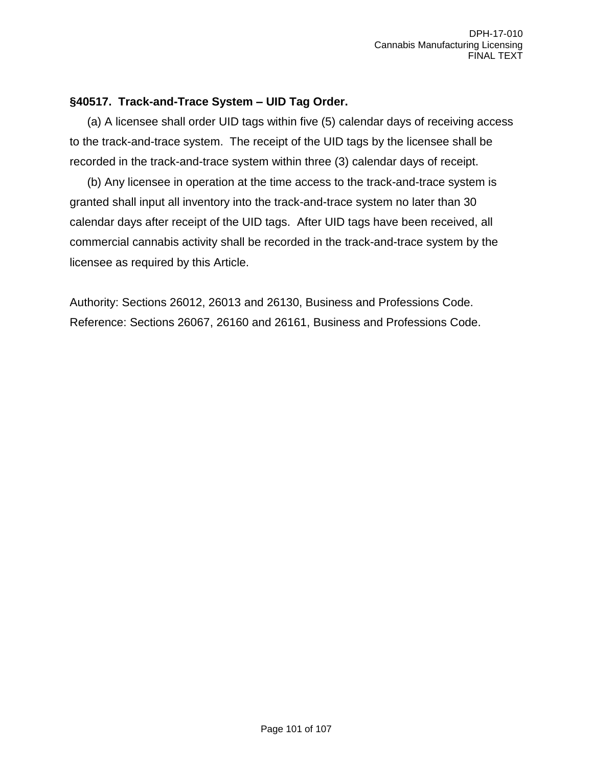**§40517. Track-and-Trace System – UID Tag Order.**

(a) A licensee shall order UID tags within five (5) calendar days of receiving access to the track-and-trace system. The receipt of the UID tags by the licensee shall be recorded in the track-and-trace system within three (3) calendar days of receipt.

(b) Any licensee in operation at the time access to the track-and-trace system is granted shall input all inventory into the track-and-trace system no later than 30 calendar days after receipt of the UID tags. After UID tags have been received, all commercial cannabis activity shall be recorded in the track-and-trace system by the licensee as required by this Article.

Authority: Sections 26012, 26013 and 26130, Business and Professions Code.
Reference: Sections 26067, 26160 and 26161, Business and Professions Code.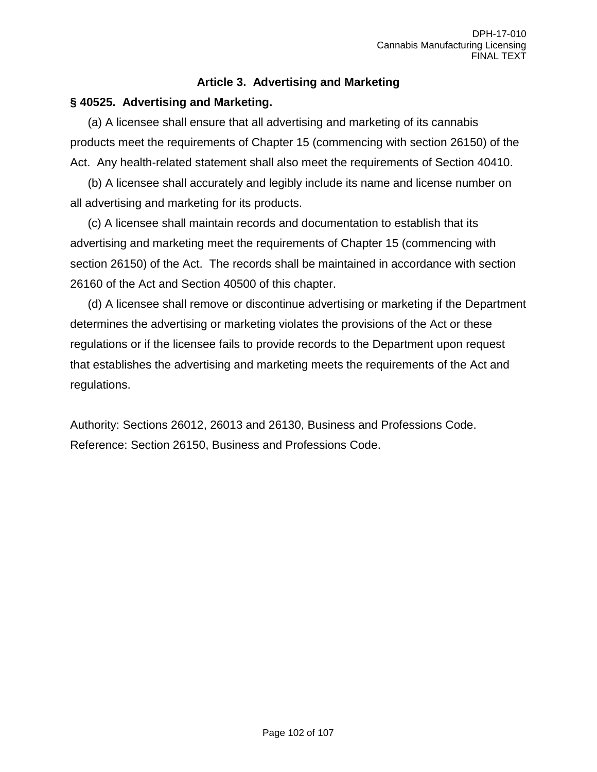## Article 3. Advertising and Marketing

### § 40525. Advertising and Marketing.

(a) A licensee shall ensure that all advertising and marketing of its cannabis products meet the requirements of Chapter 15 (commencing with section 26150) of the Act. Any health-related statement shall also meet the requirements of Section 40410.

(b) A licensee shall accurately and legibly include its name and license number on all advertising and marketing for its products.

(c) A licensee shall maintain records and documentation to establish that its advertising and marketing meet the requirements of Chapter 15 (commencing with section 26150) of the Act. The records shall be maintained in accordance with section 26160 of the Act and Section 40500 of this chapter.

(d) A licensee shall remove or discontinue advertising or marketing if the Department determines the advertising or marketing violates the provisions of the Act or these regulations or if the licensee fails to provide records to the Department upon request that establishes the advertising and marketing meets the requirements of the Act and regulations.

Authority: Sections 26012, 26013 and 26130, Business and Professions Code.
Reference: Section 26150, Business and Professions Code.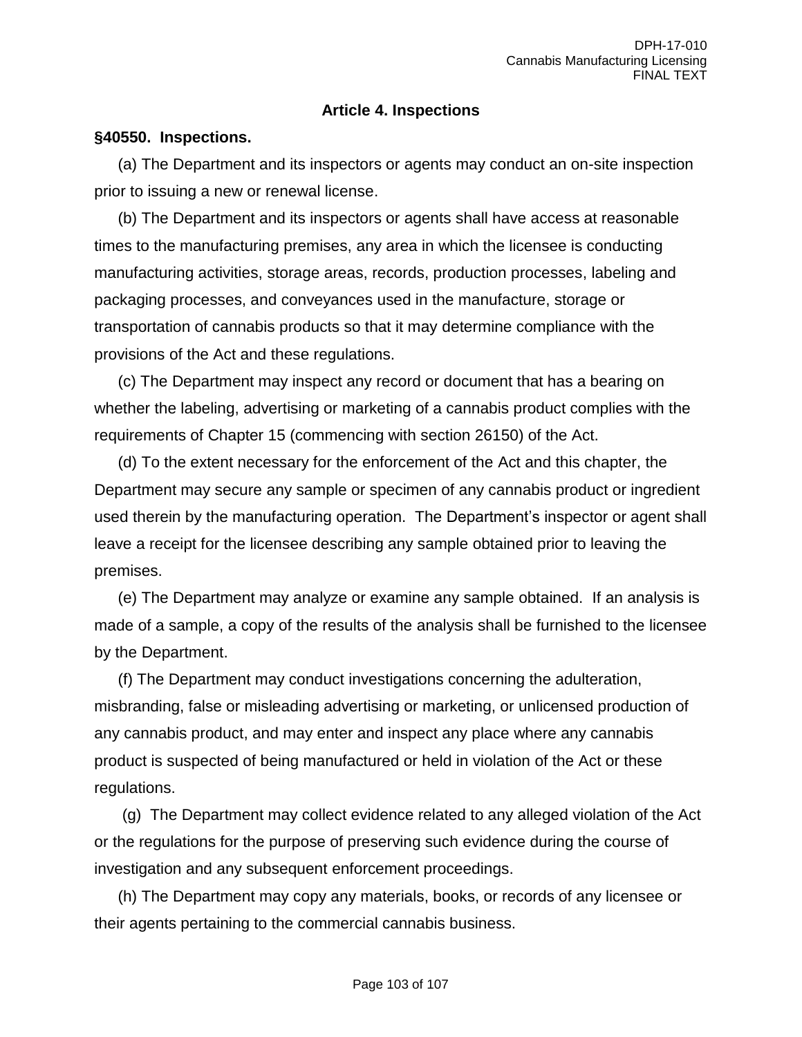## Article 4. Inspections

**§40550. Inspections.**

(a) The Department and its inspectors or agents may conduct an on-site inspection prior to issuing a new or renewal license.

(b) The Department and its inspectors or agents shall have access at reasonable times to the manufacturing premises, any area in which the licensee is conducting manufacturing activities, storage areas, records, production processes, labeling and packaging processes, and conveyances used in the manufacture, storage or transportation of cannabis products so that it may determine compliance with the provisions of the Act and these regulations.

(c) The Department may inspect any record or document that has a bearing on whether the labeling, advertising or marketing of a cannabis product complies with the requirements of Chapter 15 (commencing with section 26150) of the Act.

(d) To the extent necessary for the enforcement of the Act and this chapter, the Department may secure any sample or specimen of any cannabis product or ingredient used therein by the manufacturing operation. The Department's inspector or agent shall leave a receipt for the licensee describing any sample obtained prior to leaving the premises.

(e) The Department may analyze or examine any sample obtained. If an analysis is made of a sample, a copy of the results of the analysis shall be furnished to the licensee by the Department.

(f) The Department may conduct investigations concerning the adulteration, misbranding, false or misleading advertising or marketing, or unlicensed production of any cannabis product, and may enter and inspect any place where any cannabis product is suspected of being manufactured or held in violation of the Act or these regulations.

(g) The Department may collect evidence related to any alleged violation of the Act or the regulations for the purpose of preserving such evidence during the course of investigation and any subsequent enforcement proceedings.

(h) The Department may copy any materials, books, or records of any licensee or their agents pertaining to the commercial cannabis business.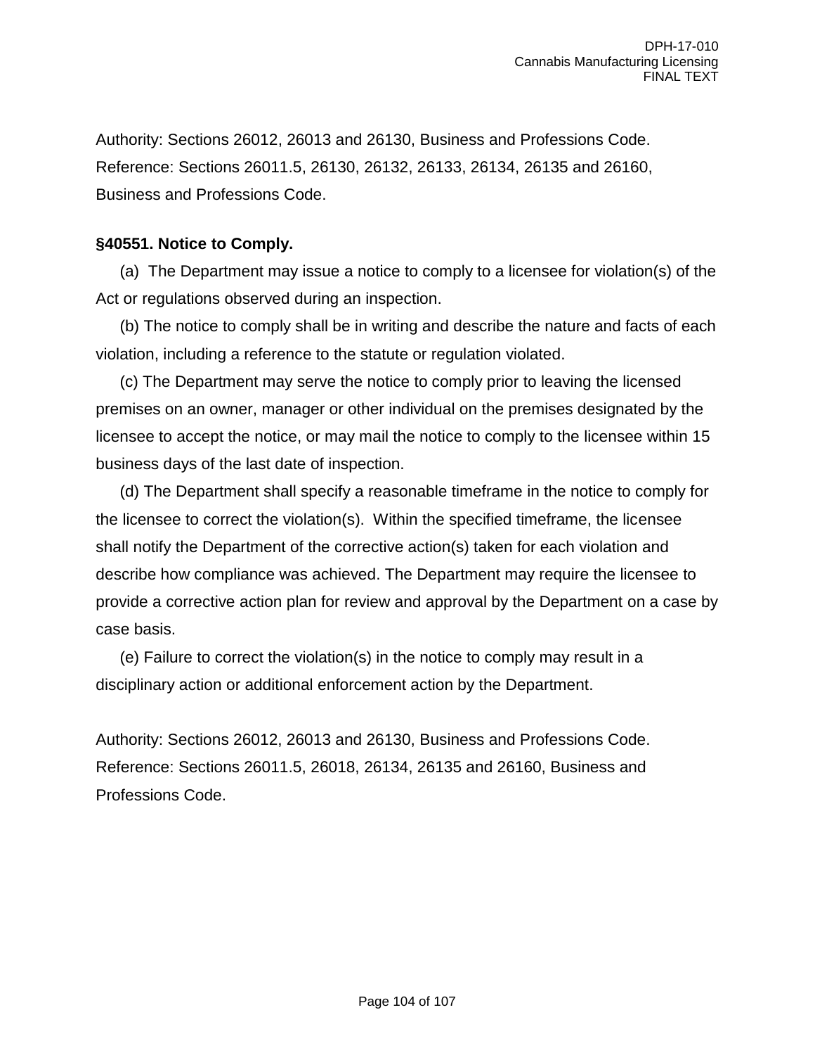Authority: Sections 26012, 26013 and 26130, Business and Professions Code.
Reference: Sections 26011.5, 26130, 26132, 26133, 26134, 26135 and 26160, Business and Professions Code.

**§40551. Notice to Comply.**

(a) The Department may issue a notice to comply to a licensee for violation(s) of the Act or regulations observed during an inspection.

(b) The notice to comply shall be in writing and describe the nature and facts of each violation, including a reference to the statute or regulation violated.

(c) The Department may serve the notice to comply prior to leaving the licensed premises on an owner, manager or other individual on the premises designated by the licensee to accept the notice, or may mail the notice to comply to the licensee within 15 business days of the last date of inspection.

(d) The Department shall specify a reasonable timeframe in the notice to comply for the licensee to correct the violation(s). Within the specified timeframe, the licensee shall notify the Department of the corrective action(s) taken for each violation and describe how compliance was achieved. The Department may require the licensee to provide a corrective action plan for review and approval by the Department on a case by case basis.

(e) Failure to correct the violation(s) in the notice to comply may result in a disciplinary action or additional enforcement action by the Department.

Authority: Sections 26012, 26013 and 26130, Business and Professions Code.
Reference: Sections 26011.5, 26018, 26134, 26135 and 26160, Business and Professions Code.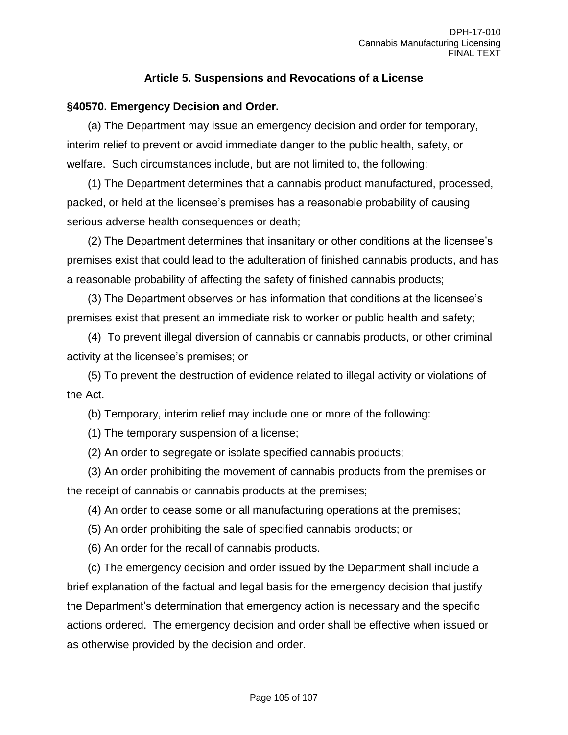## Article 5. Suspensions and Revocations of a License

### §40570. Emergency Decision and Order.

(a) The Department may issue an emergency decision and order for temporary, interim relief to prevent or avoid immediate danger to the public health, safety, or welfare. Such circumstances include, but are not limited to, the following:

(1) The Department determines that a cannabis product manufactured, processed, packed, or held at the licensee's premises has a reasonable probability of causing serious adverse health consequences or death;

(2) The Department determines that insanitary or other conditions at the licensee's premises exist that could lead to the adulteration of finished cannabis products, and has a reasonable probability of affecting the safety of finished cannabis products;

(3) The Department observes or has information that conditions at the licensee's premises exist that present an immediate risk to worker or public health and safety;

(4) To prevent illegal diversion of cannabis or cannabis products, or other criminal activity at the licensee's premises; or

(5) To prevent the destruction of evidence related to illegal activity or violations of the Act.

(b) Temporary, interim relief may include one or more of the following:

(1) The temporary suspension of a license;

(2) An order to segregate or isolate specified cannabis products;

(3) An order prohibiting the movement of cannabis products from the premises or the receipt of cannabis or cannabis products at the premises;

(4) An order to cease some or all manufacturing operations at the premises;

(5) An order prohibiting the sale of specified cannabis products; or

(6) An order for the recall of cannabis products.

(c) The emergency decision and order issued by the Department shall include a brief explanation of the factual and legal basis for the emergency decision that justify the Department's determination that emergency action is necessary and the specific actions ordered. The emergency decision and order shall be effective when issued or as otherwise provided by the decision and order.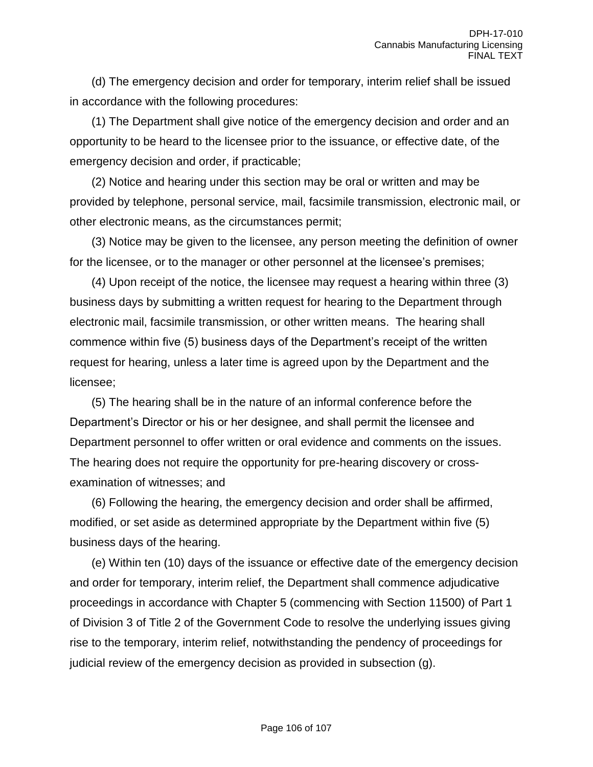(d) The emergency decision and order for temporary, interim relief shall be issued in accordance with the following procedures:

(1) The Department shall give notice of the emergency decision and order and an opportunity to be heard to the licensee prior to the issuance, or effective date, of the emergency decision and order, if practicable;

(2) Notice and hearing under this section may be oral or written and may be provided by telephone, personal service, mail, facsimile transmission, electronic mail, or other electronic means, as the circumstances permit;

(3) Notice may be given to the licensee, any person meeting the definition of owner for the licensee, or to the manager or other personnel at the licensee's premises;

(4) Upon receipt of the notice, the licensee may request a hearing within three (3) business days by submitting a written request for hearing to the Department through electronic mail, facsimile transmission, or other written means. The hearing shall commence within five (5) business days of the Department's receipt of the written request for hearing, unless a later time is agreed upon by the Department and the licensee;

(5) The hearing shall be in the nature of an informal conference before the Department's Director or his or her designee, and shall permit the licensee and Department personnel to offer written or oral evidence and comments on the issues. The hearing does not require the opportunity for pre-hearing discovery or cross-examination of witnesses; and

(6) Following the hearing, the emergency decision and order shall be affirmed, modified, or set aside as determined appropriate by the Department within five (5) business days of the hearing.

(e) Within ten (10) days of the issuance or effective date of the emergency decision and order for temporary, interim relief, the Department shall commence adjudicative proceedings in accordance with Chapter 5 (commencing with Section 11500) of Part 1 of Division 3 of Title 2 of the Government Code to resolve the underlying issues giving rise to the temporary, interim relief, notwithstanding the pendency of proceedings for judicial review of the emergency decision as provided in subsection (g).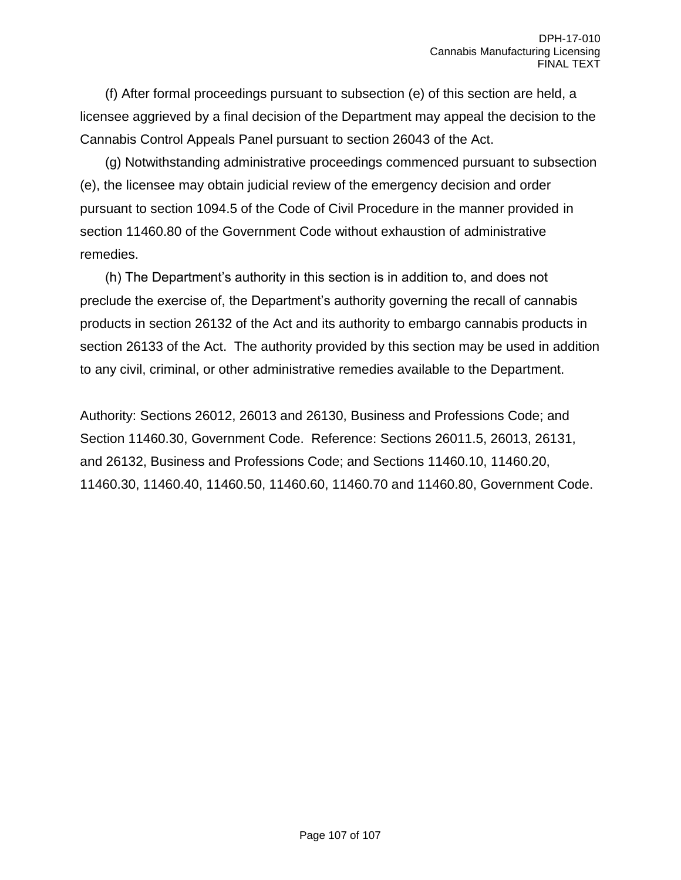(f) After formal proceedings pursuant to subsection (e) of this section are held, a licensee aggrieved by a final decision of the Department may appeal the decision to the Cannabis Control Appeals Panel pursuant to section 26043 of the Act.

(g) Notwithstanding administrative proceedings commenced pursuant to subsection (e), the licensee may obtain judicial review of the emergency decision and order pursuant to section 1094.5 of the Code of Civil Procedure in the manner provided in section 11460.80 of the Government Code without exhaustion of administrative remedies.

(h) The Department's authority in this section is in addition to, and does not preclude the exercise of, the Department's authority governing the recall of cannabis products in section 26132 of the Act and its authority to embargo cannabis products in section 26133 of the Act. The authority provided by this section may be used in addition to any civil, criminal, or other administrative remedies available to the Department.

Authority: Sections 26012, 26013 and 26130, Business and Professions Code; and Section 11460.30, Government Code. Reference: Sections 26011.5, 26013, 26131, and 26132, Business and Professions Code; and Sections 11460.10, 11460.20, 11460.30, 11460.40, 11460.50, 11460.60, 11460.70 and 11460.80, Government Code.